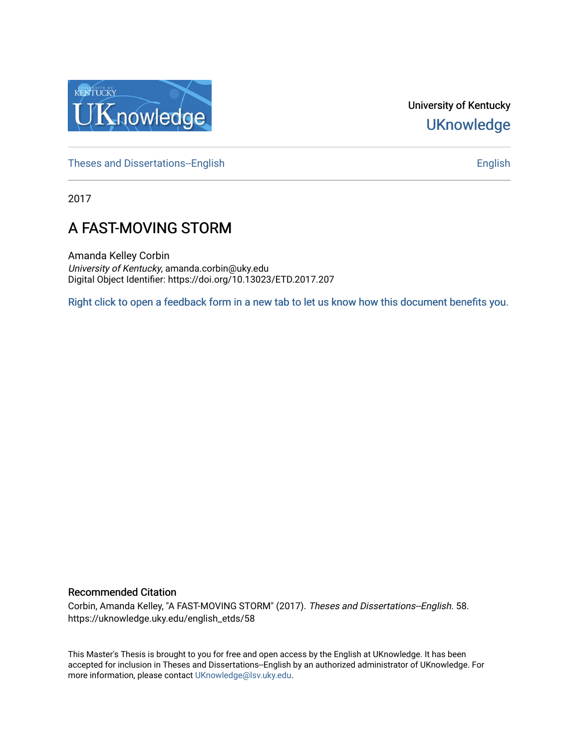University of Kentucky

UKnowledge

Theses and Dissertations--English

English

2017

# A FAST-MOVING STORM

Amanda Kelley Corbin

*University of Kentucky*, amanda.corbin@uky.edu

Digital Object Identifier: https://doi.org/10.13023/ETD.2017.207

Right click to open a feedback form in a new tab to let us know how this document benefits you.

## Recommended Citation

Corbin, Amanda Kelley, "A FAST-MOVING STORM" (2017). *Theses and Dissertations--English*. 58.
https://uknowledge.uky.edu/english_etds/58

This Master's Thesis is brought to you for free and open access by the English at UKnowledge. It has been accepted for inclusion in Theses and Dissertations--English by an authorized administrator of UKnowledge. For more information, please contact UKnowledge@lsv.uky.edu.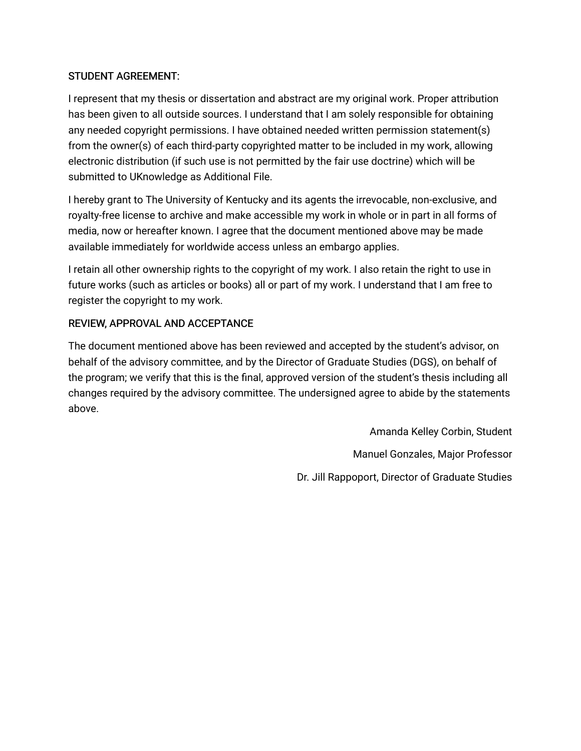STUDENT AGREEMENT:

I represent that my thesis or dissertation and abstract are my original work. Proper attribution has been given to all outside sources. I understand that I am solely responsible for obtaining any needed copyright permissions. I have obtained needed written permission statement(s) from the owner(s) of each third-party copyrighted matter to be included in my work, allowing electronic distribution (if such use is not permitted by the fair use doctrine) which will be submitted to UKnowledge as Additional File.

I hereby grant to The University of Kentucky and its agents the irrevocable, non-exclusive, and royalty-free license to archive and make accessible my work in whole or in part in all forms of media, now or hereafter known. I agree that the document mentioned above may be made available immediately for worldwide access unless an embargo applies.

I retain all other ownership rights to the copyright of my work. I also retain the right to use in future works (such as articles or books) all or part of my work. I understand that I am free to register the copyright to my work.

REVIEW, APPROVAL AND ACCEPTANCE

The document mentioned above has been reviewed and accepted by the student's advisor, on behalf of the advisory committee, and by the Director of Graduate Studies (DGS), on behalf of the program; we verify that this is the final, approved version of the student's thesis including all changes required by the advisory committee. The undersigned agree to abide by the statements above.

Amanda Kelley Corbin, Student

Manuel Gonzales, Major Professor

Dr. Jill Rappoport, Director of Graduate Studies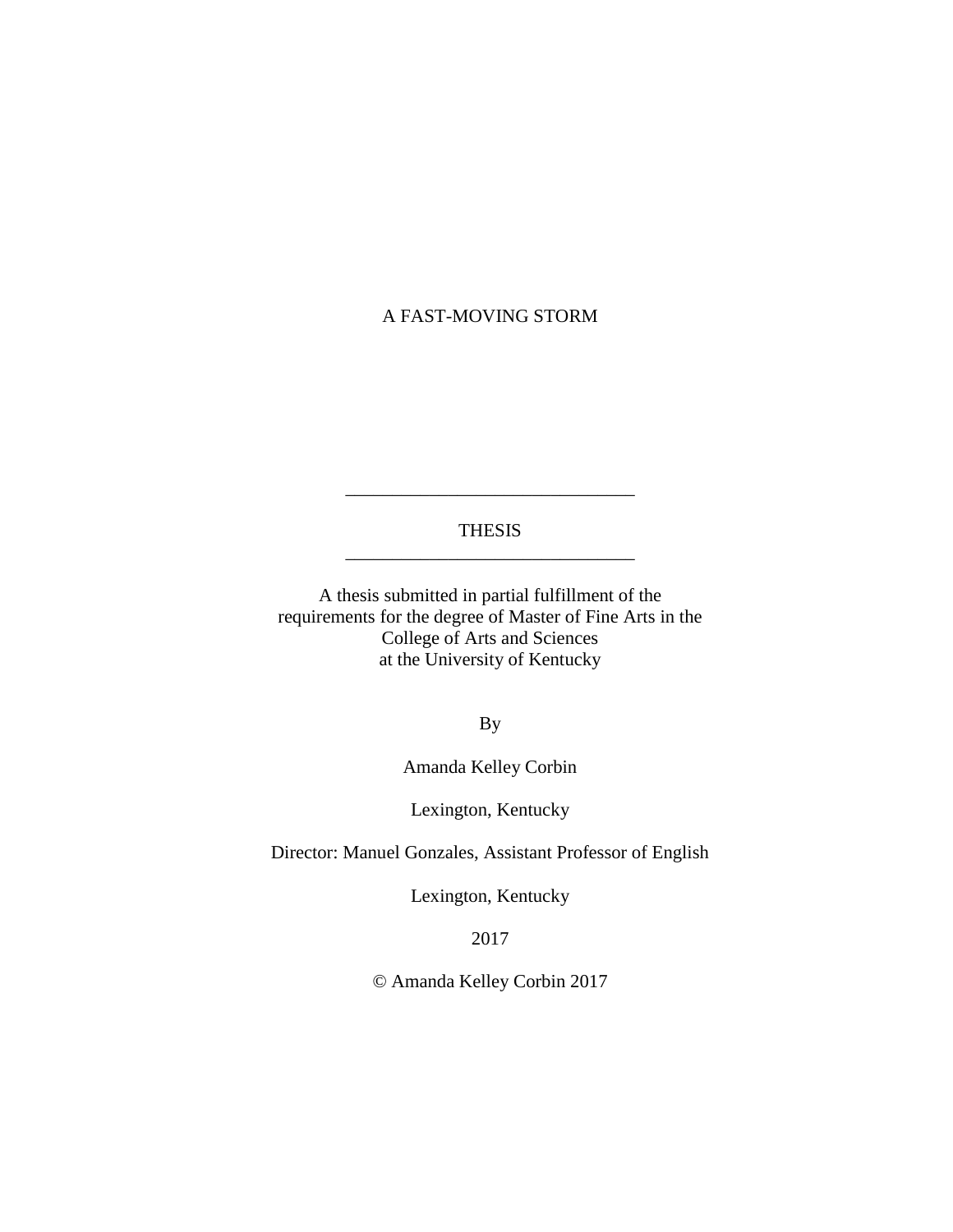# A FAST-MOVING STORM

---

THESIS

---

A thesis submitted in partial fulfillment of the
requirements for the degree of Master of Fine Arts in the
College of Arts and Sciences
at the University of Kentucky

By

Amanda Kelley Corbin

Lexington, Kentucky

Director: Manuel Gonzales, Assistant Professor of English

Lexington, Kentucky

2017

© Amanda Kelley Corbin 2017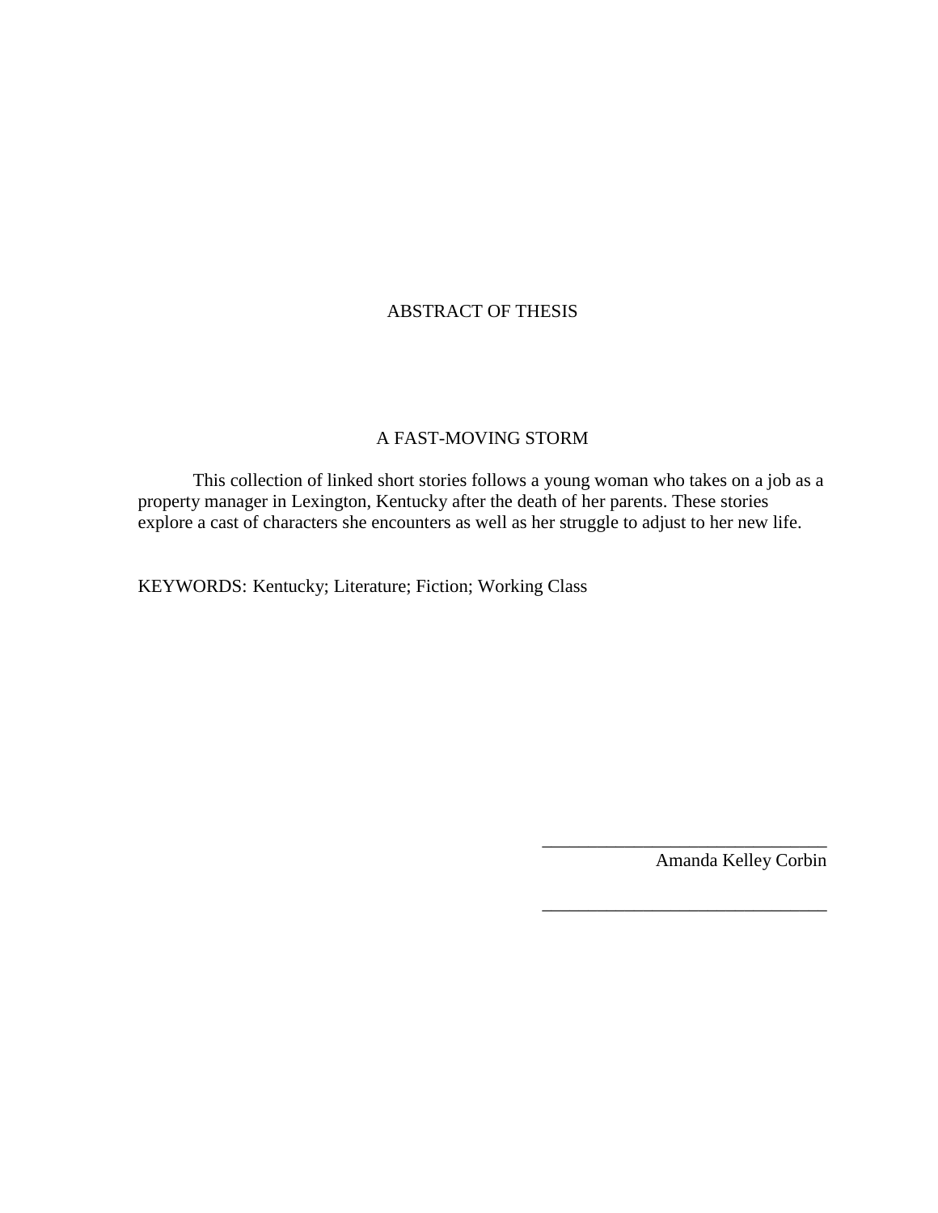# ABSTRACT OF THESIS

## A FAST-MOVING STORM

This collection of linked short stories follows a young woman who takes on a job as a property manager in Lexington, Kentucky after the death of her parents. These stories explore a cast of characters she encounters as well as her struggle to adjust to her new life.

KEYWORDS: Kentucky; Literature; Fiction; Working Class

_______________________________
Amanda Kelley Corbin

_______________________________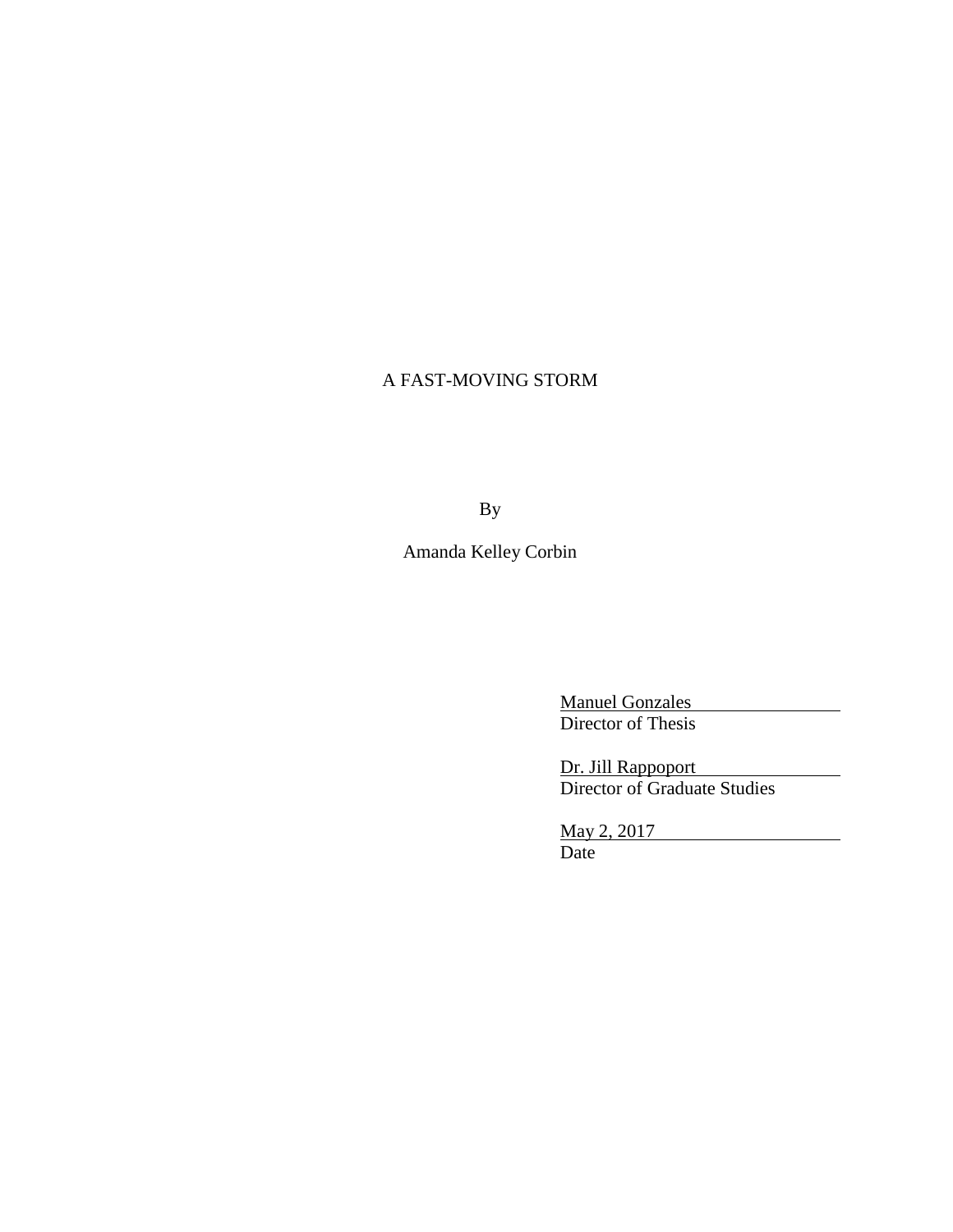A FAST-MOVING STORM

By

Amanda Kelley Corbin

Manuel Gonzales
Director of Thesis

Dr. Jill Rappoport
Director of Graduate Studies

May 2, 2017
Date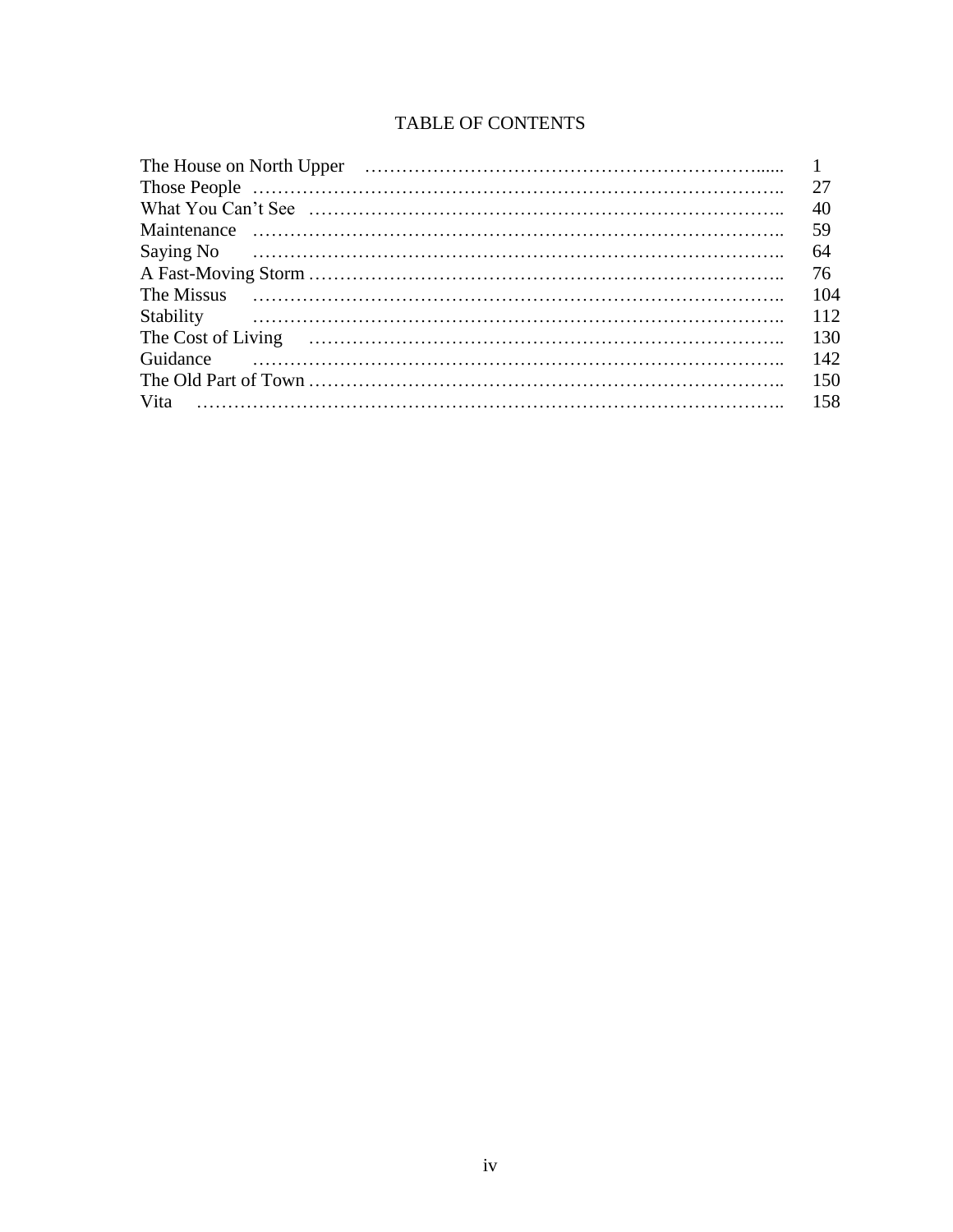# TABLE OF CONTENTS

| | |
|---|---|
| The House on North Upper | 1 |
| Those People | 27 |
| What You Can't See | 40 |
| Maintenance | 59 |
| Saying No | 64 |
| A Fast-Moving Storm | 76 |
| The Missus | 104 |
| Stability | 112 |
| The Cost of Living | 130 |
| Guidance | 142 |
| The Old Part of Town | 150 |
| Vita | 158 |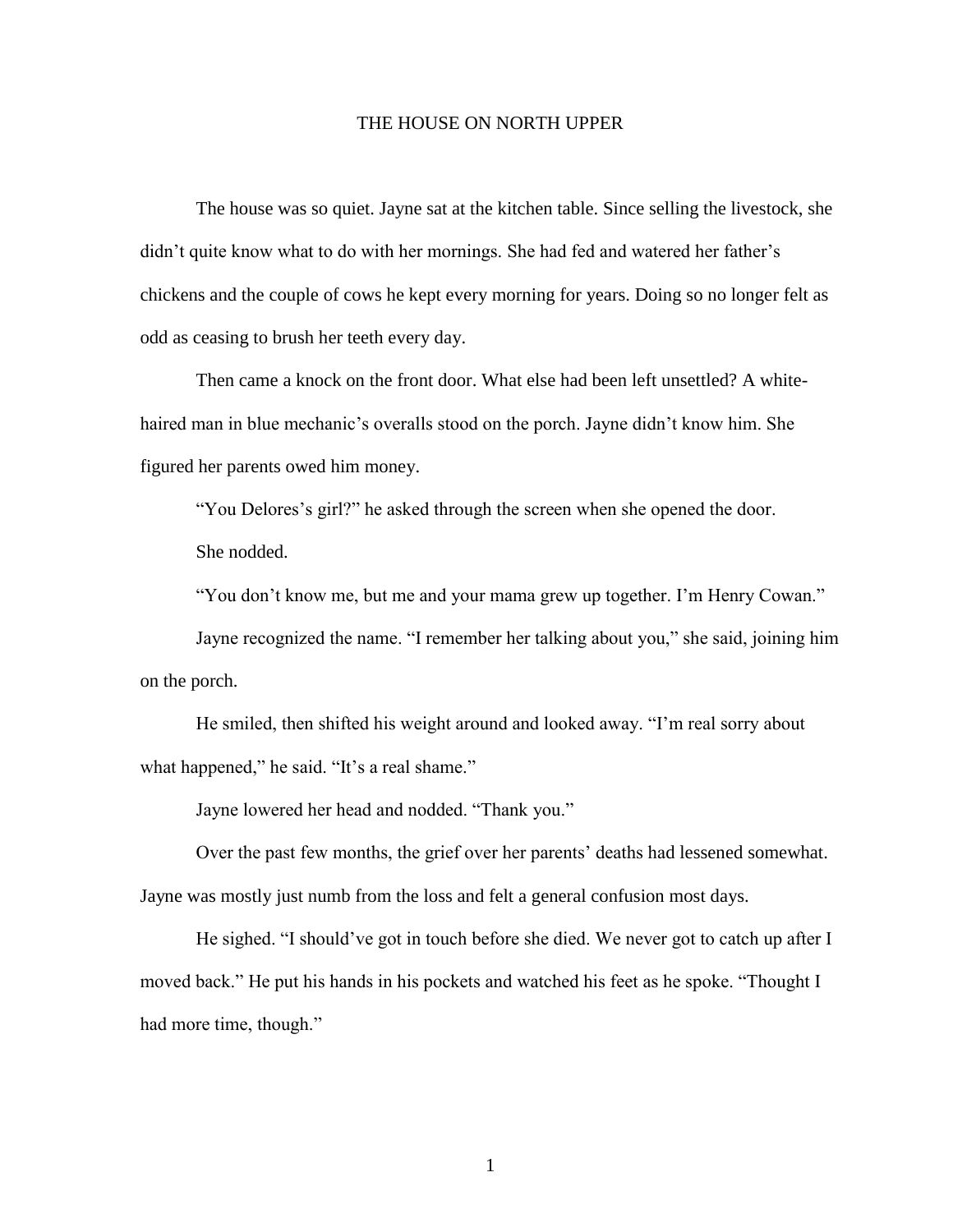# THE HOUSE ON NORTH UPPER

The house was so quiet. Jayne sat at the kitchen table. Since selling the livestock, she didn't quite know what to do with her mornings. She had fed and watered her father's chickens and the couple of cows he kept every morning for years. Doing so no longer felt as odd as ceasing to brush her teeth every day.

Then came a knock on the front door. What else had been left unsettled? A white-haired man in blue mechanic's overalls stood on the porch. Jayne didn't know him. She figured her parents owed him money.

"You Delores's girl?" he asked through the screen when she opened the door.

She nodded.

"You don't know me, but me and your mama grew up together. I'm Henry Cowan."

Jayne recognized the name. "I remember her talking about you," she said, joining him on the porch.

He smiled, then shifted his weight around and looked away. "I'm real sorry about what happened," he said. "It's a real shame."

Jayne lowered her head and nodded. "Thank you."

Over the past few months, the grief over her parents' deaths had lessened somewhat. Jayne was mostly just numb from the loss and felt a general confusion most days.

He sighed. "I should've got in touch before she died. We never got to catch up after I moved back." He put his hands in his pockets and watched his feet as he spoke. "Thought I had more time, though."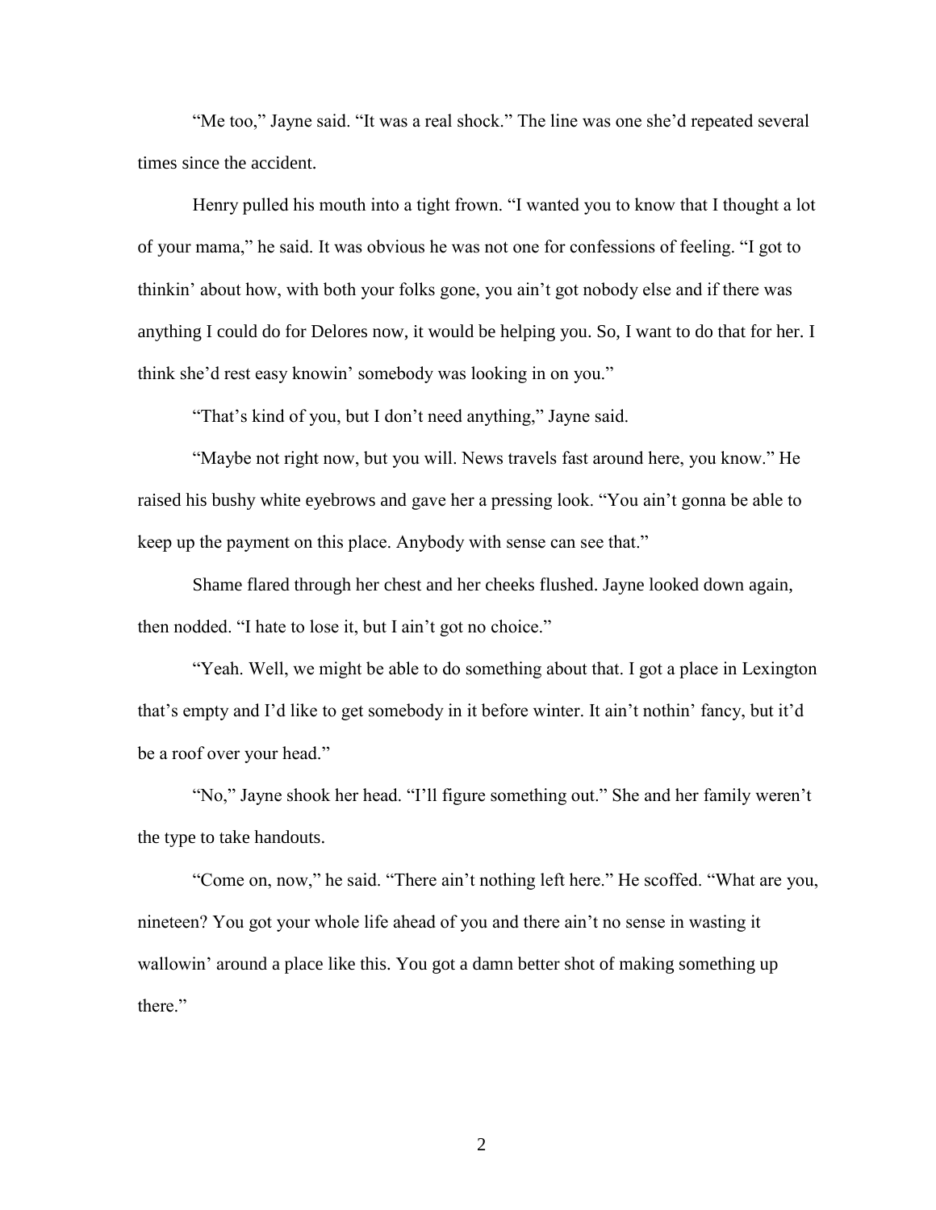"Me too," Jayne said. "It was a real shock." The line was one she'd repeated several times since the accident.

Henry pulled his mouth into a tight frown. "I wanted you to know that I thought a lot of your mama," he said. It was obvious he was not one for confessions of feeling. "I got to thinkin' about how, with both your folks gone, you ain't got nobody else and if there was anything I could do for Delores now, it would be helping you. So, I want to do that for her. I think she'd rest easy knowin' somebody was looking in on you."

"That's kind of you, but I don't need anything," Jayne said.

"Maybe not right now, but you will. News travels fast around here, you know." He raised his bushy white eyebrows and gave her a pressing look. "You ain't gonna be able to keep up the payment on this place. Anybody with sense can see that."

Shame flared through her chest and her cheeks flushed. Jayne looked down again, then nodded. "I hate to lose it, but I ain't got no choice."

"Yeah. Well, we might be able to do something about that. I got a place in Lexington that's empty and I'd like to get somebody in it before winter. It ain't nothin' fancy, but it'd be a roof over your head."

"No," Jayne shook her head. "I'll figure something out." She and her family weren't the type to take handouts.

"Come on, now," he said. "There ain't nothing left here." He scoffed. "What are you, nineteen? You got your whole life ahead of you and there ain't no sense in wasting it wallowin' around a place like this. You got a damn better shot of making something up there."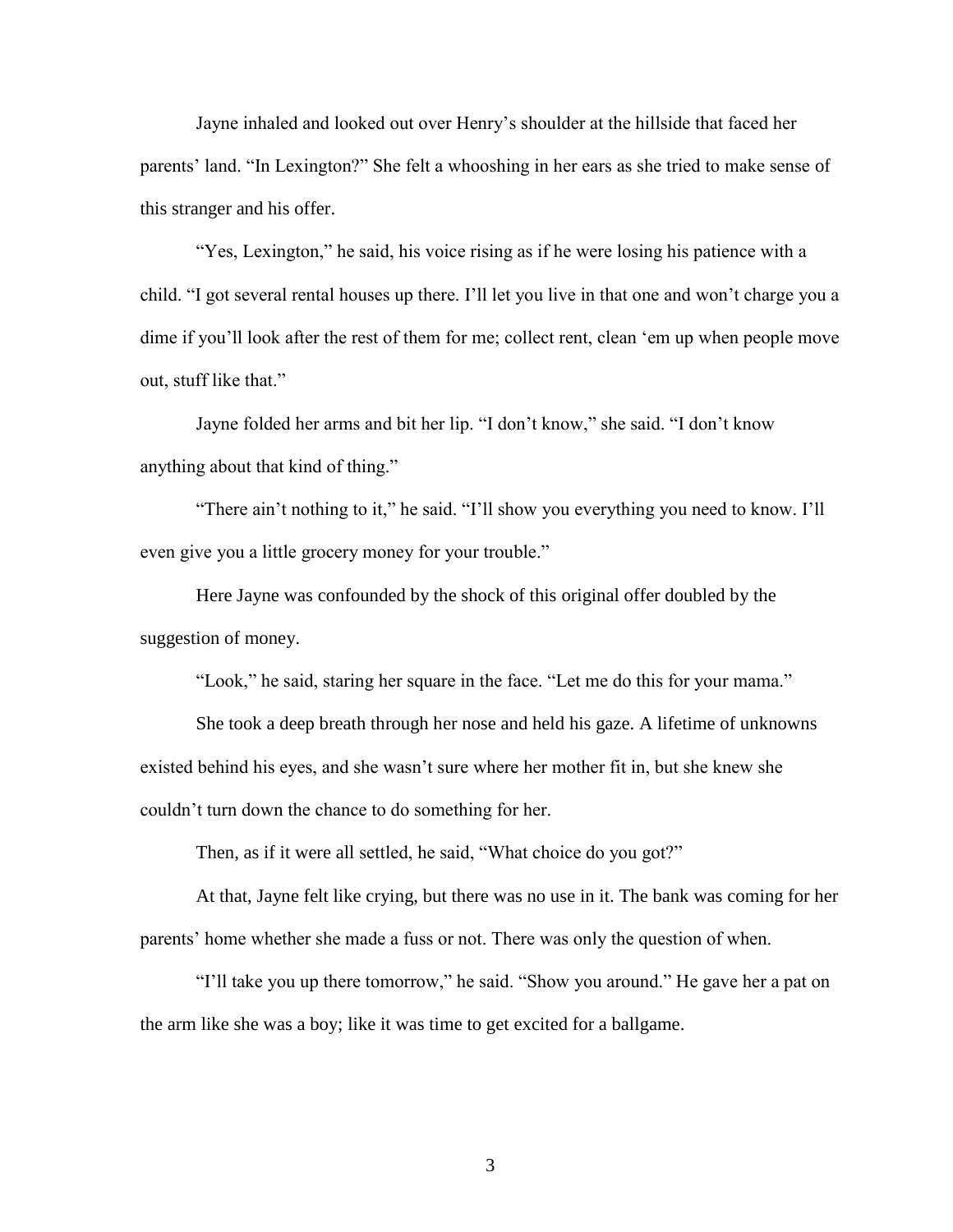Jayne inhaled and looked out over Henry's shoulder at the hillside that faced her parents' land. "In Lexington?" She felt a whooshing in her ears as she tried to make sense of this stranger and his offer.

"Yes, Lexington," he said, his voice rising as if he were losing his patience with a child. "I got several rental houses up there. I'll let you live in that one and won't charge you a dime if you'll look after the rest of them for me; collect rent, clean 'em up when people move out, stuff like that."

Jayne folded her arms and bit her lip. "I don't know," she said. "I don't know anything about that kind of thing."

"There ain't nothing to it," he said. "I'll show you everything you need to know. I'll even give you a little grocery money for your trouble."

Here Jayne was confounded by the shock of this original offer doubled by the suggestion of money.

"Look," he said, staring her square in the face. "Let me do this for your mama."

She took a deep breath through her nose and held his gaze. A lifetime of unknowns existed behind his eyes, and she wasn't sure where her mother fit in, but she knew she couldn't turn down the chance to do something for her.

Then, as if it were all settled, he said, "What choice do you got?"

At that, Jayne felt like crying, but there was no use in it. The bank was coming for her parents' home whether she made a fuss or not. There was only the question of when.

"I'll take you up there tomorrow," he said. "Show you around." He gave her a pat on the arm like she was a boy; like it was time to get excited for a ballgame.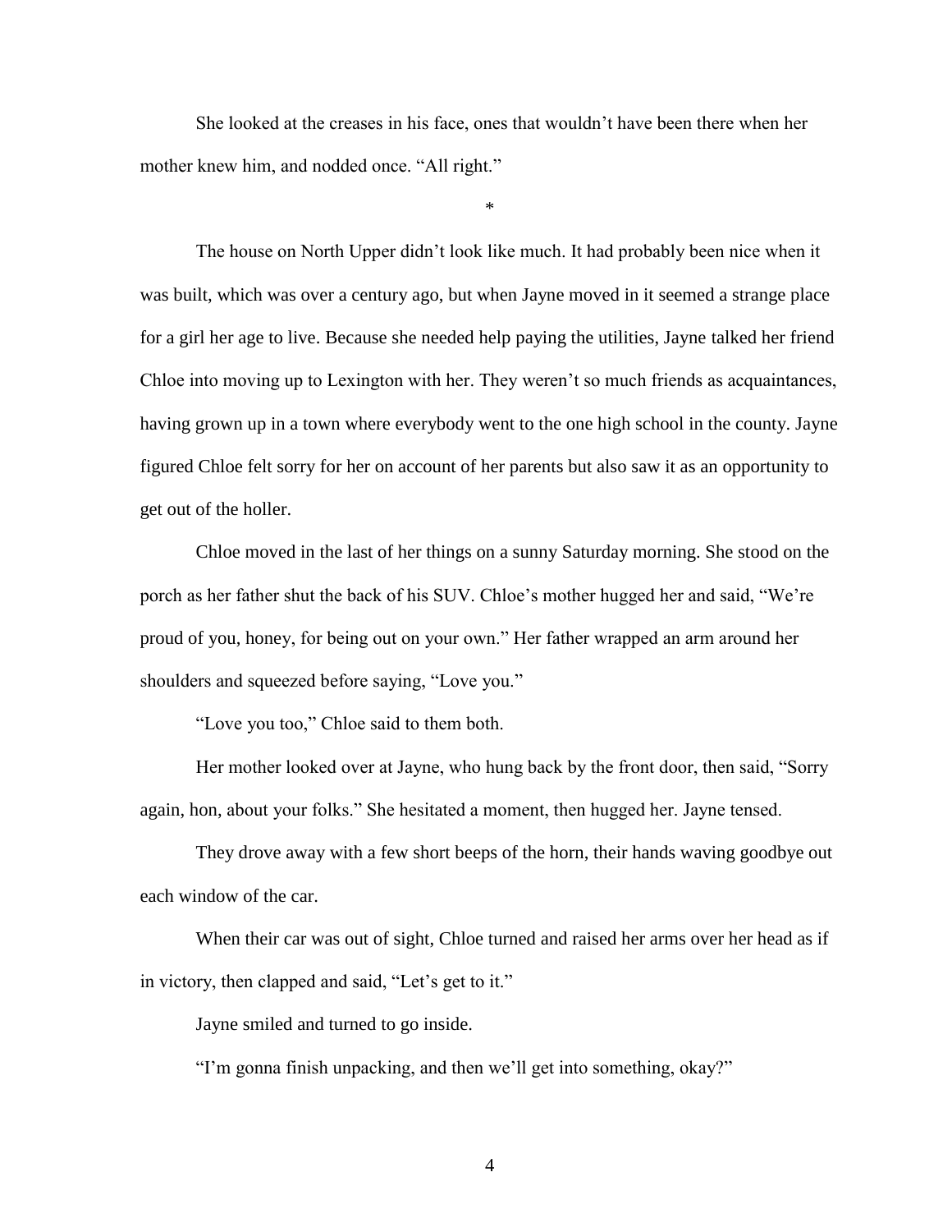She looked at the creases in his face, ones that wouldn't have been there when her mother knew him, and nodded once. "All right."

*

The house on North Upper didn't look like much. It had probably been nice when it was built, which was over a century ago, but when Jayne moved in it seemed a strange place for a girl her age to live. Because she needed help paying the utilities, Jayne talked her friend Chloe into moving up to Lexington with her. They weren't so much friends as acquaintances, having grown up in a town where everybody went to the one high school in the county. Jayne figured Chloe felt sorry for her on account of her parents but also saw it as an opportunity to get out of the holler.

Chloe moved in the last of her things on a sunny Saturday morning. She stood on the porch as her father shut the back of his SUV. Chloe's mother hugged her and said, "We're proud of you, honey, for being out on your own." Her father wrapped an arm around her shoulders and squeezed before saying, "Love you."

"Love you too," Chloe said to them both.

Her mother looked over at Jayne, who hung back by the front door, then said, "Sorry again, hon, about your folks." She hesitated a moment, then hugged her. Jayne tensed.

They drove away with a few short beeps of the horn, their hands waving goodbye out each window of the car.

When their car was out of sight, Chloe turned and raised her arms over her head as if in victory, then clapped and said, "Let's get to it."

Jayne smiled and turned to go inside.

"I'm gonna finish unpacking, and then we'll get into something, okay?"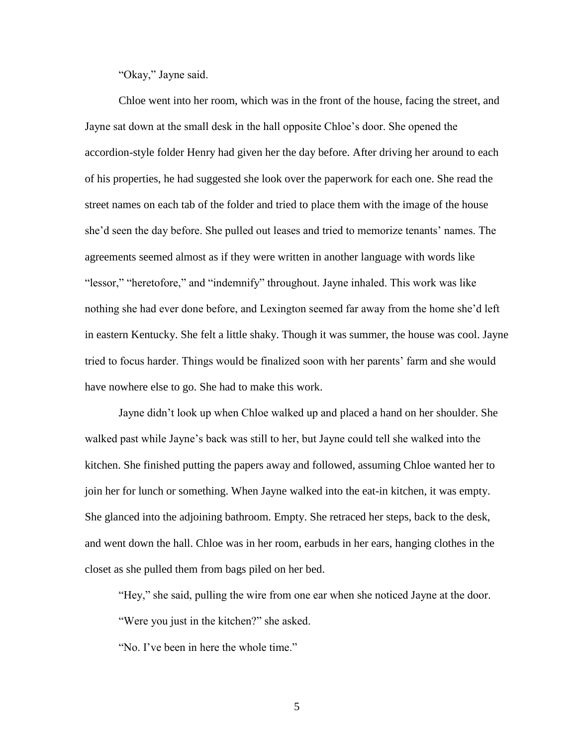"Okay," Jayne said.

Chloe went into her room, which was in the front of the house, facing the street, and Jayne sat down at the small desk in the hall opposite Chloe's door. She opened the accordion-style folder Henry had given her the day before. After driving her around to each of his properties, he had suggested she look over the paperwork for each one. She read the street names on each tab of the folder and tried to place them with the image of the house she'd seen the day before. She pulled out leases and tried to memorize tenants' names. The agreements seemed almost as if they were written in another language with words like "lessor," "heretofore," and "indemnify" throughout. Jayne inhaled. This work was like nothing she had ever done before, and Lexington seemed far away from the home she'd left in eastern Kentucky. She felt a little shaky. Though it was summer, the house was cool. Jayne tried to focus harder. Things would be finalized soon with her parents' farm and she would have nowhere else to go. She had to make this work.

Jayne didn't look up when Chloe walked up and placed a hand on her shoulder. She walked past while Jayne's back was still to her, but Jayne could tell she walked into the kitchen. She finished putting the papers away and followed, assuming Chloe wanted her to join her for lunch or something. When Jayne walked into the eat-in kitchen, it was empty. She glanced into the adjoining bathroom. Empty. She retraced her steps, back to the desk, and went down the hall. Chloe was in her room, earbuds in her ears, hanging clothes in the closet as she pulled them from bags piled on her bed.

"Hey," she said, pulling the wire from one ear when she noticed Jayne at the door.

"Were you just in the kitchen?" she asked.

"No. I've been in here the whole time."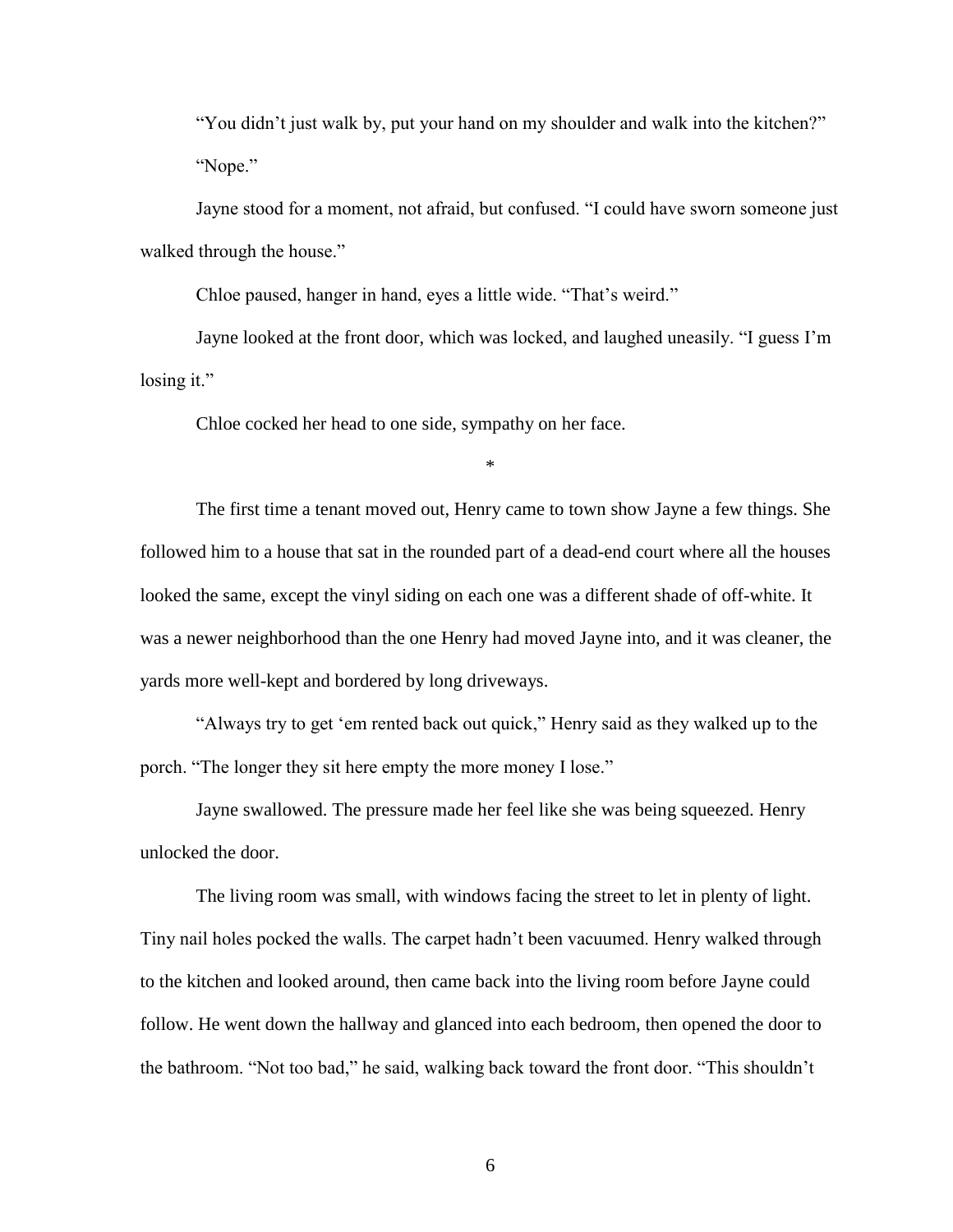"You didn't just walk by, put your hand on my shoulder and walk into the kitchen?"

"Nope."

Jayne stood for a moment, not afraid, but confused. "I could have sworn someone just walked through the house."

Chloe paused, hanger in hand, eyes a little wide. "That's weird."

Jayne looked at the front door, which was locked, and laughed uneasily. "I guess I'm losing it."

Chloe cocked her head to one side, sympathy on her face.

*

The first time a tenant moved out, Henry came to town show Jayne a few things. She followed him to a house that sat in the rounded part of a dead-end court where all the houses looked the same, except the vinyl siding on each one was a different shade of off-white. It was a newer neighborhood than the one Henry had moved Jayne into, and it was cleaner, the yards more well-kept and bordered by long driveways.

"Always try to get 'em rented back out quick," Henry said as they walked up to the porch. "The longer they sit here empty the more money I lose."

Jayne swallowed. The pressure made her feel like she was being squeezed. Henry unlocked the door.

The living room was small, with windows facing the street to let in plenty of light. Tiny nail holes pocked the walls. The carpet hadn't been vacuumed. Henry walked through to the kitchen and looked around, then came back into the living room before Jayne could follow. He went down the hallway and glanced into each bedroom, then opened the door to the bathroom. "Not too bad," he said, walking back toward the front door. "This shouldn't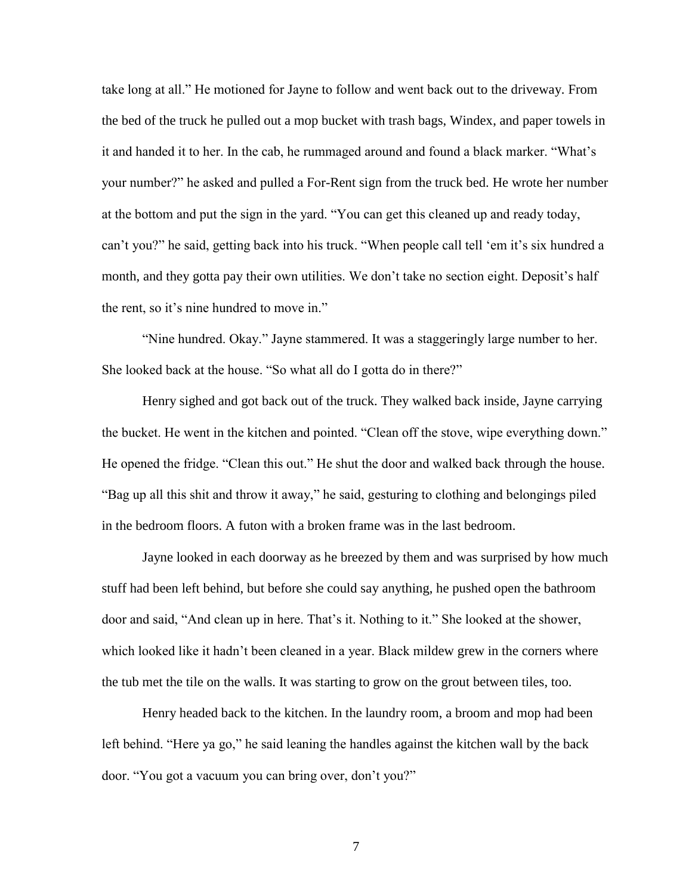take long at all." He motioned for Jayne to follow and went back out to the driveway. From the bed of the truck he pulled out a mop bucket with trash bags, Windex, and paper towels in it and handed it to her. In the cab, he rummaged around and found a black marker. "What's your number?" he asked and pulled a For-Rent sign from the truck bed. He wrote her number at the bottom and put the sign in the yard. "You can get this cleaned up and ready today, can't you?" he said, getting back into his truck. "When people call tell 'em it's six hundred a month, and they gotta pay their own utilities. We don't take no section eight. Deposit's half the rent, so it's nine hundred to move in."

"Nine hundred. Okay." Jayne stammered. It was a staggeringly large number to her. She looked back at the house. "So what all do I gotta do in there?"

Henry sighed and got back out of the truck. They walked back inside, Jayne carrying the bucket. He went in the kitchen and pointed. "Clean off the stove, wipe everything down." He opened the fridge. "Clean this out." He shut the door and walked back through the house. "Bag up all this shit and throw it away," he said, gesturing to clothing and belongings piled in the bedroom floors. A futon with a broken frame was in the last bedroom.

Jayne looked in each doorway as he breezed by them and was surprised by how much stuff had been left behind, but before she could say anything, he pushed open the bathroom door and said, "And clean up in here. That's it. Nothing to it." She looked at the shower, which looked like it hadn't been cleaned in a year. Black mildew grew in the corners where the tub met the tile on the walls. It was starting to grow on the grout between tiles, too.

Henry headed back to the kitchen. In the laundry room, a broom and mop had been left behind. "Here ya go," he said leaning the handles against the kitchen wall by the back door. "You got a vacuum you can bring over, don't you?"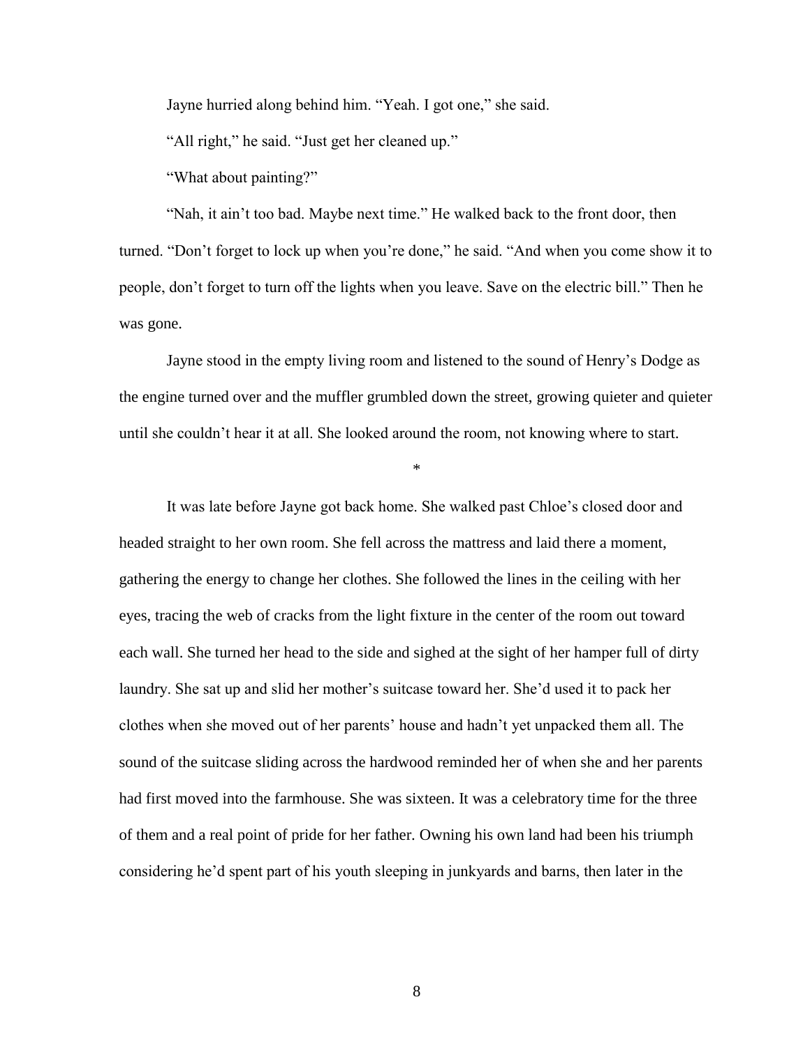Jayne hurried along behind him. "Yeah. I got one," she said.

"All right," he said. "Just get her cleaned up."

"What about painting?"

"Nah, it ain't too bad. Maybe next time." He walked back to the front door, then turned. "Don't forget to lock up when you're done," he said. "And when you come show it to people, don't forget to turn off the lights when you leave. Save on the electric bill." Then he was gone.

Jayne stood in the empty living room and listened to the sound of Henry's Dodge as the engine turned over and the muffler grumbled down the street, growing quieter and quieter until she couldn't hear it at all. She looked around the room, not knowing where to start.

*

It was late before Jayne got back home. She walked past Chloe's closed door and headed straight to her own room. She fell across the mattress and laid there a moment, gathering the energy to change her clothes. She followed the lines in the ceiling with her eyes, tracing the web of cracks from the light fixture in the center of the room out toward each wall. She turned her head to the side and sighed at the sight of her hamper full of dirty laundry. She sat up and slid her mother's suitcase toward her. She'd used it to pack her clothes when she moved out of her parents' house and hadn't yet unpacked them all. The sound of the suitcase sliding across the hardwood reminded her of when she and her parents had first moved into the farmhouse. She was sixteen. It was a celebratory time for the three of them and a real point of pride for her father. Owning his own land had been his triumph considering he'd spent part of his youth sleeping in junkyards and barns, then later in the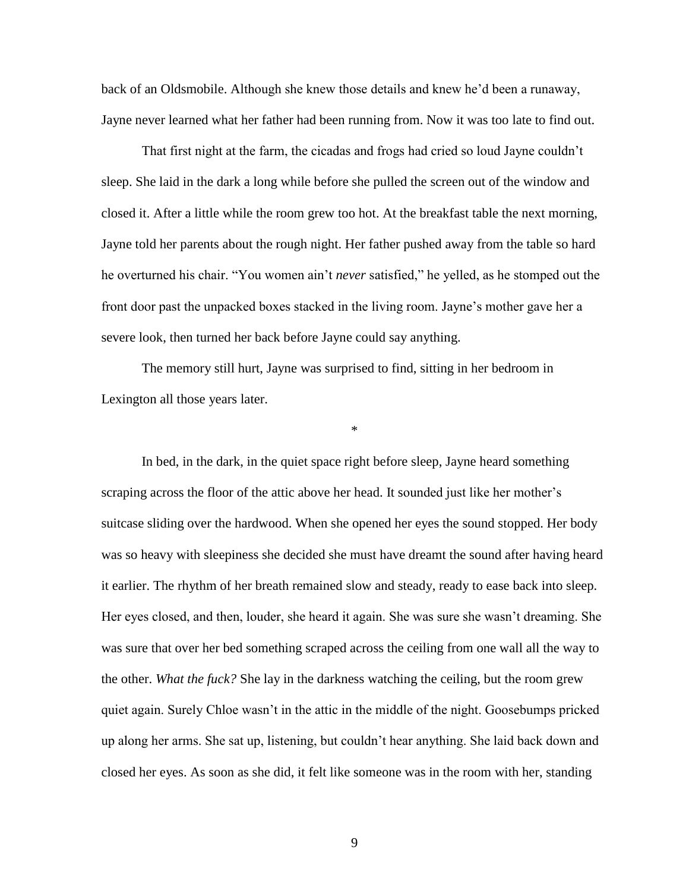back of an Oldsmobile. Although she knew those details and knew he'd been a runaway, Jayne never learned what her father had been running from. Now it was too late to find out.

That first night at the farm, the cicadas and frogs had cried so loud Jayne couldn't sleep. She laid in the dark a long while before she pulled the screen out of the window and closed it. After a little while the room grew too hot. At the breakfast table the next morning, Jayne told her parents about the rough night. Her father pushed away from the table so hard he overturned his chair. "You women ain't *never* satisfied," he yelled, as he stomped out the front door past the unpacked boxes stacked in the living room. Jayne's mother gave her a severe look, then turned her back before Jayne could say anything.

The memory still hurt, Jayne was surprised to find, sitting in her bedroom in Lexington all those years later.

*

In bed, in the dark, in the quiet space right before sleep, Jayne heard something scraping across the floor of the attic above her head. It sounded just like her mother's suitcase sliding over the hardwood. When she opened her eyes the sound stopped. Her body was so heavy with sleepiness she decided she must have dreamt the sound after having heard it earlier. The rhythm of her breath remained slow and steady, ready to ease back into sleep. Her eyes closed, and then, louder, she heard it again. She was sure she wasn't dreaming. She was sure that over her bed something scraped across the ceiling from one wall all the way to the other. *What the fuck?* She lay in the darkness watching the ceiling, but the room grew quiet again. Surely Chloe wasn't in the attic in the middle of the night. Goosebumps pricked up along her arms. She sat up, listening, but couldn't hear anything. She laid back down and closed her eyes. As soon as she did, it felt like someone was in the room with her, standing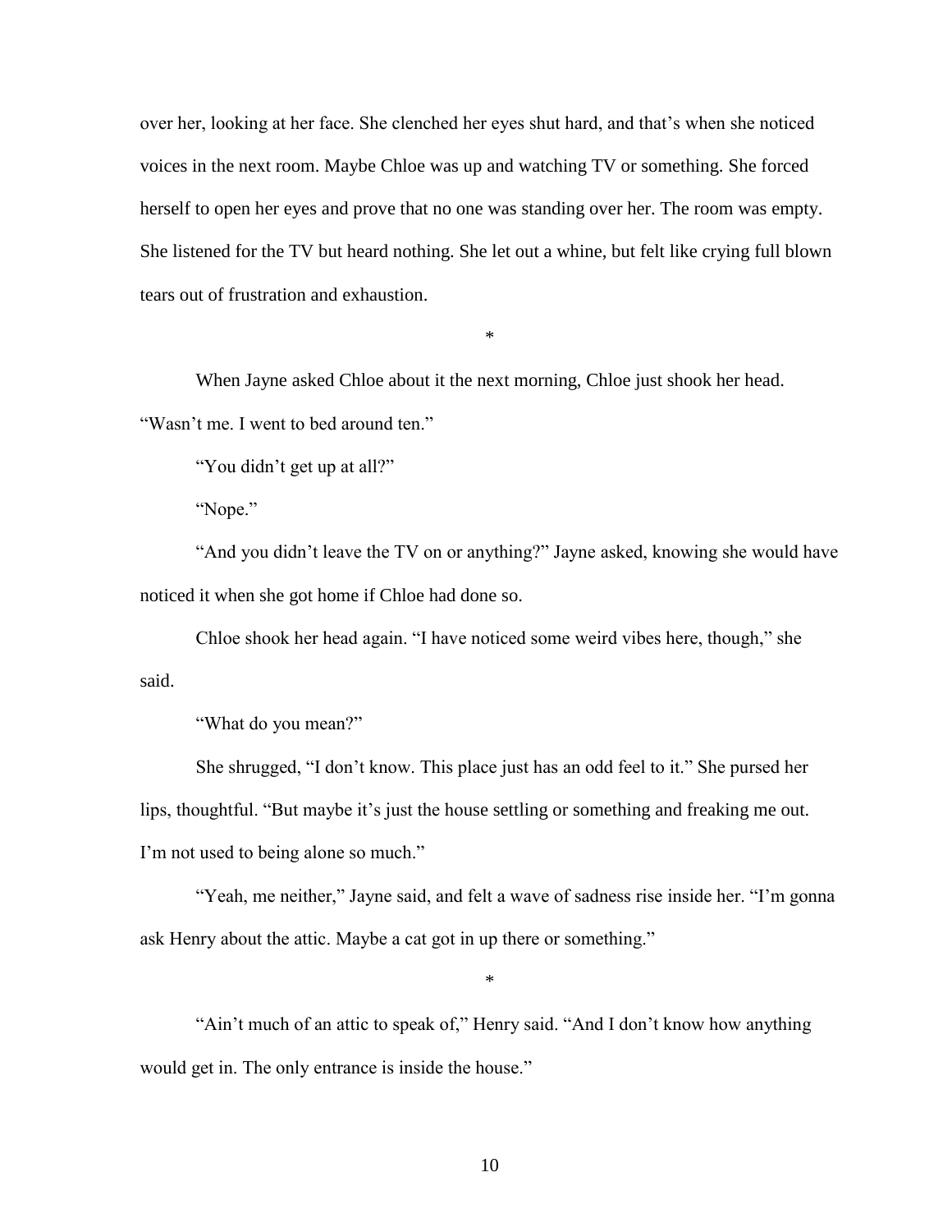over her, looking at her face. She clenched her eyes shut hard, and that's when she noticed voices in the next room. Maybe Chloe was up and watching TV or something. She forced herself to open her eyes and prove that no one was standing over her. The room was empty. She listened for the TV but heard nothing. She let out a whine, but felt like crying full blown tears out of frustration and exhaustion.

*

When Jayne asked Chloe about it the next morning, Chloe just shook her head. "Wasn't me. I went to bed around ten."

"You didn't get up at all?"

"Nope."

"And you didn't leave the TV on or anything?" Jayne asked, knowing she would have noticed it when she got home if Chloe had done so.

Chloe shook her head again. "I have noticed some weird vibes here, though," she said.

"What do you mean?"

She shrugged, "I don't know. This place just has an odd feel to it." She pursed her lips, thoughtful. "But maybe it's just the house settling or something and freaking me out. I'm not used to being alone so much."

"Yeah, me neither," Jayne said, and felt a wave of sadness rise inside her. "I'm gonna ask Henry about the attic. Maybe a cat got in up there or something."

*

"Ain't much of an attic to speak of," Henry said. "And I don't know how anything would get in. The only entrance is inside the house."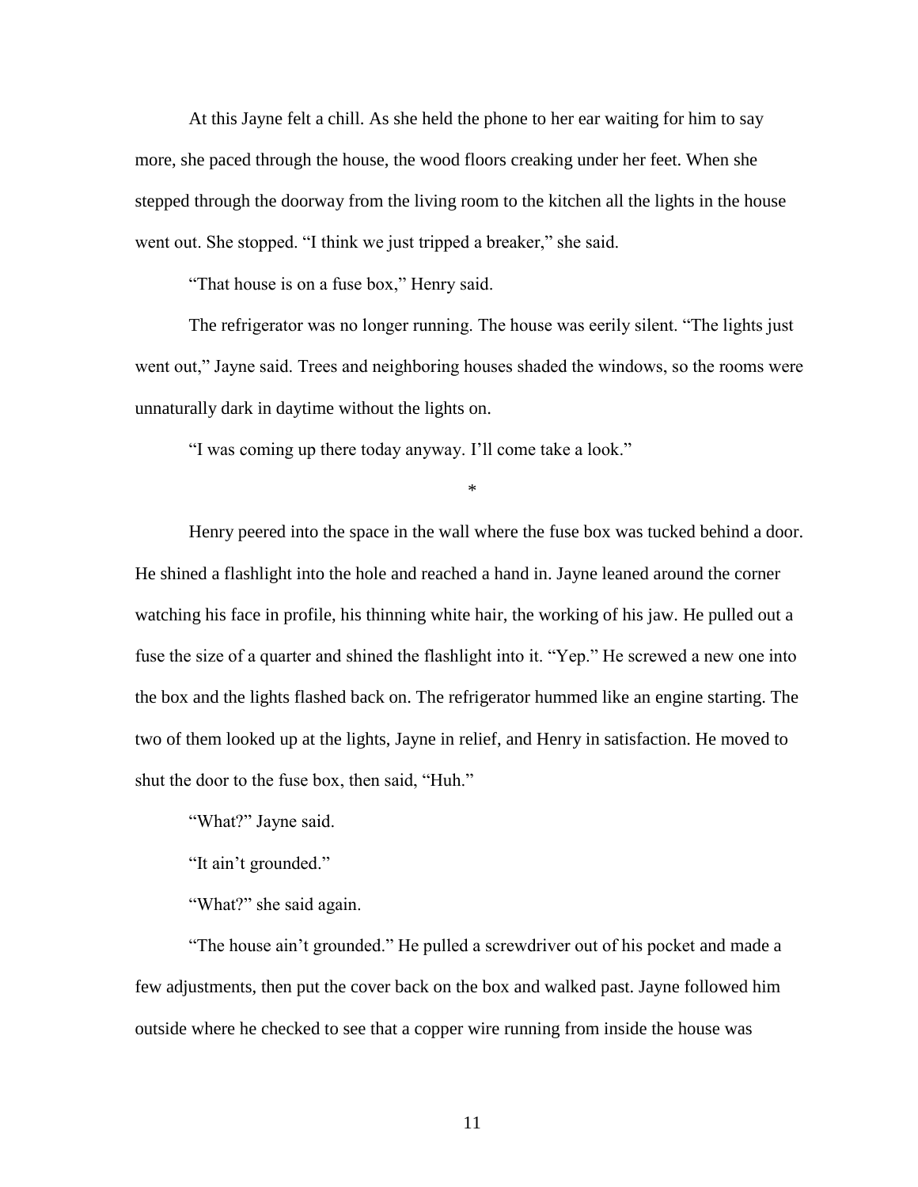At this Jayne felt a chill. As she held the phone to her ear waiting for him to say more, she paced through the house, the wood floors creaking under her feet. When she stepped through the doorway from the living room to the kitchen all the lights in the house went out. She stopped. "I think we just tripped a breaker," she said.

"That house is on a fuse box," Henry said.

The refrigerator was no longer running. The house was eerily silent. "The lights just went out," Jayne said. Trees and neighboring houses shaded the windows, so the rooms were unnaturally dark in daytime without the lights on.

"I was coming up there today anyway. I'll come take a look."

*

Henry peered into the space in the wall where the fuse box was tucked behind a door. He shined a flashlight into the hole and reached a hand in. Jayne leaned around the corner watching his face in profile, his thinning white hair, the working of his jaw. He pulled out a fuse the size of a quarter and shined the flashlight into it. "Yep." He screwed a new one into the box and the lights flashed back on. The refrigerator hummed like an engine starting. The two of them looked up at the lights, Jayne in relief, and Henry in satisfaction. He moved to shut the door to the fuse box, then said, "Huh."

"What?" Jayne said.

"It ain't grounded."

"What?" she said again.

"The house ain't grounded." He pulled a screwdriver out of his pocket and made a few adjustments, then put the cover back on the box and walked past. Jayne followed him outside where he checked to see that a copper wire running from inside the house was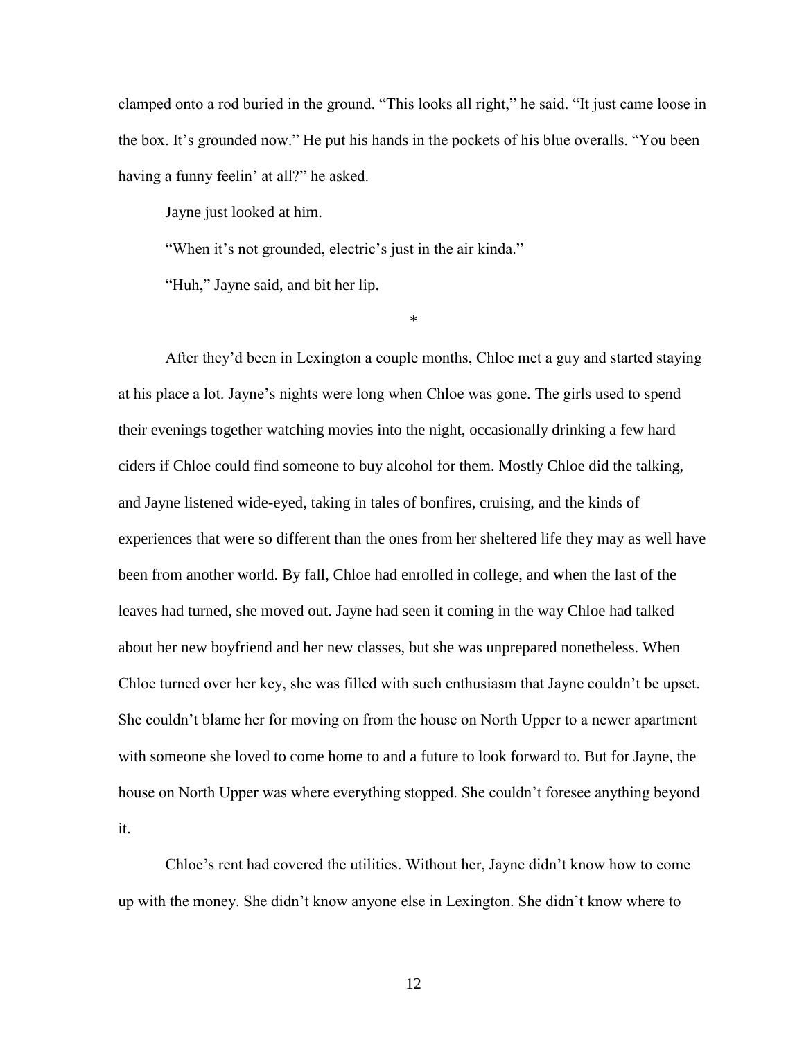clamped onto a rod buried in the ground. "This looks all right," he said. "It just came loose in the box. It's grounded now." He put his hands in the pockets of his blue overalls. "You been having a funny feelin' at all?" he asked.

Jayne just looked at him.

"When it's not grounded, electric's just in the air kinda."

"Huh," Jayne said, and bit her lip.

*

After they'd been in Lexington a couple months, Chloe met a guy and started staying at his place a lot. Jayne's nights were long when Chloe was gone. The girls used to spend their evenings together watching movies into the night, occasionally drinking a few hard ciders if Chloe could find someone to buy alcohol for them. Mostly Chloe did the talking, and Jayne listened wide-eyed, taking in tales of bonfires, cruising, and the kinds of experiences that were so different than the ones from her sheltered life they may as well have been from another world. By fall, Chloe had enrolled in college, and when the last of the leaves had turned, she moved out. Jayne had seen it coming in the way Chloe had talked about her new boyfriend and her new classes, but she was unprepared nonetheless. When Chloe turned over her key, she was filled with such enthusiasm that Jayne couldn't be upset. She couldn't blame her for moving on from the house on North Upper to a newer apartment with someone she loved to come home to and a future to look forward to. But for Jayne, the house on North Upper was where everything stopped. She couldn't foresee anything beyond it.

Chloe's rent had covered the utilities. Without her, Jayne didn't know how to come up with the money. She didn't know anyone else in Lexington. She didn't know where to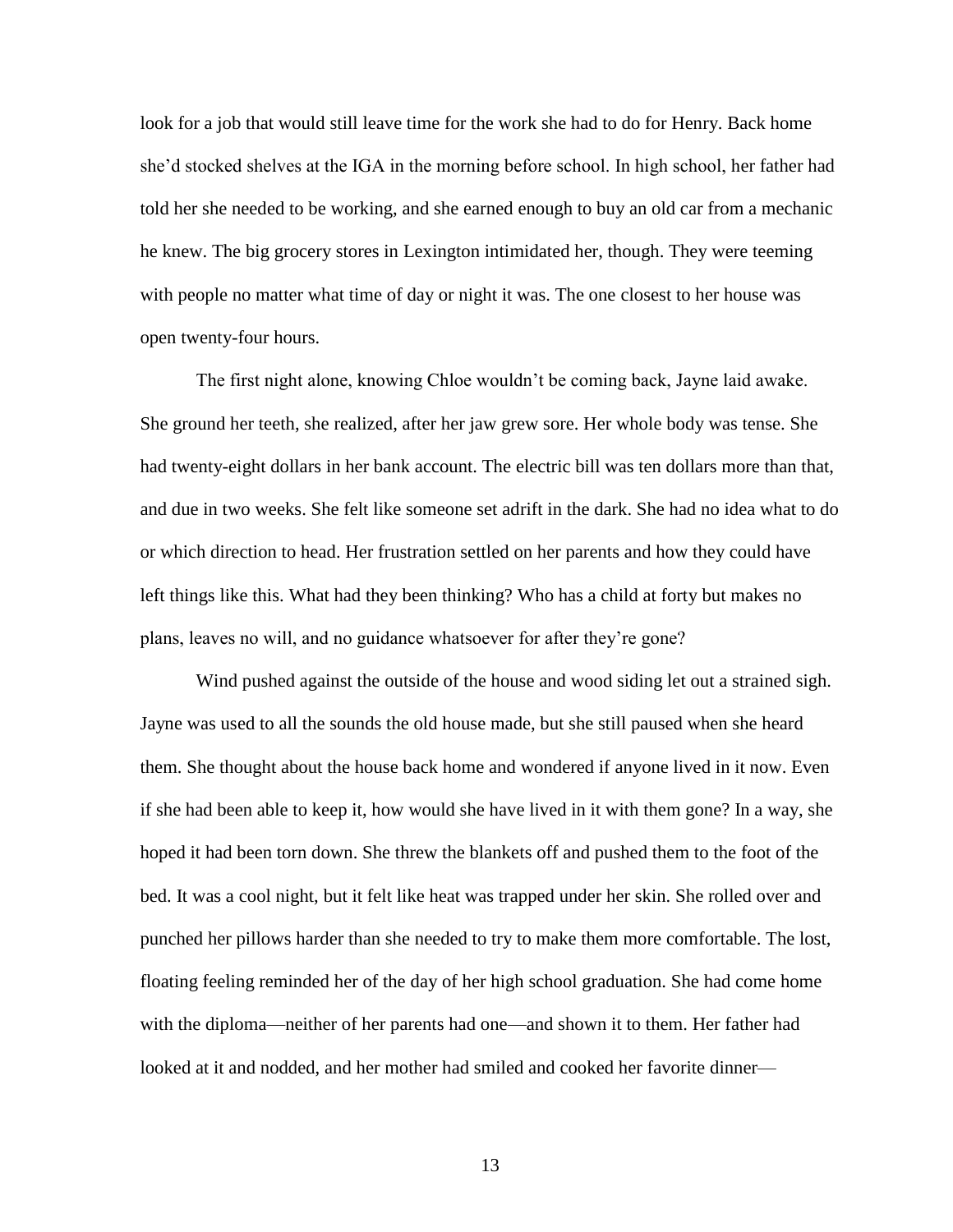look for a job that would still leave time for the work she had to do for Henry. Back home she'd stocked shelves at the IGA in the morning before school. In high school, her father had told her she needed to be working, and she earned enough to buy an old car from a mechanic he knew. The big grocery stores in Lexington intimidated her, though. They were teeming with people no matter what time of day or night it was. The one closest to her house was open twenty-four hours.

The first night alone, knowing Chloe wouldn't be coming back, Jayne laid awake. She ground her teeth, she realized, after her jaw grew sore. Her whole body was tense. She had twenty-eight dollars in her bank account. The electric bill was ten dollars more than that, and due in two weeks. She felt like someone set adrift in the dark. She had no idea what to do or which direction to head. Her frustration settled on her parents and how they could have left things like this. What had they been thinking? Who has a child at forty but makes no plans, leaves no will, and no guidance whatsoever for after they're gone?

Wind pushed against the outside of the house and wood siding let out a strained sigh. Jayne was used to all the sounds the old house made, but she still paused when she heard them. She thought about the house back home and wondered if anyone lived in it now. Even if she had been able to keep it, how would she have lived in it with them gone? In a way, she hoped it had been torn down. She threw the blankets off and pushed them to the foot of the bed. It was a cool night, but it felt like heat was trapped under her skin. She rolled over and punched her pillows harder than she needed to try to make them more comfortable. The lost, floating feeling reminded her of the day of her high school graduation. She had come home with the diploma—neither of her parents had one—and shown it to them. Her father had looked at it and nodded, and her mother had smiled and cooked her favorite dinner—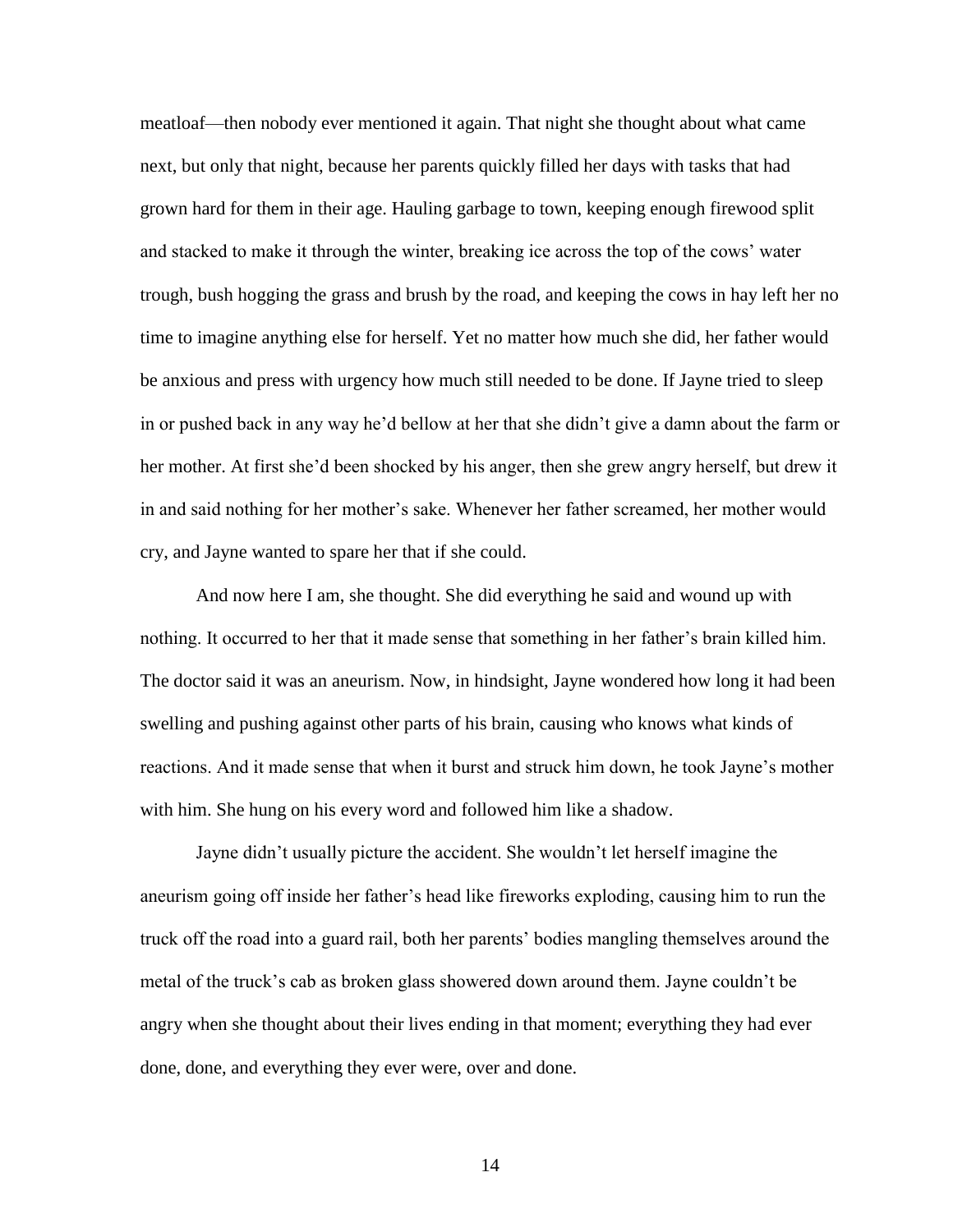meatloaf—then nobody ever mentioned it again. That night she thought about what came next, but only that night, because her parents quickly filled her days with tasks that had grown hard for them in their age. Hauling garbage to town, keeping enough firewood split and stacked to make it through the winter, breaking ice across the top of the cows' water trough, bush hogging the grass and brush by the road, and keeping the cows in hay left her no time to imagine anything else for herself. Yet no matter how much she did, her father would be anxious and press with urgency how much still needed to be done. If Jayne tried to sleep in or pushed back in any way he'd bellow at her that she didn't give a damn about the farm or her mother. At first she'd been shocked by his anger, then she grew angry herself, but drew it in and said nothing for her mother's sake. Whenever her father screamed, her mother would cry, and Jayne wanted to spare her that if she could.

And now here I am, she thought. She did everything he said and wound up with nothing. It occurred to her that it made sense that something in her father's brain killed him. The doctor said it was an aneurism. Now, in hindsight, Jayne wondered how long it had been swelling and pushing against other parts of his brain, causing who knows what kinds of reactions. And it made sense that when it burst and struck him down, he took Jayne's mother with him. She hung on his every word and followed him like a shadow.

Jayne didn't usually picture the accident. She wouldn't let herself imagine the aneurism going off inside her father's head like fireworks exploding, causing him to run the truck off the road into a guard rail, both her parents' bodies mangling themselves around the metal of the truck's cab as broken glass showered down around them. Jayne couldn't be angry when she thought about their lives ending in that moment; everything they had ever done, done, and everything they ever were, over and done.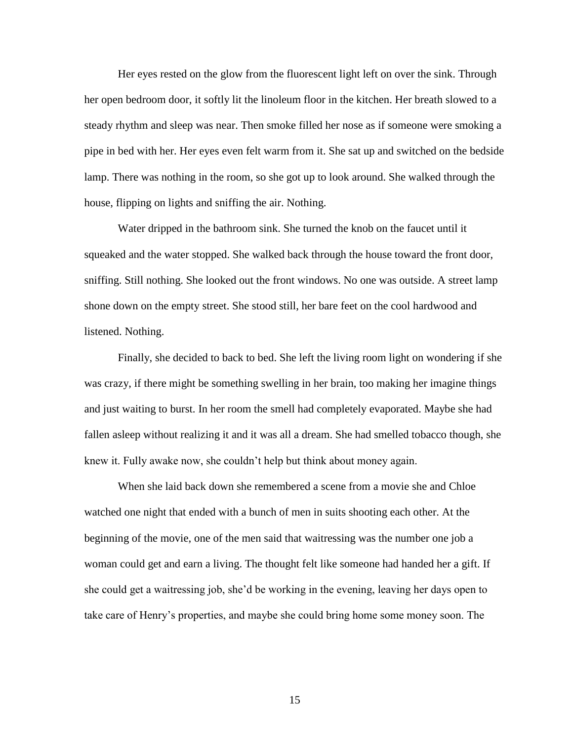Her eyes rested on the glow from the fluorescent light left on over the sink. Through her open bedroom door, it softly lit the linoleum floor in the kitchen. Her breath slowed to a steady rhythm and sleep was near. Then smoke filled her nose as if someone were smoking a pipe in bed with her. Her eyes even felt warm from it. She sat up and switched on the bedside lamp. There was nothing in the room, so she got up to look around. She walked through the house, flipping on lights and sniffing the air. Nothing.

Water dripped in the bathroom sink. She turned the knob on the faucet until it squeaked and the water stopped. She walked back through the house toward the front door, sniffing. Still nothing. She looked out the front windows. No one was outside. A street lamp shone down on the empty street. She stood still, her bare feet on the cool hardwood and listened. Nothing.

Finally, she decided to back to bed. She left the living room light on wondering if she was crazy, if there might be something swelling in her brain, too making her imagine things and just waiting to burst. In her room the smell had completely evaporated. Maybe she had fallen asleep without realizing it and it was all a dream. She had smelled tobacco though, she knew it. Fully awake now, she couldn't help but think about money again.

When she laid back down she remembered a scene from a movie she and Chloe watched one night that ended with a bunch of men in suits shooting each other. At the beginning of the movie, one of the men said that waitressing was the number one job a woman could get and earn a living. The thought felt like someone had handed her a gift. If she could get a waitressing job, she'd be working in the evening, leaving her days open to take care of Henry's properties, and maybe she could bring home some money soon. The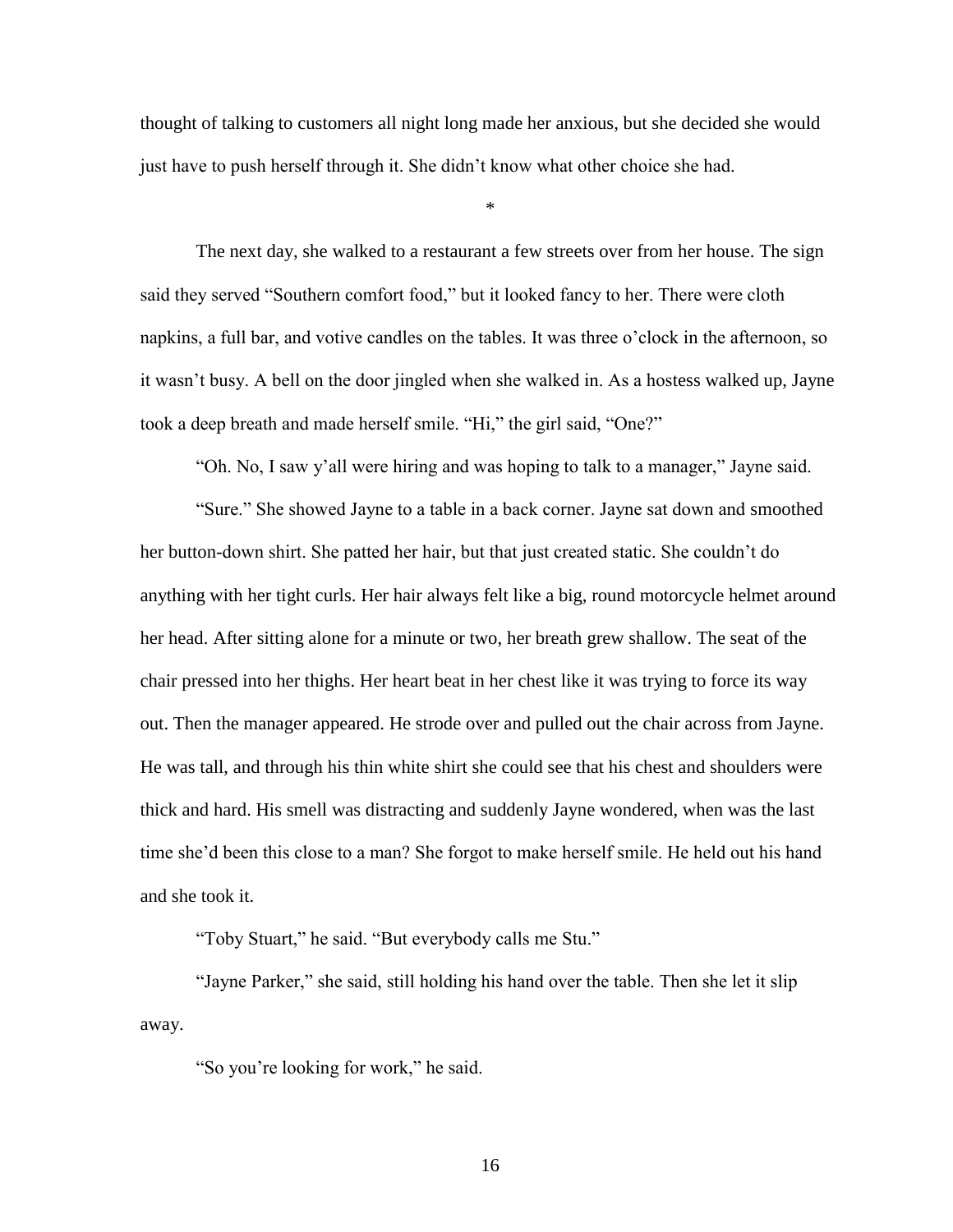thought of talking to customers all night long made her anxious, but she decided she would just have to push herself through it. She didn't know what other choice she had.

*

The next day, she walked to a restaurant a few streets over from her house. The sign said they served "Southern comfort food," but it looked fancy to her. There were cloth napkins, a full bar, and votive candles on the tables. It was three o'clock in the afternoon, so it wasn't busy. A bell on the door jingled when she walked in. As a hostess walked up, Jayne took a deep breath and made herself smile. "Hi," the girl said, "One?"

"Oh. No, I saw y'all were hiring and was hoping to talk to a manager," Jayne said.

"Sure." She showed Jayne to a table in a back corner. Jayne sat down and smoothed her button-down shirt. She patted her hair, but that just created static. She couldn't do anything with her tight curls. Her hair always felt like a big, round motorcycle helmet around her head. After sitting alone for a minute or two, her breath grew shallow. The seat of the chair pressed into her thighs. Her heart beat in her chest like it was trying to force its way out. Then the manager appeared. He strode over and pulled out the chair across from Jayne. He was tall, and through his thin white shirt she could see that his chest and shoulders were thick and hard. His smell was distracting and suddenly Jayne wondered, when was the last time she'd been this close to a man? She forgot to make herself smile. He held out his hand and she took it.

"Toby Stuart," he said. "But everybody calls me Stu."

"Jayne Parker," she said, still holding his hand over the table. Then she let it slip away.

"So you're looking for work," he said.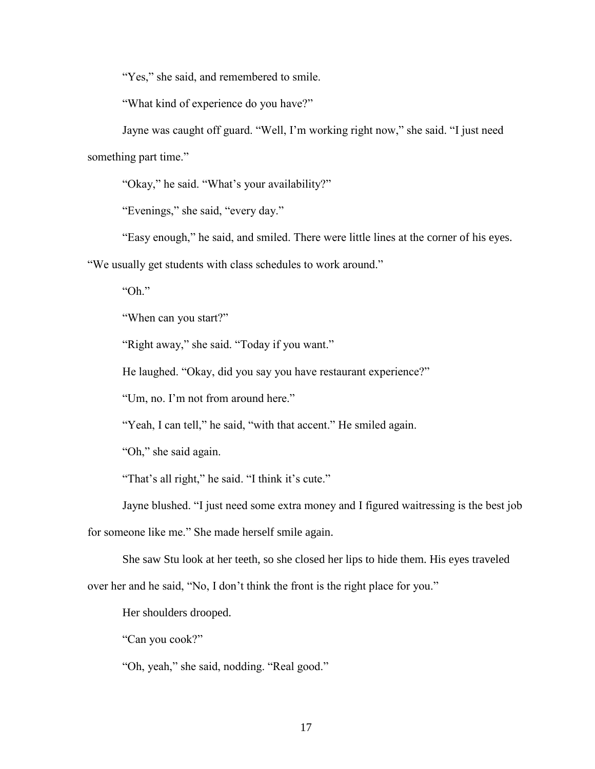"Yes," she said, and remembered to smile.

"What kind of experience do you have?"

Jayne was caught off guard. "Well, I'm working right now," she said. "I just need something part time."

"Okay," he said. "What's your availability?"

"Evenings," she said, "every day."

"Easy enough," he said, and smiled. There were little lines at the corner of his eyes. "We usually get students with class schedules to work around."

"Oh."

"When can you start?"

"Right away," she said. "Today if you want."

He laughed. "Okay, did you say you have restaurant experience?"

"Um, no. I'm not from around here."

"Yeah, I can tell," he said, "with that accent." He smiled again.

"Oh," she said again.

"That's all right," he said. "I think it's cute."

Jayne blushed. "I just need some extra money and I figured waitressing is the best job for someone like me." She made herself smile again.

She saw Stu look at her teeth, so she closed her lips to hide them. His eyes traveled over her and he said, "No, I don't think the front is the right place for you."

Her shoulders drooped.

"Can you cook?"

"Oh, yeah," she said, nodding. "Real good."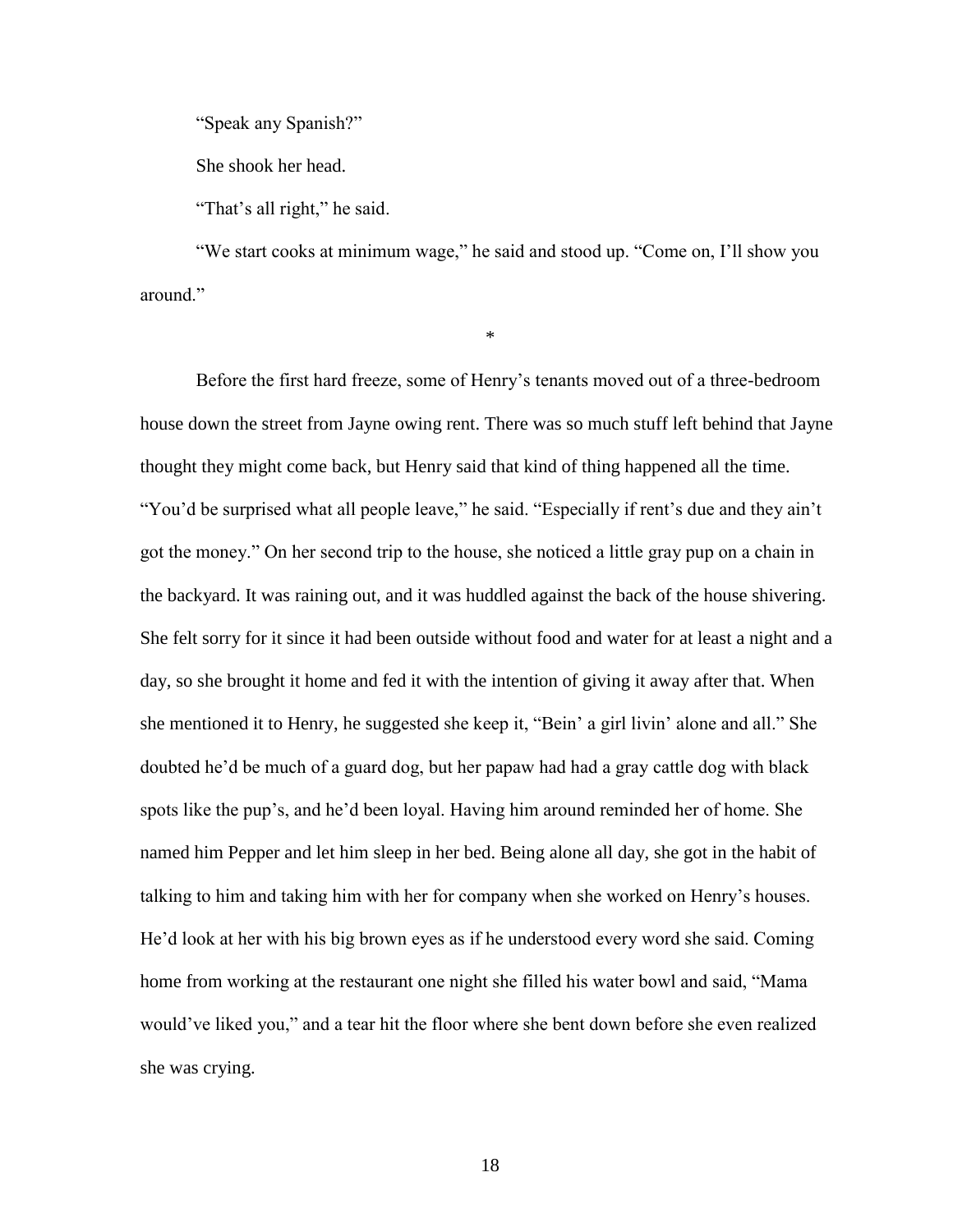"Speak any Spanish?"

She shook her head.

"That's all right," he said.

"We start cooks at minimum wage," he said and stood up. "Come on, I'll show you around."

*

Before the first hard freeze, some of Henry's tenants moved out of a three-bedroom house down the street from Jayne owing rent. There was so much stuff left behind that Jayne thought they might come back, but Henry said that kind of thing happened all the time. "You'd be surprised what all people leave," he said. "Especially if rent's due and they ain't got the money." On her second trip to the house, she noticed a little gray pup on a chain in the backyard. It was raining out, and it was huddled against the back of the house shivering. She felt sorry for it since it had been outside without food and water for at least a night and a day, so she brought it home and fed it with the intention of giving it away after that. When she mentioned it to Henry, he suggested she keep it, "Bein' a girl livin' alone and all." She doubted he'd be much of a guard dog, but her papaw had had a gray cattle dog with black spots like the pup's, and he'd been loyal. Having him around reminded her of home. She named him Pepper and let him sleep in her bed. Being alone all day, she got in the habit of talking to him and taking him with her for company when she worked on Henry's houses. He'd look at her with his big brown eyes as if he understood every word she said. Coming home from working at the restaurant one night she filled his water bowl and said, "Mama would've liked you," and a tear hit the floor where she bent down before she even realized she was crying.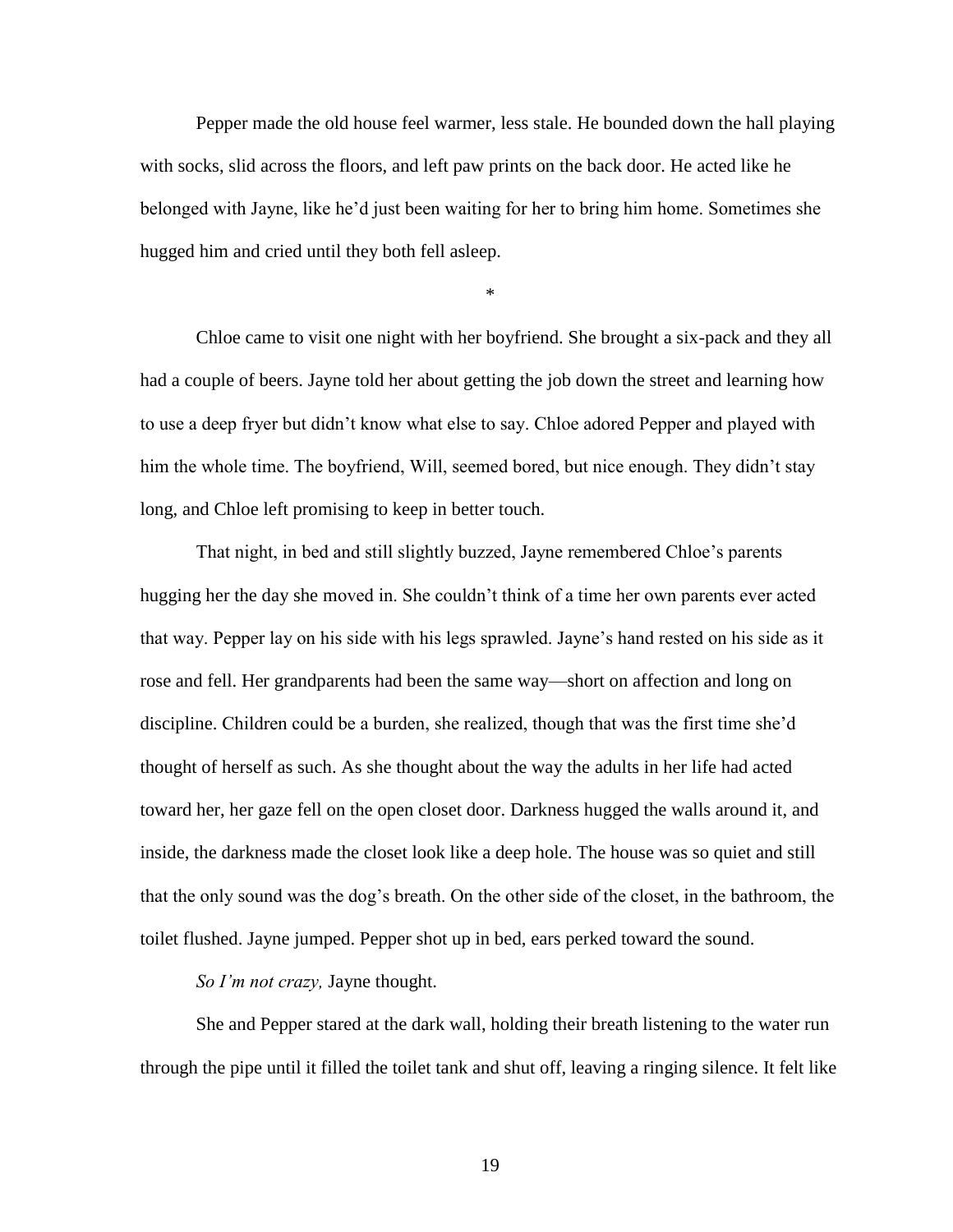Pepper made the old house feel warmer, less stale. He bounded down the hall playing with socks, slid across the floors, and left paw prints on the back door. He acted like he belonged with Jayne, like he'd just been waiting for her to bring him home. Sometimes she hugged him and cried until they both fell asleep.

*

Chloe came to visit one night with her boyfriend. She brought a six-pack and they all had a couple of beers. Jayne told her about getting the job down the street and learning how to use a deep fryer but didn't know what else to say. Chloe adored Pepper and played with him the whole time. The boyfriend, Will, seemed bored, but nice enough. They didn't stay long, and Chloe left promising to keep in better touch.

That night, in bed and still slightly buzzed, Jayne remembered Chloe's parents hugging her the day she moved in. She couldn't think of a time her own parents ever acted that way. Pepper lay on his side with his legs sprawled. Jayne's hand rested on his side as it rose and fell. Her grandparents had been the same way—short on affection and long on discipline. Children could be a burden, she realized, though that was the first time she'd thought of herself as such. As she thought about the way the adults in her life had acted toward her, her gaze fell on the open closet door. Darkness hugged the walls around it, and inside, the darkness made the closet look like a deep hole. The house was so quiet and still that the only sound was the dog's breath. On the other side of the closet, in the bathroom, the toilet flushed. Jayne jumped. Pepper shot up in bed, ears perked toward the sound.

*So I'm not crazy,* Jayne thought.

She and Pepper stared at the dark wall, holding their breath listening to the water run through the pipe until it filled the toilet tank and shut off, leaving a ringing silence. It felt like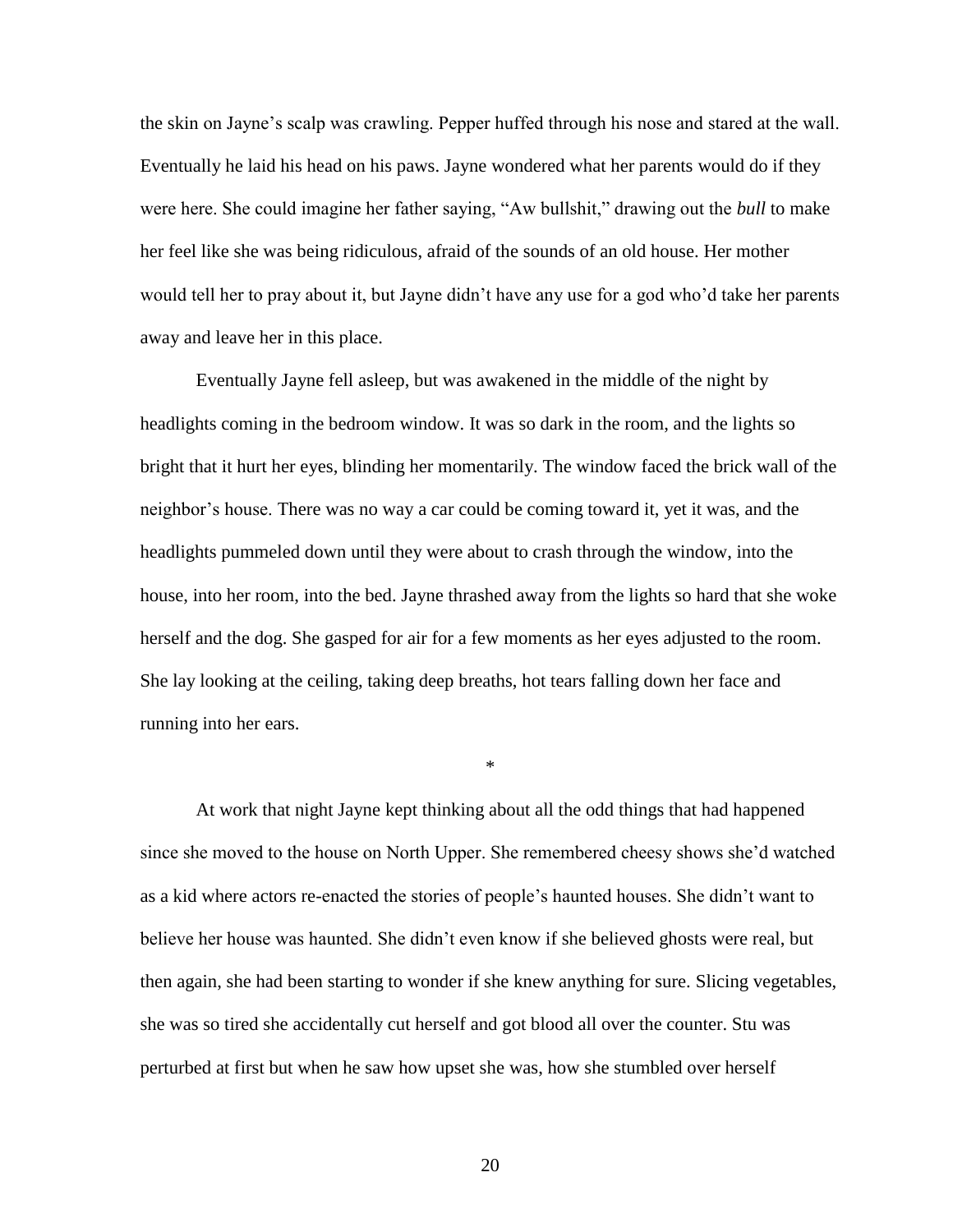the skin on Jayne's scalp was crawling. Pepper huffed through his nose and stared at the wall. Eventually he laid his head on his paws. Jayne wondered what her parents would do if they were here. She could imagine her father saying, "Aw bullshit," drawing out the *bull* to make her feel like she was being ridiculous, afraid of the sounds of an old house. Her mother would tell her to pray about it, but Jayne didn't have any use for a god who'd take her parents away and leave her in this place.

Eventually Jayne fell asleep, but was awakened in the middle of the night by headlights coming in the bedroom window. It was so dark in the room, and the lights so bright that it hurt her eyes, blinding her momentarily. The window faced the brick wall of the neighbor's house. There was no way a car could be coming toward it, yet it was, and the headlights pummeled down until they were about to crash through the window, into the house, into her room, into the bed. Jayne thrashed away from the lights so hard that she woke herself and the dog. She gasped for air for a few moments as her eyes adjusted to the room. She lay looking at the ceiling, taking deep breaths, hot tears falling down her face and running into her ears.

*

At work that night Jayne kept thinking about all the odd things that had happened since she moved to the house on North Upper. She remembered cheesy shows she'd watched as a kid where actors re-enacted the stories of people's haunted houses. She didn't want to believe her house was haunted. She didn't even know if she believed ghosts were real, but then again, she had been starting to wonder if she knew anything for sure. Slicing vegetables, she was so tired she accidentally cut herself and got blood all over the counter. Stu was perturbed at first but when he saw how upset she was, how she stumbled over herself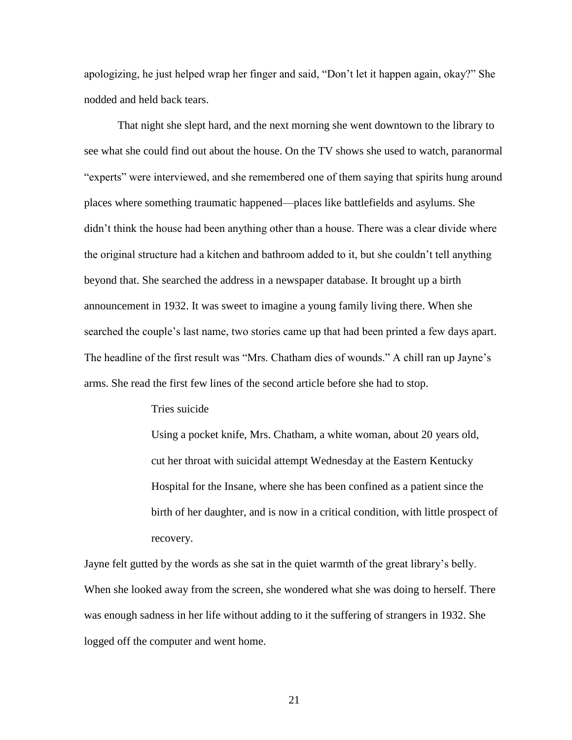apologizing, he just helped wrap her finger and said, "Don't let it happen again, okay?" She nodded and held back tears.

That night she slept hard, and the next morning she went downtown to the library to see what she could find out about the house. On the TV shows she used to watch, paranormal "experts" were interviewed, and she remembered one of them saying that spirits hung around places where something traumatic happened—places like battlefields and asylums. She didn't think the house had been anything other than a house. There was a clear divide where the original structure had a kitchen and bathroom added to it, but she couldn't tell anything beyond that. She searched the address in a newspaper database. It brought up a birth announcement in 1932. It was sweet to imagine a young family living there. When she searched the couple's last name, two stories came up that had been printed a few days apart. The headline of the first result was "Mrs. Chatham dies of wounds." A chill ran up Jayne's arms. She read the first few lines of the second article before she had to stop.

> Tries suicide
>
> Using a pocket knife, Mrs. Chatham, a white woman, about 20 years old, cut her throat with suicidal attempt Wednesday at the Eastern Kentucky Hospital for the Insane, where she has been confined as a patient since the birth of her daughter, and is now in a critical condition, with little prospect of recovery.

Jayne felt gutted by the words as she sat in the quiet warmth of the great library's belly. When she looked away from the screen, she wondered what she was doing to herself. There was enough sadness in her life without adding to it the suffering of strangers in 1932. She logged off the computer and went home.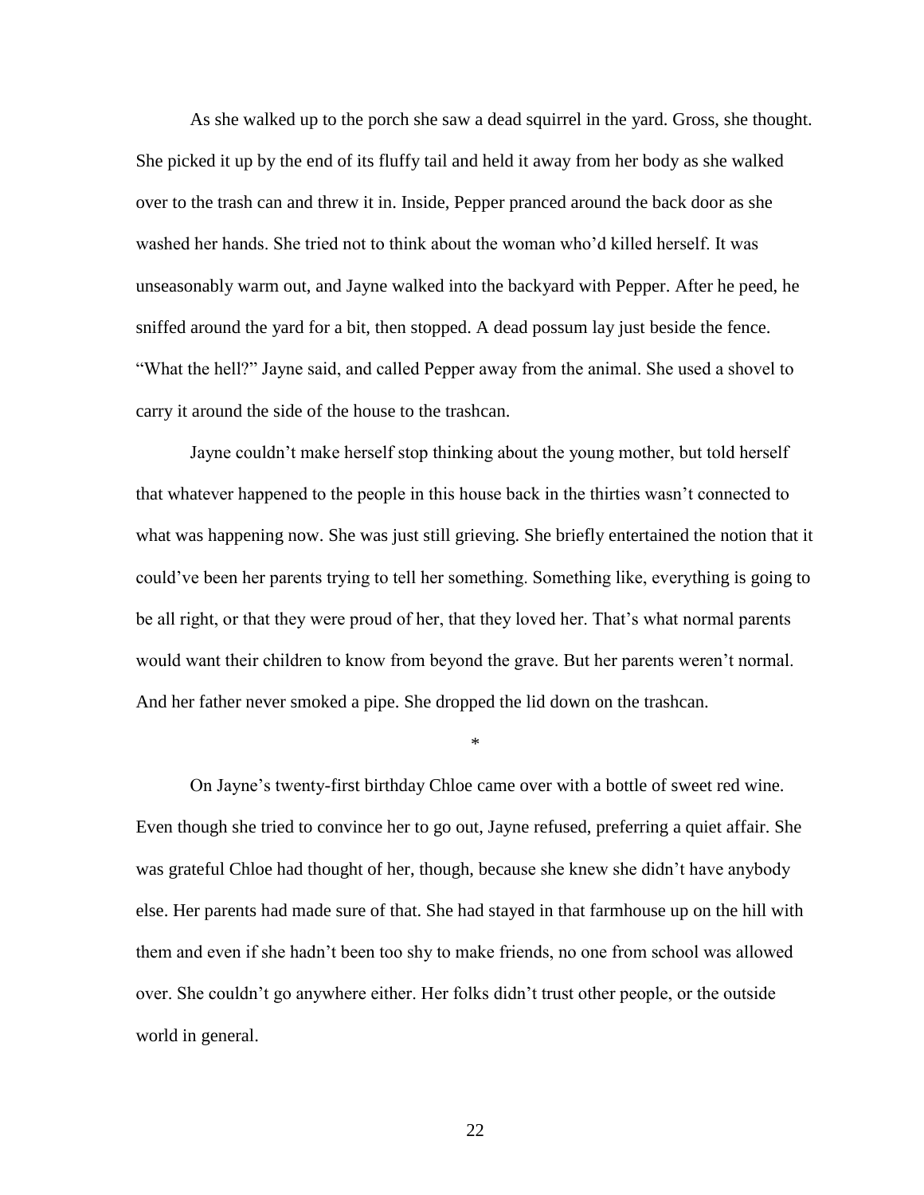As she walked up to the porch she saw a dead squirrel in the yard. Gross, she thought. She picked it up by the end of its fluffy tail and held it away from her body as she walked over to the trash can and threw it in. Inside, Pepper pranced around the back door as she washed her hands. She tried not to think about the woman who'd killed herself. It was unseasonably warm out, and Jayne walked into the backyard with Pepper. After he peed, he sniffed around the yard for a bit, then stopped. A dead possum lay just beside the fence. "What the hell?" Jayne said, and called Pepper away from the animal. She used a shovel to carry it around the side of the house to the trashcan.

Jayne couldn't make herself stop thinking about the young mother, but told herself that whatever happened to the people in this house back in the thirties wasn't connected to what was happening now. She was just still grieving. She briefly entertained the notion that it could've been her parents trying to tell her something. Something like, everything is going to be all right, or that they were proud of her, that they loved her. That's what normal parents would want their children to know from beyond the grave. But her parents weren't normal. And her father never smoked a pipe. She dropped the lid down on the trashcan.

*

On Jayne's twenty-first birthday Chloe came over with a bottle of sweet red wine. Even though she tried to convince her to go out, Jayne refused, preferring a quiet affair. She was grateful Chloe had thought of her, though, because she knew she didn't have anybody else. Her parents had made sure of that. She had stayed in that farmhouse up on the hill with them and even if she hadn't been too shy to make friends, no one from school was allowed over. She couldn't go anywhere either. Her folks didn't trust other people, or the outside world in general.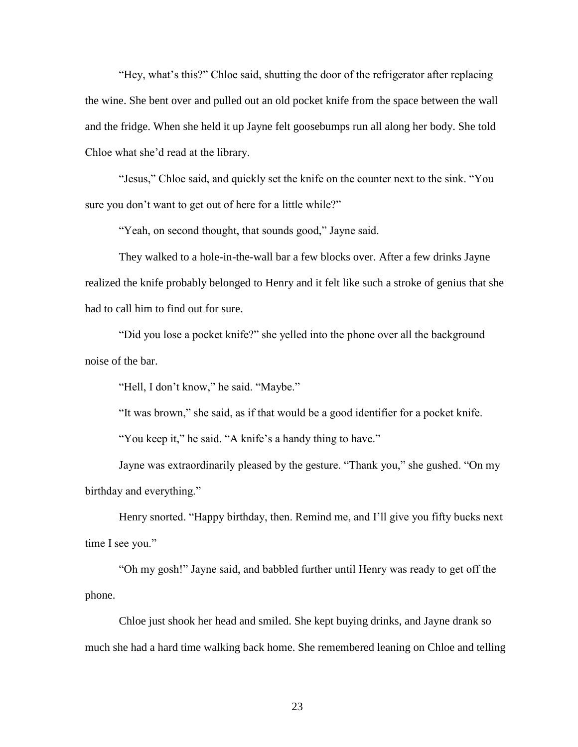"Hey, what's this?" Chloe said, shutting the door of the refrigerator after replacing the wine. She bent over and pulled out an old pocket knife from the space between the wall and the fridge. When she held it up Jayne felt goosebumps run all along her body. She told Chloe what she'd read at the library.

"Jesus," Chloe said, and quickly set the knife on the counter next to the sink. "You sure you don't want to get out of here for a little while?"

"Yeah, on second thought, that sounds good," Jayne said.

They walked to a hole-in-the-wall bar a few blocks over. After a few drinks Jayne realized the knife probably belonged to Henry and it felt like such a stroke of genius that she had to call him to find out for sure.

"Did you lose a pocket knife?" she yelled into the phone over all the background noise of the bar.

"Hell, I don't know," he said. "Maybe."

"It was brown," she said, as if that would be a good identifier for a pocket knife.

"You keep it," he said. "A knife's a handy thing to have."

Jayne was extraordinarily pleased by the gesture. "Thank you," she gushed. "On my birthday and everything."

Henry snorted. "Happy birthday, then. Remind me, and I'll give you fifty bucks next time I see you."

"Oh my gosh!" Jayne said, and babbled further until Henry was ready to get off the phone.

Chloe just shook her head and smiled. She kept buying drinks, and Jayne drank so much she had a hard time walking back home. She remembered leaning on Chloe and telling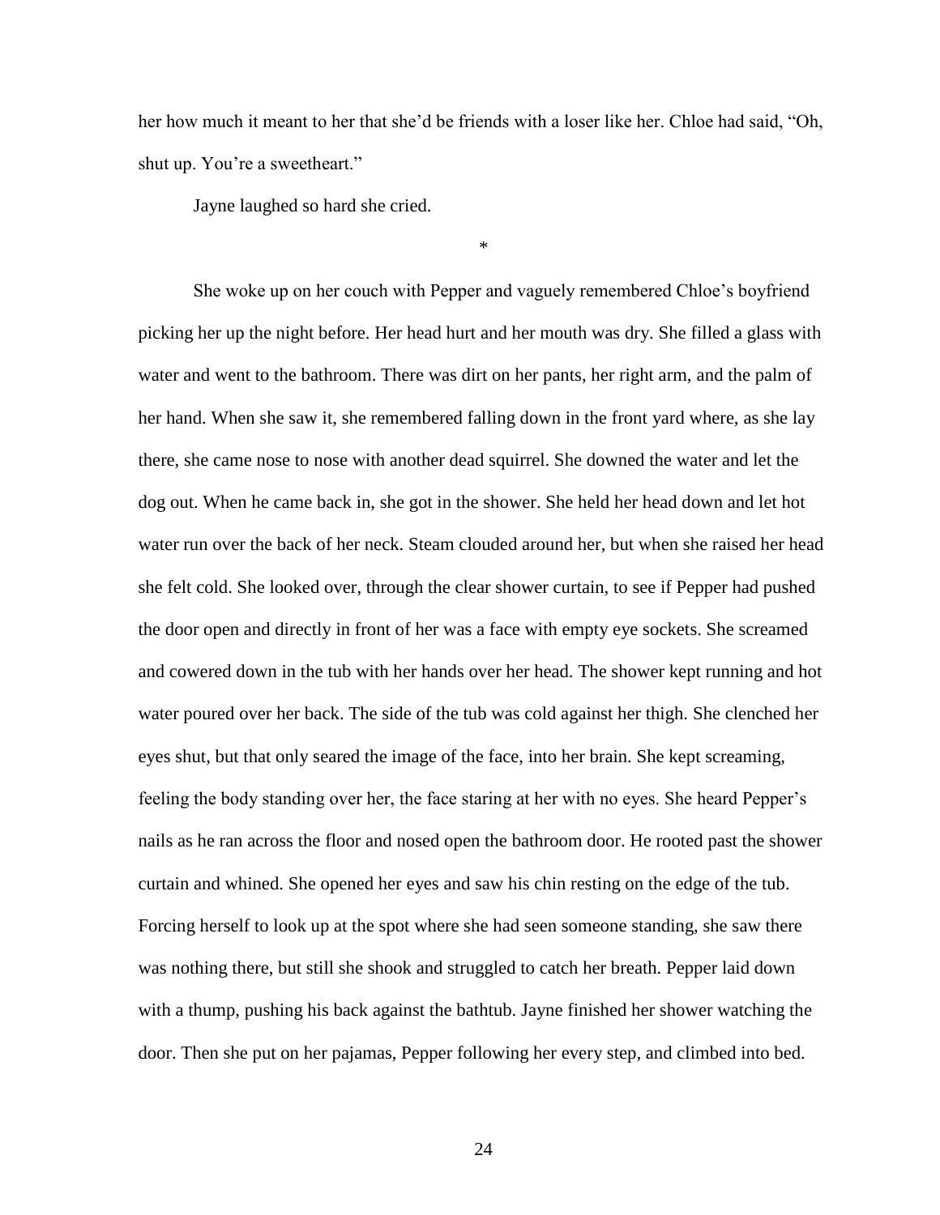her how much it meant to her that she'd be friends with a loser like her. Chloe had said, "Oh, shut up. You're a sweetheart."

Jayne laughed so hard she cried.

*

She woke up on her couch with Pepper and vaguely remembered Chloe's boyfriend picking her up the night before. Her head hurt and her mouth was dry. She filled a glass with water and went to the bathroom. There was dirt on her pants, her right arm, and the palm of her hand. When she saw it, she remembered falling down in the front yard where, as she lay there, she came nose to nose with another dead squirrel. She downed the water and let the dog out. When he came back in, she got in the shower. She held her head down and let hot water run over the back of her neck. Steam clouded around her, but when she raised her head she felt cold. She looked over, through the clear shower curtain, to see if Pepper had pushed the door open and directly in front of her was a face with empty eye sockets. She screamed and cowered down in the tub with her hands over her head. The shower kept running and hot water poured over her back. The side of the tub was cold against her thigh. She clenched her eyes shut, but that only seared the image of the face, into her brain. She kept screaming, feeling the body standing over her, the face staring at her with no eyes. She heard Pepper's nails as he ran across the floor and nosed open the bathroom door. He rooted past the shower curtain and whined. She opened her eyes and saw his chin resting on the edge of the tub. Forcing herself to look up at the spot where she had seen someone standing, she saw there was nothing there, but still she shook and struggled to catch her breath. Pepper laid down with a thump, pushing his back against the bathtub. Jayne finished her shower watching the door. Then she put on her pajamas, Pepper following her every step, and climbed into bed.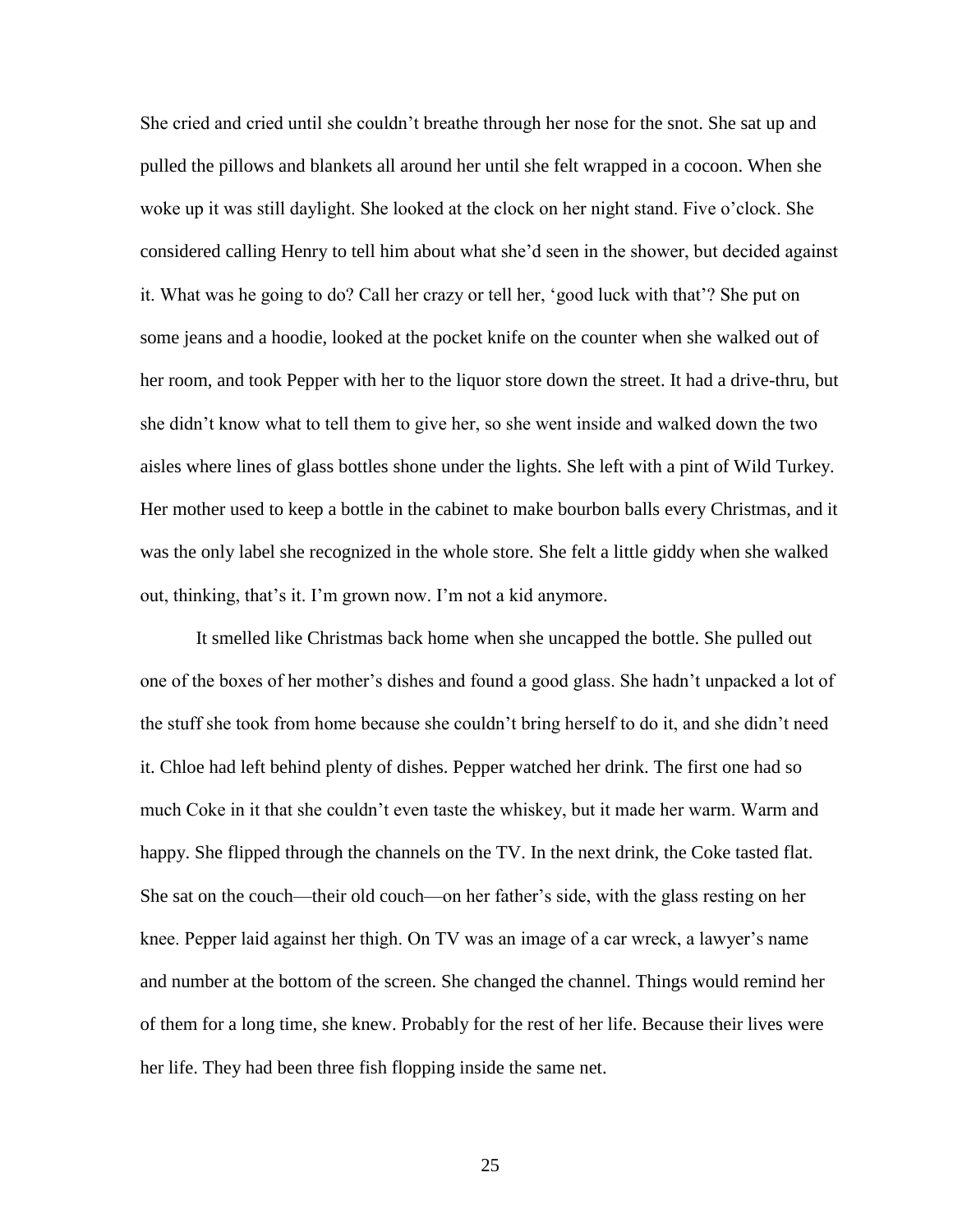She cried and cried until she couldn't breathe through her nose for the snot. She sat up and pulled the pillows and blankets all around her until she felt wrapped in a cocoon. When she woke up it was still daylight. She looked at the clock on her night stand. Five o'clock. She considered calling Henry to tell him about what she'd seen in the shower, but decided against it. What was he going to do? Call her crazy or tell her, 'good luck with that'? She put on some jeans and a hoodie, looked at the pocket knife on the counter when she walked out of her room, and took Pepper with her to the liquor store down the street. It had a drive-thru, but she didn't know what to tell them to give her, so she went inside and walked down the two aisles where lines of glass bottles shone under the lights. She left with a pint of Wild Turkey. Her mother used to keep a bottle in the cabinet to make bourbon balls every Christmas, and it was the only label she recognized in the whole store. She felt a little giddy when she walked out, thinking, that's it. I'm grown now. I'm not a kid anymore.

It smelled like Christmas back home when she uncapped the bottle. She pulled out one of the boxes of her mother's dishes and found a good glass. She hadn't unpacked a lot of the stuff she took from home because she couldn't bring herself to do it, and she didn't need it. Chloe had left behind plenty of dishes. Pepper watched her drink. The first one had so much Coke in it that she couldn't even taste the whiskey, but it made her warm. Warm and happy. She flipped through the channels on the TV. In the next drink, the Coke tasted flat. She sat on the couch—their old couch—on her father's side, with the glass resting on her knee. Pepper laid against her thigh. On TV was an image of a car wreck, a lawyer's name and number at the bottom of the screen. She changed the channel. Things would remind her of them for a long time, she knew. Probably for the rest of her life. Because their lives were her life. They had been three fish flopping inside the same net.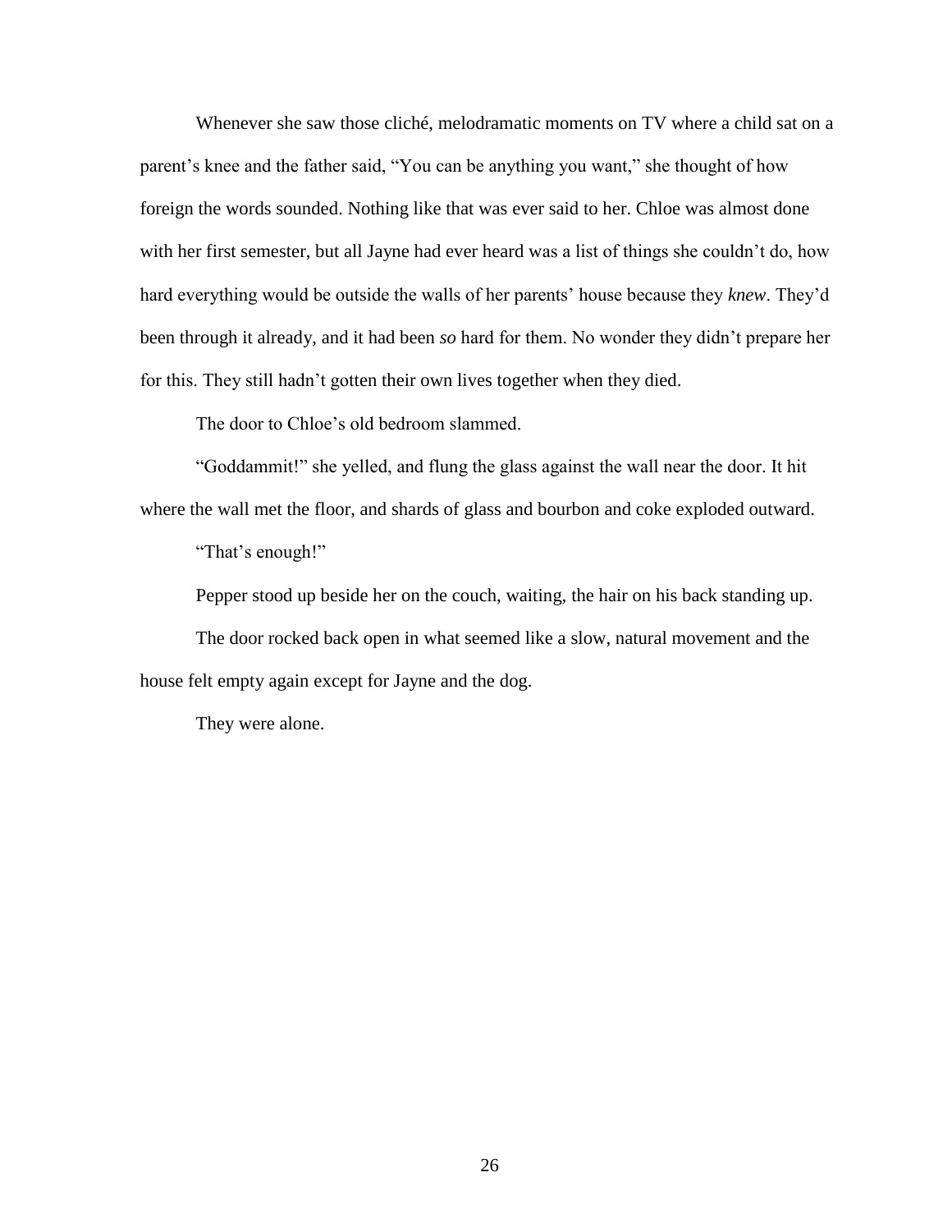Whenever she saw those cliché, melodramatic moments on TV where a child sat on a parent's knee and the father said, "You can be anything you want," she thought of how foreign the words sounded. Nothing like that was ever said to her. Chloe was almost done with her first semester, but all Jayne had ever heard was a list of things she couldn't do, how hard everything would be outside the walls of her parents' house because they *knew*. They'd been through it already, and it had been *so* hard for them. No wonder they didn't prepare her for this. They still hadn't gotten their own lives together when they died.

The door to Chloe's old bedroom slammed.

"Goddammit!" she yelled, and flung the glass against the wall near the door. It hit where the wall met the floor, and shards of glass and bourbon and coke exploded outward.

"That's enough!"

Pepper stood up beside her on the couch, waiting, the hair on his back standing up.

The door rocked back open in what seemed like a slow, natural movement and the house felt empty again except for Jayne and the dog.

They were alone.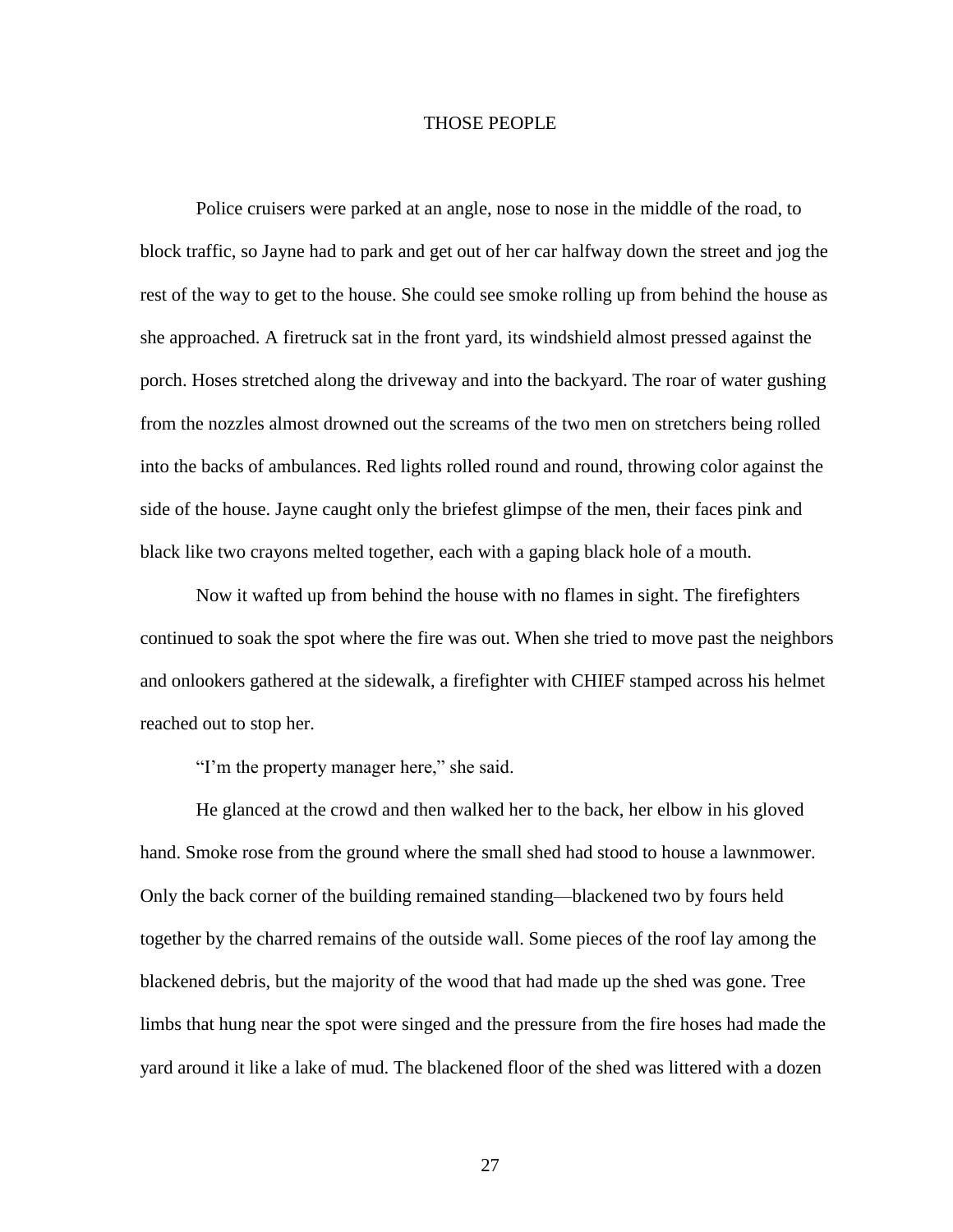# THOSE PEOPLE

Police cruisers were parked at an angle, nose to nose in the middle of the road, to block traffic, so Jayne had to park and get out of her car halfway down the street and jog the rest of the way to get to the house. She could see smoke rolling up from behind the house as she approached. A firetruck sat in the front yard, its windshield almost pressed against the porch. Hoses stretched along the driveway and into the backyard. The roar of water gushing from the nozzles almost drowned out the screams of the two men on stretchers being rolled into the backs of ambulances. Red lights rolled round and round, throwing color against the side of the house. Jayne caught only the briefest glimpse of the men, their faces pink and black like two crayons melted together, each with a gaping black hole of a mouth.

Now it wafted up from behind the house with no flames in sight. The firefighters continued to soak the spot where the fire was out. When she tried to move past the neighbors and onlookers gathered at the sidewalk, a firefighter with CHIEF stamped across his helmet reached out to stop her.

"I'm the property manager here," she said.

He glanced at the crowd and then walked her to the back, her elbow in his gloved hand. Smoke rose from the ground where the small shed had stood to house a lawnmower. Only the back corner of the building remained standing—blackened two by fours held together by the charred remains of the outside wall. Some pieces of the roof lay among the blackened debris, but the majority of the wood that had made up the shed was gone. Tree limbs that hung near the spot were singed and the pressure from the fire hoses had made the yard around it like a lake of mud. The blackened floor of the shed was littered with a dozen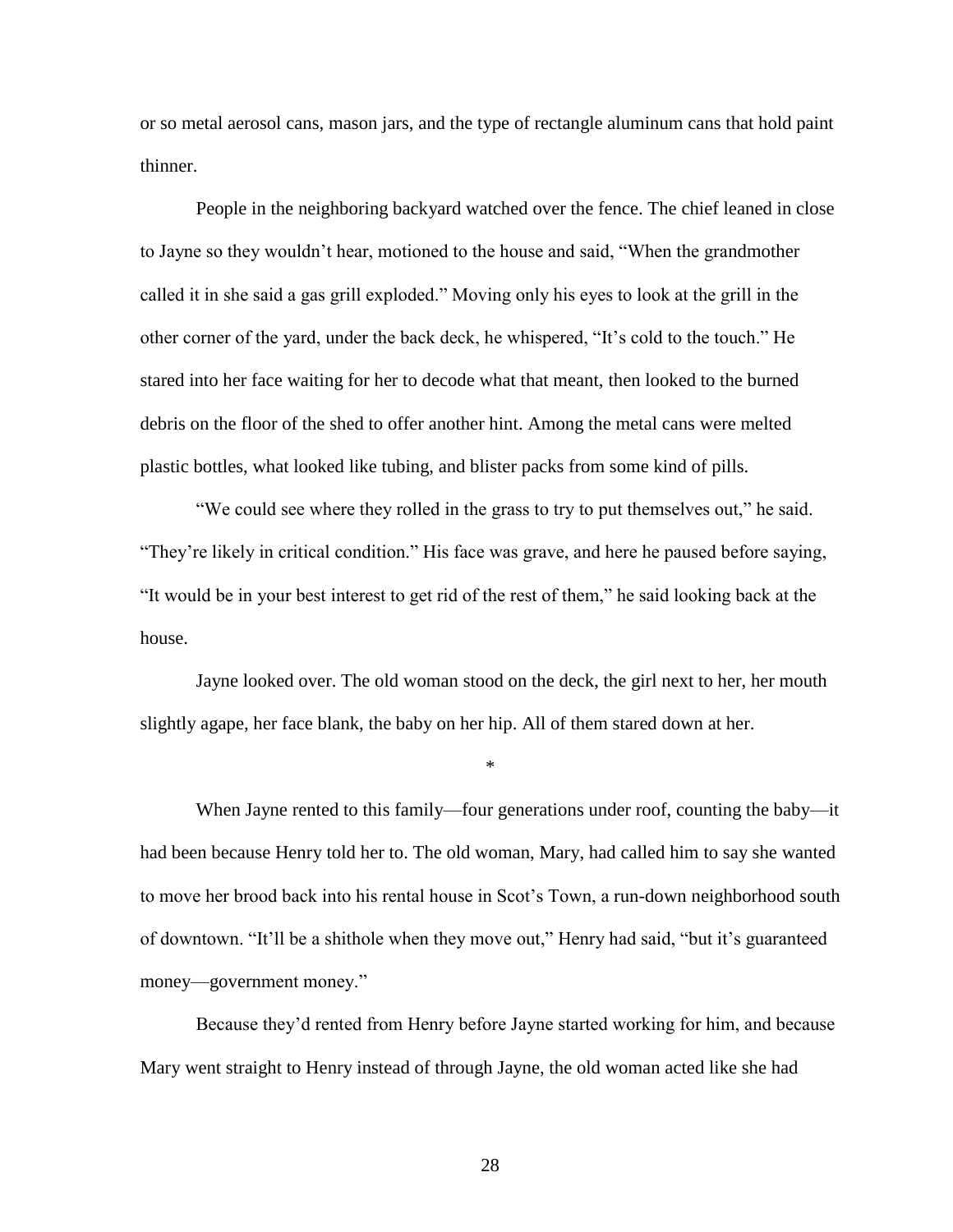or so metal aerosol cans, mason jars, and the type of rectangle aluminum cans that hold paint thinner.

People in the neighboring backyard watched over the fence. The chief leaned in close to Jayne so they wouldn't hear, motioned to the house and said, "When the grandmother called it in she said a gas grill exploded." Moving only his eyes to look at the grill in the other corner of the yard, under the back deck, he whispered, "It's cold to the touch." He stared into her face waiting for her to decode what that meant, then looked to the burned debris on the floor of the shed to offer another hint. Among the metal cans were melted plastic bottles, what looked like tubing, and blister packs from some kind of pills.

"We could see where they rolled in the grass to try to put themselves out," he said. "They're likely in critical condition." His face was grave, and here he paused before saying, "It would be in your best interest to get rid of the rest of them," he said looking back at the house.

Jayne looked over. The old woman stood on the deck, the girl next to her, her mouth slightly agape, her face blank, the baby on her hip. All of them stared down at her.

*

When Jayne rented to this family—four generations under roof, counting the baby—it had been because Henry told her to. The old woman, Mary, had called him to say she wanted to move her brood back into his rental house in Scot's Town, a run-down neighborhood south of downtown. "It'll be a shithole when they move out," Henry had said, "but it's guaranteed money—government money."

Because they'd rented from Henry before Jayne started working for him, and because Mary went straight to Henry instead of through Jayne, the old woman acted like she had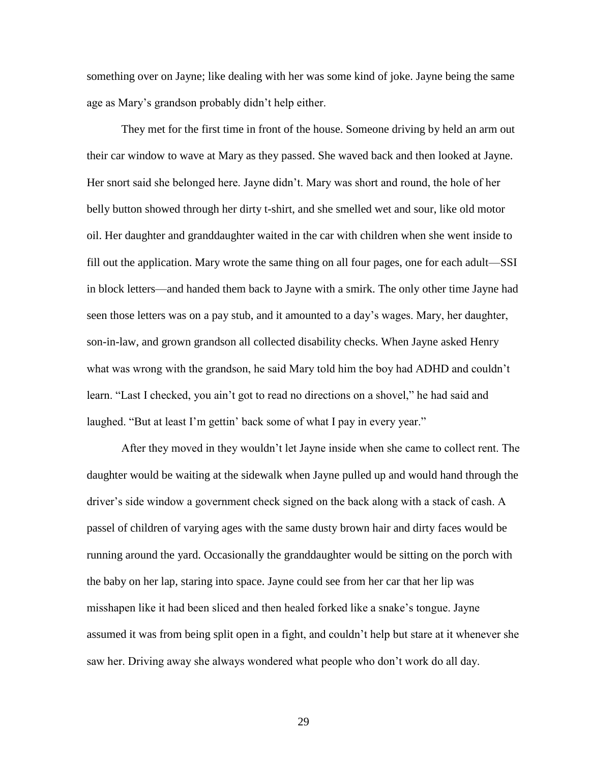something over on Jayne; like dealing with her was some kind of joke. Jayne being the same age as Mary's grandson probably didn't help either.

They met for the first time in front of the house. Someone driving by held an arm out their car window to wave at Mary as they passed. She waved back and then looked at Jayne. Her snort said she belonged here. Jayne didn't. Mary was short and round, the hole of her belly button showed through her dirty t-shirt, and she smelled wet and sour, like old motor oil. Her daughter and granddaughter waited in the car with children when she went inside to fill out the application. Mary wrote the same thing on all four pages, one for each adult—SSI in block letters—and handed them back to Jayne with a smirk. The only other time Jayne had seen those letters was on a pay stub, and it amounted to a day's wages. Mary, her daughter, son-in-law, and grown grandson all collected disability checks. When Jayne asked Henry what was wrong with the grandson, he said Mary told him the boy had ADHD and couldn't learn. "Last I checked, you ain't got to read no directions on a shovel," he had said and laughed. "But at least I'm gettin' back some of what I pay in every year."

After they moved in they wouldn't let Jayne inside when she came to collect rent. The daughter would be waiting at the sidewalk when Jayne pulled up and would hand through the driver's side window a government check signed on the back along with a stack of cash. A passel of children of varying ages with the same dusty brown hair and dirty faces would be running around the yard. Occasionally the granddaughter would be sitting on the porch with the baby on her lap, staring into space. Jayne could see from her car that her lip was misshapen like it had been sliced and then healed forked like a snake's tongue. Jayne assumed it was from being split open in a fight, and couldn't help but stare at it whenever she saw her. Driving away she always wondered what people who don't work do all day.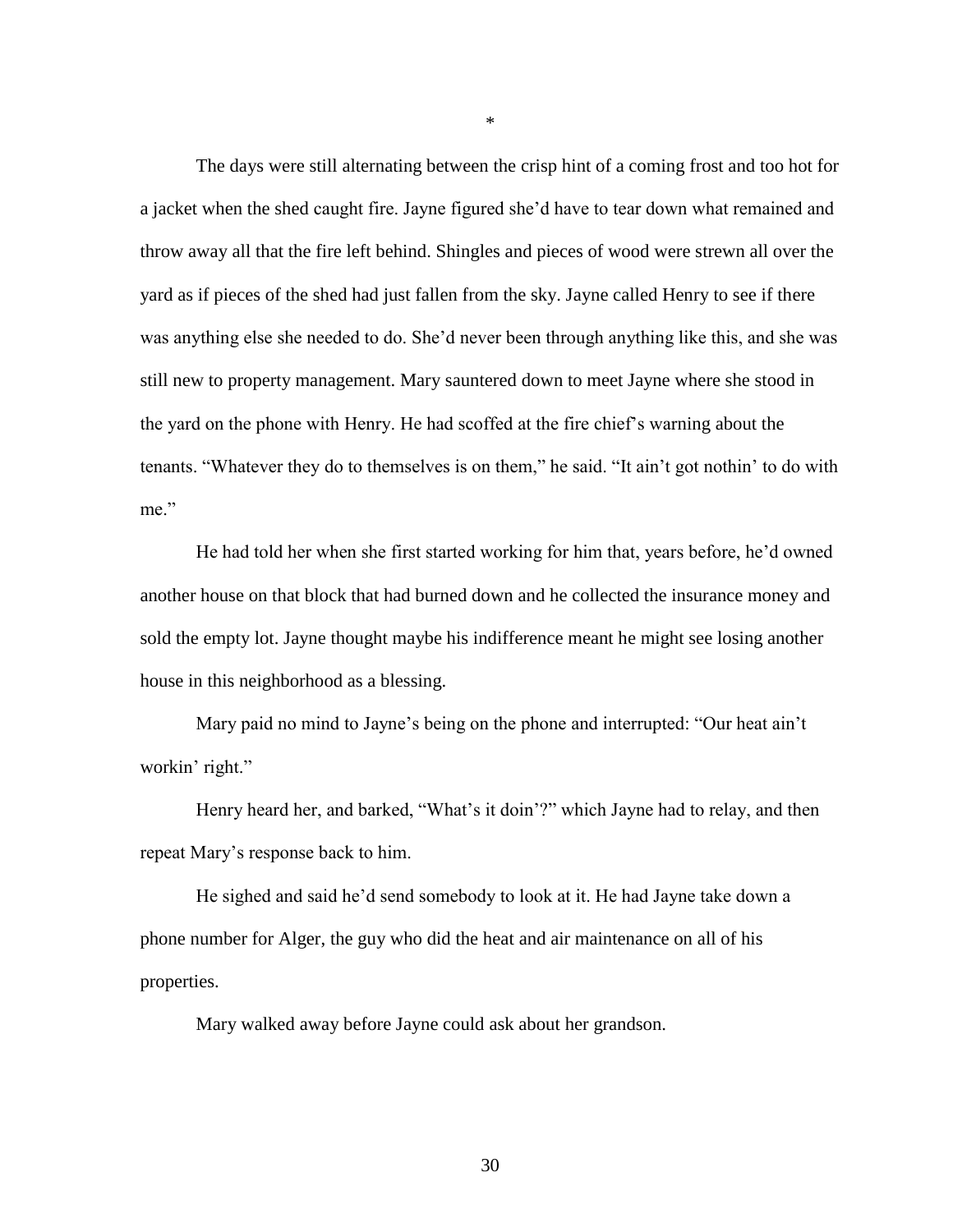*

The days were still alternating between the crisp hint of a coming frost and too hot for a jacket when the shed caught fire. Jayne figured she'd have to tear down what remained and throw away all that the fire left behind. Shingles and pieces of wood were strewn all over the yard as if pieces of the shed had just fallen from the sky. Jayne called Henry to see if there was anything else she needed to do. She'd never been through anything like this, and she was still new to property management. Mary sauntered down to meet Jayne where she stood in the yard on the phone with Henry. He had scoffed at the fire chief's warning about the tenants. "Whatever they do to themselves is on them," he said. "It ain't got nothin' to do with me."

He had told her when she first started working for him that, years before, he'd owned another house on that block that had burned down and he collected the insurance money and sold the empty lot. Jayne thought maybe his indifference meant he might see losing another house in this neighborhood as a blessing.

Mary paid no mind to Jayne's being on the phone and interrupted: "Our heat ain't workin' right."

Henry heard her, and barked, "What's it doin'?" which Jayne had to relay, and then repeat Mary's response back to him.

He sighed and said he'd send somebody to look at it. He had Jayne take down a phone number for Alger, the guy who did the heat and air maintenance on all of his properties.

Mary walked away before Jayne could ask about her grandson.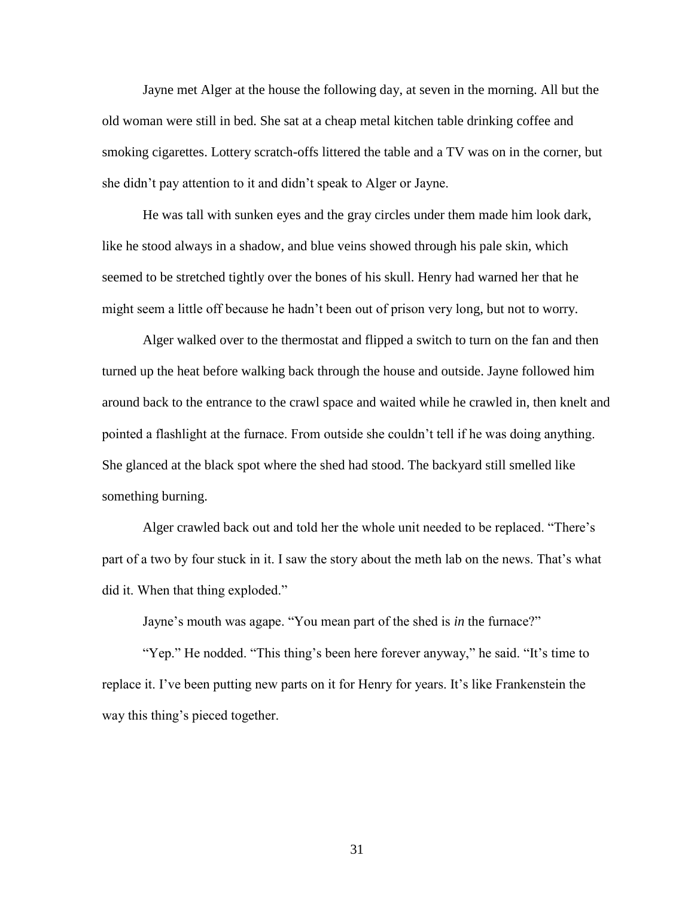Jayne met Alger at the house the following day, at seven in the morning. All but the old woman were still in bed. She sat at a cheap metal kitchen table drinking coffee and smoking cigarettes. Lottery scratch-offs littered the table and a TV was on in the corner, but she didn't pay attention to it and didn't speak to Alger or Jayne.

He was tall with sunken eyes and the gray circles under them made him look dark, like he stood always in a shadow, and blue veins showed through his pale skin, which seemed to be stretched tightly over the bones of his skull. Henry had warned her that he might seem a little off because he hadn't been out of prison very long, but not to worry.

Alger walked over to the thermostat and flipped a switch to turn on the fan and then turned up the heat before walking back through the house and outside. Jayne followed him around back to the entrance to the crawl space and waited while he crawled in, then knelt and pointed a flashlight at the furnace. From outside she couldn't tell if he was doing anything. She glanced at the black spot where the shed had stood. The backyard still smelled like something burning.

Alger crawled back out and told her the whole unit needed to be replaced. "There's part of a two by four stuck in it. I saw the story about the meth lab on the news. That's what did it. When that thing exploded."

Jayne's mouth was agape. "You mean part of the shed is *in* the furnace?"

"Yep." He nodded. "This thing's been here forever anyway," he said. "It's time to replace it. I've been putting new parts on it for Henry for years. It's like Frankenstein the way this thing's pieced together.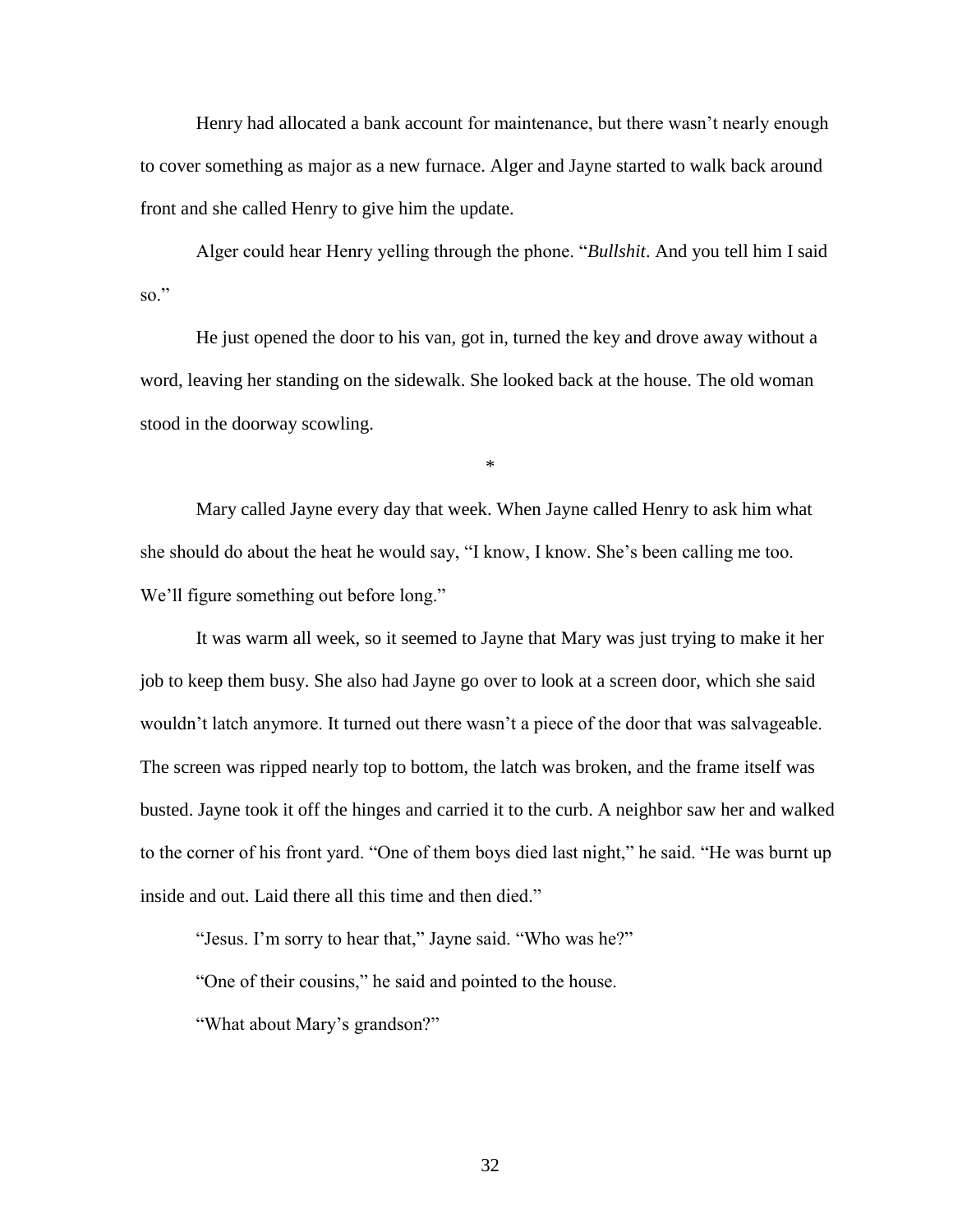Henry had allocated a bank account for maintenance, but there wasn't nearly enough to cover something as major as a new furnace. Alger and Jayne started to walk back around front and she called Henry to give him the update.

Alger could hear Henry yelling through the phone. "*Bullshit*. And you tell him I said so."

He just opened the door to his van, got in, turned the key and drove away without a word, leaving her standing on the sidewalk. She looked back at the house. The old woman stood in the doorway scowling.

*

Mary called Jayne every day that week. When Jayne called Henry to ask him what she should do about the heat he would say, "I know, I know. She's been calling me too. We'll figure something out before long."

It was warm all week, so it seemed to Jayne that Mary was just trying to make it her job to keep them busy. She also had Jayne go over to look at a screen door, which she said wouldn't latch anymore. It turned out there wasn't a piece of the door that was salvageable. The screen was ripped nearly top to bottom, the latch was broken, and the frame itself was busted. Jayne took it off the hinges and carried it to the curb. A neighbor saw her and walked to the corner of his front yard. "One of them boys died last night," he said. "He was burnt up inside and out. Laid there all this time and then died."

"Jesus. I'm sorry to hear that," Jayne said. "Who was he?"

"One of their cousins," he said and pointed to the house.

"What about Mary's grandson?"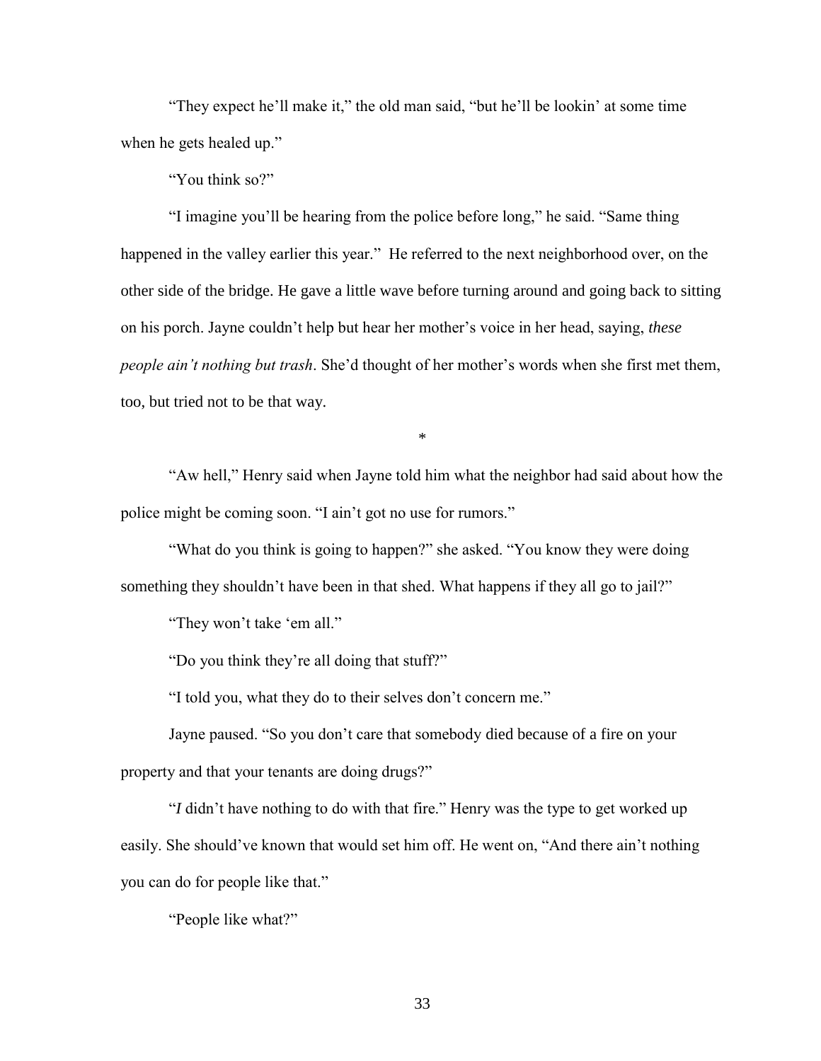"They expect he'll make it," the old man said, "but he'll be lookin' at some time when he gets healed up."

"You think so?"

"I imagine you'll be hearing from the police before long," he said. "Same thing happened in the valley earlier this year." He referred to the next neighborhood over, on the other side of the bridge. He gave a little wave before turning around and going back to sitting on his porch. Jayne couldn't help but hear her mother's voice in her head, saying, *these people ain't nothing but trash*. She'd thought of her mother's words when she first met them, too, but tried not to be that way.

*

"Aw hell," Henry said when Jayne told him what the neighbor had said about how the police might be coming soon. "I ain't got no use for rumors."

"What do you think is going to happen?" she asked. "You know they were doing something they shouldn't have been in that shed. What happens if they all go to jail?"

"They won't take 'em all."

"Do you think they're all doing that stuff?"

"I told you, what they do to their selves don't concern me."

Jayne paused. "So you don't care that somebody died because of a fire on your property and that your tenants are doing drugs?"

"*I* didn't have nothing to do with that fire." Henry was the type to get worked up easily. She should've known that would set him off. He went on, "And there ain't nothing you can do for people like that."

"People like what?"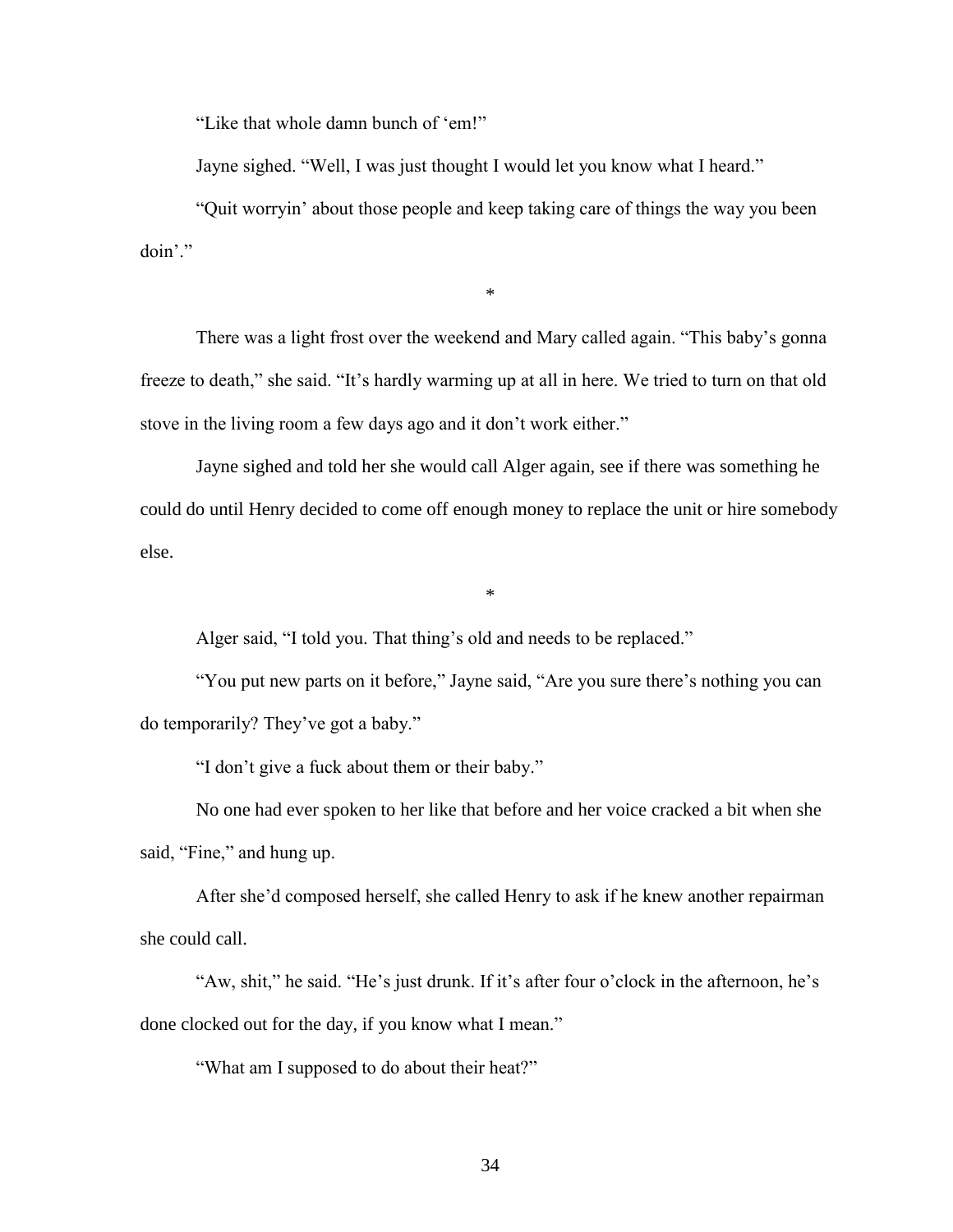"Like that whole damn bunch of 'em!"

Jayne sighed. "Well, I was just thought I would let you know what I heard."

"Quit worryin' about those people and keep taking care of things the way you been doin'."

*

There was a light frost over the weekend and Mary called again. "This baby's gonna freeze to death," she said. "It's hardly warming up at all in here. We tried to turn on that old stove in the living room a few days ago and it don't work either."

Jayne sighed and told her she would call Alger again, see if there was something he could do until Henry decided to come off enough money to replace the unit or hire somebody else.

*

Alger said, "I told you. That thing's old and needs to be replaced."

"You put new parts on it before," Jayne said, "Are you sure there's nothing you can do temporarily? They've got a baby."

"I don't give a fuck about them or their baby."

No one had ever spoken to her like that before and her voice cracked a bit when she said, "Fine," and hung up.

After she'd composed herself, she called Henry to ask if he knew another repairman she could call.

"Aw, shit," he said. "He's just drunk. If it's after four o'clock in the afternoon, he's done clocked out for the day, if you know what I mean."

"What am I supposed to do about their heat?"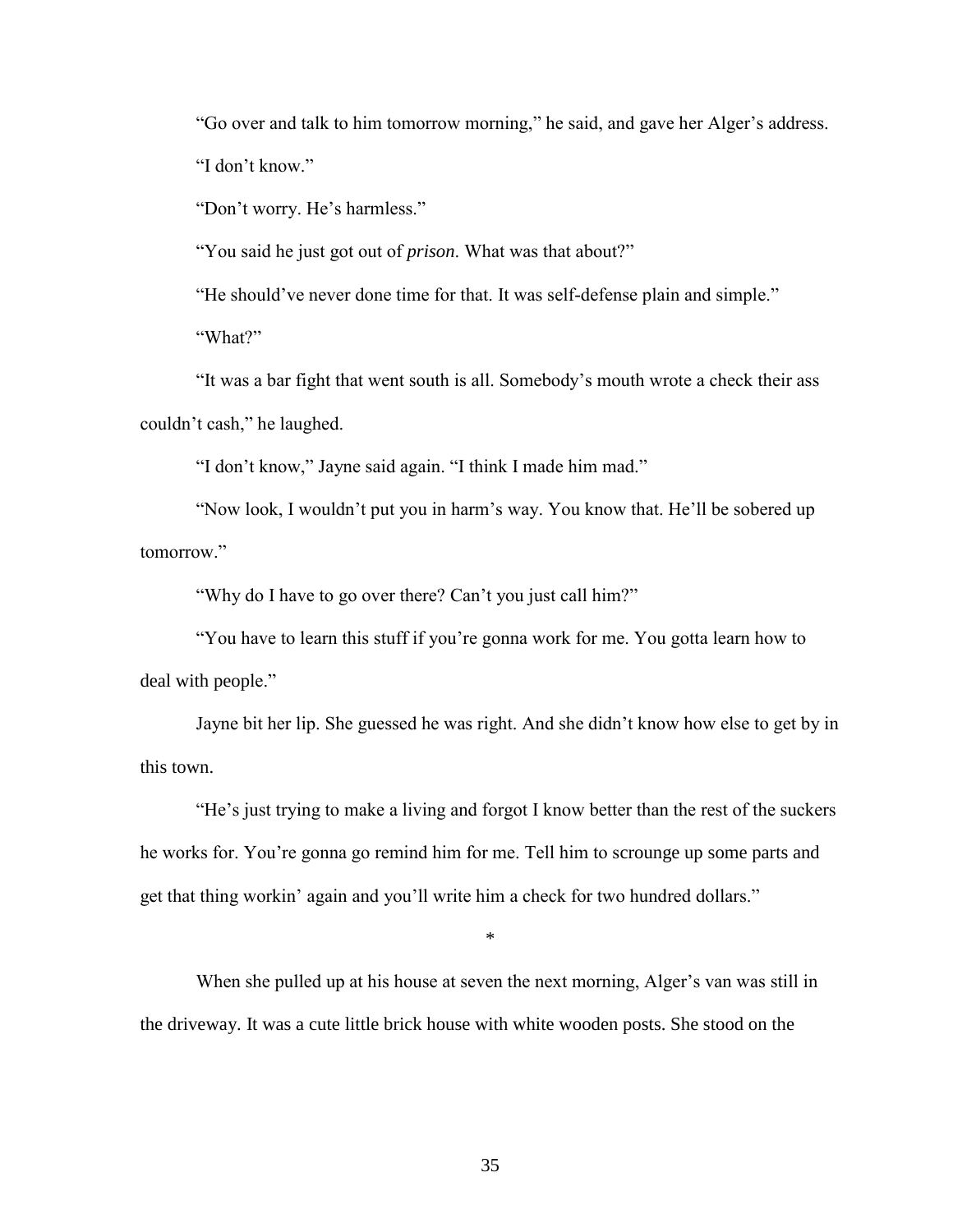"Go over and talk to him tomorrow morning," he said, and gave her Alger's address.

"I don't know."

"Don't worry. He's harmless."

"You said he just got out of *prison*. What was that about?"

"He should've never done time for that. It was self-defense plain and simple."

"What?"

"It was a bar fight that went south is all. Somebody's mouth wrote a check their ass couldn't cash," he laughed.

"I don't know," Jayne said again. "I think I made him mad."

"Now look, I wouldn't put you in harm's way. You know that. He'll be sobered up tomorrow."

"Why do I have to go over there? Can't you just call him?"

"You have to learn this stuff if you're gonna work for me. You gotta learn how to deal with people."

Jayne bit her lip. She guessed he was right. And she didn't know how else to get by in this town.

"He's just trying to make a living and forgot I know better than the rest of the suckers he works for. You're gonna go remind him for me. Tell him to scrounge up some parts and get that thing workin' again and you'll write him a check for two hundred dollars."

*

When she pulled up at his house at seven the next morning, Alger's van was still in the driveway. It was a cute little brick house with white wooden posts. She stood on the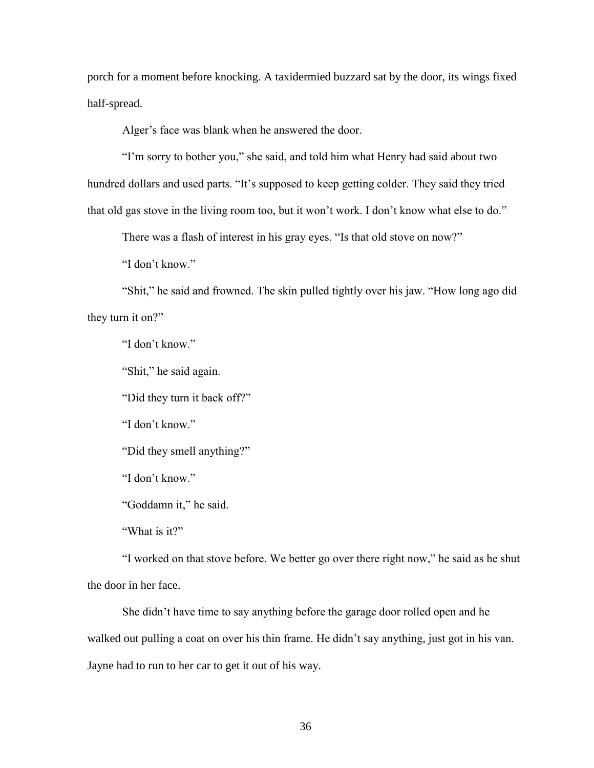porch for a moment before knocking. A taxidermied buzzard sat by the door, its wings fixed half-spread.

Alger's face was blank when he answered the door.

"I'm sorry to bother you," she said, and told him what Henry had said about two hundred dollars and used parts. "It's supposed to keep getting colder. They said they tried that old gas stove in the living room too, but it won't work. I don't know what else to do."

There was a flash of interest in his gray eyes. "Is that old stove on now?"

"I don't know."

"Shit," he said and frowned. The skin pulled tightly over his jaw. "How long ago did they turn it on?"

"I don't know."

"Shit," he said again.

"Did they turn it back off?"

"I don't know."

"Did they smell anything?"

"I don't know."

"Goddamn it," he said.

"What is it?"

"I worked on that stove before. We better go over there right now," he said as he shut the door in her face.

She didn't have time to say anything before the garage door rolled open and he walked out pulling a coat on over his thin frame. He didn't say anything, just got in his van. Jayne had to run to her car to get it out of his way.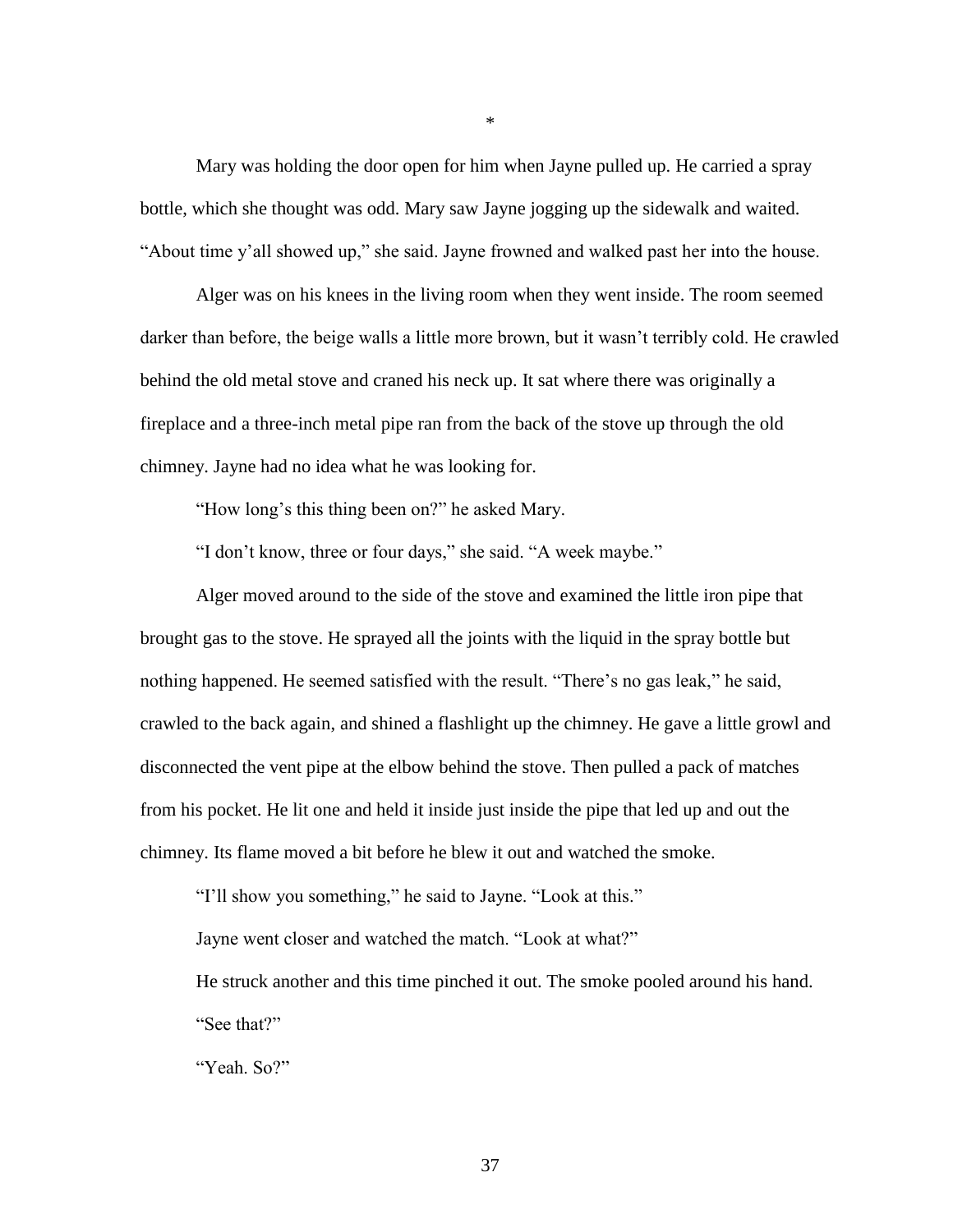*

Mary was holding the door open for him when Jayne pulled up. He carried a spray bottle, which she thought was odd. Mary saw Jayne jogging up the sidewalk and waited. "About time y'all showed up," she said. Jayne frowned and walked past her into the house.

Alger was on his knees in the living room when they went inside. The room seemed darker than before, the beige walls a little more brown, but it wasn't terribly cold. He crawled behind the old metal stove and craned his neck up. It sat where there was originally a fireplace and a three-inch metal pipe ran from the back of the stove up through the old chimney. Jayne had no idea what he was looking for.

"How long's this thing been on?" he asked Mary.

"I don't know, three or four days," she said. "A week maybe."

Alger moved around to the side of the stove and examined the little iron pipe that brought gas to the stove. He sprayed all the joints with the liquid in the spray bottle but nothing happened. He seemed satisfied with the result. "There's no gas leak," he said, crawled to the back again, and shined a flashlight up the chimney. He gave a little growl and disconnected the vent pipe at the elbow behind the stove. Then pulled a pack of matches from his pocket. He lit one and held it inside just inside the pipe that led up and out the chimney. Its flame moved a bit before he blew it out and watched the smoke.

"I'll show you something," he said to Jayne. "Look at this."

Jayne went closer and watched the match. "Look at what?"

He struck another and this time pinched it out. The smoke pooled around his hand. "See that?"

"Yeah. So?"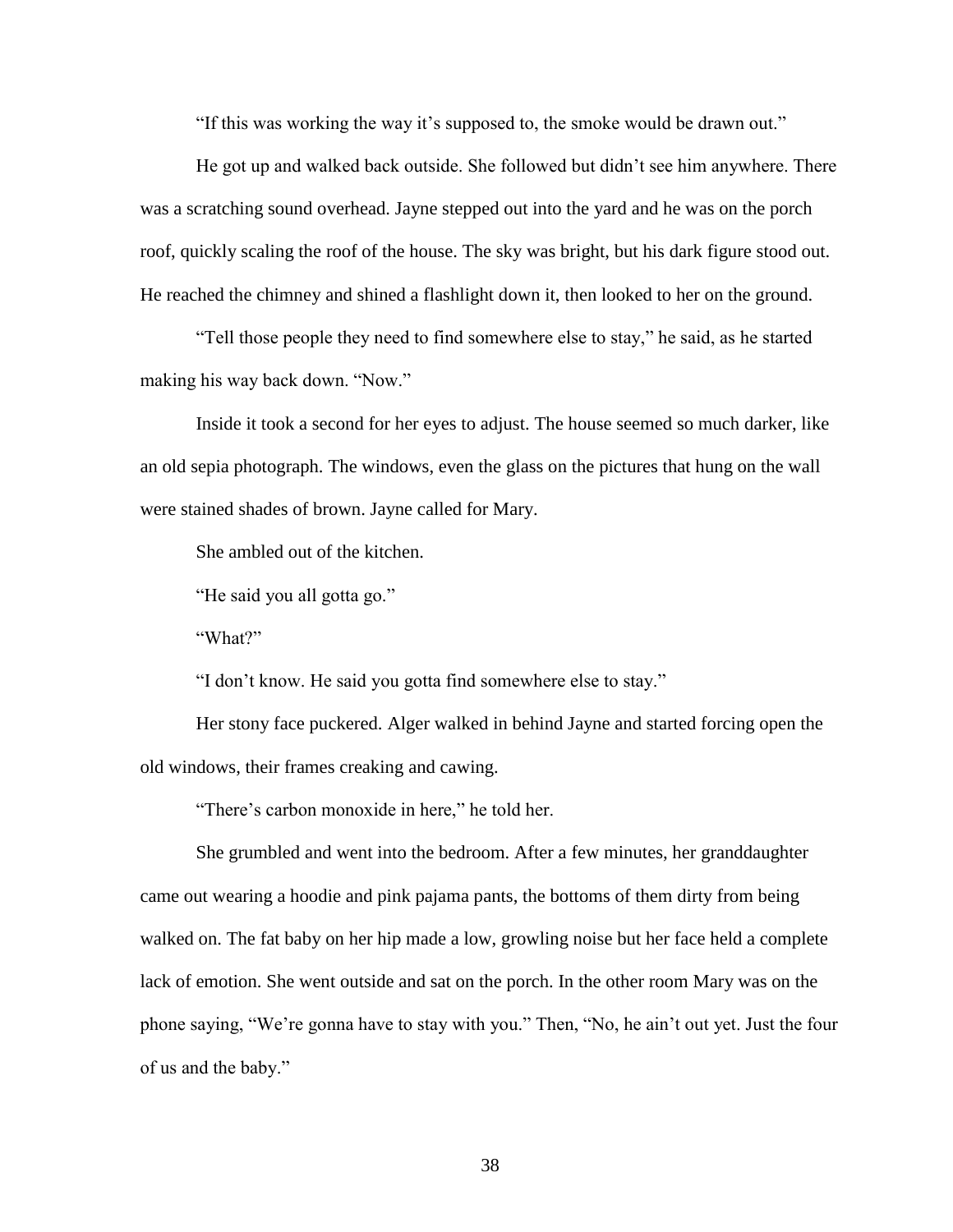"If this was working the way it's supposed to, the smoke would be drawn out."

He got up and walked back outside. She followed but didn't see him anywhere. There was a scratching sound overhead. Jayne stepped out into the yard and he was on the porch roof, quickly scaling the roof of the house. The sky was bright, but his dark figure stood out. He reached the chimney and shined a flashlight down it, then looked to her on the ground.

"Tell those people they need to find somewhere else to stay," he said, as he started making his way back down. "Now."

Inside it took a second for her eyes to adjust. The house seemed so much darker, like an old sepia photograph. The windows, even the glass on the pictures that hung on the wall were stained shades of brown. Jayne called for Mary.

She ambled out of the kitchen.

"He said you all gotta go."

"What?"

"I don't know. He said you gotta find somewhere else to stay."

Her stony face puckered. Alger walked in behind Jayne and started forcing open the old windows, their frames creaking and cawing.

"There's carbon monoxide in here," he told her.

She grumbled and went into the bedroom. After a few minutes, her granddaughter came out wearing a hoodie and pink pajama pants, the bottoms of them dirty from being walked on. The fat baby on her hip made a low, growling noise but her face held a complete lack of emotion. She went outside and sat on the porch. In the other room Mary was on the phone saying, "We're gonna have to stay with you." Then, "No, he ain't out yet. Just the four of us and the baby."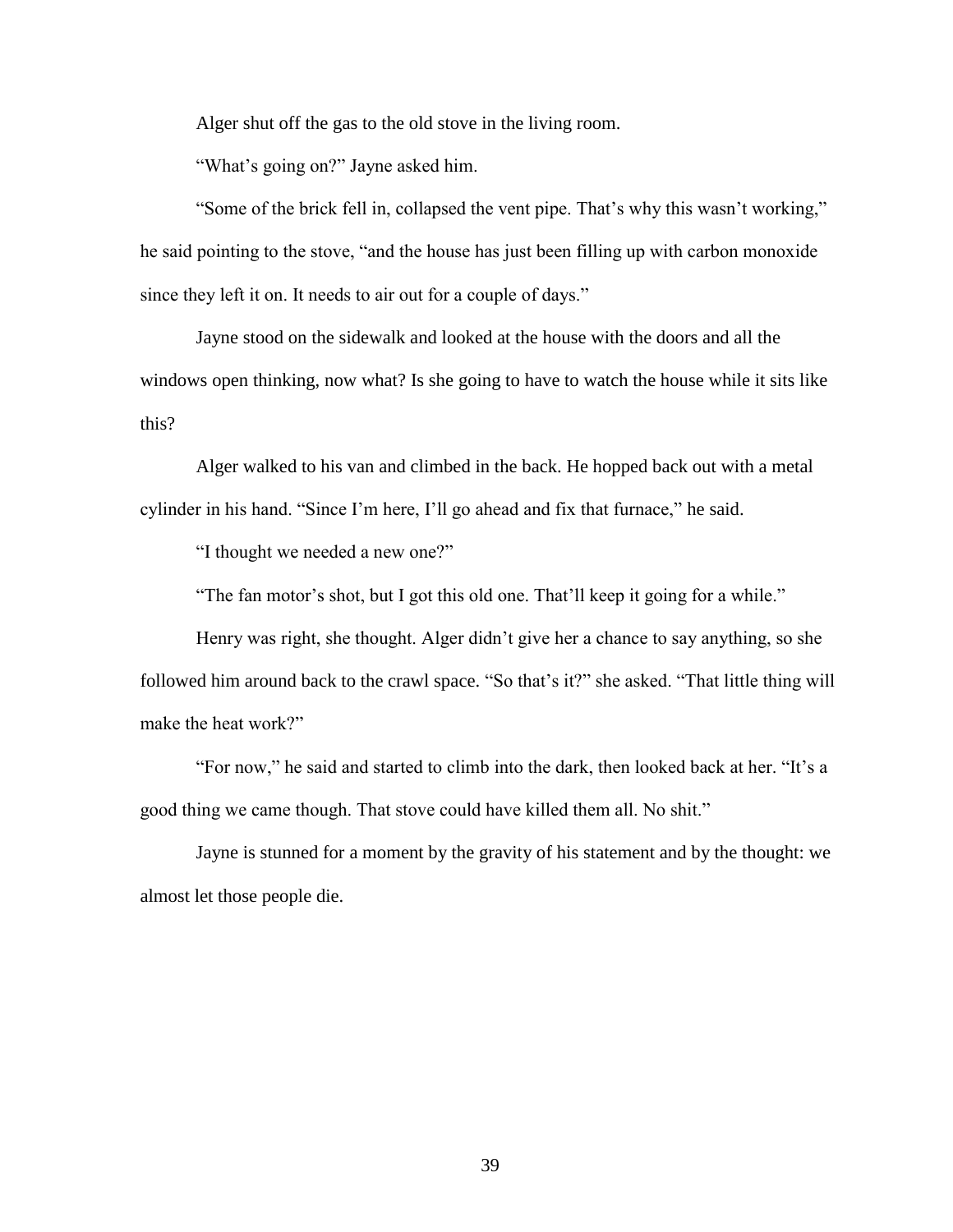Alger shut off the gas to the old stove in the living room.

"What's going on?" Jayne asked him.

"Some of the brick fell in, collapsed the vent pipe. That's why this wasn't working," he said pointing to the stove, "and the house has just been filling up with carbon monoxide since they left it on. It needs to air out for a couple of days."

Jayne stood on the sidewalk and looked at the house with the doors and all the windows open thinking, now what? Is she going to have to watch the house while it sits like this?

Alger walked to his van and climbed in the back. He hopped back out with a metal cylinder in his hand. "Since I'm here, I'll go ahead and fix that furnace," he said.

"I thought we needed a new one?"

"The fan motor's shot, but I got this old one. That'll keep it going for a while."

Henry was right, she thought. Alger didn't give her a chance to say anything, so she followed him around back to the crawl space. "So that's it?" she asked. "That little thing will make the heat work?"

"For now," he said and started to climb into the dark, then looked back at her. "It's a good thing we came though. That stove could have killed them all. No shit."

Jayne is stunned for a moment by the gravity of his statement and by the thought: we almost let those people die.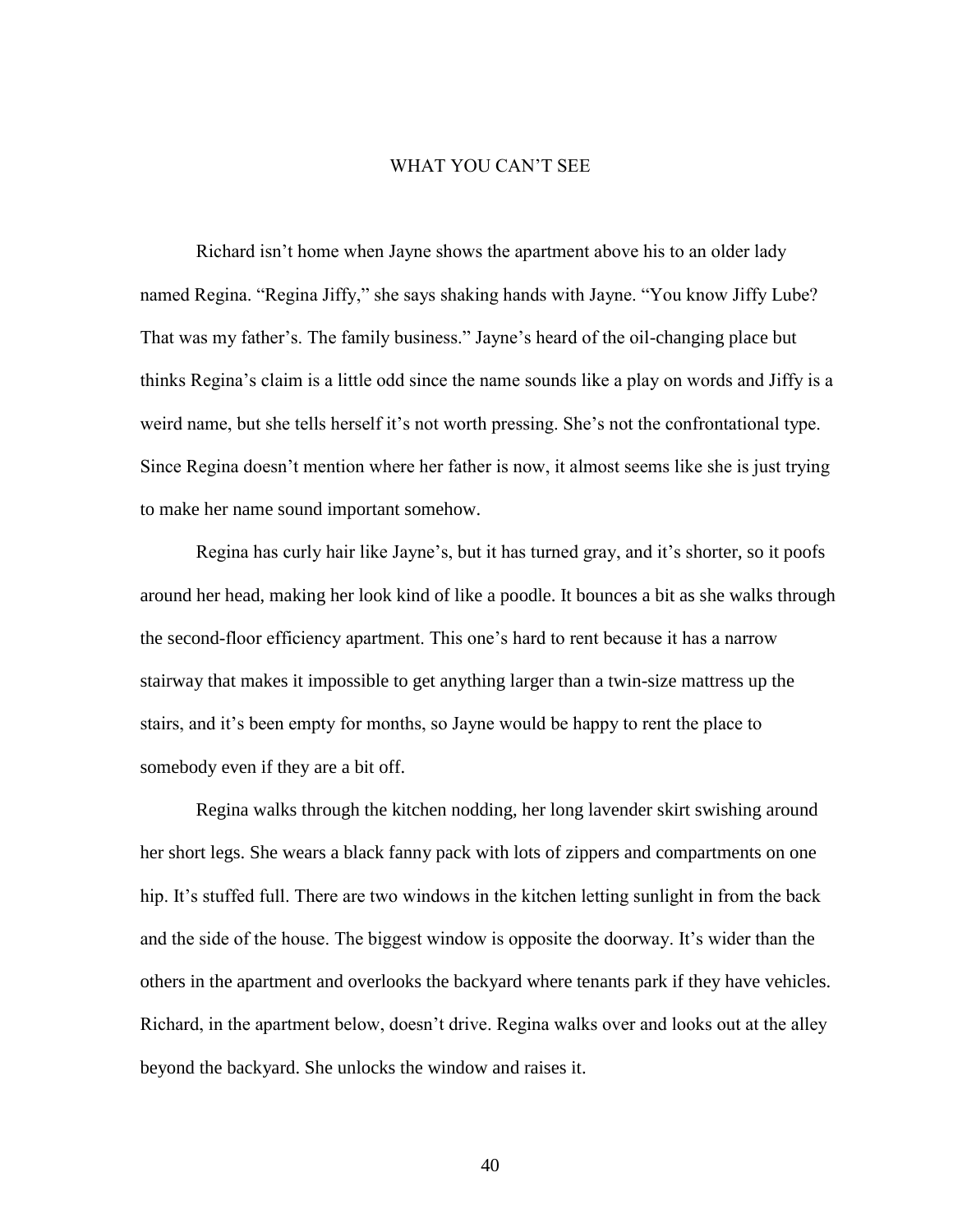# WHAT YOU CAN'T SEE

Richard isn't home when Jayne shows the apartment above his to an older lady named Regina. "Regina Jiffy," she says shaking hands with Jayne. "You know Jiffy Lube? That was my father's. The family business." Jayne's heard of the oil-changing place but thinks Regina's claim is a little odd since the name sounds like a play on words and Jiffy is a weird name, but she tells herself it's not worth pressing. She's not the confrontational type. Since Regina doesn't mention where her father is now, it almost seems like she is just trying to make her name sound important somehow.

Regina has curly hair like Jayne's, but it has turned gray, and it's shorter, so it poofs around her head, making her look kind of like a poodle. It bounces a bit as she walks through the second-floor efficiency apartment. This one's hard to rent because it has a narrow stairway that makes it impossible to get anything larger than a twin-size mattress up the stairs, and it's been empty for months, so Jayne would be happy to rent the place to somebody even if they are a bit off.

Regina walks through the kitchen nodding, her long lavender skirt swishing around her short legs. She wears a black fanny pack with lots of zippers and compartments on one hip. It's stuffed full. There are two windows in the kitchen letting sunlight in from the back and the side of the house. The biggest window is opposite the doorway. It's wider than the others in the apartment and overlooks the backyard where tenants park if they have vehicles. Richard, in the apartment below, doesn't drive. Regina walks over and looks out at the alley beyond the backyard. She unlocks the window and raises it.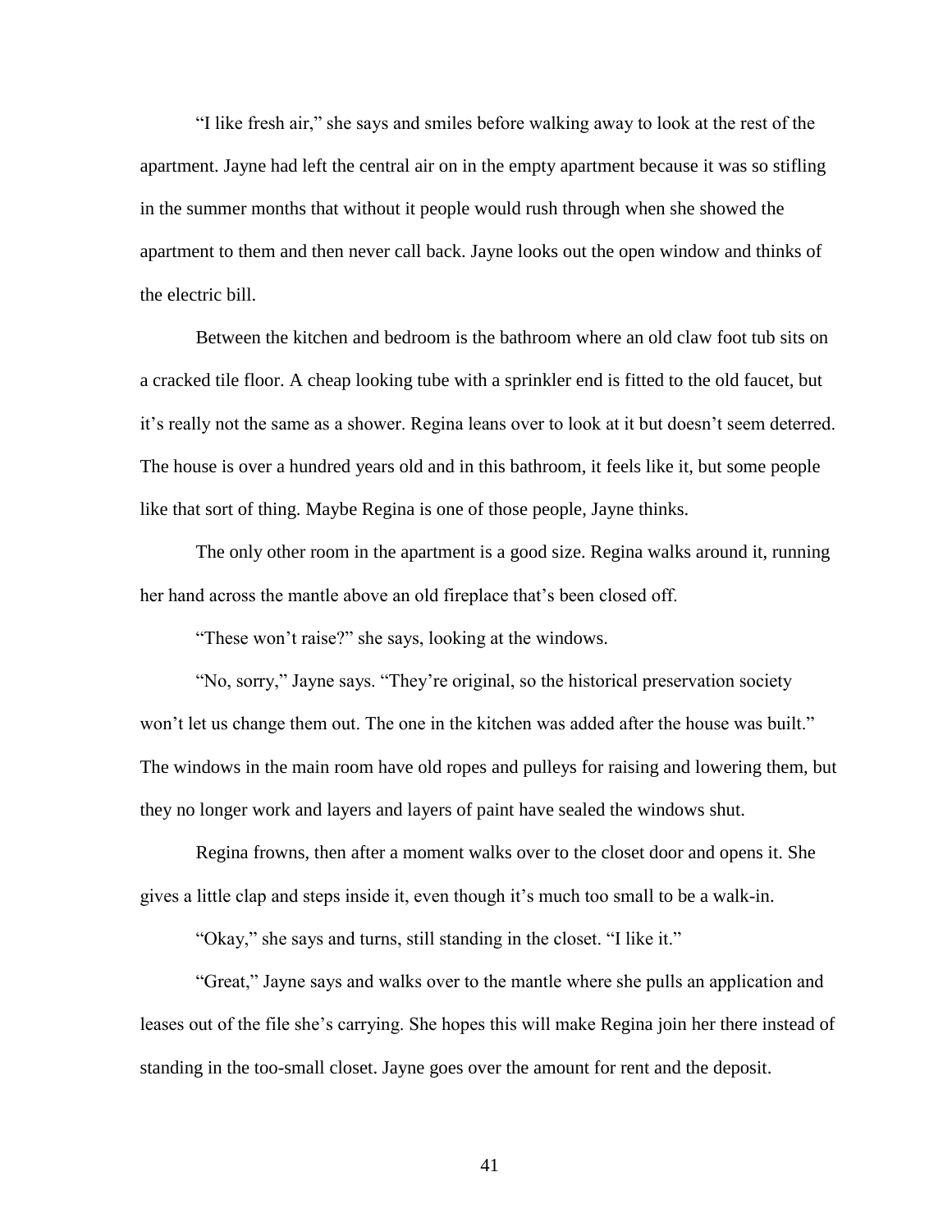"I like fresh air," she says and smiles before walking away to look at the rest of the apartment. Jayne had left the central air on in the empty apartment because it was so stifling in the summer months that without it people would rush through when she showed the apartment to them and then never call back. Jayne looks out the open window and thinks of the electric bill.

Between the kitchen and bedroom is the bathroom where an old claw foot tub sits on a cracked tile floor. A cheap looking tube with a sprinkler end is fitted to the old faucet, but it's really not the same as a shower. Regina leans over to look at it but doesn't seem deterred. The house is over a hundred years old and in this bathroom, it feels like it, but some people like that sort of thing. Maybe Regina is one of those people, Jayne thinks.

The only other room in the apartment is a good size. Regina walks around it, running her hand across the mantle above an old fireplace that's been closed off.

"These won't raise?" she says, looking at the windows.

"No, sorry," Jayne says. "They're original, so the historical preservation society won't let us change them out. The one in the kitchen was added after the house was built." The windows in the main room have old ropes and pulleys for raising and lowering them, but they no longer work and layers and layers of paint have sealed the windows shut.

Regina frowns, then after a moment walks over to the closet door and opens it. She gives a little clap and steps inside it, even though it's much too small to be a walk-in.

"Okay," she says and turns, still standing in the closet. "I like it."

"Great," Jayne says and walks over to the mantle where she pulls an application and leases out of the file she's carrying. She hopes this will make Regina join her there instead of standing in the too-small closet. Jayne goes over the amount for rent and the deposit.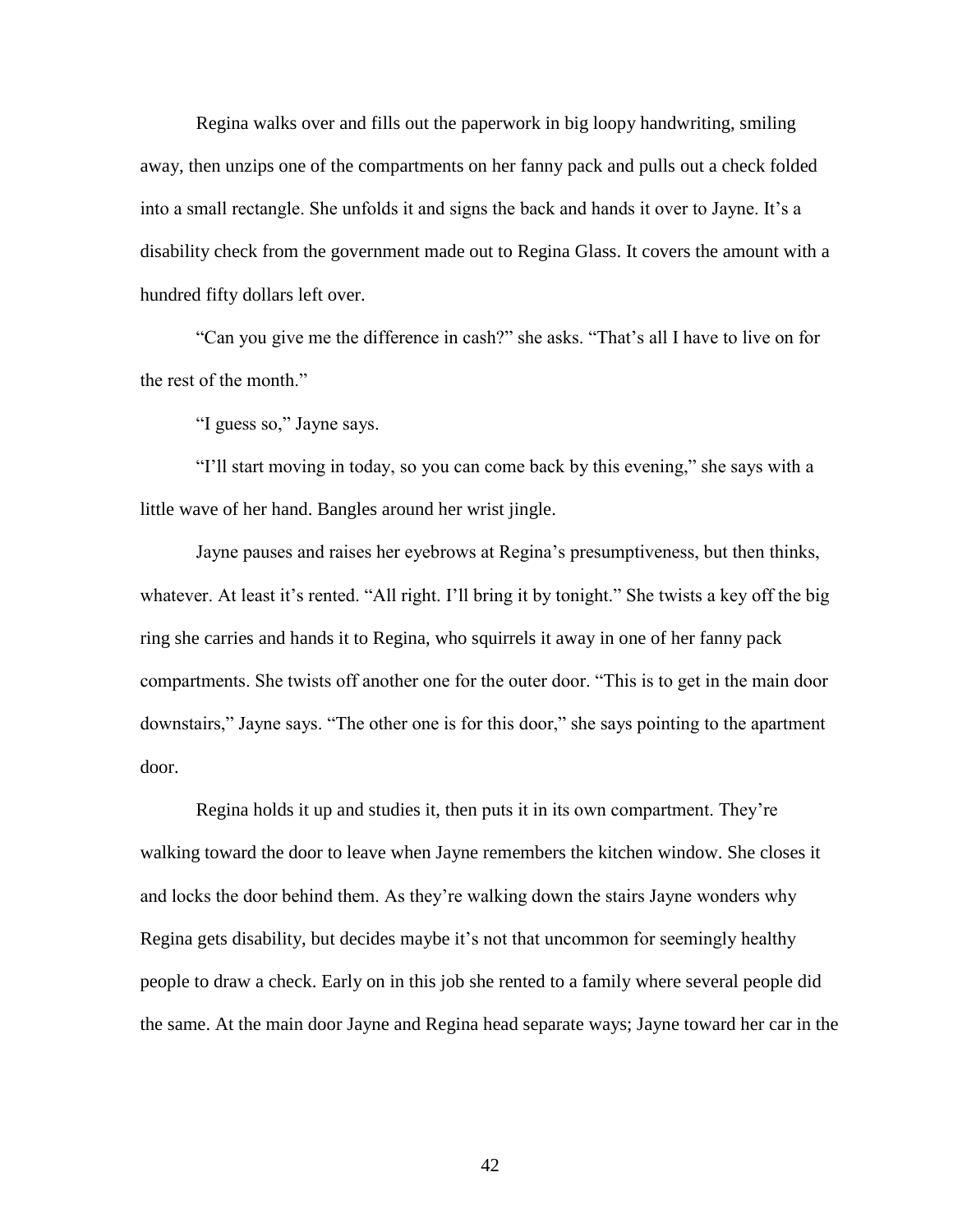Regina walks over and fills out the paperwork in big loopy handwriting, smiling away, then unzips one of the compartments on her fanny pack and pulls out a check folded into a small rectangle. She unfolds it and signs the back and hands it over to Jayne. It's a disability check from the government made out to Regina Glass. It covers the amount with a hundred fifty dollars left over.

"Can you give me the difference in cash?" she asks. "That's all I have to live on for the rest of the month."

"I guess so," Jayne says.

"I'll start moving in today, so you can come back by this evening," she says with a little wave of her hand. Bangles around her wrist jingle.

Jayne pauses and raises her eyebrows at Regina's presumptiveness, but then thinks, whatever. At least it's rented. "All right. I'll bring it by tonight." She twists a key off the big ring she carries and hands it to Regina, who squirrels it away in one of her fanny pack compartments. She twists off another one for the outer door. "This is to get in the main door downstairs," Jayne says. "The other one is for this door," she says pointing to the apartment door.

Regina holds it up and studies it, then puts it in its own compartment. They're walking toward the door to leave when Jayne remembers the kitchen window. She closes it and locks the door behind them. As they're walking down the stairs Jayne wonders why Regina gets disability, but decides maybe it's not that uncommon for seemingly healthy people to draw a check. Early on in this job she rented to a family where several people did the same. At the main door Jayne and Regina head separate ways; Jayne toward her car in the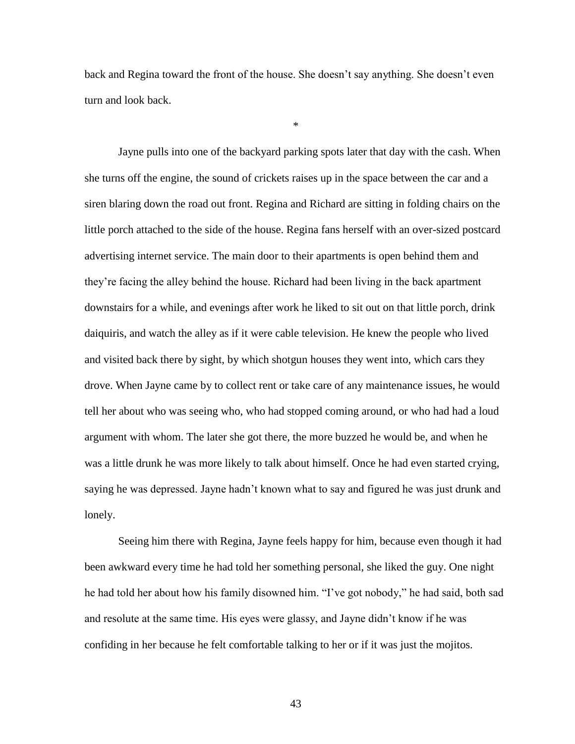back and Regina toward the front of the house. She doesn't say anything. She doesn't even turn and look back.

*

Jayne pulls into one of the backyard parking spots later that day with the cash. When she turns off the engine, the sound of crickets raises up in the space between the car and a siren blaring down the road out front. Regina and Richard are sitting in folding chairs on the little porch attached to the side of the house. Regina fans herself with an over-sized postcard advertising internet service. The main door to their apartments is open behind them and they're facing the alley behind the house. Richard had been living in the back apartment downstairs for a while, and evenings after work he liked to sit out on that little porch, drink daiquiris, and watch the alley as if it were cable television. He knew the people who lived and visited back there by sight, by which shotgun houses they went into, which cars they drove. When Jayne came by to collect rent or take care of any maintenance issues, he would tell her about who was seeing who, who had stopped coming around, or who had had a loud argument with whom. The later she got there, the more buzzed he would be, and when he was a little drunk he was more likely to talk about himself. Once he had even started crying, saying he was depressed. Jayne hadn't known what to say and figured he was just drunk and lonely.

Seeing him there with Regina, Jayne feels happy for him, because even though it had been awkward every time he had told her something personal, she liked the guy. One night he had told her about how his family disowned him. "I've got nobody," he had said, both sad and resolute at the same time. His eyes were glassy, and Jayne didn't know if he was confiding in her because he felt comfortable talking to her or if it was just the mojitos.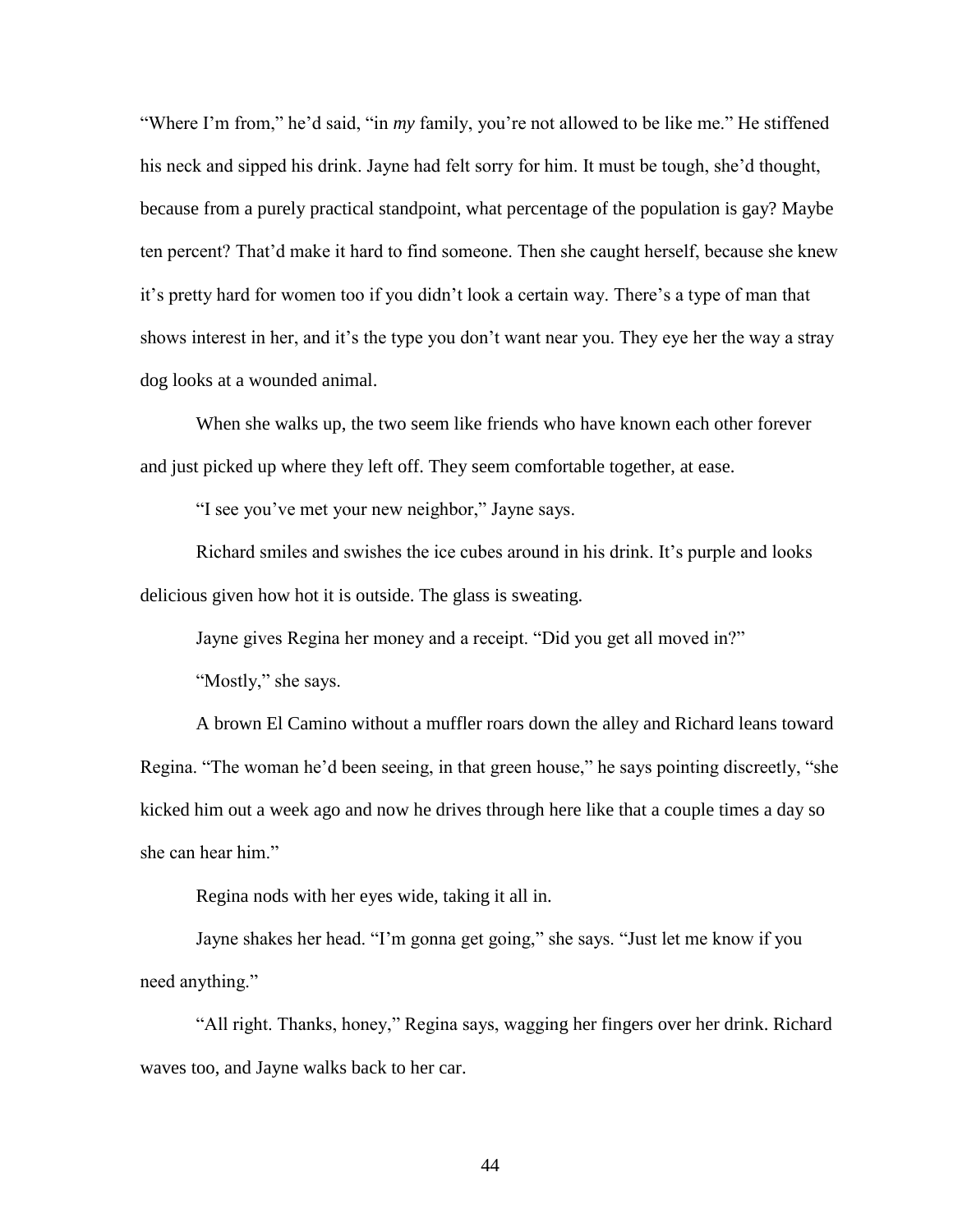"Where I'm from," he'd said, "in *my* family, you're not allowed to be like me." He stiffened his neck and sipped his drink. Jayne had felt sorry for him. It must be tough, she'd thought, because from a purely practical standpoint, what percentage of the population is gay? Maybe ten percent? That'd make it hard to find someone. Then she caught herself, because she knew it's pretty hard for women too if you didn't look a certain way. There's a type of man that shows interest in her, and it's the type you don't want near you. They eye her the way a stray dog looks at a wounded animal.

When she walks up, the two seem like friends who have known each other forever and just picked up where they left off. They seem comfortable together, at ease.

"I see you've met your new neighbor," Jayne says.

Richard smiles and swishes the ice cubes around in his drink. It's purple and looks delicious given how hot it is outside. The glass is sweating.

Jayne gives Regina her money and a receipt. "Did you get all moved in?"

"Mostly," she says.

A brown El Camino without a muffler roars down the alley and Richard leans toward Regina. "The woman he'd been seeing, in that green house," he says pointing discreetly, "she kicked him out a week ago and now he drives through here like that a couple times a day so she can hear him."

Regina nods with her eyes wide, taking it all in.

Jayne shakes her head. "I'm gonna get going," she says. "Just let me know if you need anything."

"All right. Thanks, honey," Regina says, wagging her fingers over her drink. Richard waves too, and Jayne walks back to her car.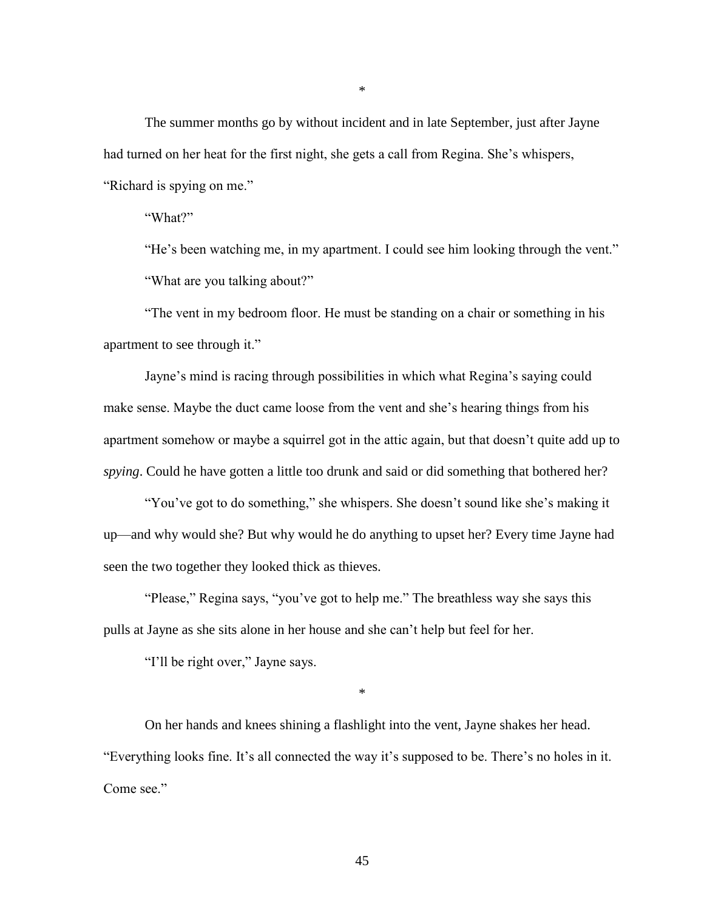*

The summer months go by without incident and in late September, just after Jayne had turned on her heat for the first night, she gets a call from Regina. She's whispers, "Richard is spying on me."

"What?"

"He's been watching me, in my apartment. I could see him looking through the vent."

"What are you talking about?"

"The vent in my bedroom floor. He must be standing on a chair or something in his apartment to see through it."

Jayne's mind is racing through possibilities in which what Regina's saying could make sense. Maybe the duct came loose from the vent and she's hearing things from his apartment somehow or maybe a squirrel got in the attic again, but that doesn't quite add up to *spying*. Could he have gotten a little too drunk and said or did something that bothered her?

"You've got to do something," she whispers. She doesn't sound like she's making it up—and why would she? But why would he do anything to upset her? Every time Jayne had seen the two together they looked thick as thieves.

"Please," Regina says, "you've got to help me." The breathless way she says this pulls at Jayne as she sits alone in her house and she can't help but feel for her.

"I'll be right over," Jayne says.

*

On her hands and knees shining a flashlight into the vent, Jayne shakes her head. "Everything looks fine. It's all connected the way it's supposed to be. There's no holes in it. Come see."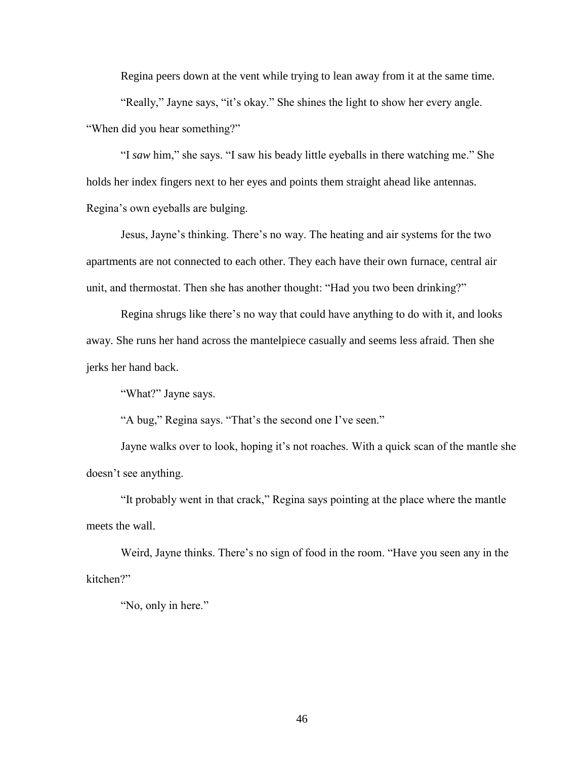Regina peers down at the vent while trying to lean away from it at the same time.

"Really," Jayne says, "it's okay." She shines the light to show her every angle. "When did you hear something?"

"I *saw* him," she says. "I saw his beady little eyeballs in there watching me." She holds her index fingers next to her eyes and points them straight ahead like antennas. Regina's own eyeballs are bulging.

Jesus, Jayne's thinking. There's no way. The heating and air systems for the two apartments are not connected to each other. They each have their own furnace, central air unit, and thermostat. Then she has another thought: "Had you two been drinking?"

Regina shrugs like there's no way that could have anything to do with it, and looks away. She runs her hand across the mantelpiece casually and seems less afraid. Then she jerks her hand back.

"What?" Jayne says.

"A bug," Regina says. "That's the second one I've seen."

Jayne walks over to look, hoping it's not roaches. With a quick scan of the mantle she doesn't see anything.

"It probably went in that crack," Regina says pointing at the place where the mantle meets the wall.

Weird, Jayne thinks. There's no sign of food in the room. "Have you seen any in the kitchen?"

"No, only in here."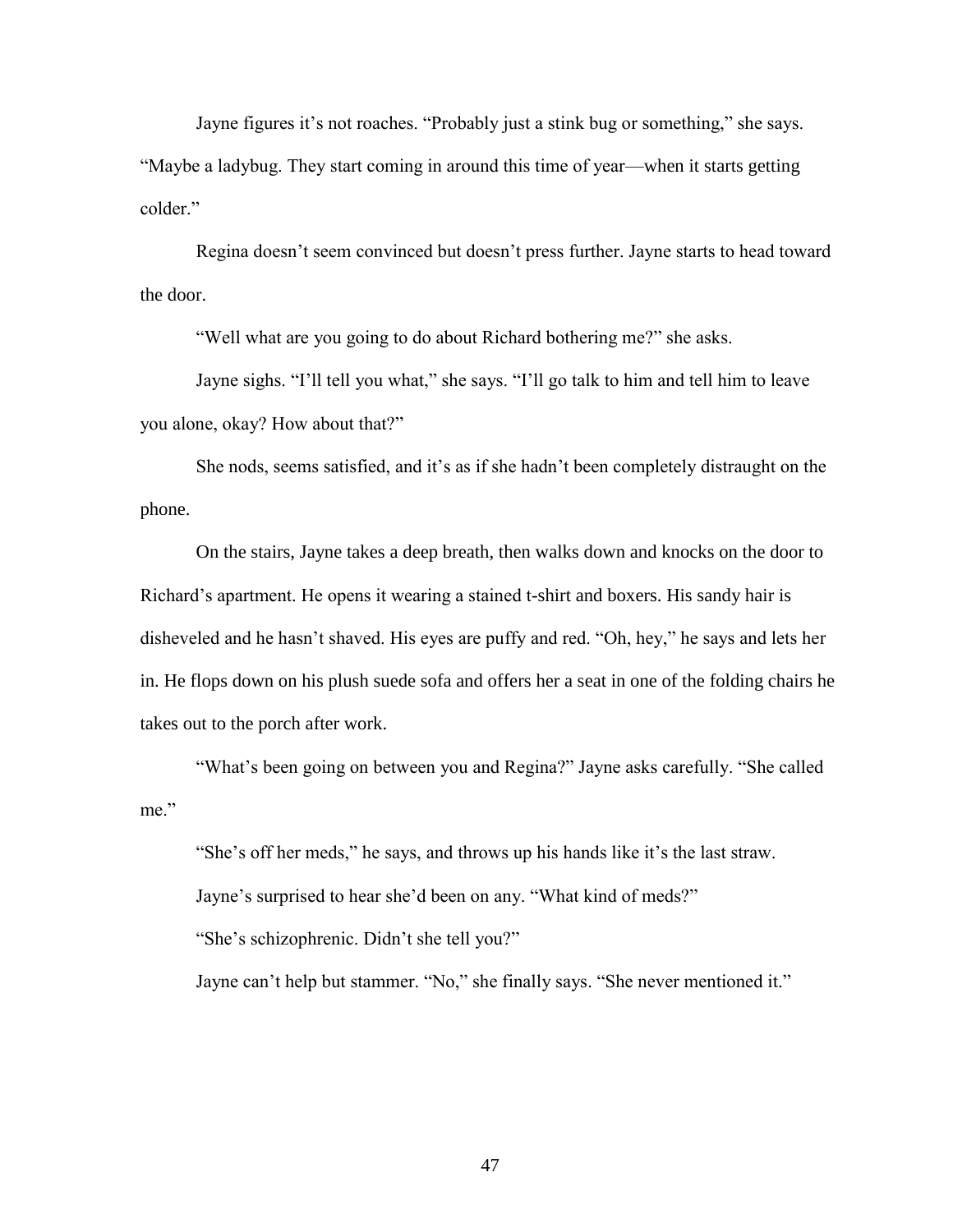Jayne figures it's not roaches. "Probably just a stink bug or something," she says. "Maybe a ladybug. They start coming in around this time of year—when it starts getting colder."

Regina doesn't seem convinced but doesn't press further. Jayne starts to head toward the door.

"Well what are you going to do about Richard bothering me?" she asks.

Jayne sighs. "I'll tell you what," she says. "I'll go talk to him and tell him to leave you alone, okay? How about that?"

She nods, seems satisfied, and it's as if she hadn't been completely distraught on the phone.

On the stairs, Jayne takes a deep breath, then walks down and knocks on the door to Richard's apartment. He opens it wearing a stained t-shirt and boxers. His sandy hair is disheveled and he hasn't shaved. His eyes are puffy and red. "Oh, hey," he says and lets her in. He flops down on his plush suede sofa and offers her a seat in one of the folding chairs he takes out to the porch after work.

"What's been going on between you and Regina?" Jayne asks carefully. "She called me."

"She's off her meds," he says, and throws up his hands like it's the last straw.

Jayne's surprised to hear she'd been on any. "What kind of meds?"

"She's schizophrenic. Didn't she tell you?"

Jayne can't help but stammer. "No," she finally says. "She never mentioned it."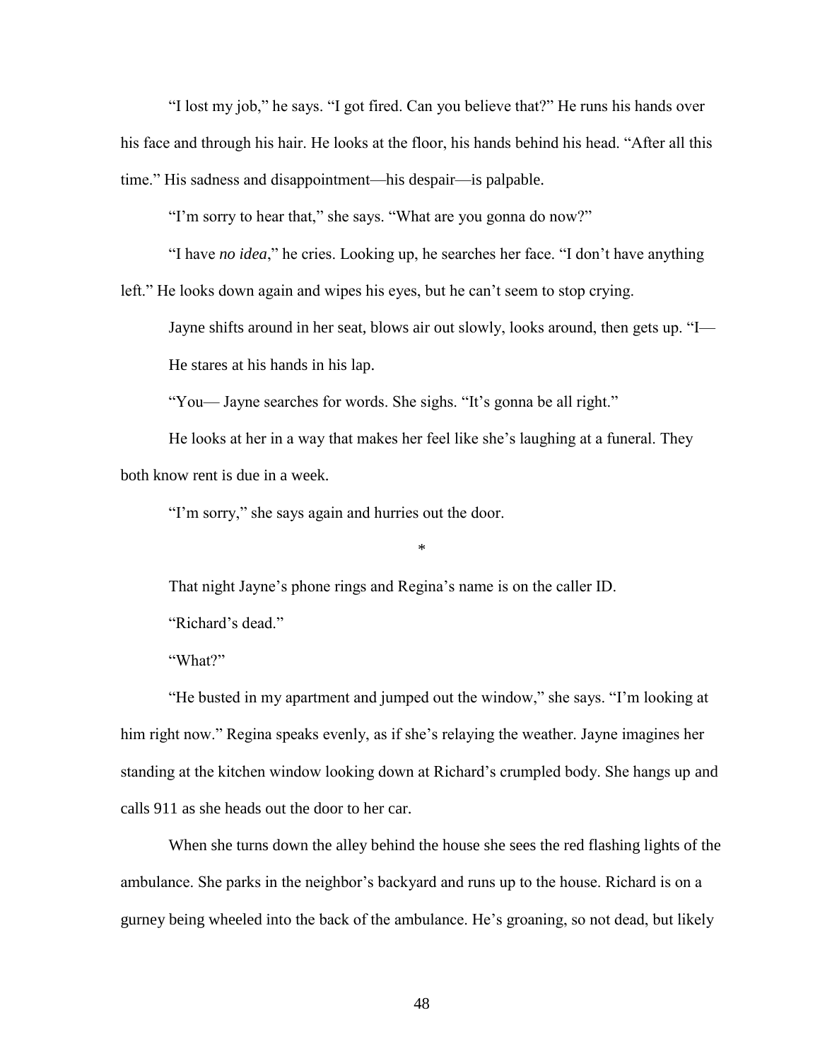"I lost my job," he says. "I got fired. Can you believe that?" He runs his hands over his face and through his hair. He looks at the floor, his hands behind his head. "After all this time." His sadness and disappointment—his despair—is palpable.

"I'm sorry to hear that," she says. "What are you gonna do now?"

"I have *no idea*," he cries. Looking up, he searches her face. "I don't have anything left." He looks down again and wipes his eyes, but he can't seem to stop crying.

Jayne shifts around in her seat, blows air out slowly, looks around, then gets up. "I—

He stares at his hands in his lap.

"You— Jayne searches for words. She sighs. "It's gonna be all right."

He looks at her in a way that makes her feel like she's laughing at a funeral. They both know rent is due in a week.

"I'm sorry," she says again and hurries out the door.

*

That night Jayne's phone rings and Regina's name is on the caller ID.

"Richard's dead."

"What?"

"He busted in my apartment and jumped out the window," she says. "I'm looking at him right now." Regina speaks evenly, as if she's relaying the weather. Jayne imagines her standing at the kitchen window looking down at Richard's crumpled body. She hangs up and calls 911 as she heads out the door to her car.

When she turns down the alley behind the house she sees the red flashing lights of the ambulance. She parks in the neighbor's backyard and runs up to the house. Richard is on a gurney being wheeled into the back of the ambulance. He's groaning, so not dead, but likely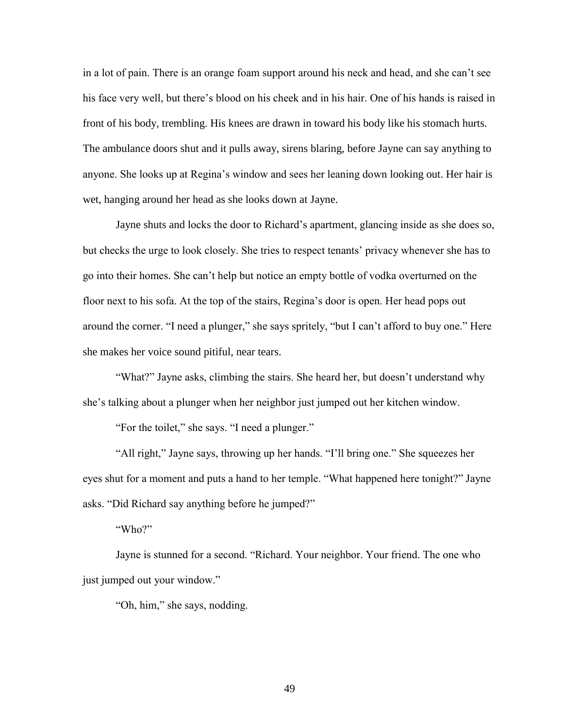in a lot of pain. There is an orange foam support around his neck and head, and she can't see his face very well, but there's blood on his cheek and in his hair. One of his hands is raised in front of his body, trembling. His knees are drawn in toward his body like his stomach hurts. The ambulance doors shut and it pulls away, sirens blaring, before Jayne can say anything to anyone. She looks up at Regina's window and sees her leaning down looking out. Her hair is wet, hanging around her head as she looks down at Jayne.

Jayne shuts and locks the door to Richard's apartment, glancing inside as she does so, but checks the urge to look closely. She tries to respect tenants' privacy whenever she has to go into their homes. She can't help but notice an empty bottle of vodka overturned on the floor next to his sofa. At the top of the stairs, Regina's door is open. Her head pops out around the corner. "I need a plunger," she says spritely, "but I can't afford to buy one." Here she makes her voice sound pitiful, near tears.

"What?" Jayne asks, climbing the stairs. She heard her, but doesn't understand why she's talking about a plunger when her neighbor just jumped out her kitchen window.

"For the toilet," she says. "I need a plunger."

"All right," Jayne says, throwing up her hands. "I'll bring one." She squeezes her eyes shut for a moment and puts a hand to her temple. "What happened here tonight?" Jayne asks. "Did Richard say anything before he jumped?"

"Who?"

Jayne is stunned for a second. "Richard. Your neighbor. Your friend. The one who just jumped out your window."

"Oh, him," she says, nodding.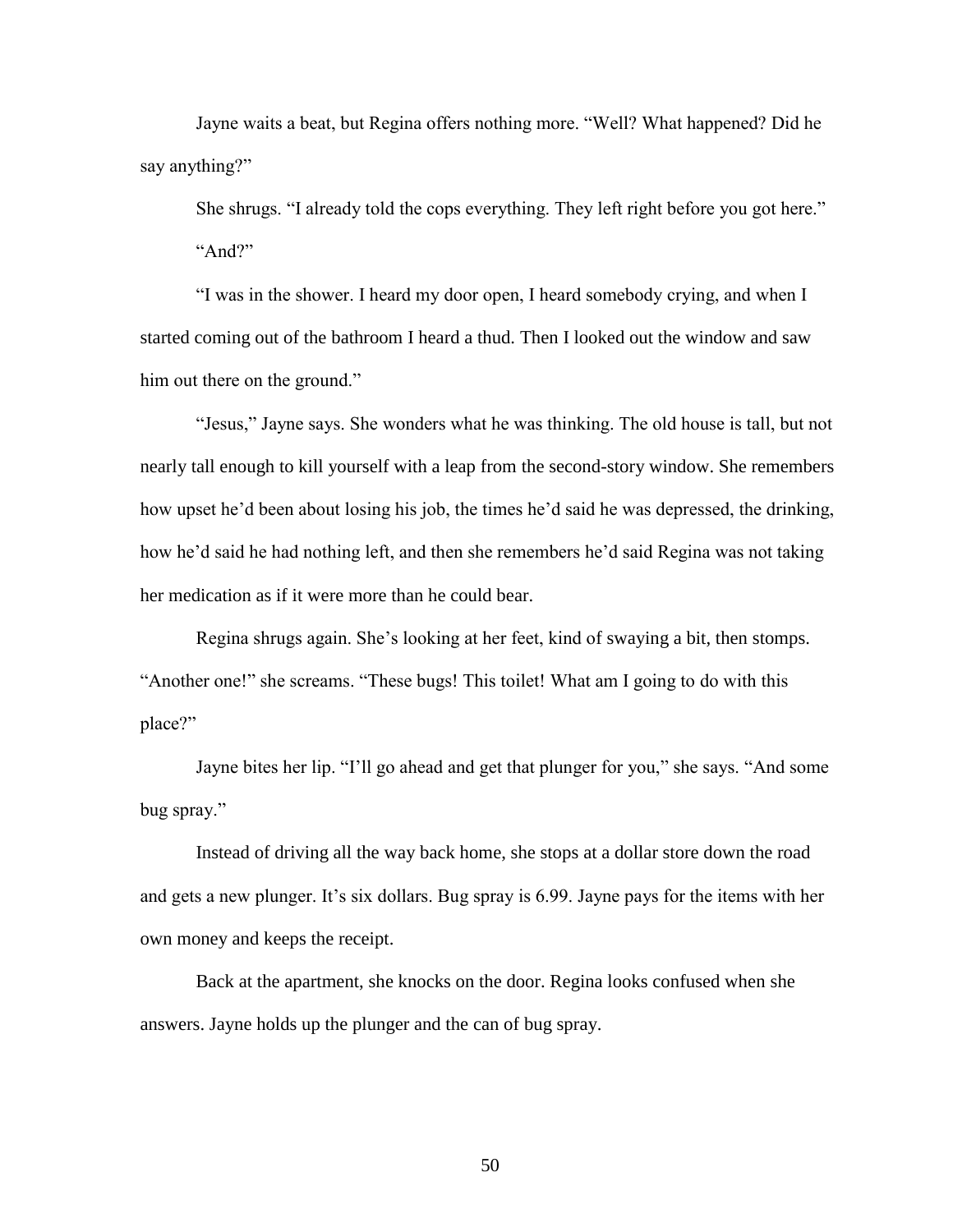Jayne waits a beat, but Regina offers nothing more. "Well? What happened? Did he say anything?"

She shrugs. "I already told the cops everything. They left right before you got here."

"And?"

"I was in the shower. I heard my door open, I heard somebody crying, and when I started coming out of the bathroom I heard a thud. Then I looked out the window and saw him out there on the ground."

"Jesus," Jayne says. She wonders what he was thinking. The old house is tall, but not nearly tall enough to kill yourself with a leap from the second-story window. She remembers how upset he'd been about losing his job, the times he'd said he was depressed, the drinking, how he'd said he had nothing left, and then she remembers he'd said Regina was not taking her medication as if it were more than he could bear.

Regina shrugs again. She's looking at her feet, kind of swaying a bit, then stomps. "Another one!" she screams. "These bugs! This toilet! What am I going to do with this place?"

Jayne bites her lip. "I'll go ahead and get that plunger for you," she says. "And some bug spray."

Instead of driving all the way back home, she stops at a dollar store down the road and gets a new plunger. It's six dollars. Bug spray is 6.99. Jayne pays for the items with her own money and keeps the receipt.

Back at the apartment, she knocks on the door. Regina looks confused when she answers. Jayne holds up the plunger and the can of bug spray.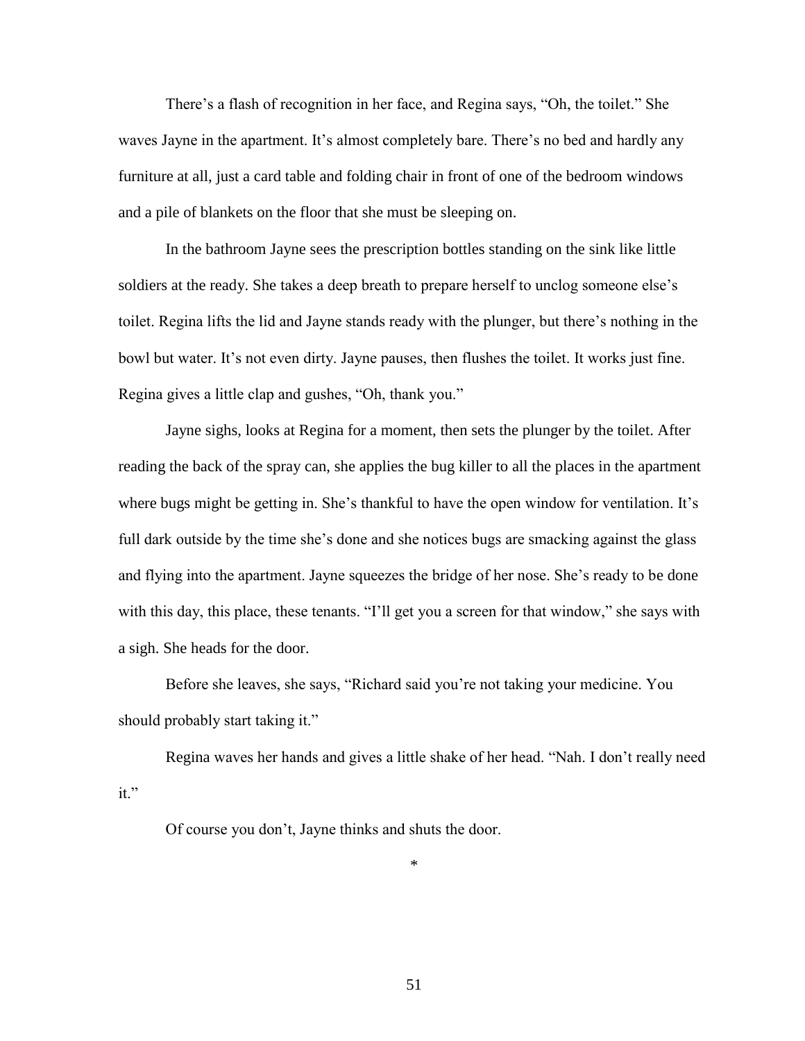There's a flash of recognition in her face, and Regina says, "Oh, the toilet." She waves Jayne in the apartment. It's almost completely bare. There's no bed and hardly any furniture at all, just a card table and folding chair in front of one of the bedroom windows and a pile of blankets on the floor that she must be sleeping on.

In the bathroom Jayne sees the prescription bottles standing on the sink like little soldiers at the ready. She takes a deep breath to prepare herself to unclog someone else's toilet. Regina lifts the lid and Jayne stands ready with the plunger, but there's nothing in the bowl but water. It's not even dirty. Jayne pauses, then flushes the toilet. It works just fine. Regina gives a little clap and gushes, "Oh, thank you."

Jayne sighs, looks at Regina for a moment, then sets the plunger by the toilet. After reading the back of the spray can, she applies the bug killer to all the places in the apartment where bugs might be getting in. She's thankful to have the open window for ventilation. It's full dark outside by the time she's done and she notices bugs are smacking against the glass and flying into the apartment. Jayne squeezes the bridge of her nose. She's ready to be done with this day, this place, these tenants. "I'll get you a screen for that window," she says with a sigh. She heads for the door.

Before she leaves, she says, "Richard said you're not taking your medicine. You should probably start taking it."

Regina waves her hands and gives a little shake of her head. "Nah. I don't really need it."

Of course you don't, Jayne thinks and shuts the door.

*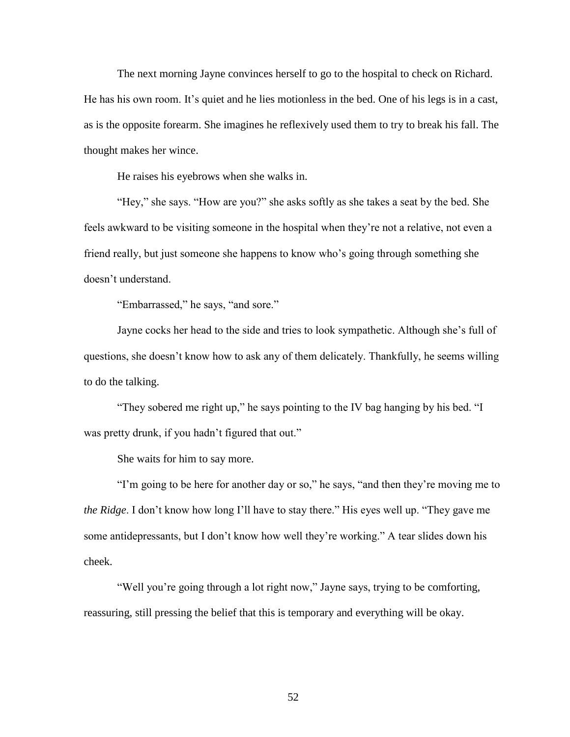The next morning Jayne convinces herself to go to the hospital to check on Richard. He has his own room. It's quiet and he lies motionless in the bed. One of his legs is in a cast, as is the opposite forearm. She imagines he reflexively used them to try to break his fall. The thought makes her wince.

He raises his eyebrows when she walks in.

"Hey," she says. "How are you?" she asks softly as she takes a seat by the bed. She feels awkward to be visiting someone in the hospital when they're not a relative, not even a friend really, but just someone she happens to know who's going through something she doesn't understand.

"Embarrassed," he says, "and sore."

Jayne cocks her head to the side and tries to look sympathetic. Although she's full of questions, she doesn't know how to ask any of them delicately. Thankfully, he seems willing to do the talking.

"They sobered me right up," he says pointing to the IV bag hanging by his bed. "I was pretty drunk, if you hadn't figured that out."

She waits for him to say more.

"I'm going to be here for another day or so," he says, "and then they're moving me to *the Ridge*. I don't know how long I'll have to stay there." His eyes well up. "They gave me some antidepressants, but I don't know how well they're working." A tear slides down his cheek.

"Well you're going through a lot right now," Jayne says, trying to be comforting, reassuring, still pressing the belief that this is temporary and everything will be okay.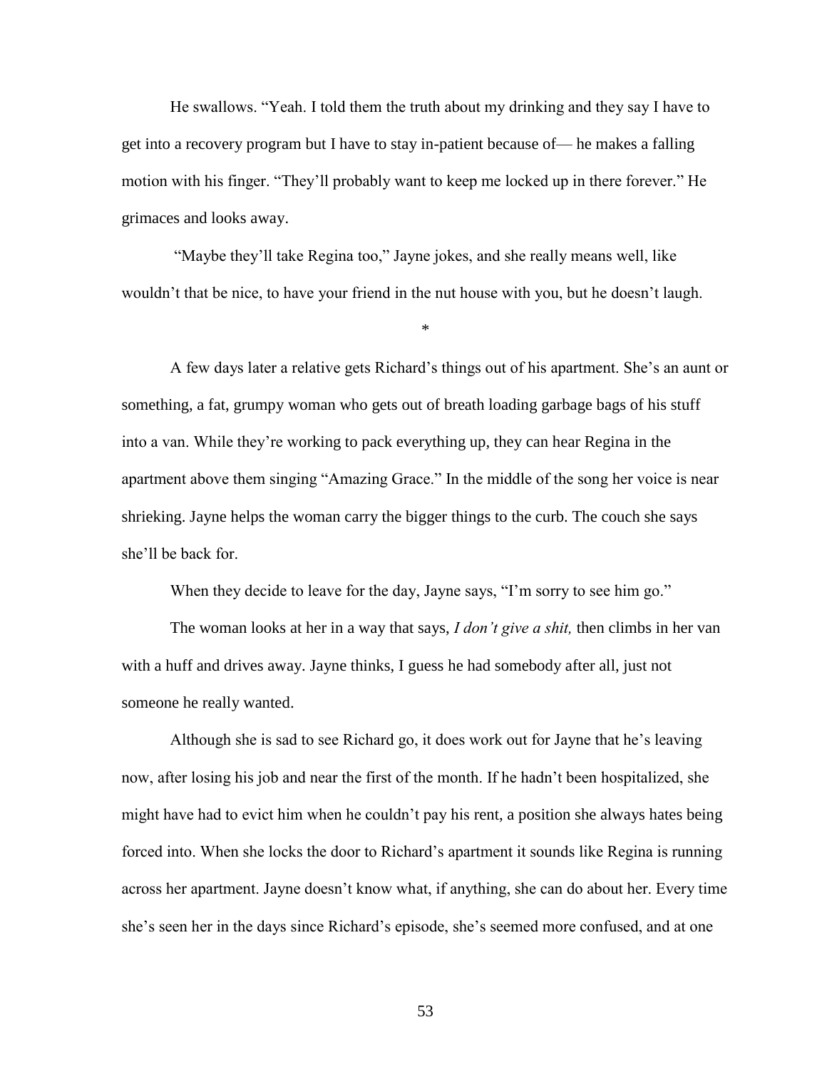He swallows. "Yeah. I told them the truth about my drinking and they say I have to get into a recovery program but I have to stay in-patient because of— he makes a falling motion with his finger. "They'll probably want to keep me locked up in there forever." He grimaces and looks away.

"Maybe they'll take Regina too," Jayne jokes, and she really means well, like wouldn't that be nice, to have your friend in the nut house with you, but he doesn't laugh.

*

A few days later a relative gets Richard's things out of his apartment. She's an aunt or something, a fat, grumpy woman who gets out of breath loading garbage bags of his stuff into a van. While they're working to pack everything up, they can hear Regina in the apartment above them singing "Amazing Grace." In the middle of the song her voice is near shrieking. Jayne helps the woman carry the bigger things to the curb. The couch she says she'll be back for.

When they decide to leave for the day, Jayne says, "I'm sorry to see him go."

The woman looks at her in a way that says, *I don't give a shit,* then climbs in her van with a huff and drives away. Jayne thinks, I guess he had somebody after all, just not someone he really wanted.

Although she is sad to see Richard go, it does work out for Jayne that he's leaving now, after losing his job and near the first of the month. If he hadn't been hospitalized, she might have had to evict him when he couldn't pay his rent, a position she always hates being forced into. When she locks the door to Richard's apartment it sounds like Regina is running across her apartment. Jayne doesn't know what, if anything, she can do about her. Every time she's seen her in the days since Richard's episode, she's seemed more confused, and at one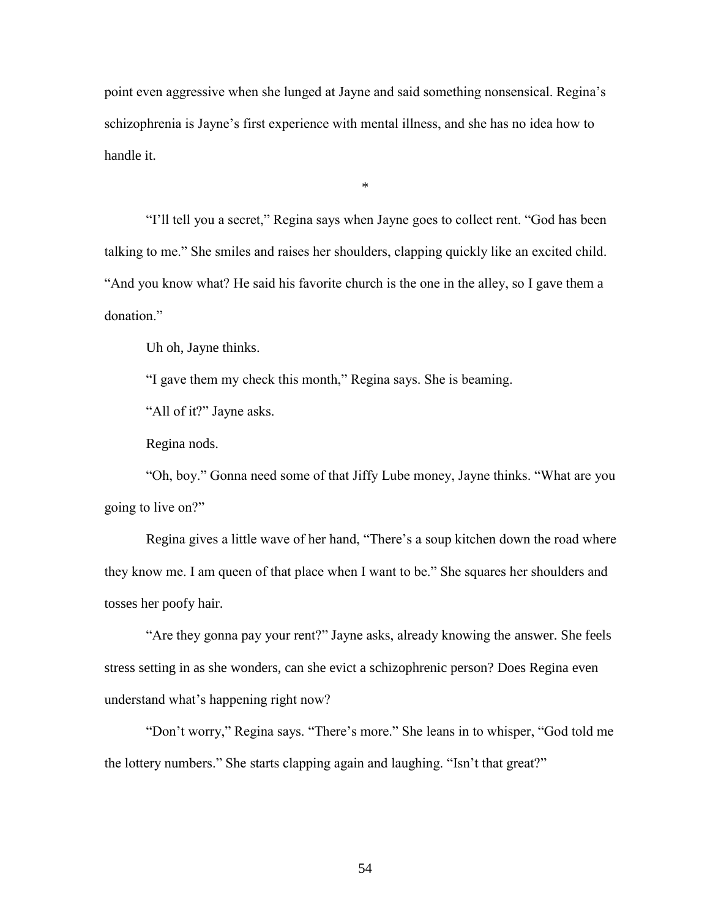point even aggressive when she lunged at Jayne and said something nonsensical. Regina's schizophrenia is Jayne's first experience with mental illness, and she has no idea how to handle it.

*

"I'll tell you a secret," Regina says when Jayne goes to collect rent. "God has been talking to me." She smiles and raises her shoulders, clapping quickly like an excited child. "And you know what? He said his favorite church is the one in the alley, so I gave them a donation."

Uh oh, Jayne thinks.

"I gave them my check this month," Regina says. She is beaming.

"All of it?" Jayne asks.

Regina nods.

"Oh, boy." Gonna need some of that Jiffy Lube money, Jayne thinks. "What are you going to live on?"

Regina gives a little wave of her hand, "There's a soup kitchen down the road where they know me. I am queen of that place when I want to be." She squares her shoulders and tosses her poofy hair.

"Are they gonna pay your rent?" Jayne asks, already knowing the answer. She feels stress setting in as she wonders, can she evict a schizophrenic person? Does Regina even understand what's happening right now?

"Don't worry," Regina says. "There's more." She leans in to whisper, "God told me the lottery numbers." She starts clapping again and laughing. "Isn't that great?"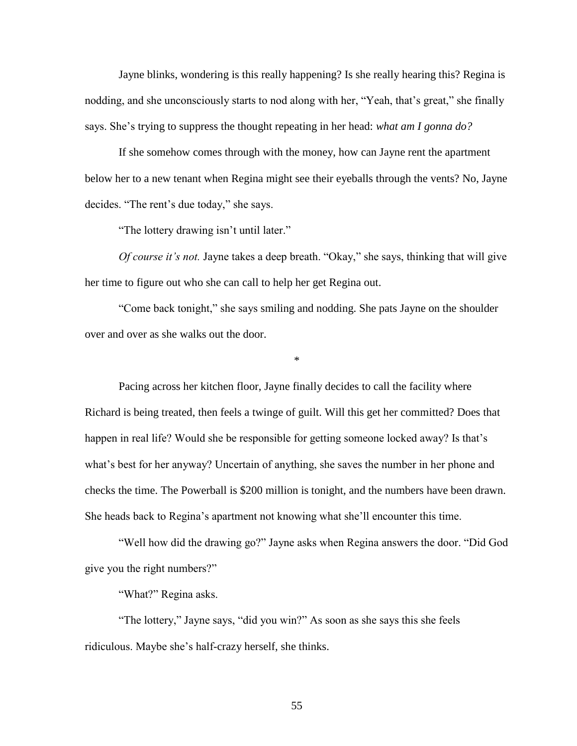Jayne blinks, wondering is this really happening? Is she really hearing this? Regina is nodding, and she unconsciously starts to nod along with her, "Yeah, that's great," she finally says. She's trying to suppress the thought repeating in her head: *what am I gonna do?*

If she somehow comes through with the money, how can Jayne rent the apartment below her to a new tenant when Regina might see their eyeballs through the vents? No, Jayne decides. "The rent's due today," she says.

"The lottery drawing isn't until later."

*Of course it's not.* Jayne takes a deep breath. "Okay," she says, thinking that will give her time to figure out who she can call to help her get Regina out.

"Come back tonight," she says smiling and nodding. She pats Jayne on the shoulder over and over as she walks out the door.

*

Pacing across her kitchen floor, Jayne finally decides to call the facility where Richard is being treated, then feels a twinge of guilt. Will this get her committed? Does that happen in real life? Would she be responsible for getting someone locked away? Is that's what's best for her anyway? Uncertain of anything, she saves the number in her phone and checks the time. The Powerball is $200 million is tonight, and the numbers have been drawn. She heads back to Regina's apartment not knowing what she'll encounter this time.

"Well how did the drawing go?" Jayne asks when Regina answers the door. "Did God give you the right numbers?"

"What?" Regina asks.

"The lottery," Jayne says, "did you win?" As soon as she says this she feels ridiculous. Maybe she's half-crazy herself, she thinks.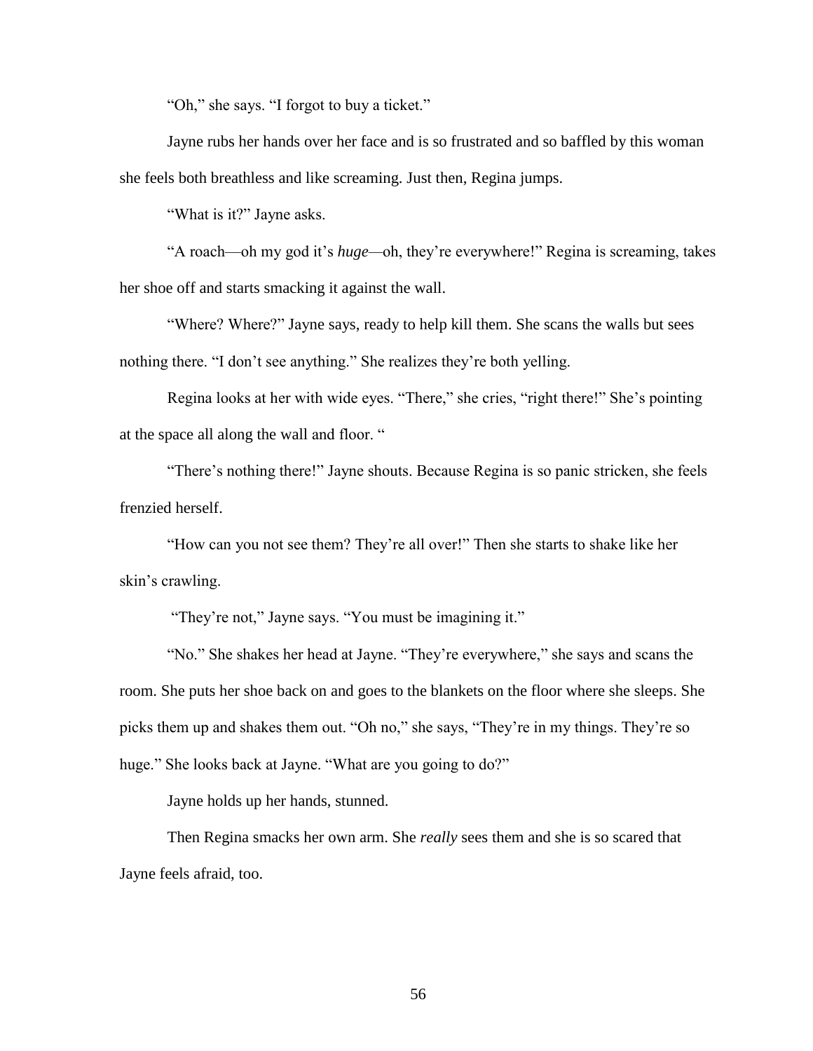"Oh," she says. "I forgot to buy a ticket."

Jayne rubs her hands over her face and is so frustrated and so baffled by this woman she feels both breathless and like screaming. Just then, Regina jumps.

"What is it?" Jayne asks.

"A roach—oh my god it's *huge*—oh, they're everywhere!" Regina is screaming, takes her shoe off and starts smacking it against the wall.

"Where? Where?" Jayne says, ready to help kill them. She scans the walls but sees nothing there. "I don't see anything." She realizes they're both yelling.

Regina looks at her with wide eyes. "There," she cries, "right there!" She's pointing at the space all along the wall and floor. "

"There's nothing there!" Jayne shouts. Because Regina is so panic stricken, she feels frenzied herself.

"How can you not see them? They're all over!" Then she starts to shake like her skin's crawling.

"They're not," Jayne says. "You must be imagining it."

"No." She shakes her head at Jayne. "They're everywhere," she says and scans the room. She puts her shoe back on and goes to the blankets on the floor where she sleeps. She picks them up and shakes them out. "Oh no," she says, "They're in my things. They're so huge." She looks back at Jayne. "What are you going to do?"

Jayne holds up her hands, stunned.

Then Regina smacks her own arm. She *really* sees them and she is so scared that Jayne feels afraid, too.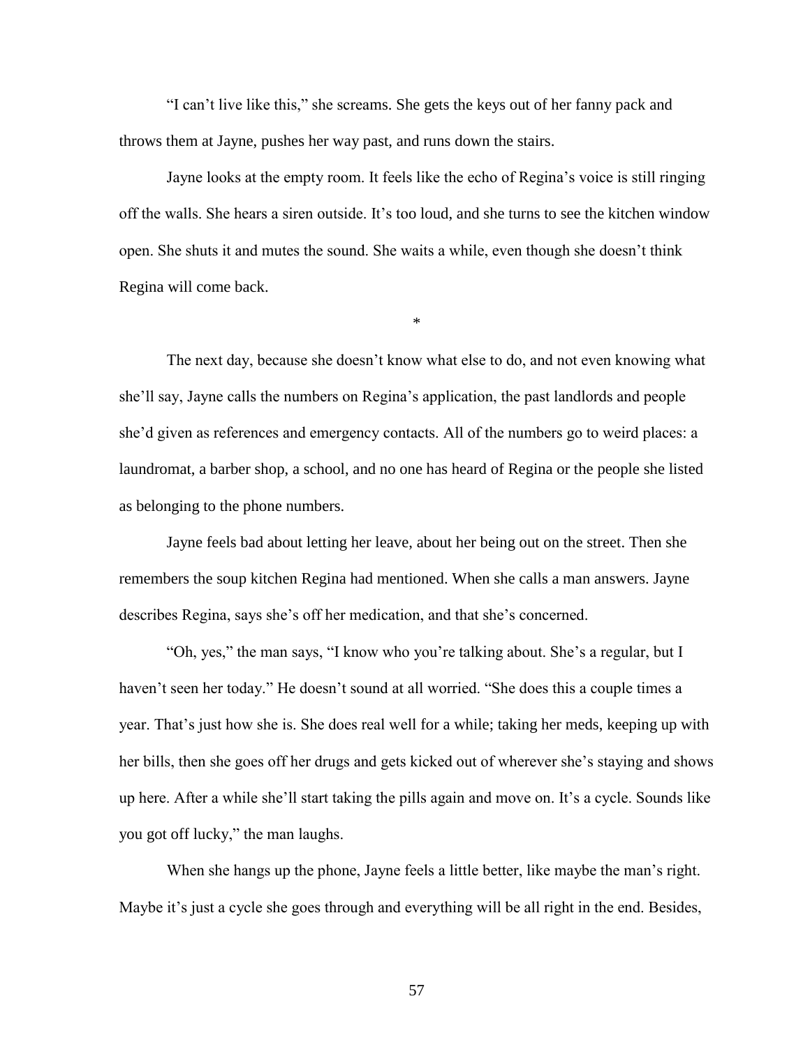"I can't live like this," she screams. She gets the keys out of her fanny pack and throws them at Jayne, pushes her way past, and runs down the stairs.

Jayne looks at the empty room. It feels like the echo of Regina's voice is still ringing off the walls. She hears a siren outside. It's too loud, and she turns to see the kitchen window open. She shuts it and mutes the sound. She waits a while, even though she doesn't think Regina will come back.

*

The next day, because she doesn't know what else to do, and not even knowing what she'll say, Jayne calls the numbers on Regina's application, the past landlords and people she'd given as references and emergency contacts. All of the numbers go to weird places: a laundromat, a barber shop, a school, and no one has heard of Regina or the people she listed as belonging to the phone numbers.

Jayne feels bad about letting her leave, about her being out on the street. Then she remembers the soup kitchen Regina had mentioned. When she calls a man answers. Jayne describes Regina, says she's off her medication, and that she's concerned.

"Oh, yes," the man says, "I know who you're talking about. She's a regular, but I haven't seen her today." He doesn't sound at all worried. "She does this a couple times a year. That's just how she is. She does real well for a while; taking her meds, keeping up with her bills, then she goes off her drugs and gets kicked out of wherever she's staying and shows up here. After a while she'll start taking the pills again and move on. It's a cycle. Sounds like you got off lucky," the man laughs.

When she hangs up the phone, Jayne feels a little better, like maybe the man's right. Maybe it's just a cycle she goes through and everything will be all right in the end. Besides,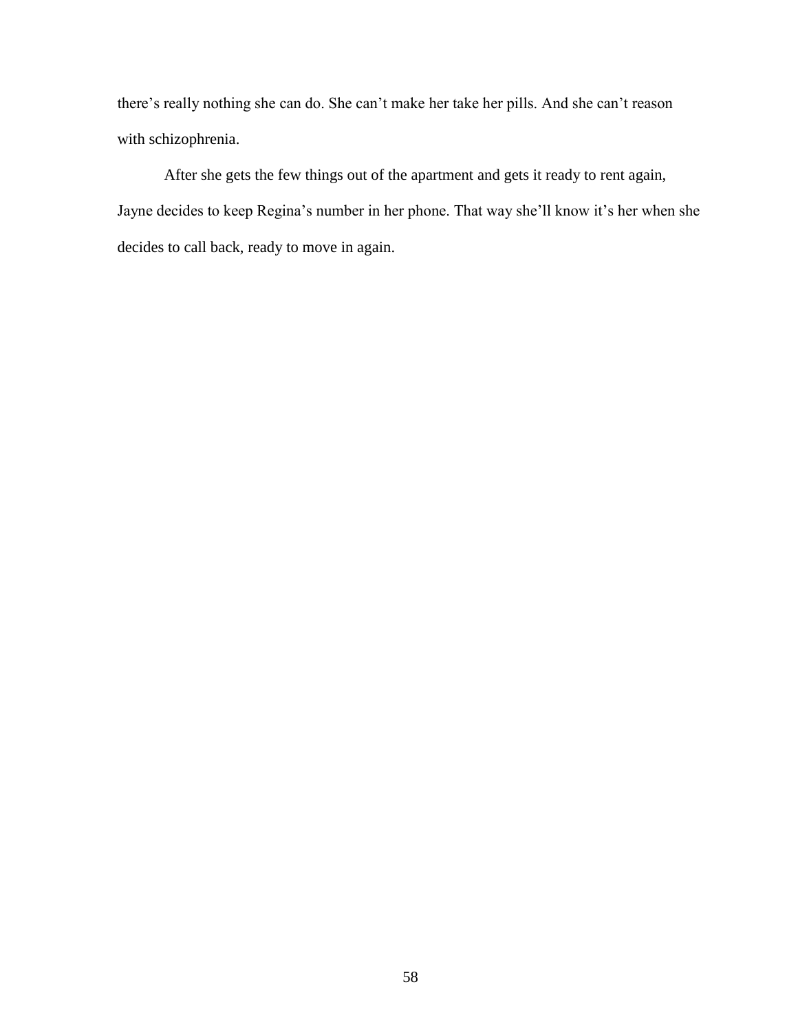there's really nothing she can do. She can't make her take her pills. And she can't reason with schizophrenia.

After she gets the few things out of the apartment and gets it ready to rent again, Jayne decides to keep Regina's number in her phone. That way she'll know it's her when she decides to call back, ready to move in again.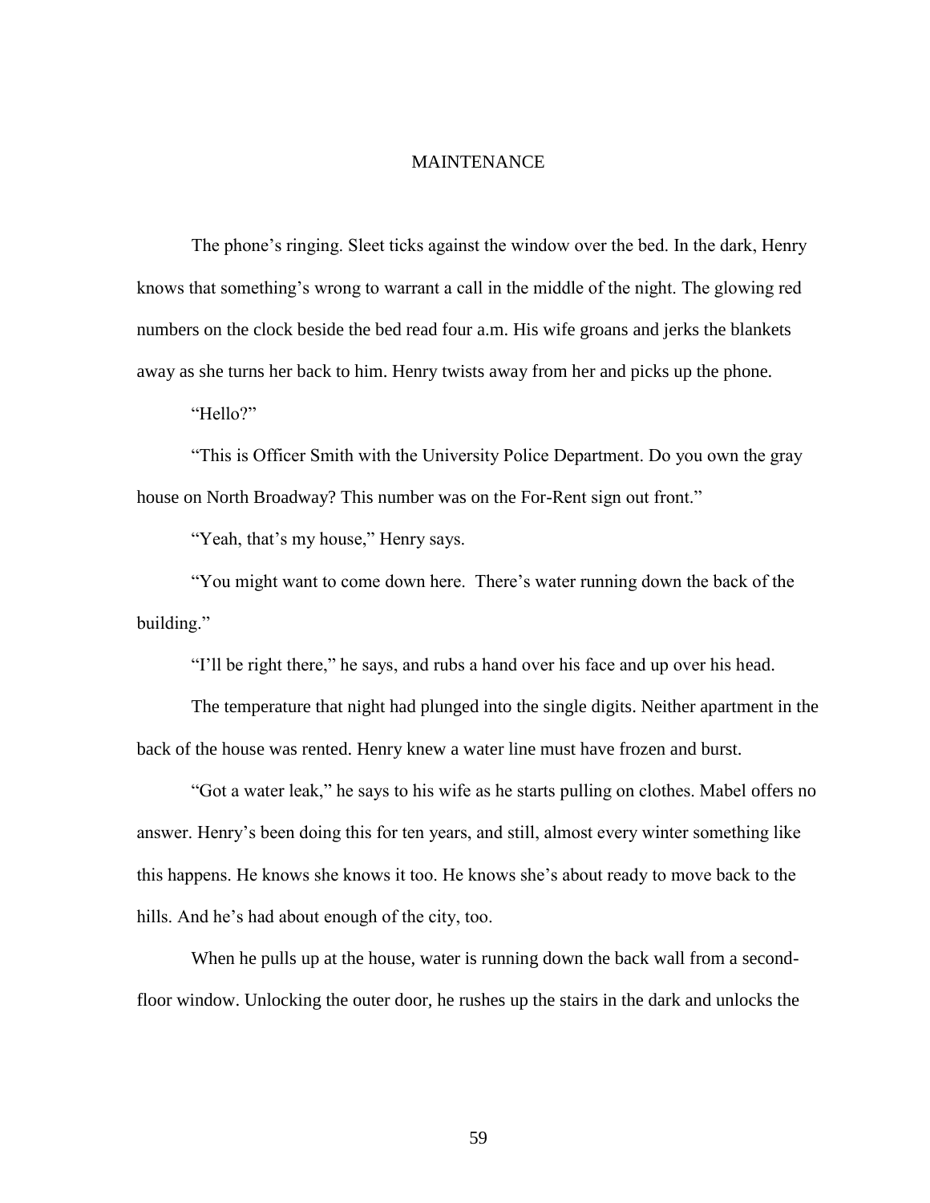# MAINTENANCE

The phone's ringing. Sleet ticks against the window over the bed. In the dark, Henry knows that something's wrong to warrant a call in the middle of the night. The glowing red numbers on the clock beside the bed read four a.m. His wife groans and jerks the blankets away as she turns her back to him. Henry twists away from her and picks up the phone.

"Hello?"

"This is Officer Smith with the University Police Department. Do you own the gray house on North Broadway? This number was on the For-Rent sign out front."

"Yeah, that's my house," Henry says.

"You might want to come down here. There's water running down the back of the building."

"I'll be right there," he says, and rubs a hand over his face and up over his head.

The temperature that night had plunged into the single digits. Neither apartment in the back of the house was rented. Henry knew a water line must have frozen and burst.

"Got a water leak," he says to his wife as he starts pulling on clothes. Mabel offers no answer. Henry's been doing this for ten years, and still, almost every winter something like this happens. He knows she knows it too. He knows she's about ready to move back to the hills. And he's had about enough of the city, too.

When he pulls up at the house, water is running down the back wall from a second-floor window. Unlocking the outer door, he rushes up the stairs in the dark and unlocks the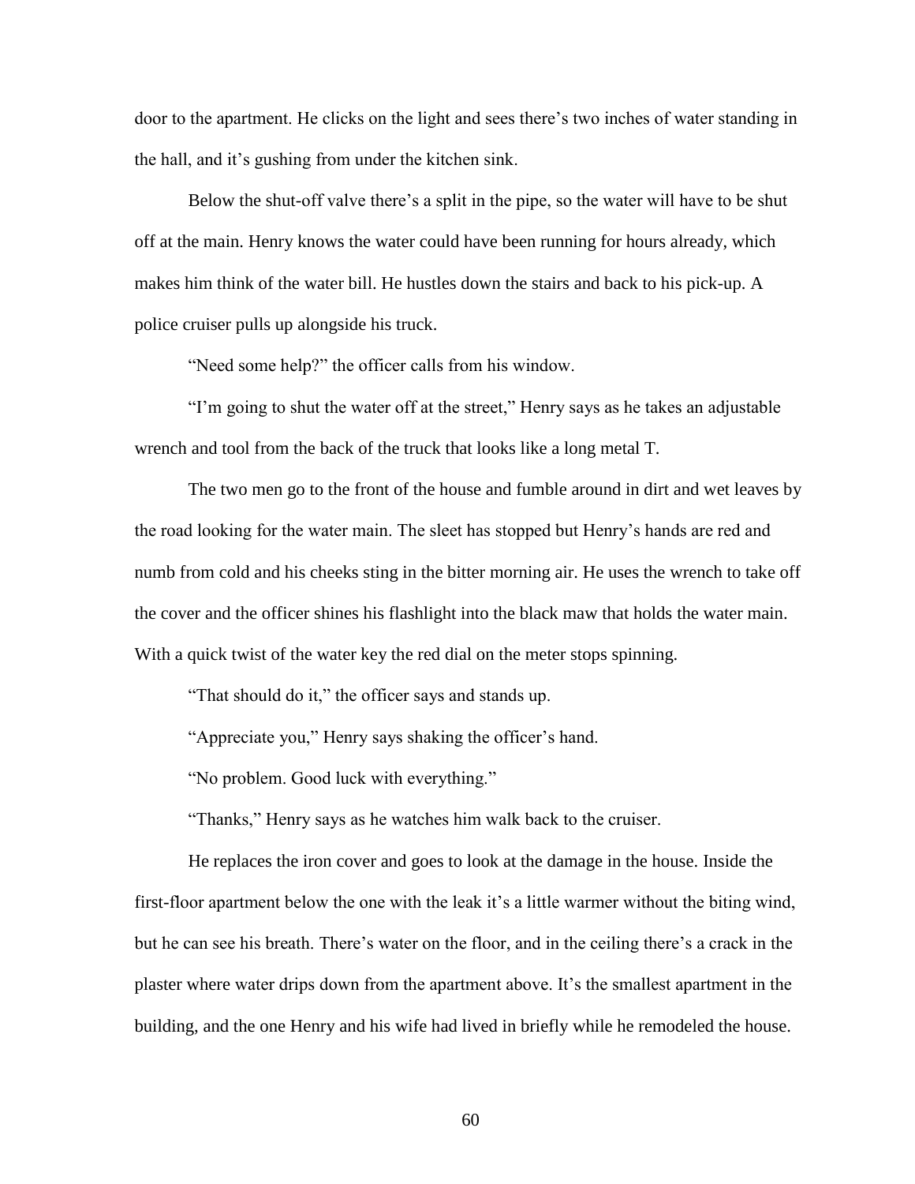door to the apartment. He clicks on the light and sees there's two inches of water standing in the hall, and it's gushing from under the kitchen sink.

Below the shut-off valve there's a split in the pipe, so the water will have to be shut off at the main. Henry knows the water could have been running for hours already, which makes him think of the water bill. He hustles down the stairs and back to his pick-up. A police cruiser pulls up alongside his truck.

"Need some help?" the officer calls from his window.

"I'm going to shut the water off at the street," Henry says as he takes an adjustable wrench and tool from the back of the truck that looks like a long metal T.

The two men go to the front of the house and fumble around in dirt and wet leaves by the road looking for the water main. The sleet has stopped but Henry's hands are red and numb from cold and his cheeks sting in the bitter morning air. He uses the wrench to take off the cover and the officer shines his flashlight into the black maw that holds the water main. With a quick twist of the water key the red dial on the meter stops spinning.

"That should do it," the officer says and stands up.

"Appreciate you," Henry says shaking the officer's hand.

"No problem. Good luck with everything."

"Thanks," Henry says as he watches him walk back to the cruiser.

He replaces the iron cover and goes to look at the damage in the house. Inside the first-floor apartment below the one with the leak it's a little warmer without the biting wind, but he can see his breath. There's water on the floor, and in the ceiling there's a crack in the plaster where water drips down from the apartment above. It's the smallest apartment in the building, and the one Henry and his wife had lived in briefly while he remodeled the house.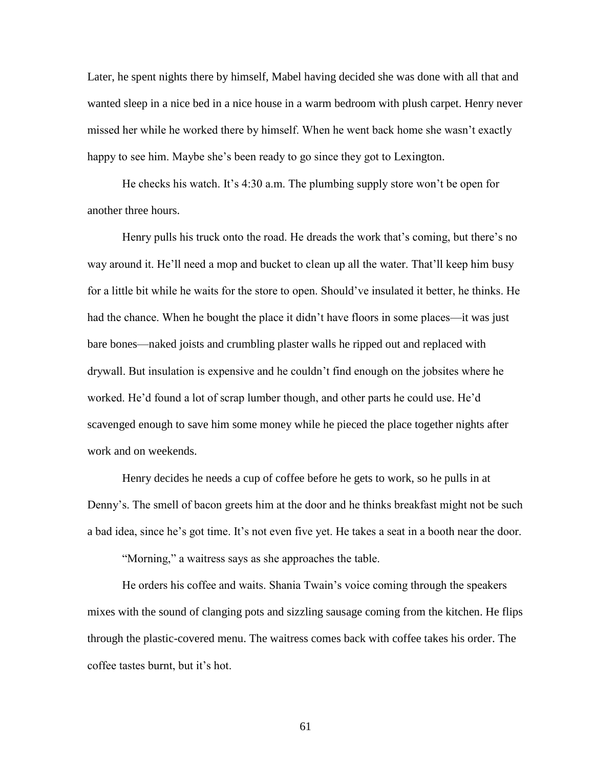Later, he spent nights there by himself, Mabel having decided she was done with all that and wanted sleep in a nice bed in a nice house in a warm bedroom with plush carpet. Henry never missed her while he worked there by himself. When he went back home she wasn't exactly happy to see him. Maybe she's been ready to go since they got to Lexington.

He checks his watch. It's 4:30 a.m. The plumbing supply store won't be open for another three hours.

Henry pulls his truck onto the road. He dreads the work that's coming, but there's no way around it. He'll need a mop and bucket to clean up all the water. That'll keep him busy for a little bit while he waits for the store to open. Should've insulated it better, he thinks. He had the chance. When he bought the place it didn't have floors in some places—it was just bare bones—naked joists and crumbling plaster walls he ripped out and replaced with drywall. But insulation is expensive and he couldn't find enough on the jobsites where he worked. He'd found a lot of scrap lumber though, and other parts he could use. He'd scavenged enough to save him some money while he pieced the place together nights after work and on weekends.

Henry decides he needs a cup of coffee before he gets to work, so he pulls in at Denny's. The smell of bacon greets him at the door and he thinks breakfast might not be such a bad idea, since he's got time. It's not even five yet. He takes a seat in a booth near the door.

"Morning," a waitress says as she approaches the table.

He orders his coffee and waits. Shania Twain's voice coming through the speakers mixes with the sound of clanging pots and sizzling sausage coming from the kitchen. He flips through the plastic-covered menu. The waitress comes back with coffee takes his order. The coffee tastes burnt, but it's hot.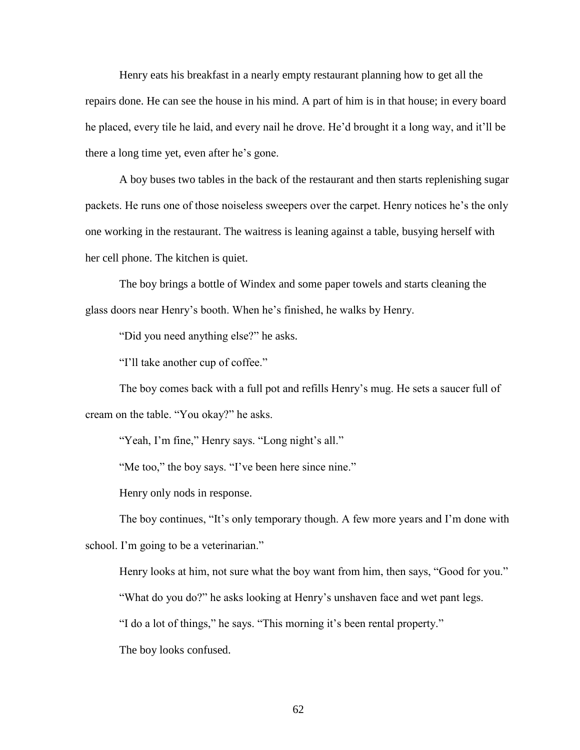Henry eats his breakfast in a nearly empty restaurant planning how to get all the repairs done. He can see the house in his mind. A part of him is in that house; in every board he placed, every tile he laid, and every nail he drove. He'd brought it a long way, and it'll be there a long time yet, even after he's gone.

A boy buses two tables in the back of the restaurant and then starts replenishing sugar packets. He runs one of those noiseless sweepers over the carpet. Henry notices he's the only one working in the restaurant. The waitress is leaning against a table, busying herself with her cell phone. The kitchen is quiet.

The boy brings a bottle of Windex and some paper towels and starts cleaning the glass doors near Henry's booth. When he's finished, he walks by Henry.

"Did you need anything else?" he asks.

"I'll take another cup of coffee."

The boy comes back with a full pot and refills Henry's mug. He sets a saucer full of cream on the table. "You okay?" he asks.

"Yeah, I'm fine," Henry says. "Long night's all."

"Me too," the boy says. "I've been here since nine."

Henry only nods in response.

The boy continues, "It's only temporary though. A few more years and I'm done with school. I'm going to be a veterinarian."

Henry looks at him, not sure what the boy want from him, then says, "Good for you."

"What do you do?" he asks looking at Henry's unshaven face and wet pant legs.

"I do a lot of things," he says. "This morning it's been rental property."

The boy looks confused.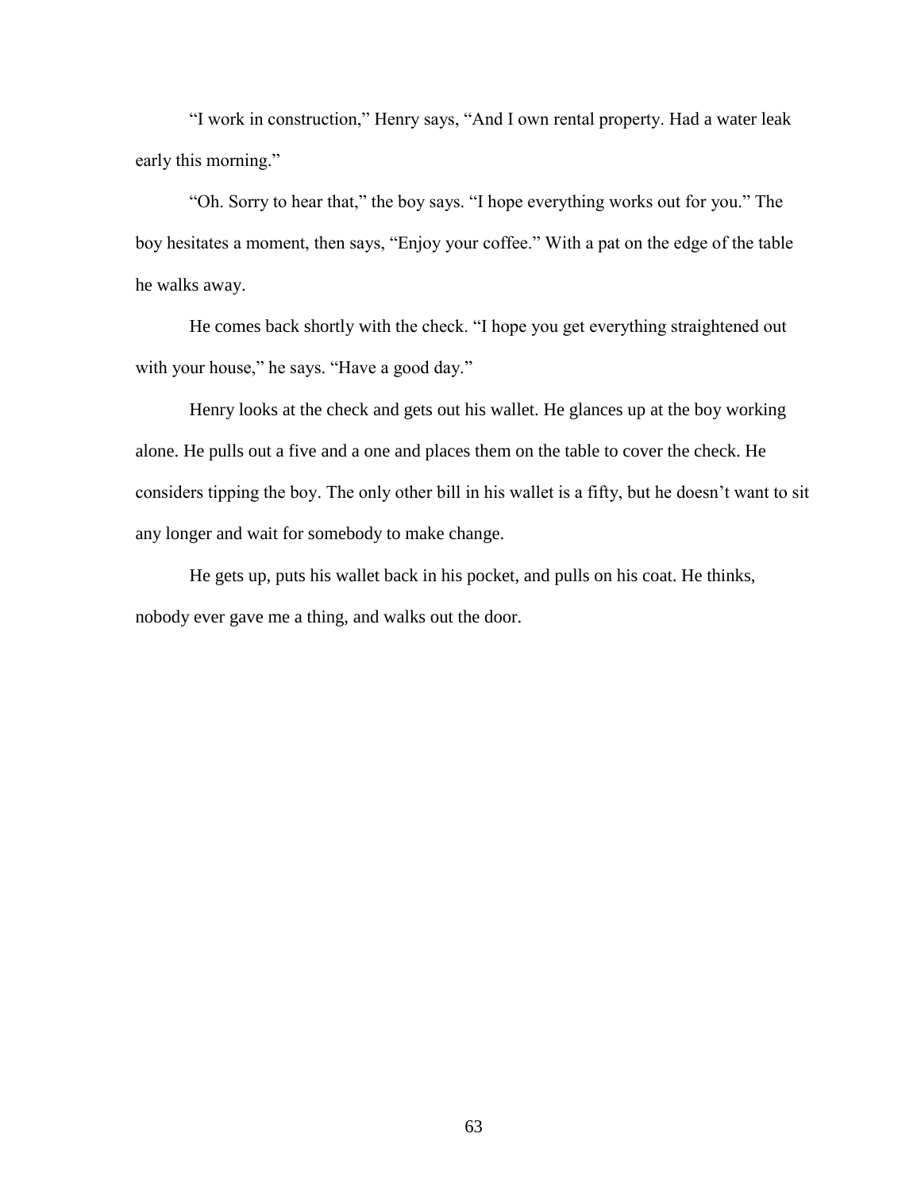"I work in construction," Henry says, "And I own rental property. Had a water leak early this morning."

"Oh. Sorry to hear that," the boy says. "I hope everything works out for you." The boy hesitates a moment, then says, "Enjoy your coffee." With a pat on the edge of the table he walks away.

He comes back shortly with the check. "I hope you get everything straightened out with your house," he says. "Have a good day."

Henry looks at the check and gets out his wallet. He glances up at the boy working alone. He pulls out a five and a one and places them on the table to cover the check. He considers tipping the boy. The only other bill in his wallet is a fifty, but he doesn't want to sit any longer and wait for somebody to make change.

He gets up, puts his wallet back in his pocket, and pulls on his coat. He thinks, nobody ever gave me a thing, and walks out the door.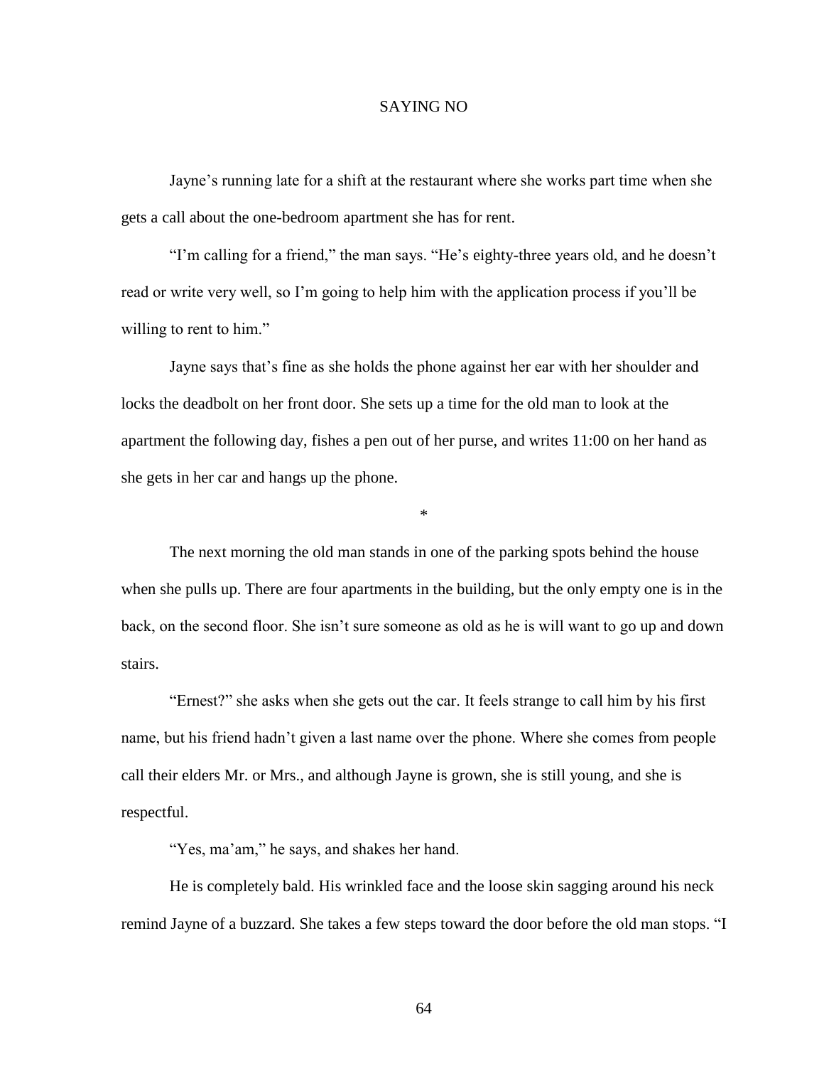# SAYING NO

Jayne's running late for a shift at the restaurant where she works part time when she gets a call about the one-bedroom apartment she has for rent.

"I'm calling for a friend," the man says. "He's eighty-three years old, and he doesn't read or write very well, so I'm going to help him with the application process if you'll be willing to rent to him."

Jayne says that's fine as she holds the phone against her ear with her shoulder and locks the deadbolt on her front door. She sets up a time for the old man to look at the apartment the following day, fishes a pen out of her purse, and writes 11:00 on her hand as she gets in her car and hangs up the phone.

\*

The next morning the old man stands in one of the parking spots behind the house when she pulls up. There are four apartments in the building, but the only empty one is in the back, on the second floor. She isn't sure someone as old as he is will want to go up and down stairs.

"Ernest?" she asks when she gets out the car. It feels strange to call him by his first name, but his friend hadn't given a last name over the phone. Where she comes from people call their elders Mr. or Mrs., and although Jayne is grown, she is still young, and she is respectful.

"Yes, ma'am," he says, and shakes her hand.

He is completely bald. His wrinkled face and the loose skin sagging around his neck remind Jayne of a buzzard. She takes a few steps toward the door before the old man stops. "I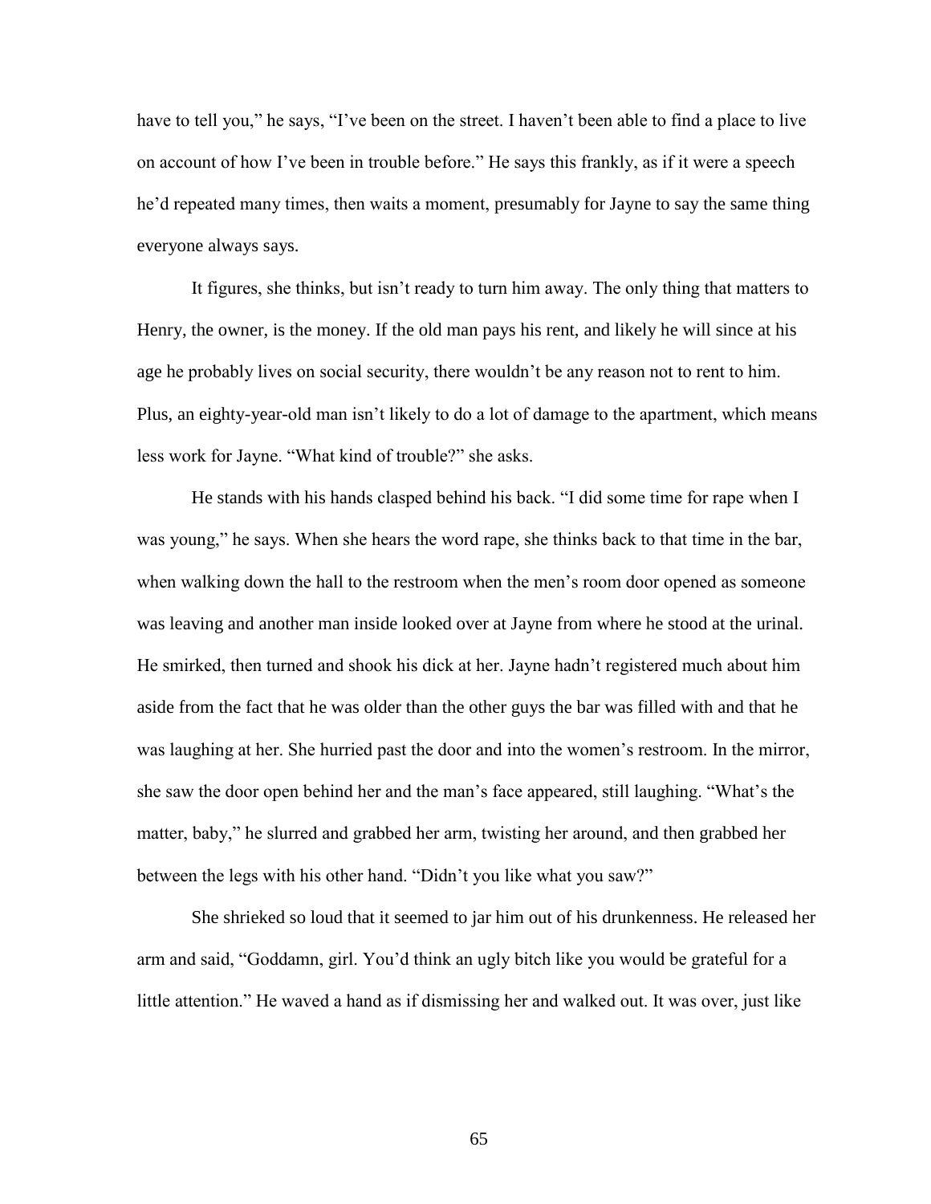have to tell you," he says, "I've been on the street. I haven't been able to find a place to live on account of how I've been in trouble before." He says this frankly, as if it were a speech he'd repeated many times, then waits a moment, presumably for Jayne to say the same thing everyone always says.

It figures, she thinks, but isn't ready to turn him away. The only thing that matters to Henry, the owner, is the money. If the old man pays his rent, and likely he will since at his age he probably lives on social security, there wouldn't be any reason not to rent to him. Plus, an eighty-year-old man isn't likely to do a lot of damage to the apartment, which means less work for Jayne. "What kind of trouble?" she asks.

He stands with his hands clasped behind his back. "I did some time for rape when I was young," he says. When she hears the word rape, she thinks back to that time in the bar, when walking down the hall to the restroom when the men's room door opened as someone was leaving and another man inside looked over at Jayne from where he stood at the urinal. He smirked, then turned and shook his dick at her. Jayne hadn't registered much about him aside from the fact that he was older than the other guys the bar was filled with and that he was laughing at her. She hurried past the door and into the women's restroom. In the mirror, she saw the door open behind her and the man's face appeared, still laughing. "What's the matter, baby," he slurred and grabbed her arm, twisting her around, and then grabbed her between the legs with his other hand. "Didn't you like what you saw?"

She shrieked so loud that it seemed to jar him out of his drunkenness. He released her arm and said, "Goddamn, girl. You'd think an ugly bitch like you would be grateful for a little attention." He waved a hand as if dismissing her and walked out. It was over, just like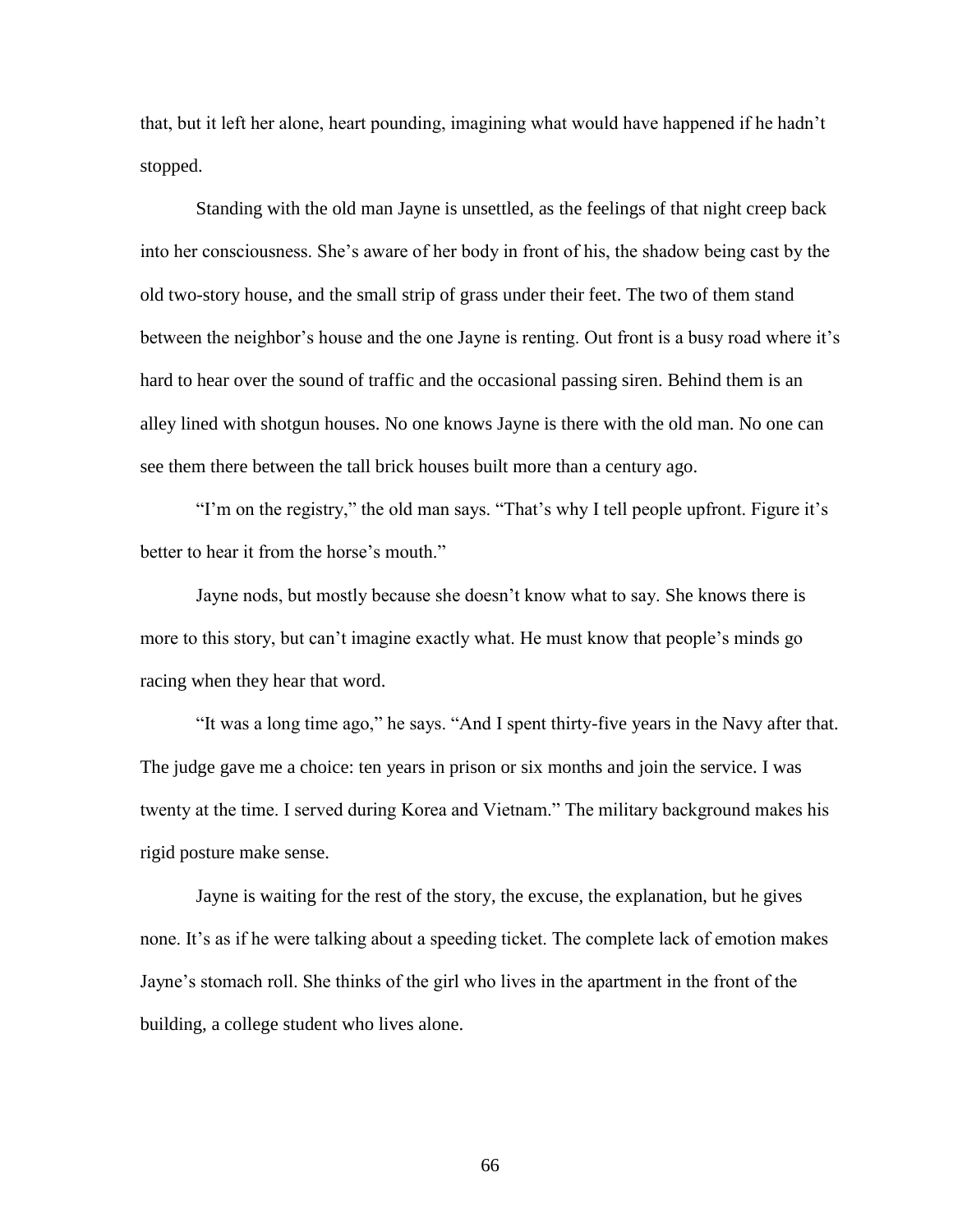that, but it left her alone, heart pounding, imagining what would have happened if he hadn't stopped.

Standing with the old man Jayne is unsettled, as the feelings of that night creep back into her consciousness. She's aware of her body in front of his, the shadow being cast by the old two-story house, and the small strip of grass under their feet. The two of them stand between the neighbor's house and the one Jayne is renting. Out front is a busy road where it's hard to hear over the sound of traffic and the occasional passing siren. Behind them is an alley lined with shotgun houses. No one knows Jayne is there with the old man. No one can see them there between the tall brick houses built more than a century ago.

"I'm on the registry," the old man says. "That's why I tell people upfront. Figure it's better to hear it from the horse's mouth."

Jayne nods, but mostly because she doesn't know what to say. She knows there is more to this story, but can't imagine exactly what. He must know that people's minds go racing when they hear that word.

"It was a long time ago," he says. "And I spent thirty-five years in the Navy after that. The judge gave me a choice: ten years in prison or six months and join the service. I was twenty at the time. I served during Korea and Vietnam." The military background makes his rigid posture make sense.

Jayne is waiting for the rest of the story, the excuse, the explanation, but he gives none. It's as if he were talking about a speeding ticket. The complete lack of emotion makes Jayne's stomach roll. She thinks of the girl who lives in the apartment in the front of the building, a college student who lives alone.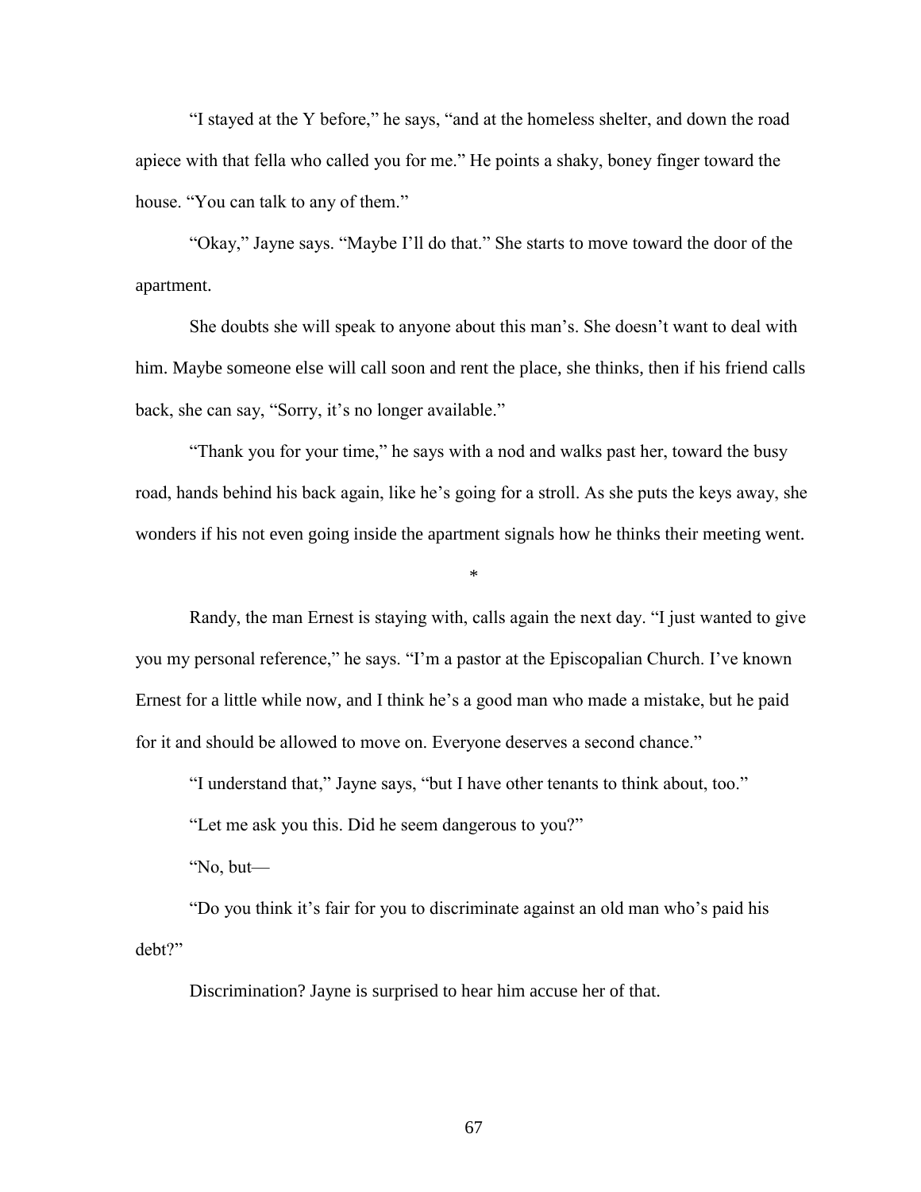"I stayed at the Y before," he says, "and at the homeless shelter, and down the road apiece with that fella who called you for me." He points a shaky, boney finger toward the house. "You can talk to any of them."

"Okay," Jayne says. "Maybe I'll do that." She starts to move toward the door of the apartment.

She doubts she will speak to anyone about this man's. She doesn't want to deal with him. Maybe someone else will call soon and rent the place, she thinks, then if his friend calls back, she can say, "Sorry, it's no longer available."

"Thank you for your time," he says with a nod and walks past her, toward the busy road, hands behind his back again, like he's going for a stroll. As she puts the keys away, she wonders if his not even going inside the apartment signals how he thinks their meeting went.

*

Randy, the man Ernest is staying with, calls again the next day. "I just wanted to give you my personal reference," he says. "I'm a pastor at the Episcopalian Church. I've known Ernest for a little while now, and I think he's a good man who made a mistake, but he paid for it and should be allowed to move on. Everyone deserves a second chance."

"I understand that," Jayne says, "but I have other tenants to think about, too."

"Let me ask you this. Did he seem dangerous to you?"

"No, but—

"Do you think it's fair for you to discriminate against an old man who's paid his debt?"

Discrimination? Jayne is surprised to hear him accuse her of that.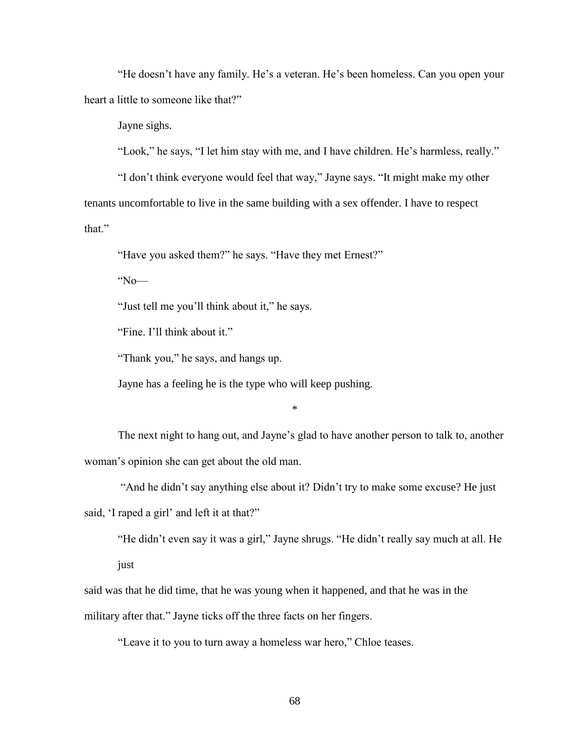"He doesn't have any family. He's a veteran. He's been homeless. Can you open your heart a little to someone like that?"

Jayne sighs.

"Look," he says, "I let him stay with me, and I have children. He's harmless, really."

"I don't think everyone would feel that way," Jayne says. "It might make my other tenants uncomfortable to live in the same building with a sex offender. I have to respect that."

"Have you asked them?" he says. "Have they met Ernest?"

"No—

"Just tell me you'll think about it," he says.

"Fine. I'll think about it."

"Thank you," he says, and hangs up.

Jayne has a feeling he is the type who will keep pushing.

*

The next night to hang out, and Jayne's glad to have another person to talk to, another woman's opinion she can get about the old man.

"And he didn't say anything else about it? Didn't try to make some excuse? He just said, 'I raped a girl' and left it at that?"

"He didn't even say it was a girl," Jayne shrugs. "He didn't really say much at all. He just said was that he did time, that he was young when it happened, and that he was in the military after that." Jayne ticks off the three facts on her fingers.

"Leave it to you to turn away a homeless war hero," Chloe teases.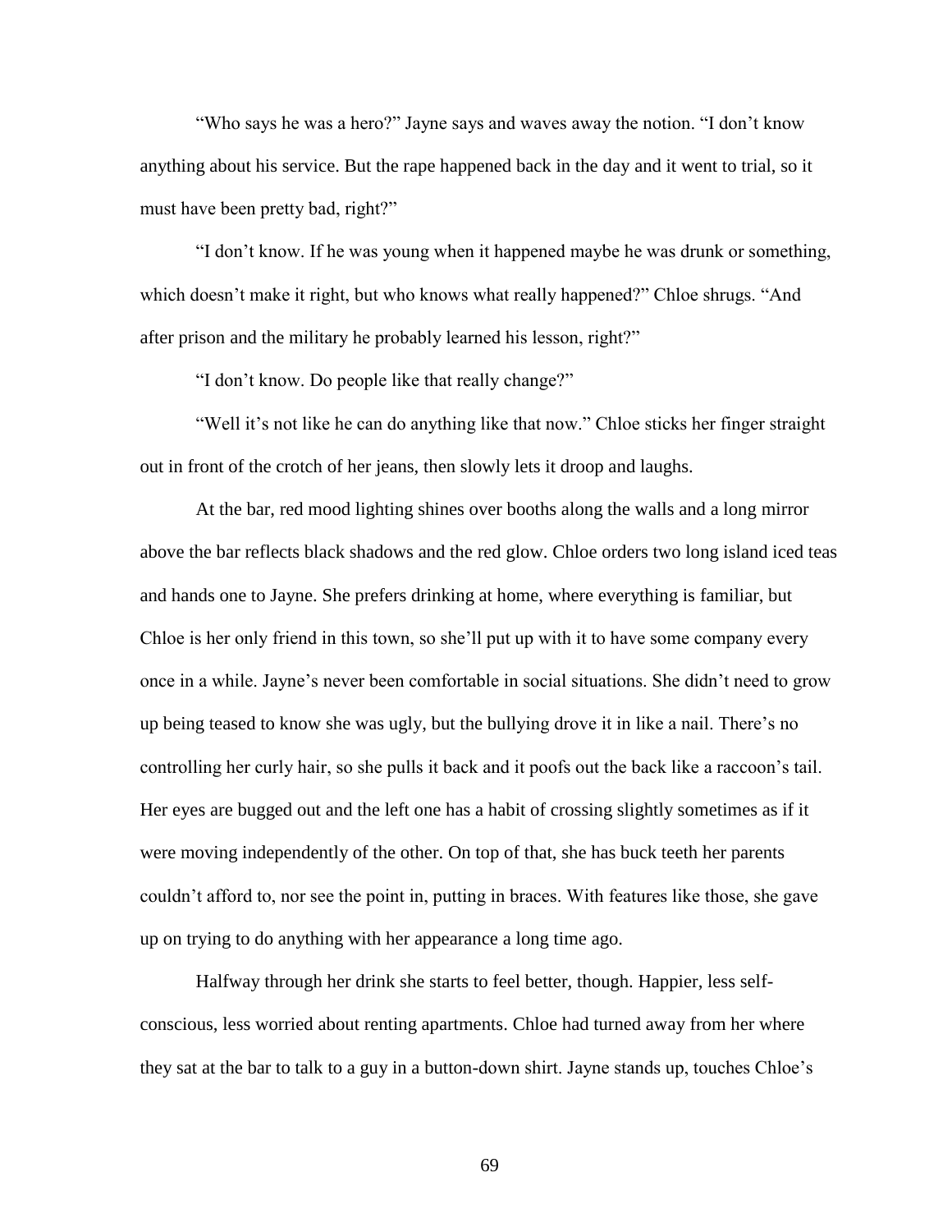"Who says he was a hero?" Jayne says and waves away the notion. "I don't know anything about his service. But the rape happened back in the day and it went to trial, so it must have been pretty bad, right?"

"I don't know. If he was young when it happened maybe he was drunk or something, which doesn't make it right, but who knows what really happened?" Chloe shrugs. "And after prison and the military he probably learned his lesson, right?"

"I don't know. Do people like that really change?"

"Well it's not like he can do anything like that now." Chloe sticks her finger straight out in front of the crotch of her jeans, then slowly lets it droop and laughs.

At the bar, red mood lighting shines over booths along the walls and a long mirror above the bar reflects black shadows and the red glow. Chloe orders two long island iced teas and hands one to Jayne. She prefers drinking at home, where everything is familiar, but Chloe is her only friend in this town, so she'll put up with it to have some company every once in a while. Jayne's never been comfortable in social situations. She didn't need to grow up being teased to know she was ugly, but the bullying drove it in like a nail. There's no controlling her curly hair, so she pulls it back and it poofs out the back like a raccoon's tail. Her eyes are bugged out and the left one has a habit of crossing slightly sometimes as if it were moving independently of the other. On top of that, she has buck teeth her parents couldn't afford to, nor see the point in, putting in braces. With features like those, she gave up on trying to do anything with her appearance a long time ago.

Halfway through her drink she starts to feel better, though. Happier, less self-conscious, less worried about renting apartments. Chloe had turned away from her where they sat at the bar to talk to a guy in a button-down shirt. Jayne stands up, touches Chloe's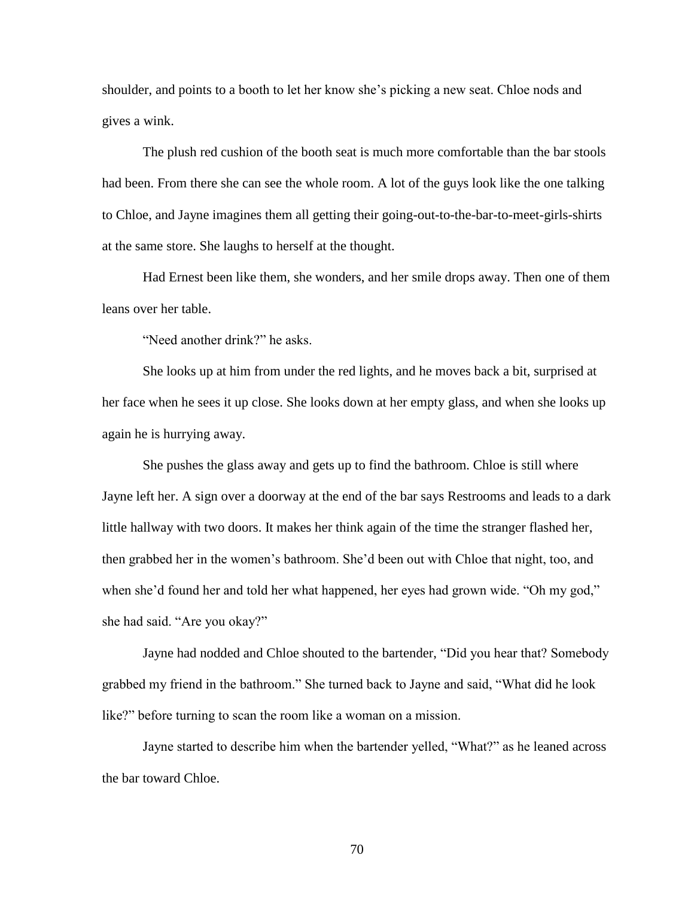shoulder, and points to a booth to let her know she's picking a new seat. Chloe nods and gives a wink.

The plush red cushion of the booth seat is much more comfortable than the bar stools had been. From there she can see the whole room. A lot of the guys look like the one talking to Chloe, and Jayne imagines them all getting their going-out-to-the-bar-to-meet-girls-shirts at the same store. She laughs to herself at the thought.

Had Ernest been like them, she wonders, and her smile drops away. Then one of them leans over her table.

"Need another drink?" he asks.

She looks up at him from under the red lights, and he moves back a bit, surprised at her face when he sees it up close. She looks down at her empty glass, and when she looks up again he is hurrying away.

She pushes the glass away and gets up to find the bathroom. Chloe is still where Jayne left her. A sign over a doorway at the end of the bar says Restrooms and leads to a dark little hallway with two doors. It makes her think again of the time the stranger flashed her, then grabbed her in the women's bathroom. She'd been out with Chloe that night, too, and when she'd found her and told her what happened, her eyes had grown wide. "Oh my god," she had said. "Are you okay?"

Jayne had nodded and Chloe shouted to the bartender, "Did you hear that? Somebody grabbed my friend in the bathroom." She turned back to Jayne and said, "What did he look like?" before turning to scan the room like a woman on a mission.

Jayne started to describe him when the bartender yelled, "What?" as he leaned across the bar toward Chloe.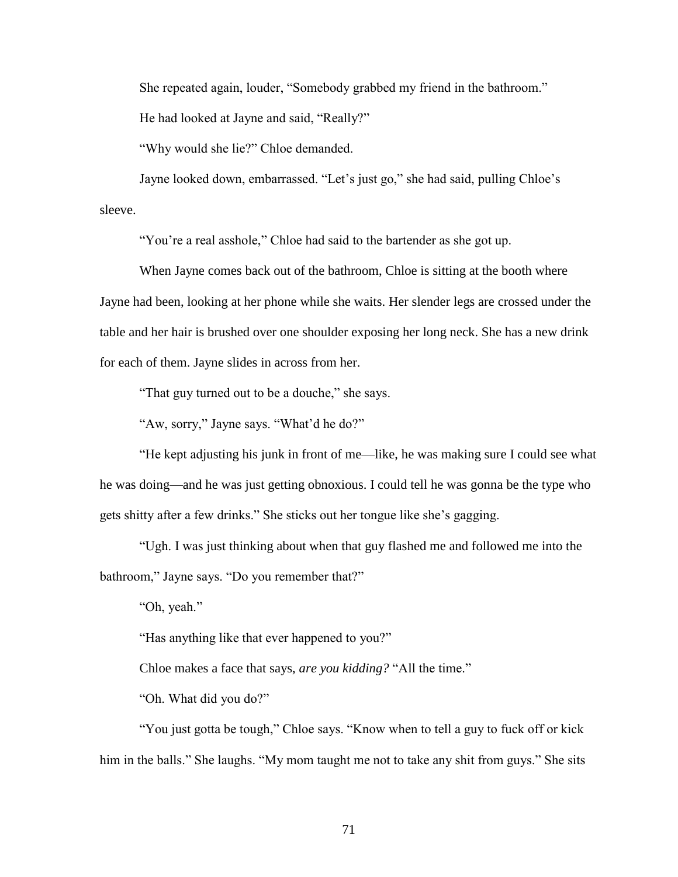She repeated again, louder, "Somebody grabbed my friend in the bathroom."

He had looked at Jayne and said, "Really?"

"Why would she lie?" Chloe demanded.

Jayne looked down, embarrassed. "Let's just go," she had said, pulling Chloe's sleeve.

"You're a real asshole," Chloe had said to the bartender as she got up.

When Jayne comes back out of the bathroom, Chloe is sitting at the booth where Jayne had been, looking at her phone while she waits. Her slender legs are crossed under the table and her hair is brushed over one shoulder exposing her long neck. She has a new drink for each of them. Jayne slides in across from her.

"That guy turned out to be a douche," she says.

"Aw, sorry," Jayne says. "What'd he do?"

"He kept adjusting his junk in front of me—like, he was making sure I could see what he was doing—and he was just getting obnoxious. I could tell he was gonna be the type who gets shitty after a few drinks." She sticks out her tongue like she's gagging.

"Ugh. I was just thinking about when that guy flashed me and followed me into the bathroom," Jayne says. "Do you remember that?"

"Oh, yeah."

"Has anything like that ever happened to you?"

Chloe makes a face that says, *are you kidding?* "All the time."

"Oh. What did you do?"

"You just gotta be tough," Chloe says. "Know when to tell a guy to fuck off or kick him in the balls." She laughs. "My mom taught me not to take any shit from guys." She sits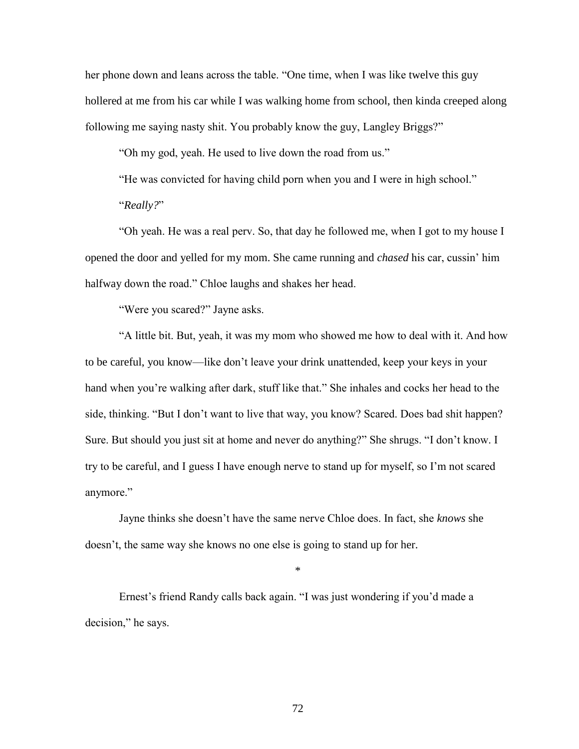her phone down and leans across the table. "One time, when I was like twelve this guy hollered at me from his car while I was walking home from school, then kinda creeped along following me saying nasty shit. You probably know the guy, Langley Briggs?"

"Oh my god, yeah. He used to live down the road from us."

"He was convicted for having child porn when you and I were in high school."

"*Really?*"

"Oh yeah. He was a real perv. So, that day he followed me, when I got to my house I opened the door and yelled for my mom. She came running and *chased* his car, cussin' him halfway down the road." Chloe laughs and shakes her head.

"Were you scared?" Jayne asks.

"A little bit. But, yeah, it was my mom who showed me how to deal with it. And how to be careful, you know—like don't leave your drink unattended, keep your keys in your hand when you're walking after dark, stuff like that." She inhales and cocks her head to the side, thinking. "But I don't want to live that way, you know? Scared. Does bad shit happen? Sure. But should you just sit at home and never do anything?" She shrugs. "I don't know. I try to be careful, and I guess I have enough nerve to stand up for myself, so I'm not scared anymore."

Jayne thinks she doesn't have the same nerve Chloe does. In fact, she *knows* she doesn't, the same way she knows no one else is going to stand up for her.

*

Ernest's friend Randy calls back again. "I was just wondering if you'd made a decision," he says.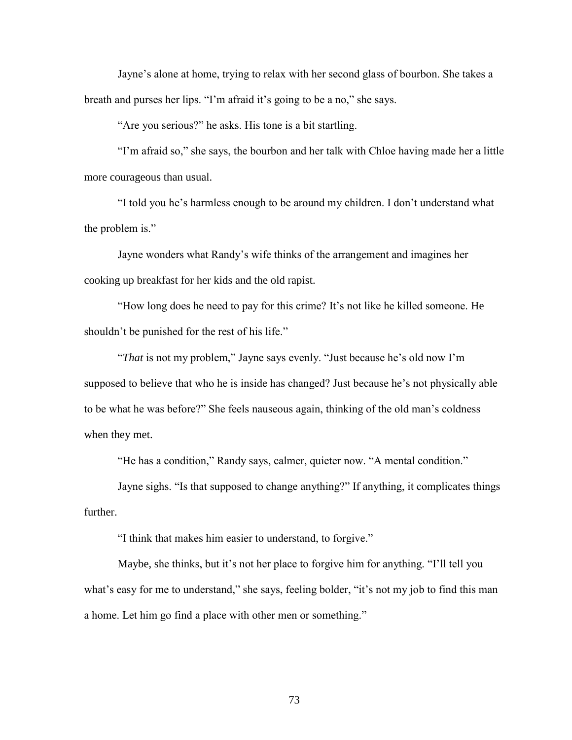Jayne's alone at home, trying to relax with her second glass of bourbon. She takes a breath and purses her lips. "I'm afraid it's going to be a no," she says.

"Are you serious?" he asks. His tone is a bit startling.

"I'm afraid so," she says, the bourbon and her talk with Chloe having made her a little more courageous than usual.

"I told you he's harmless enough to be around my children. I don't understand what the problem is."

Jayne wonders what Randy's wife thinks of the arrangement and imagines her cooking up breakfast for her kids and the old rapist.

"How long does he need to pay for this crime? It's not like he killed someone. He shouldn't be punished for the rest of his life."

"*That* is not my problem," Jayne says evenly. "Just because he's old now I'm supposed to believe that who he is inside has changed? Just because he's not physically able to be what he was before?" She feels nauseous again, thinking of the old man's coldness when they met.

"He has a condition," Randy says, calmer, quieter now. "A mental condition."

Jayne sighs. "Is that supposed to change anything?" If anything, it complicates things further.

"I think that makes him easier to understand, to forgive."

Maybe, she thinks, but it's not her place to forgive him for anything. "I'll tell you what's easy for me to understand," she says, feeling bolder, "it's not my job to find this man a home. Let him go find a place with other men or something."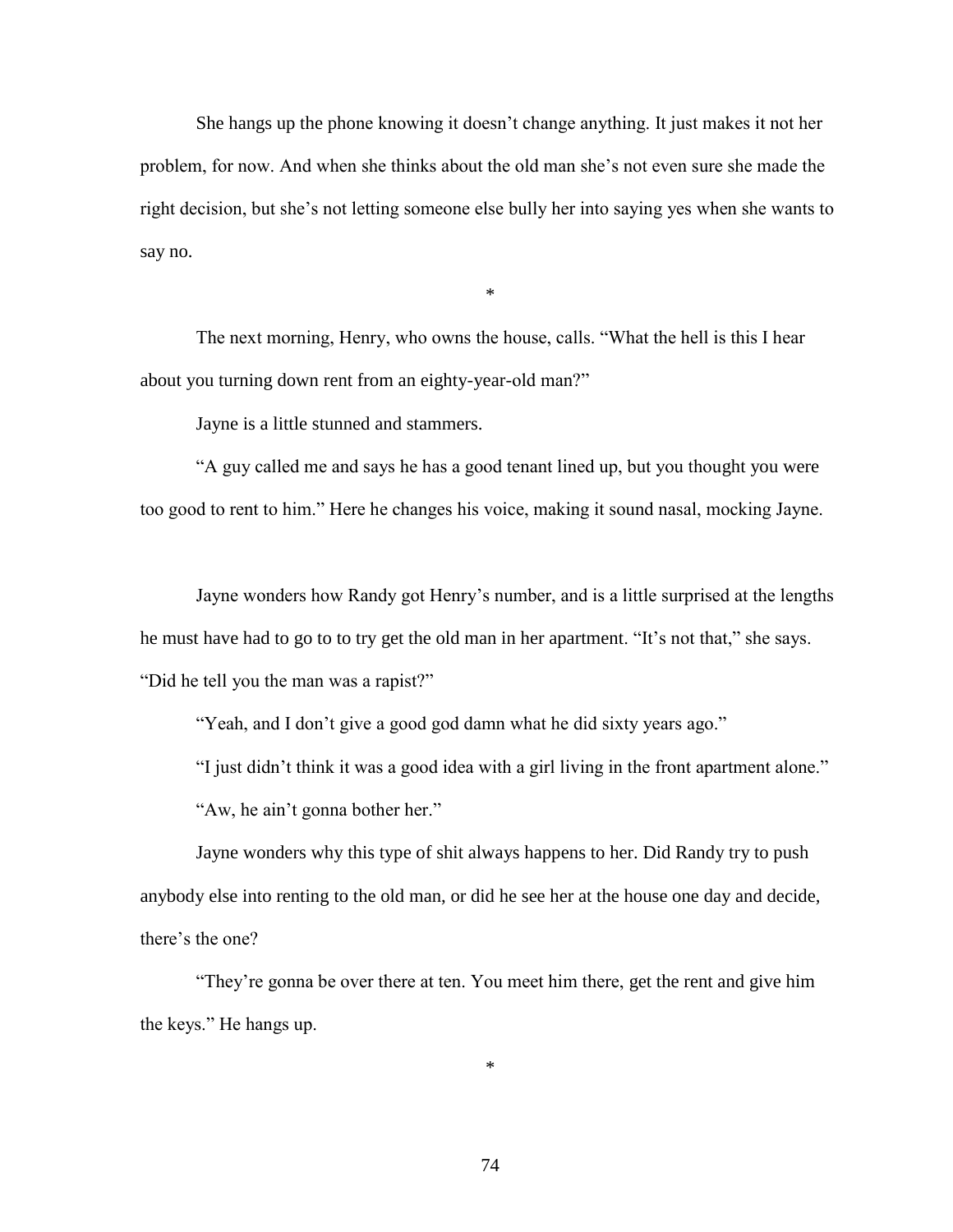She hangs up the phone knowing it doesn't change anything. It just makes it not her problem, for now. And when she thinks about the old man she's not even sure she made the right decision, but she's not letting someone else bully her into saying yes when she wants to say no.

*

The next morning, Henry, who owns the house, calls. "What the hell is this I hear about you turning down rent from an eighty-year-old man?"

Jayne is a little stunned and stammers.

"A guy called me and says he has a good tenant lined up, but you thought you were too good to rent to him." Here he changes his voice, making it sound nasal, mocking Jayne.

Jayne wonders how Randy got Henry's number, and is a little surprised at the lengths he must have had to go to to try get the old man in her apartment. "It's not that," she says. "Did he tell you the man was a rapist?"

"Yeah, and I don't give a good god damn what he did sixty years ago."

"I just didn't think it was a good idea with a girl living in the front apartment alone."

"Aw, he ain't gonna bother her."

Jayne wonders why this type of shit always happens to her. Did Randy try to push anybody else into renting to the old man, or did he see her at the house one day and decide, there's the one?

"They're gonna be over there at ten. You meet him there, get the rent and give him the keys." He hangs up.

*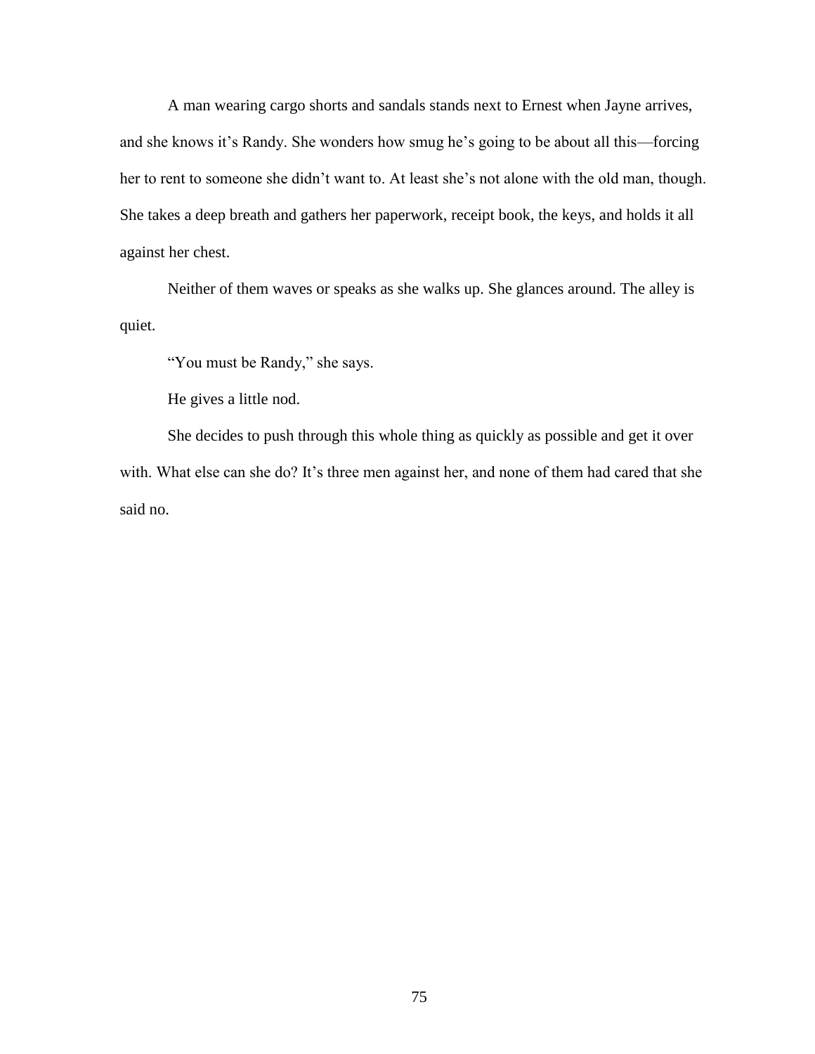A man wearing cargo shorts and sandals stands next to Ernest when Jayne arrives, and she knows it's Randy. She wonders how smug he's going to be about all this—forcing her to rent to someone she didn't want to. At least she's not alone with the old man, though. She takes a deep breath and gathers her paperwork, receipt book, the keys, and holds it all against her chest.

Neither of them waves or speaks as she walks up. She glances around. The alley is quiet.

"You must be Randy," she says.

He gives a little nod.

She decides to push through this whole thing as quickly as possible and get it over with. What else can she do? It's three men against her, and none of them had cared that she said no.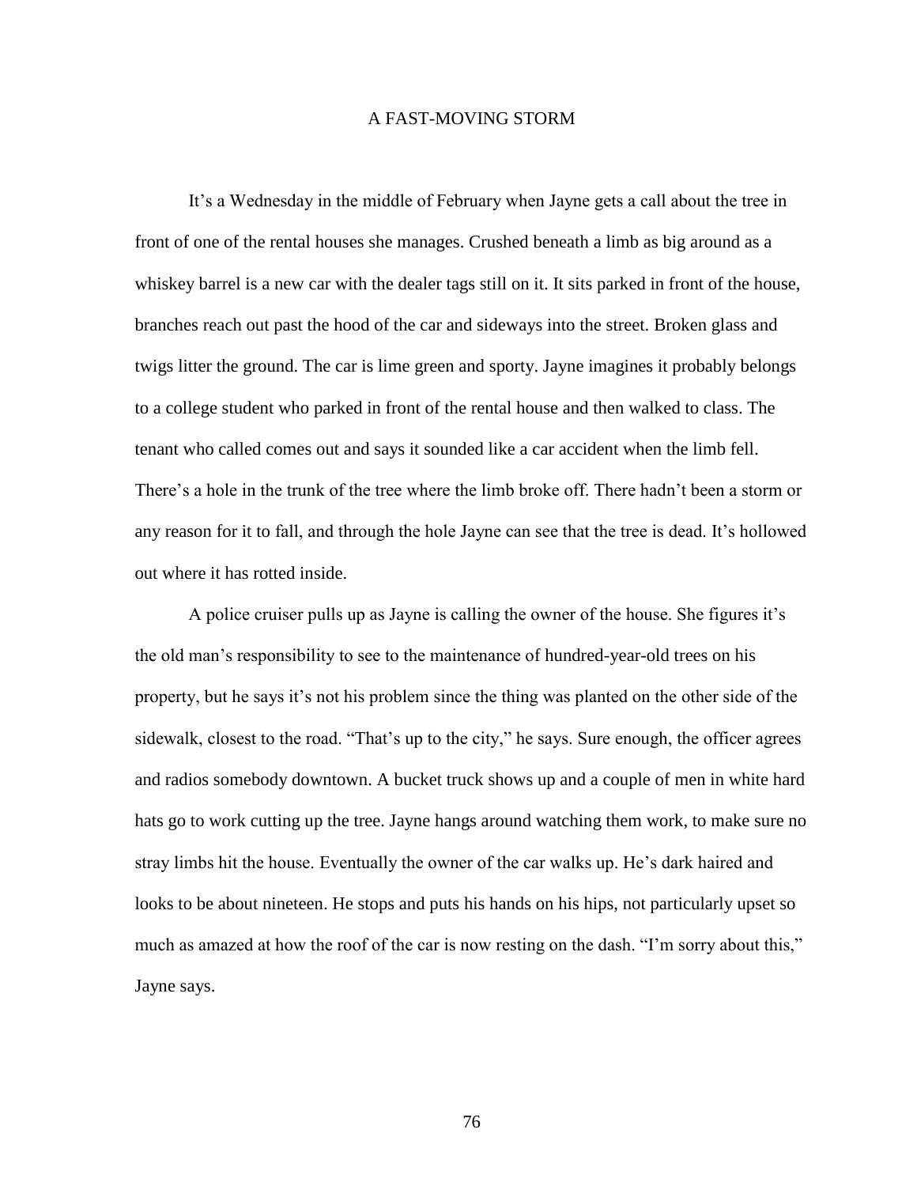# A FAST-MOVING STORM

It's a Wednesday in the middle of February when Jayne gets a call about the tree in front of one of the rental houses she manages. Crushed beneath a limb as big around as a whiskey barrel is a new car with the dealer tags still on it. It sits parked in front of the house, branches reach out past the hood of the car and sideways into the street. Broken glass and twigs litter the ground. The car is lime green and sporty. Jayne imagines it probably belongs to a college student who parked in front of the rental house and then walked to class. The tenant who called comes out and says it sounded like a car accident when the limb fell. There's a hole in the trunk of the tree where the limb broke off. There hadn't been a storm or any reason for it to fall, and through the hole Jayne can see that the tree is dead. It's hollowed out where it has rotted inside.

A police cruiser pulls up as Jayne is calling the owner of the house. She figures it's the old man's responsibility to see to the maintenance of hundred-year-old trees on his property, but he says it's not his problem since the thing was planted on the other side of the sidewalk, closest to the road. "That's up to the city," he says. Sure enough, the officer agrees and radios somebody downtown. A bucket truck shows up and a couple of men in white hard hats go to work cutting up the tree. Jayne hangs around watching them work, to make sure no stray limbs hit the house. Eventually the owner of the car walks up. He's dark haired and looks to be about nineteen. He stops and puts his hands on his hips, not particularly upset so much as amazed at how the roof of the car is now resting on the dash. "I'm sorry about this," Jayne says.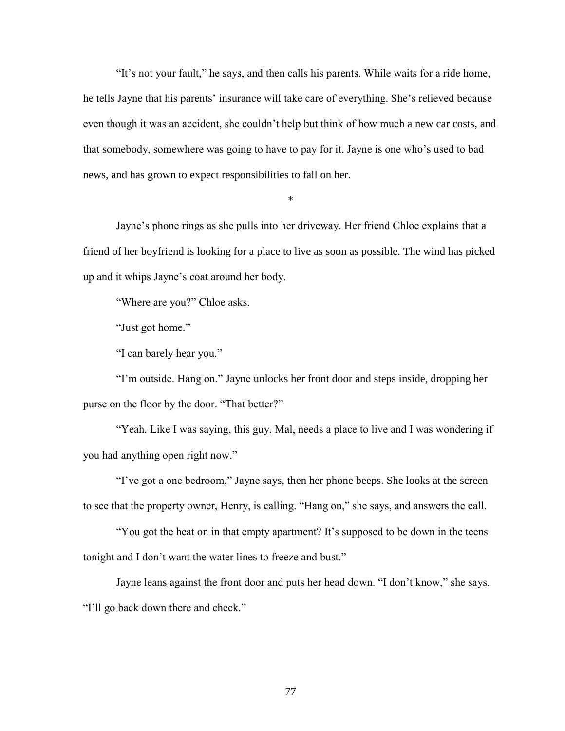"It's not your fault," he says, and then calls his parents. While waits for a ride home, he tells Jayne that his parents' insurance will take care of everything. She's relieved because even though it was an accident, she couldn't help but think of how much a new car costs, and that somebody, somewhere was going to have to pay for it. Jayne is one who's used to bad news, and has grown to expect responsibilities to fall on her.

*

Jayne's phone rings as she pulls into her driveway. Her friend Chloe explains that a friend of her boyfriend is looking for a place to live as soon as possible. The wind has picked up and it whips Jayne's coat around her body.

"Where are you?" Chloe asks.

"Just got home."

"I can barely hear you."

"I'm outside. Hang on." Jayne unlocks her front door and steps inside, dropping her purse on the floor by the door. "That better?"

"Yeah. Like I was saying, this guy, Mal, needs a place to live and I was wondering if you had anything open right now."

"I've got a one bedroom," Jayne says, then her phone beeps. She looks at the screen to see that the property owner, Henry, is calling. "Hang on," she says, and answers the call.

"You got the heat on in that empty apartment? It's supposed to be down in the teens tonight and I don't want the water lines to freeze and bust."

Jayne leans against the front door and puts her head down. "I don't know," she says. "I'll go back down there and check."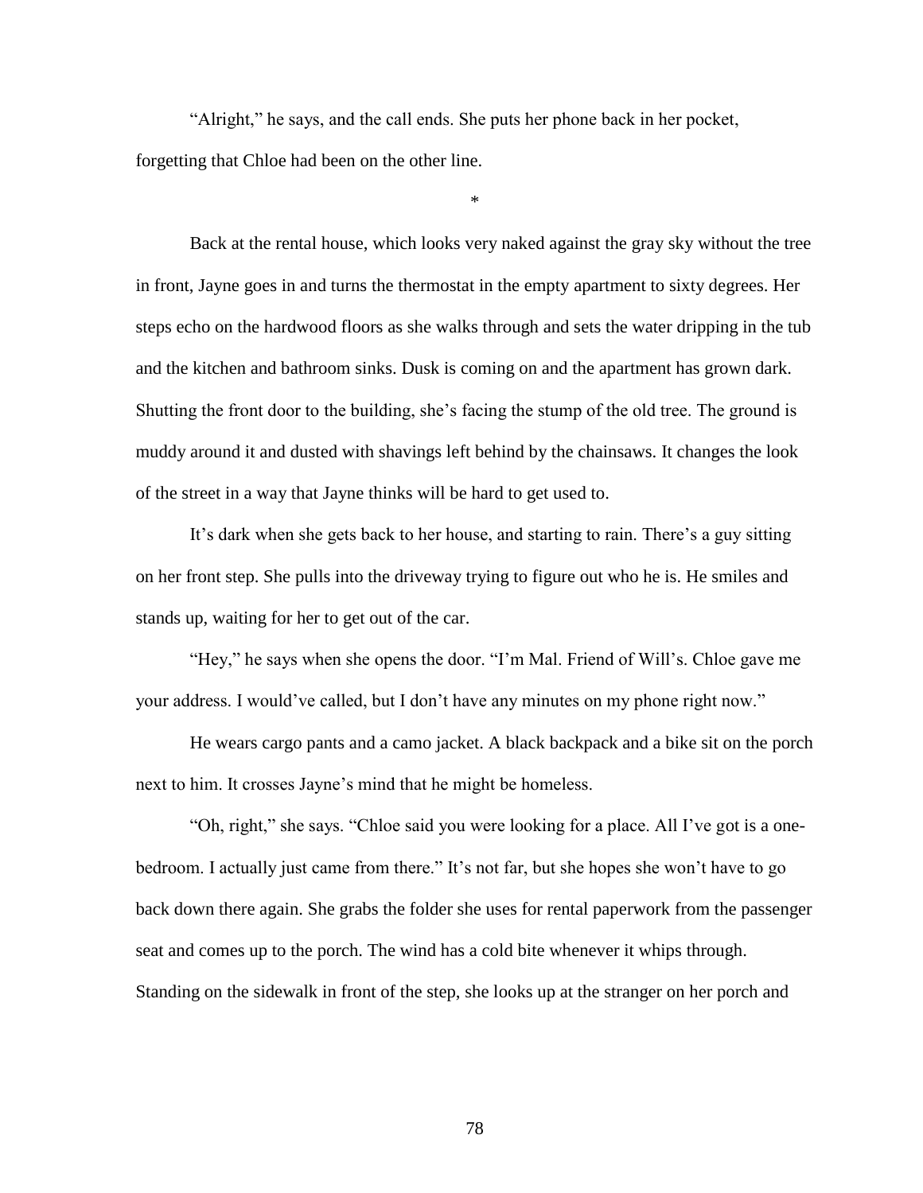"Alright," he says, and the call ends. She puts her phone back in her pocket, forgetting that Chloe had been on the other line.

*

Back at the rental house, which looks very naked against the gray sky without the tree in front, Jayne goes in and turns the thermostat in the empty apartment to sixty degrees. Her steps echo on the hardwood floors as she walks through and sets the water dripping in the tub and the kitchen and bathroom sinks. Dusk is coming on and the apartment has grown dark. Shutting the front door to the building, she's facing the stump of the old tree. The ground is muddy around it and dusted with shavings left behind by the chainsaws. It changes the look of the street in a way that Jayne thinks will be hard to get used to.

It's dark when she gets back to her house, and starting to rain. There's a guy sitting on her front step. She pulls into the driveway trying to figure out who he is. He smiles and stands up, waiting for her to get out of the car.

"Hey," he says when she opens the door. "I'm Mal. Friend of Will's. Chloe gave me your address. I would've called, but I don't have any minutes on my phone right now."

He wears cargo pants and a camo jacket. A black backpack and a bike sit on the porch next to him. It crosses Jayne's mind that he might be homeless.

"Oh, right," she says. "Chloe said you were looking for a place. All I've got is a one-bedroom. I actually just came from there." It's not far, but she hopes she won't have to go back down there again. She grabs the folder she uses for rental paperwork from the passenger seat and comes up to the porch. The wind has a cold bite whenever it whips through. Standing on the sidewalk in front of the step, she looks up at the stranger on her porch and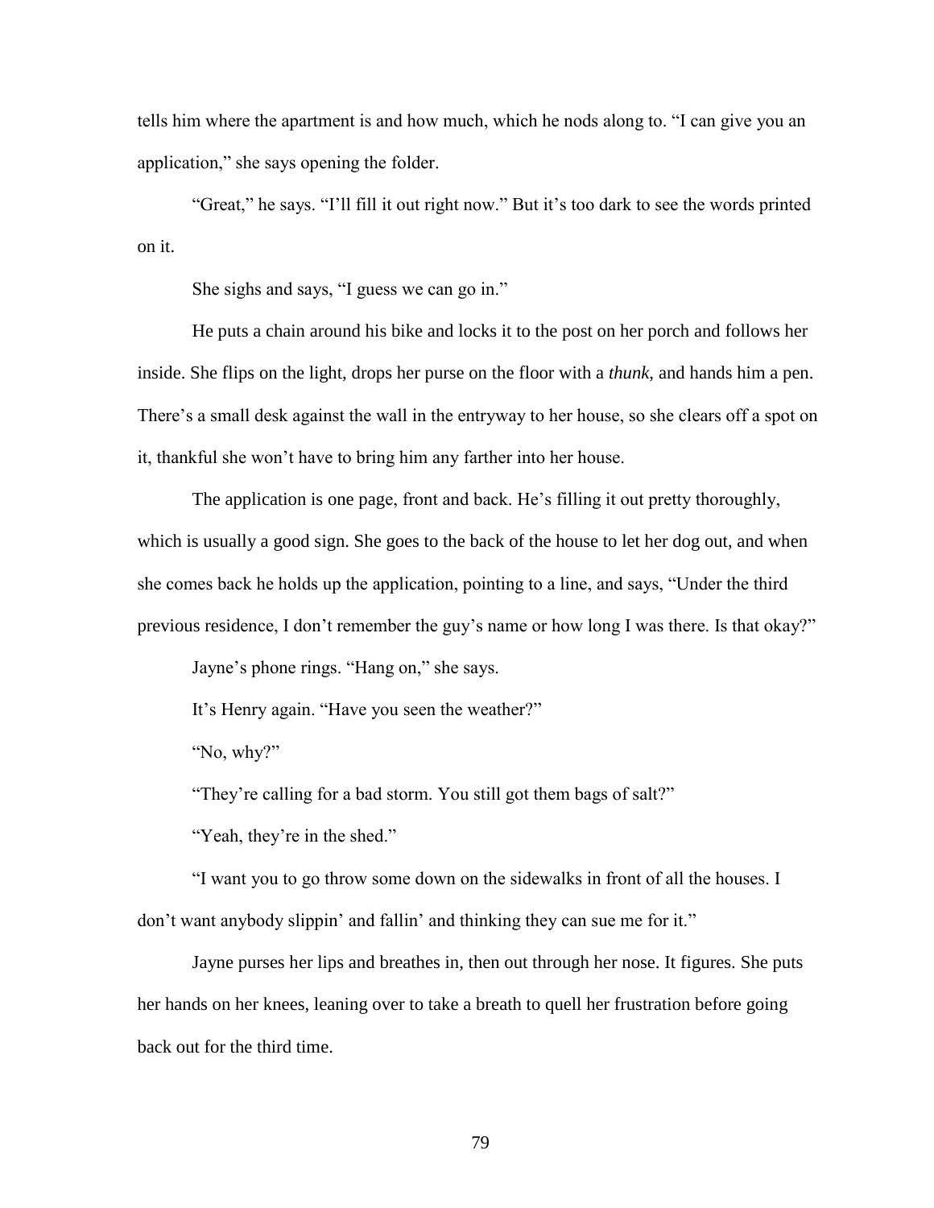tells him where the apartment is and how much, which he nods along to. "I can give you an application," she says opening the folder.

"Great," he says. "I'll fill it out right now." But it's too dark to see the words printed on it.

She sighs and says, "I guess we can go in."

He puts a chain around his bike and locks it to the post on her porch and follows her inside. She flips on the light, drops her purse on the floor with a *thunk*, and hands him a pen. There's a small desk against the wall in the entryway to her house, so she clears off a spot on it, thankful she won't have to bring him any farther into her house.

The application is one page, front and back. He's filling it out pretty thoroughly, which is usually a good sign. She goes to the back of the house to let her dog out, and when she comes back he holds up the application, pointing to a line, and says, "Under the third previous residence, I don't remember the guy's name or how long I was there. Is that okay?"

Jayne's phone rings. "Hang on," she says.

It's Henry again. "Have you seen the weather?"

"No, why?"

"They're calling for a bad storm. You still got them bags of salt?"

"Yeah, they're in the shed."

"I want you to go throw some down on the sidewalks in front of all the houses. I don't want anybody slippin' and fallin' and thinking they can sue me for it."

Jayne purses her lips and breathes in, then out through her nose. It figures. She puts her hands on her knees, leaning over to take a breath to quell her frustration before going back out for the third time.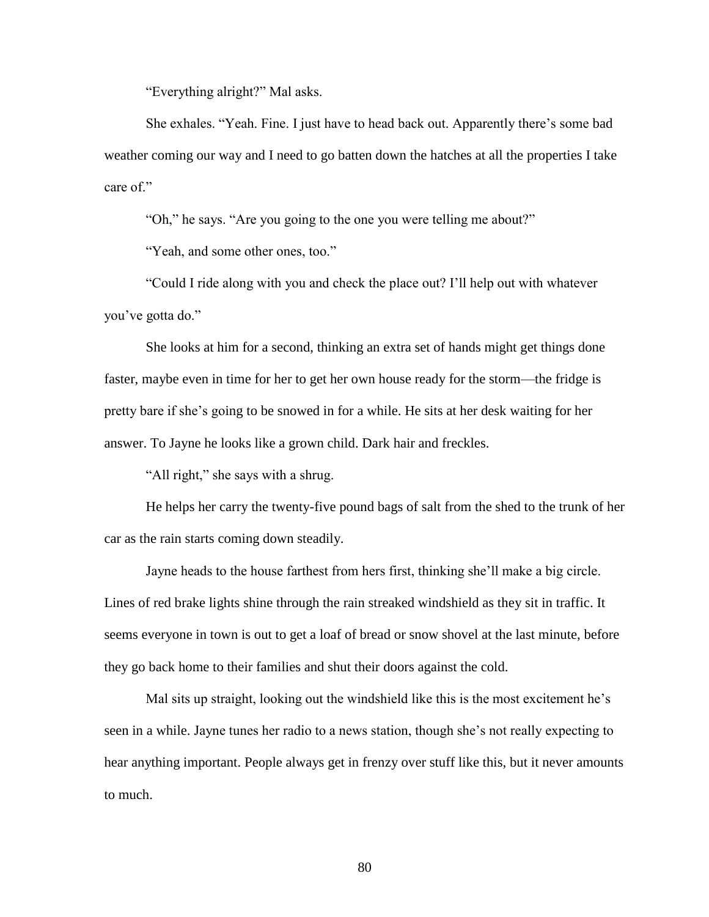"Everything alright?" Mal asks.

She exhales. "Yeah. Fine. I just have to head back out. Apparently there's some bad weather coming our way and I need to go batten down the hatches at all the properties I take care of."

"Oh," he says. "Are you going to the one you were telling me about?"

"Yeah, and some other ones, too."

"Could I ride along with you and check the place out? I'll help out with whatever you've gotta do."

She looks at him for a second, thinking an extra set of hands might get things done faster, maybe even in time for her to get her own house ready for the storm—the fridge is pretty bare if she's going to be snowed in for a while. He sits at her desk waiting for her answer. To Jayne he looks like a grown child. Dark hair and freckles.

"All right," she says with a shrug.

He helps her carry the twenty-five pound bags of salt from the shed to the trunk of her car as the rain starts coming down steadily.

Jayne heads to the house farthest from hers first, thinking she'll make a big circle. Lines of red brake lights shine through the rain streaked windshield as they sit in traffic. It seems everyone in town is out to get a loaf of bread or snow shovel at the last minute, before they go back home to their families and shut their doors against the cold.

Mal sits up straight, looking out the windshield like this is the most excitement he's seen in a while. Jayne tunes her radio to a news station, though she's not really expecting to hear anything important. People always get in frenzy over stuff like this, but it never amounts to much.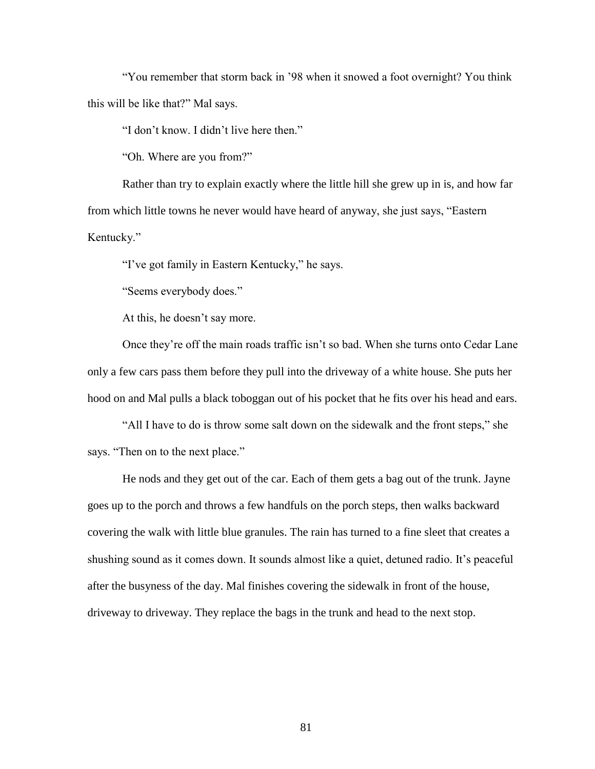"You remember that storm back in '98 when it snowed a foot overnight? You think this will be like that?" Mal says.

"I don't know. I didn't live here then."

"Oh. Where are you from?"

Rather than try to explain exactly where the little hill she grew up in is, and how far from which little towns he never would have heard of anyway, she just says, "Eastern Kentucky."

"I've got family in Eastern Kentucky," he says.

"Seems everybody does."

At this, he doesn't say more.

Once they're off the main roads traffic isn't so bad. When she turns onto Cedar Lane only a few cars pass them before they pull into the driveway of a white house. She puts her hood on and Mal pulls a black toboggan out of his pocket that he fits over his head and ears.

"All I have to do is throw some salt down on the sidewalk and the front steps," she says. "Then on to the next place."

He nods and they get out of the car. Each of them gets a bag out of the trunk. Jayne goes up to the porch and throws a few handfuls on the porch steps, then walks backward covering the walk with little blue granules. The rain has turned to a fine sleet that creates a shushing sound as it comes down. It sounds almost like a quiet, detuned radio. It's peaceful after the busyness of the day. Mal finishes covering the sidewalk in front of the house, driveway to driveway. They replace the bags in the trunk and head to the next stop.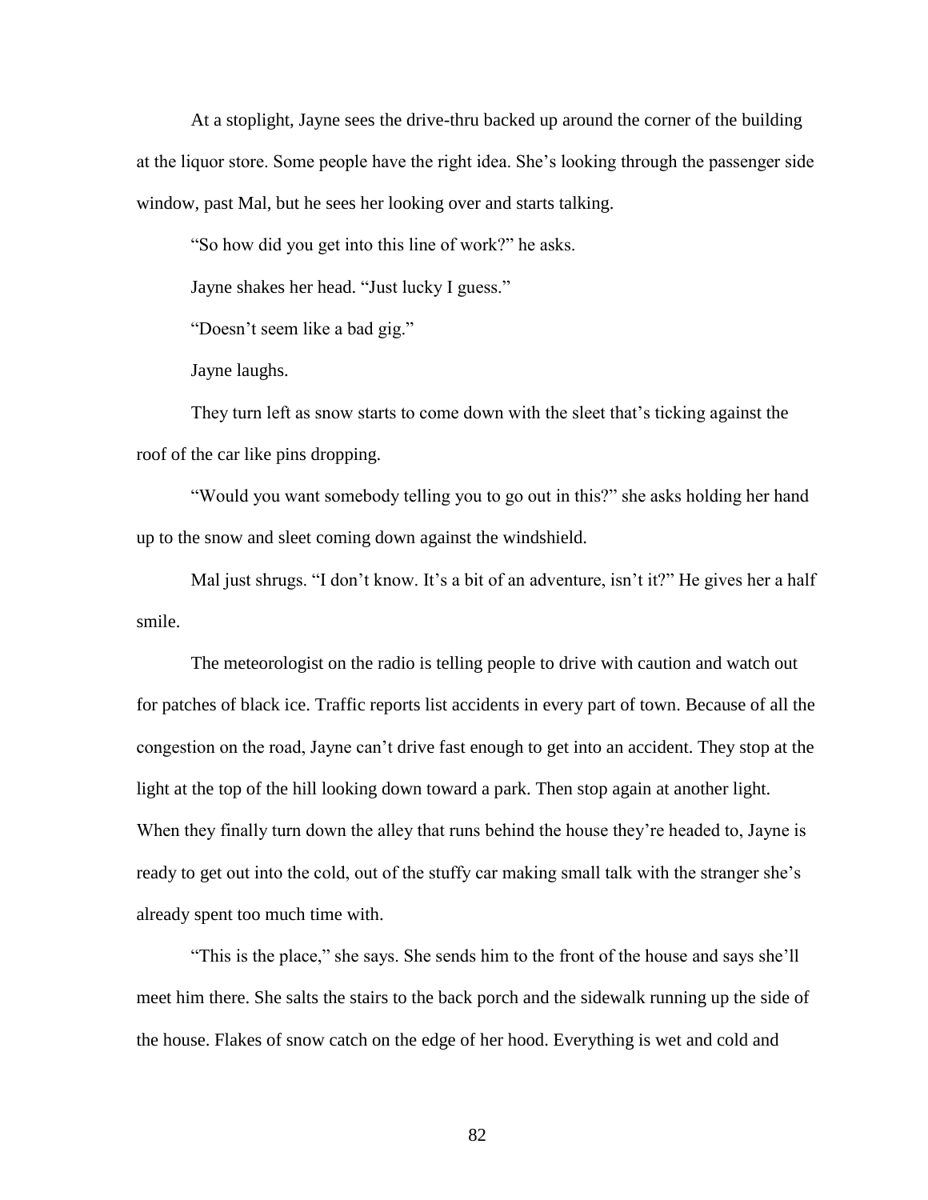At a stoplight, Jayne sees the drive-thru backed up around the corner of the building at the liquor store. Some people have the right idea. She's looking through the passenger side window, past Mal, but he sees her looking over and starts talking.

"So how did you get into this line of work?" he asks.

Jayne shakes her head. "Just lucky I guess."

"Doesn't seem like a bad gig."

Jayne laughs.

They turn left as snow starts to come down with the sleet that's ticking against the roof of the car like pins dropping.

"Would you want somebody telling you to go out in this?" she asks holding her hand up to the snow and sleet coming down against the windshield.

Mal just shrugs. "I don't know. It's a bit of an adventure, isn't it?" He gives her a half smile.

The meteorologist on the radio is telling people to drive with caution and watch out for patches of black ice. Traffic reports list accidents in every part of town. Because of all the congestion on the road, Jayne can't drive fast enough to get into an accident. They stop at the light at the top of the hill looking down toward a park. Then stop again at another light. When they finally turn down the alley that runs behind the house they're headed to, Jayne is ready to get out into the cold, out of the stuffy car making small talk with the stranger she's already spent too much time with.

"This is the place," she says. She sends him to the front of the house and says she'll meet him there. She salts the stairs to the back porch and the sidewalk running up the side of the house. Flakes of snow catch on the edge of her hood. Everything is wet and cold and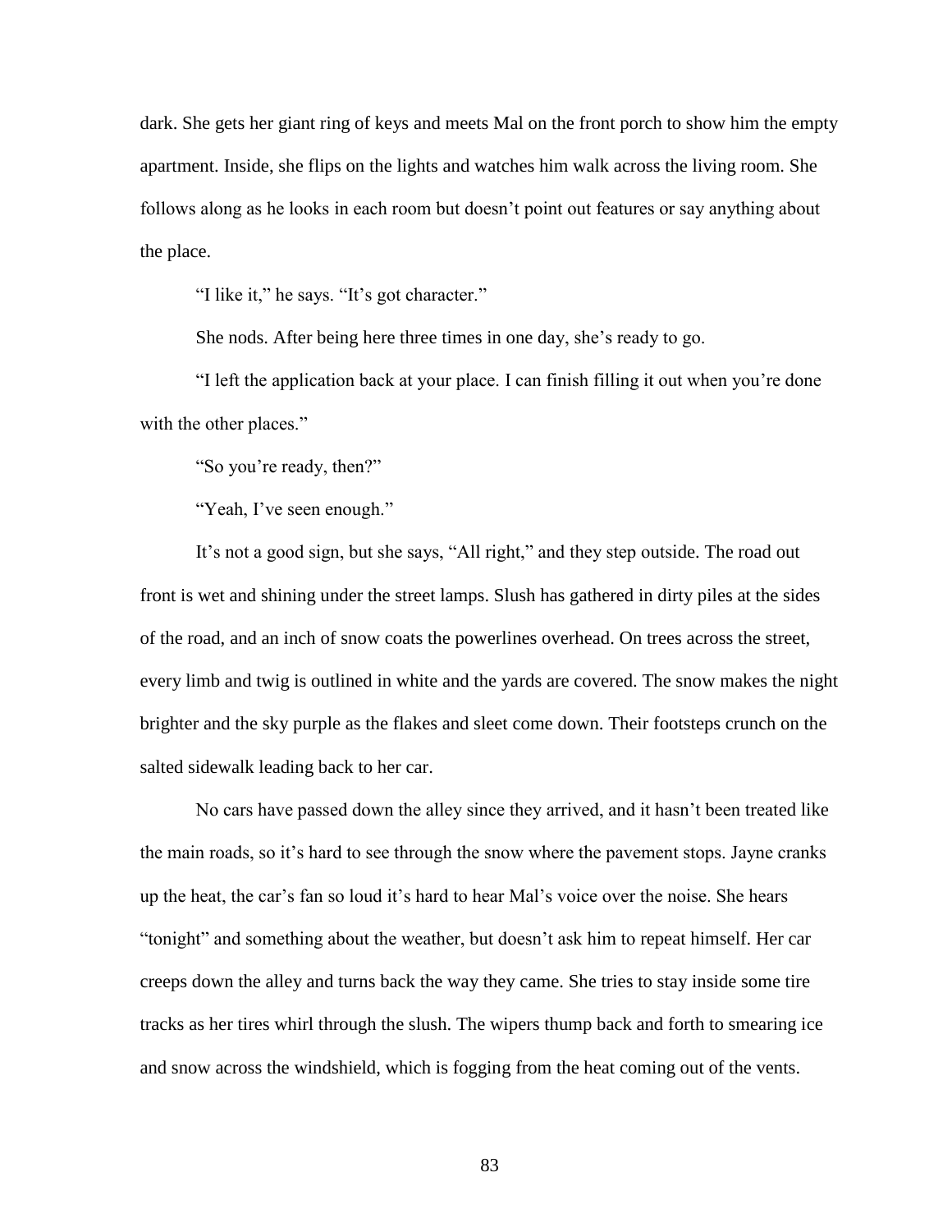dark. She gets her giant ring of keys and meets Mal on the front porch to show him the empty apartment. Inside, she flips on the lights and watches him walk across the living room. She follows along as he looks in each room but doesn't point out features or say anything about the place.

"I like it," he says. "It's got character."

She nods. After being here three times in one day, she's ready to go.

"I left the application back at your place. I can finish filling it out when you're done with the other places."

"So you're ready, then?"

"Yeah, I've seen enough."

It's not a good sign, but she says, "All right," and they step outside. The road out front is wet and shining under the street lamps. Slush has gathered in dirty piles at the sides of the road, and an inch of snow coats the powerlines overhead. On trees across the street, every limb and twig is outlined in white and the yards are covered. The snow makes the night brighter and the sky purple as the flakes and sleet come down. Their footsteps crunch on the salted sidewalk leading back to her car.

No cars have passed down the alley since they arrived, and it hasn't been treated like the main roads, so it's hard to see through the snow where the pavement stops. Jayne cranks up the heat, the car's fan so loud it's hard to hear Mal's voice over the noise. She hears "tonight" and something about the weather, but doesn't ask him to repeat himself. Her car creeps down the alley and turns back the way they came. She tries to stay inside some tire tracks as her tires whirl through the slush. The wipers thump back and forth to smearing ice and snow across the windshield, which is fogging from the heat coming out of the vents.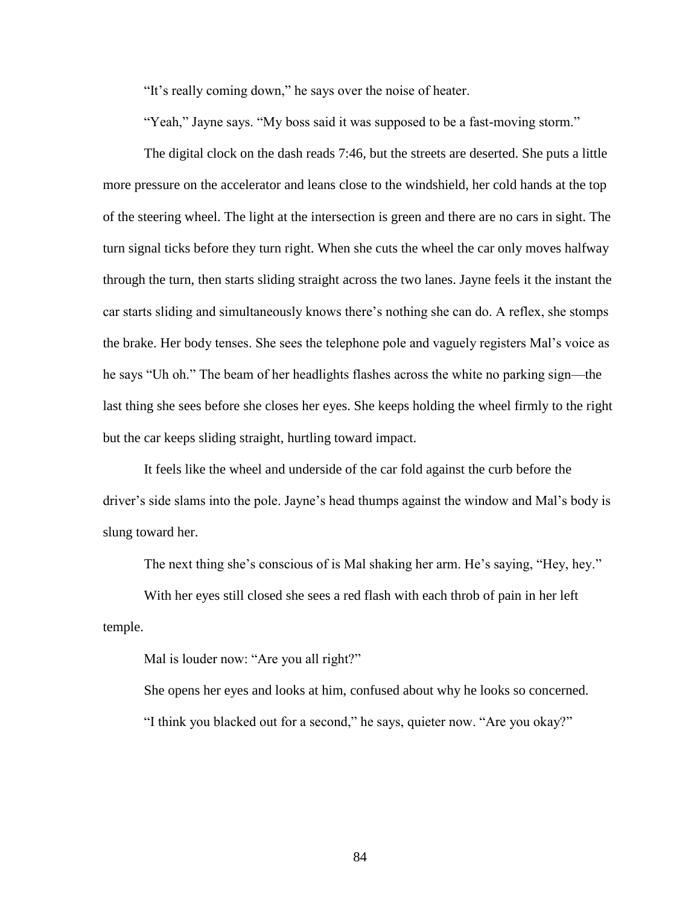"It's really coming down," he says over the noise of heater.

"Yeah," Jayne says. "My boss said it was supposed to be a fast-moving storm."

The digital clock on the dash reads 7:46, but the streets are deserted. She puts a little more pressure on the accelerator and leans close to the windshield, her cold hands at the top of the steering wheel. The light at the intersection is green and there are no cars in sight. The turn signal ticks before they turn right. When she cuts the wheel the car only moves halfway through the turn, then starts sliding straight across the two lanes. Jayne feels it the instant the car starts sliding and simultaneously knows there's nothing she can do. A reflex, she stomps the brake. Her body tenses. She sees the telephone pole and vaguely registers Mal's voice as he says "Uh oh." The beam of her headlights flashes across the white no parking sign—the last thing she sees before she closes her eyes. She keeps holding the wheel firmly to the right but the car keeps sliding straight, hurtling toward impact.

It feels like the wheel and underside of the car fold against the curb before the driver's side slams into the pole. Jayne's head thumps against the window and Mal's body is slung toward her.

The next thing she's conscious of is Mal shaking her arm. He's saying, "Hey, hey."

With her eyes still closed she sees a red flash with each throb of pain in her left temple.

Mal is louder now: "Are you all right?"

She opens her eyes and looks at him, confused about why he looks so concerned.

"I think you blacked out for a second," he says, quieter now. "Are you okay?"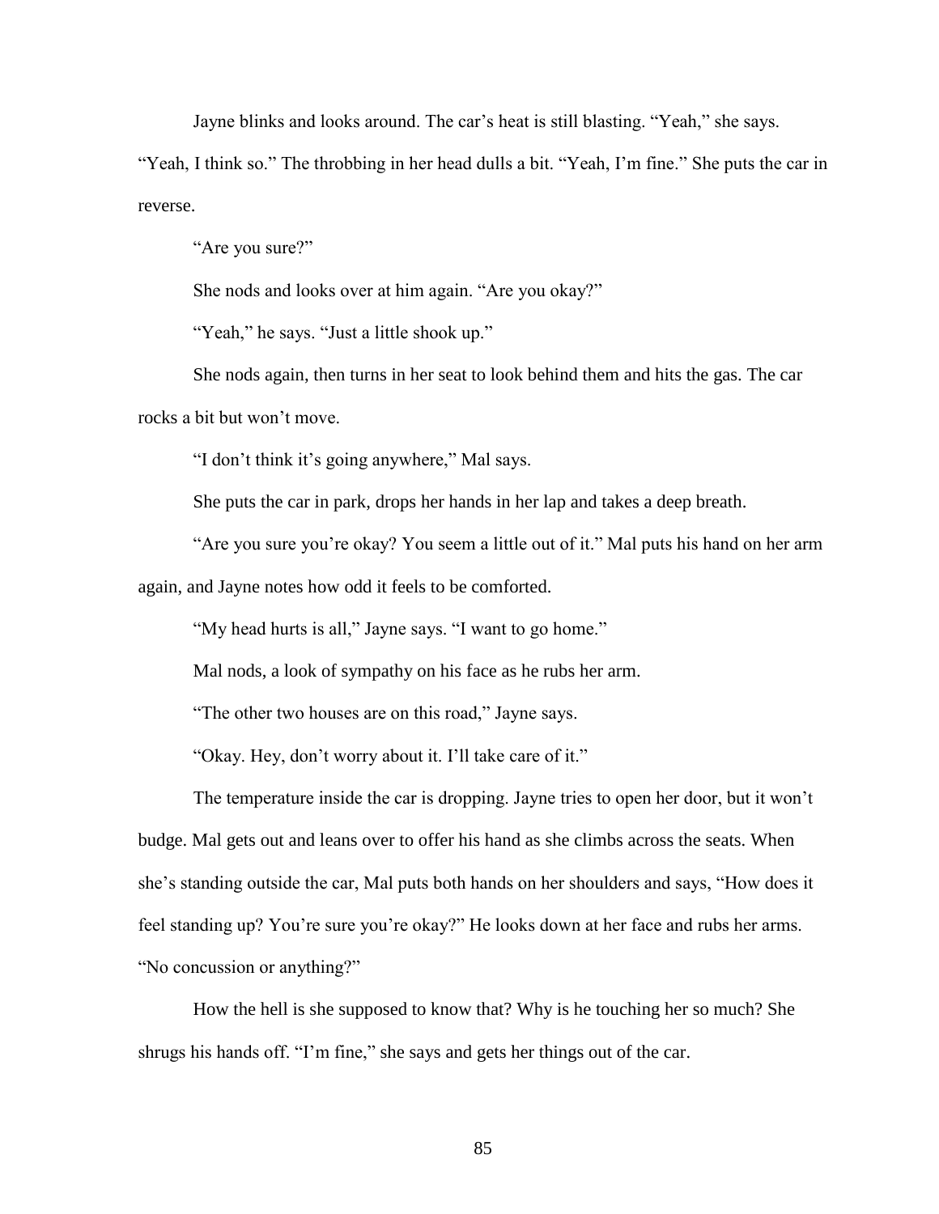Jayne blinks and looks around. The car's heat is still blasting. "Yeah," she says. "Yeah, I think so." The throbbing in her head dulls a bit. "Yeah, I'm fine." She puts the car in reverse.

"Are you sure?"

She nods and looks over at him again. "Are you okay?"

"Yeah," he says. "Just a little shook up."

She nods again, then turns in her seat to look behind them and hits the gas. The car rocks a bit but won't move.

"I don't think it's going anywhere," Mal says.

She puts the car in park, drops her hands in her lap and takes a deep breath.

"Are you sure you're okay? You seem a little out of it." Mal puts his hand on her arm again, and Jayne notes how odd it feels to be comforted.

"My head hurts is all," Jayne says. "I want to go home."

Mal nods, a look of sympathy on his face as he rubs her arm.

"The other two houses are on this road," Jayne says.

"Okay. Hey, don't worry about it. I'll take care of it."

The temperature inside the car is dropping. Jayne tries to open her door, but it won't budge. Mal gets out and leans over to offer his hand as she climbs across the seats. When she's standing outside the car, Mal puts both hands on her shoulders and says, "How does it feel standing up? You're sure you're okay?" He looks down at her face and rubs her arms. "No concussion or anything?"

How the hell is she supposed to know that? Why is he touching her so much? She shrugs his hands off. "I'm fine," she says and gets her things out of the car.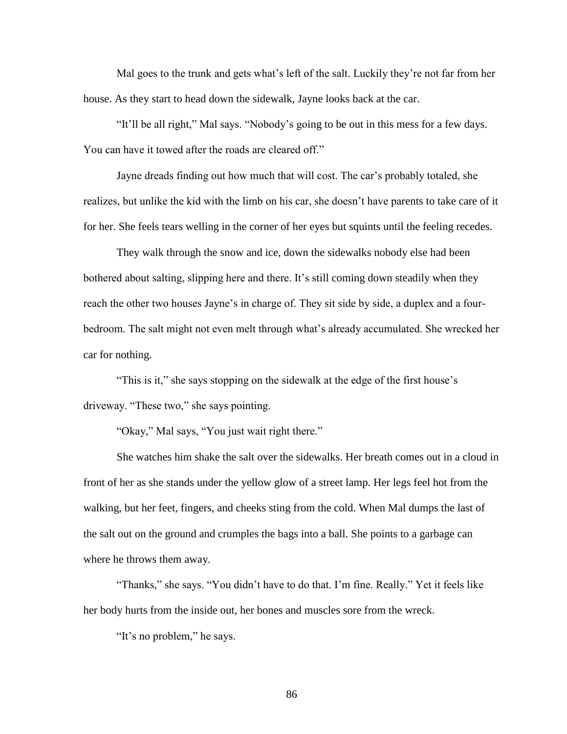Mal goes to the trunk and gets what's left of the salt. Luckily they're not far from her house. As they start to head down the sidewalk, Jayne looks back at the car.

"It'll be all right," Mal says. "Nobody's going to be out in this mess for a few days. You can have it towed after the roads are cleared off."

Jayne dreads finding out how much that will cost. The car's probably totaled, she realizes, but unlike the kid with the limb on his car, she doesn't have parents to take care of it for her. She feels tears welling in the corner of her eyes but squints until the feeling recedes.

They walk through the snow and ice, down the sidewalks nobody else had been bothered about salting, slipping here and there. It's still coming down steadily when they reach the other two houses Jayne's in charge of. They sit side by side, a duplex and a four-bedroom. The salt might not even melt through what's already accumulated. She wrecked her car for nothing.

"This is it," she says stopping on the sidewalk at the edge of the first house's driveway. "These two," she says pointing.

"Okay," Mal says, "You just wait right there."

She watches him shake the salt over the sidewalks. Her breath comes out in a cloud in front of her as she stands under the yellow glow of a street lamp. Her legs feel hot from the walking, but her feet, fingers, and cheeks sting from the cold. When Mal dumps the last of the salt out on the ground and crumples the bags into a ball. She points to a garbage can where he throws them away.

"Thanks," she says. "You didn't have to do that. I'm fine. Really." Yet it feels like her body hurts from the inside out, her bones and muscles sore from the wreck.

"It's no problem," he says.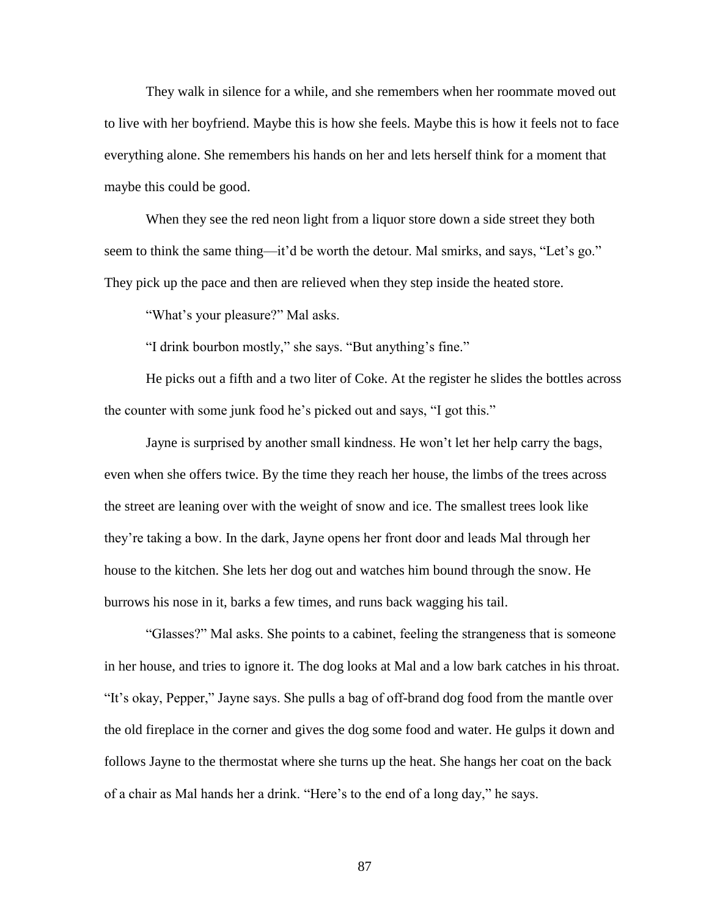They walk in silence for a while, and she remembers when her roommate moved out to live with her boyfriend. Maybe this is how she feels. Maybe this is how it feels not to face everything alone. She remembers his hands on her and lets herself think for a moment that maybe this could be good.

When they see the red neon light from a liquor store down a side street they both seem to think the same thing—it'd be worth the detour. Mal smirks, and says, "Let's go." They pick up the pace and then are relieved when they step inside the heated store.

"What's your pleasure?" Mal asks.

"I drink bourbon mostly," she says. "But anything's fine."

He picks out a fifth and a two liter of Coke. At the register he slides the bottles across the counter with some junk food he's picked out and says, "I got this."

Jayne is surprised by another small kindness. He won't let her help carry the bags, even when she offers twice. By the time they reach her house, the limbs of the trees across the street are leaning over with the weight of snow and ice. The smallest trees look like they're taking a bow. In the dark, Jayne opens her front door and leads Mal through her house to the kitchen. She lets her dog out and watches him bound through the snow. He burrows his nose in it, barks a few times, and runs back wagging his tail.

"Glasses?" Mal asks. She points to a cabinet, feeling the strangeness that is someone in her house, and tries to ignore it. The dog looks at Mal and a low bark catches in his throat. "It's okay, Pepper," Jayne says. She pulls a bag of off-brand dog food from the mantle over the old fireplace in the corner and gives the dog some food and water. He gulps it down and follows Jayne to the thermostat where she turns up the heat. She hangs her coat on the back of a chair as Mal hands her a drink. "Here's to the end of a long day," he says.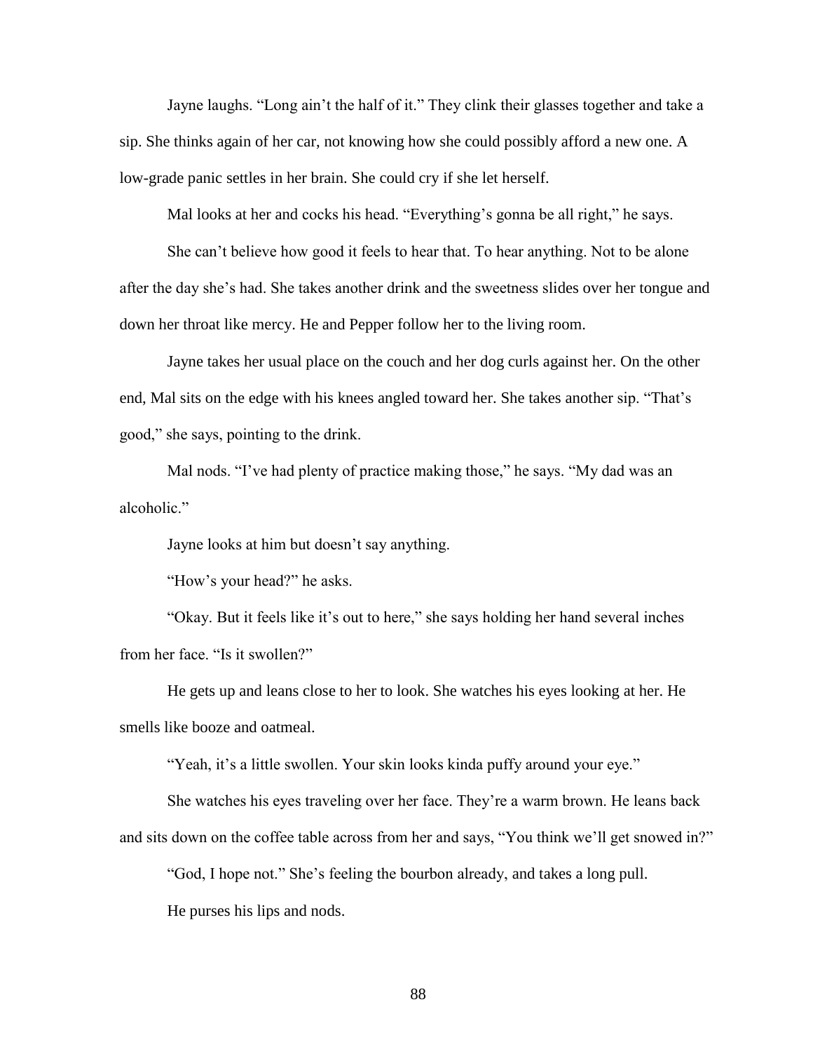Jayne laughs. "Long ain't the half of it." They clink their glasses together and take a sip. She thinks again of her car, not knowing how she could possibly afford a new one. A low-grade panic settles in her brain. She could cry if she let herself.

Mal looks at her and cocks his head. "Everything's gonna be all right," he says.

She can't believe how good it feels to hear that. To hear anything. Not to be alone after the day she's had. She takes another drink and the sweetness slides over her tongue and down her throat like mercy. He and Pepper follow her to the living room.

Jayne takes her usual place on the couch and her dog curls against her. On the other end, Mal sits on the edge with his knees angled toward her. She takes another sip. "That's good," she says, pointing to the drink.

Mal nods. "I've had plenty of practice making those," he says. "My dad was an alcoholic."

Jayne looks at him but doesn't say anything.

"How's your head?" he asks.

"Okay. But it feels like it's out to here," she says holding her hand several inches from her face. "Is it swollen?"

He gets up and leans close to her to look. She watches his eyes looking at her. He smells like booze and oatmeal.

"Yeah, it's a little swollen. Your skin looks kinda puffy around your eye."

She watches his eyes traveling over her face. They're a warm brown. He leans back and sits down on the coffee table across from her and says, "You think we'll get snowed in?"

"God, I hope not." She's feeling the bourbon already, and takes a long pull.

He purses his lips and nods.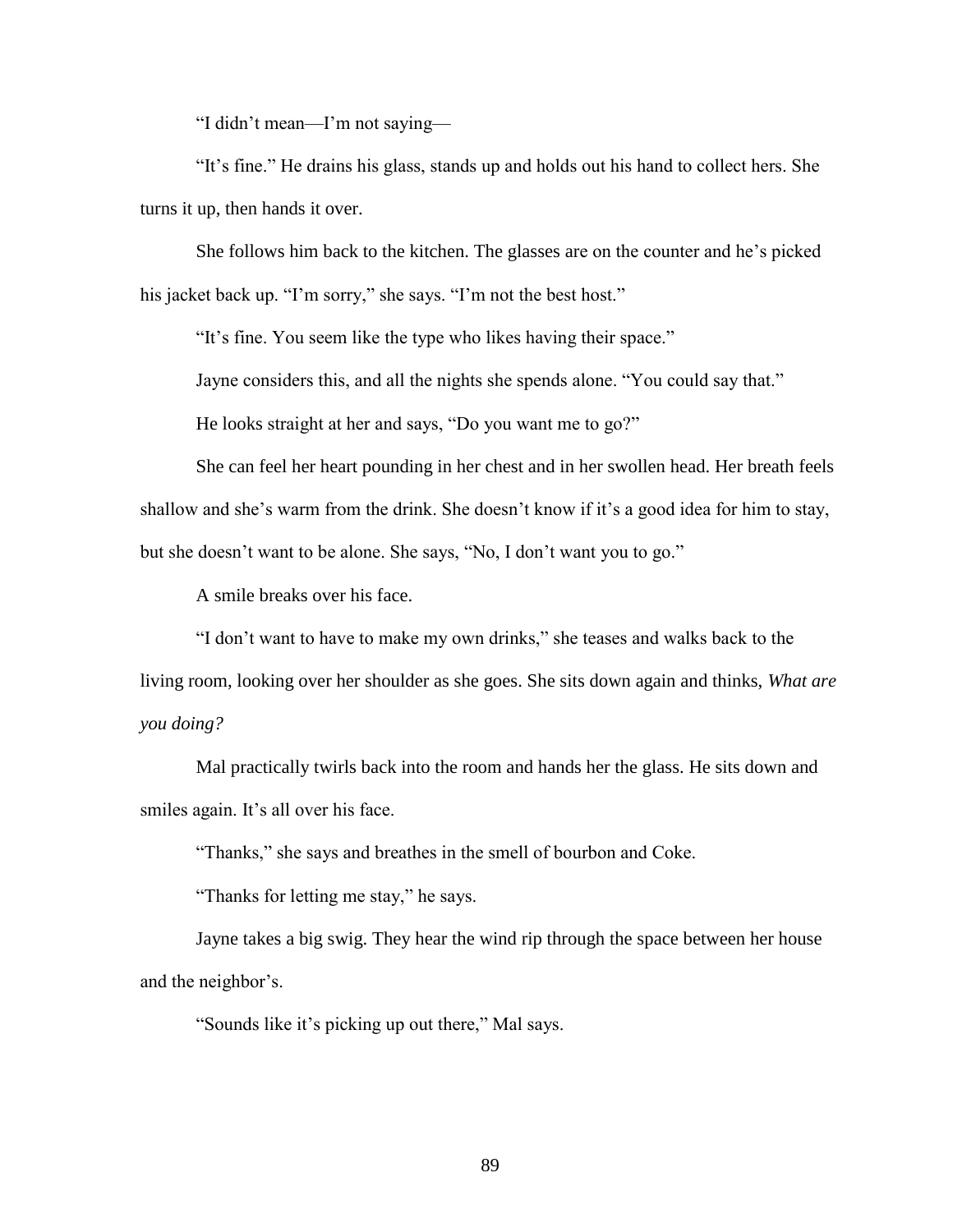"I didn't mean—I'm not saying—

"It's fine." He drains his glass, stands up and holds out his hand to collect hers. She turns it up, then hands it over.

She follows him back to the kitchen. The glasses are on the counter and he's picked his jacket back up. "I'm sorry," she says. "I'm not the best host."

"It's fine. You seem like the type who likes having their space."

Jayne considers this, and all the nights she spends alone. "You could say that."

He looks straight at her and says, "Do you want me to go?"

She can feel her heart pounding in her chest and in her swollen head. Her breath feels shallow and she's warm from the drink. She doesn't know if it's a good idea for him to stay, but she doesn't want to be alone. She says, "No, I don't want you to go."

A smile breaks over his face.

"I don't want to have to make my own drinks," she teases and walks back to the living room, looking over her shoulder as she goes. She sits down again and thinks, *What are you doing?*

Mal practically twirls back into the room and hands her the glass. He sits down and smiles again. It's all over his face.

"Thanks," she says and breathes in the smell of bourbon and Coke.

"Thanks for letting me stay," he says.

Jayne takes a big swig. They hear the wind rip through the space between her house and the neighbor's.

"Sounds like it's picking up out there," Mal says.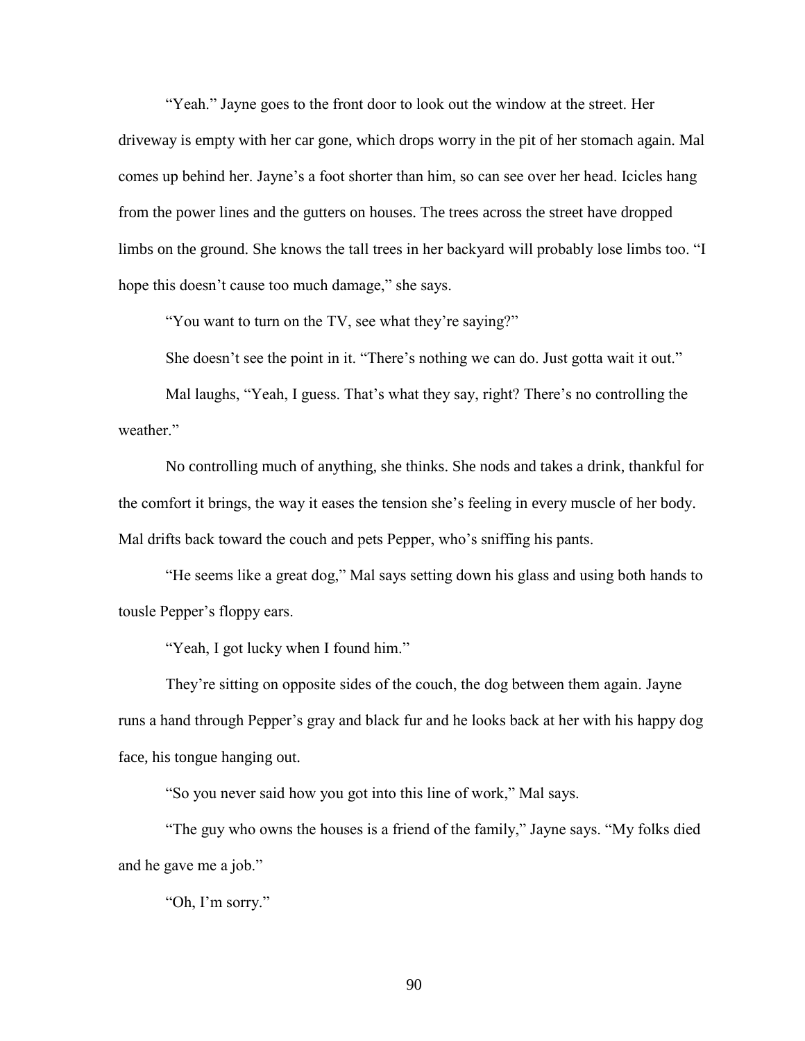"Yeah." Jayne goes to the front door to look out the window at the street. Her driveway is empty with her car gone, which drops worry in the pit of her stomach again. Mal comes up behind her. Jayne's a foot shorter than him, so can see over her head. Icicles hang from the power lines and the gutters on houses. The trees across the street have dropped limbs on the ground. She knows the tall trees in her backyard will probably lose limbs too. "I hope this doesn't cause too much damage," she says.

"You want to turn on the TV, see what they're saying?"

She doesn't see the point in it. "There's nothing we can do. Just gotta wait it out."

Mal laughs, "Yeah, I guess. That's what they say, right? There's no controlling the weather."

No controlling much of anything, she thinks. She nods and takes a drink, thankful for the comfort it brings, the way it eases the tension she's feeling in every muscle of her body. Mal drifts back toward the couch and pets Pepper, who's sniffing his pants.

"He seems like a great dog," Mal says setting down his glass and using both hands to tousle Pepper's floppy ears.

"Yeah, I got lucky when I found him."

They're sitting on opposite sides of the couch, the dog between them again. Jayne runs a hand through Pepper's gray and black fur and he looks back at her with his happy dog face, his tongue hanging out.

"So you never said how you got into this line of work," Mal says.

"The guy who owns the houses is a friend of the family," Jayne says. "My folks died and he gave me a job."

"Oh, I'm sorry."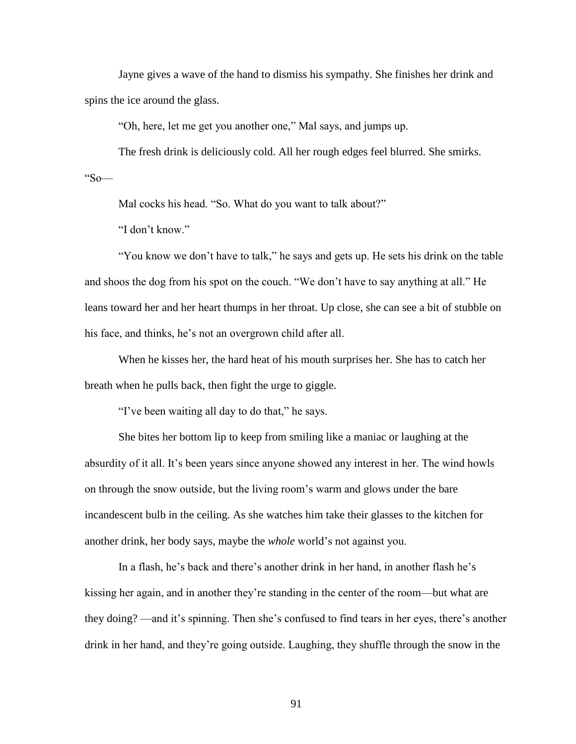Jayne gives a wave of the hand to dismiss his sympathy. She finishes her drink and spins the ice around the glass.

"Oh, here, let me get you another one," Mal says, and jumps up.

The fresh drink is deliciously cold. All her rough edges feel blurred. She smirks. "So—

Mal cocks his head. "So. What do you want to talk about?"

"I don't know."

"You know we don't have to talk," he says and gets up. He sets his drink on the table and shoos the dog from his spot on the couch. "We don't have to say anything at all." He leans toward her and her heart thumps in her throat. Up close, she can see a bit of stubble on his face, and thinks, he's not an overgrown child after all.

When he kisses her, the hard heat of his mouth surprises her. She has to catch her breath when he pulls back, then fight the urge to giggle.

"I've been waiting all day to do that," he says.

She bites her bottom lip to keep from smiling like a maniac or laughing at the absurdity of it all. It's been years since anyone showed any interest in her. The wind howls on through the snow outside, but the living room's warm and glows under the bare incandescent bulb in the ceiling. As she watches him take their glasses to the kitchen for another drink, her body says, maybe the *whole* world's not against you.

In a flash, he's back and there's another drink in her hand, in another flash he's kissing her again, and in another they're standing in the center of the room—but what are they doing? —and it's spinning. Then she's confused to find tears in her eyes, there's another drink in her hand, and they're going outside. Laughing, they shuffle through the snow in the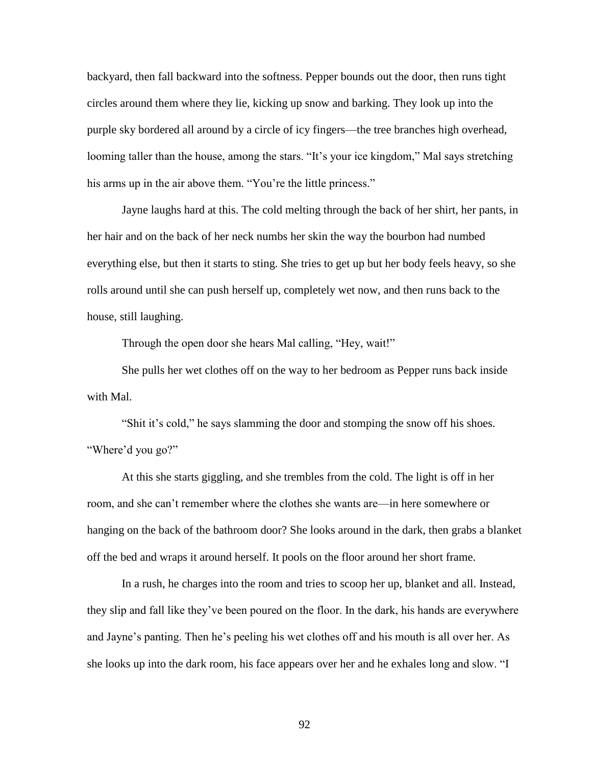backyard, then fall backward into the softness. Pepper bounds out the door, then runs tight circles around them where they lie, kicking up snow and barking. They look up into the purple sky bordered all around by a circle of icy fingers—the tree branches high overhead, looming taller than the house, among the stars. "It's your ice kingdom," Mal says stretching his arms up in the air above them. "You're the little princess."

Jayne laughs hard at this. The cold melting through the back of her shirt, her pants, in her hair and on the back of her neck numbs her skin the way the bourbon had numbed everything else, but then it starts to sting. She tries to get up but her body feels heavy, so she rolls around until she can push herself up, completely wet now, and then runs back to the house, still laughing.

Through the open door she hears Mal calling, "Hey, wait!"

She pulls her wet clothes off on the way to her bedroom as Pepper runs back inside with Mal.

"Shit it's cold," he says slamming the door and stomping the snow off his shoes. "Where'd you go?"

At this she starts giggling, and she trembles from the cold. The light is off in her room, and she can't remember where the clothes she wants are—in here somewhere or hanging on the back of the bathroom door? She looks around in the dark, then grabs a blanket off the bed and wraps it around herself. It pools on the floor around her short frame.

In a rush, he charges into the room and tries to scoop her up, blanket and all. Instead, they slip and fall like they've been poured on the floor. In the dark, his hands are everywhere and Jayne's panting. Then he's peeling his wet clothes off and his mouth is all over her. As she looks up into the dark room, his face appears over her and he exhales long and slow. "I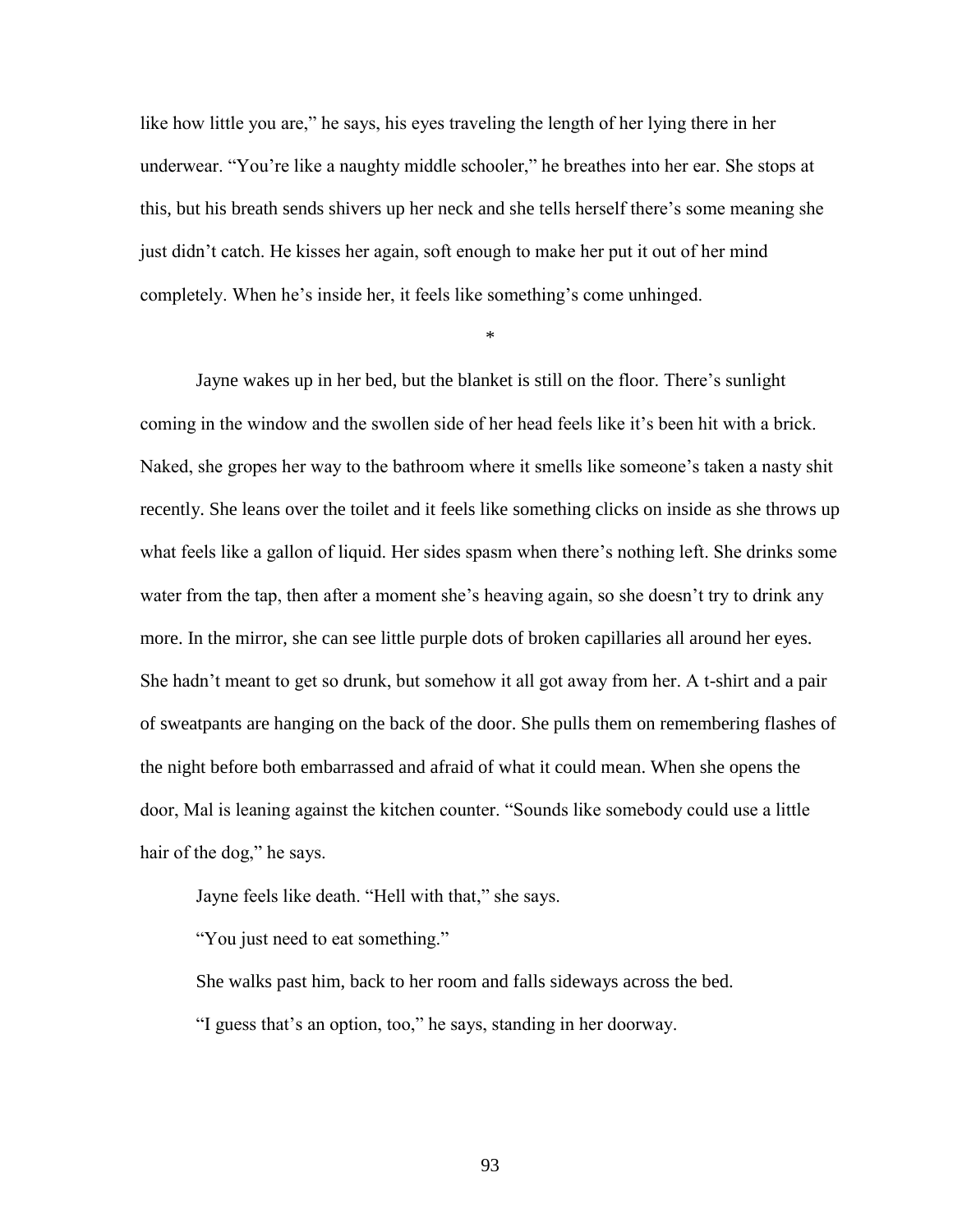like how little you are," he says, his eyes traveling the length of her lying there in her underwear. "You're like a naughty middle schooler," he breathes into her ear. She stops at this, but his breath sends shivers up her neck and she tells herself there's some meaning she just didn't catch. He kisses her again, soft enough to make her put it out of her mind completely. When he's inside her, it feels like something's come unhinged.

*

Jayne wakes up in her bed, but the blanket is still on the floor. There's sunlight coming in the window and the swollen side of her head feels like it's been hit with a brick. Naked, she gropes her way to the bathroom where it smells like someone's taken a nasty shit recently. She leans over the toilet and it feels like something clicks on inside as she throws up what feels like a gallon of liquid. Her sides spasm when there's nothing left. She drinks some water from the tap, then after a moment she's heaving again, so she doesn't try to drink any more. In the mirror, she can see little purple dots of broken capillaries all around her eyes. She hadn't meant to get so drunk, but somehow it all got away from her. A t-shirt and a pair of sweatpants are hanging on the back of the door. She pulls them on remembering flashes of the night before both embarrassed and afraid of what it could mean. When she opens the door, Mal is leaning against the kitchen counter. "Sounds like somebody could use a little hair of the dog," he says.

Jayne feels like death. "Hell with that," she says.

"You just need to eat something."

She walks past him, back to her room and falls sideways across the bed.

"I guess that's an option, too," he says, standing in her doorway.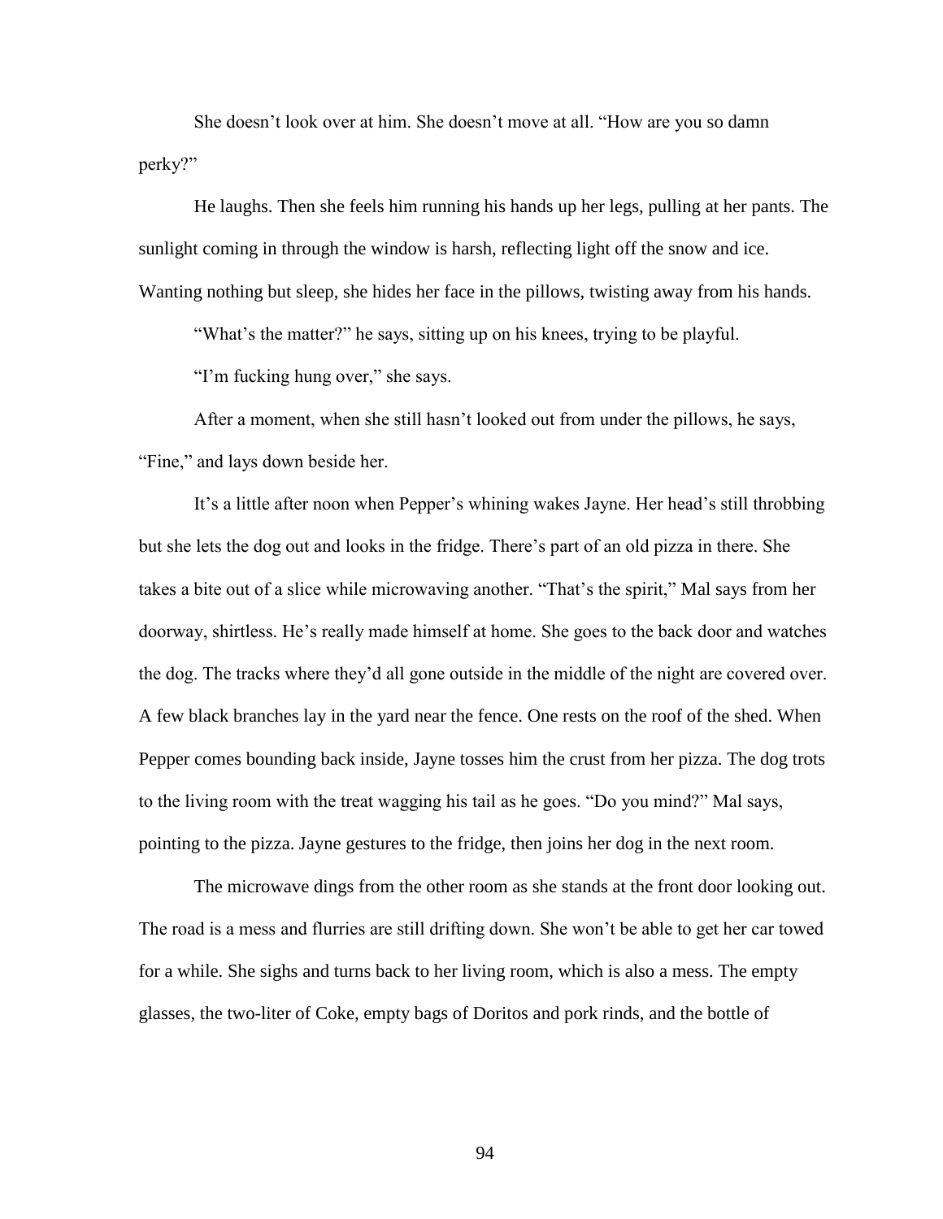She doesn't look over at him. She doesn't move at all. "How are you so damn perky?"

He laughs. Then she feels him running his hands up her legs, pulling at her pants. The sunlight coming in through the window is harsh, reflecting light off the snow and ice. Wanting nothing but sleep, she hides her face in the pillows, twisting away from his hands.

"What's the matter?" he says, sitting up on his knees, trying to be playful.

"I'm fucking hung over," she says.

After a moment, when she still hasn't looked out from under the pillows, he says, "Fine," and lays down beside her.

It's a little after noon when Pepper's whining wakes Jayne. Her head's still throbbing but she lets the dog out and looks in the fridge. There's part of an old pizza in there. She takes a bite out of a slice while microwaving another. "That's the spirit," Mal says from her doorway, shirtless. He's really made himself at home. She goes to the back door and watches the dog. The tracks where they'd all gone outside in the middle of the night are covered over. A few black branches lay in the yard near the fence. One rests on the roof of the shed. When Pepper comes bounding back inside, Jayne tosses him the crust from her pizza. The dog trots to the living room with the treat wagging his tail as he goes. "Do you mind?" Mal says, pointing to the pizza. Jayne gestures to the fridge, then joins her dog in the next room.

The microwave dings from the other room as she stands at the front door looking out. The road is a mess and flurries are still drifting down. She won't be able to get her car towed for a while. She sighs and turns back to her living room, which is also a mess. The empty glasses, the two-liter of Coke, empty bags of Doritos and pork rinds, and the bottle of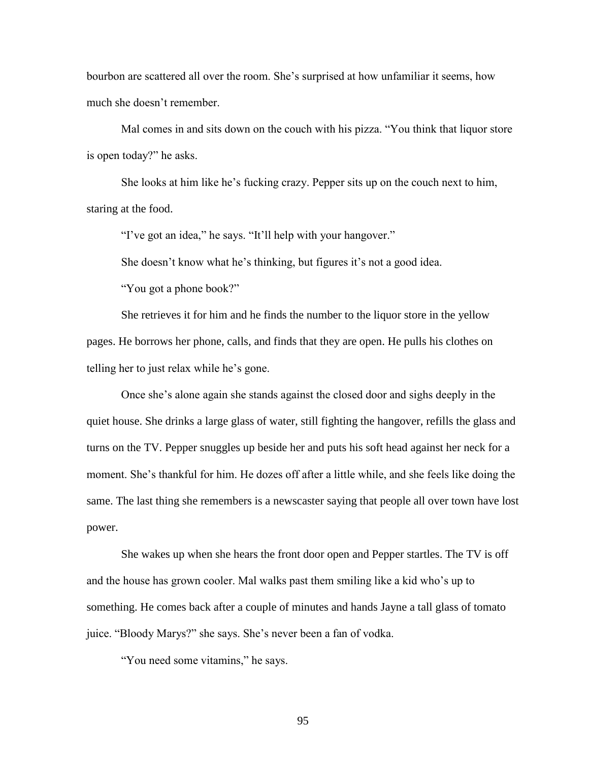bourbon are scattered all over the room. She's surprised at how unfamiliar it seems, how much she doesn't remember.

Mal comes in and sits down on the couch with his pizza. "You think that liquor store is open today?" he asks.

She looks at him like he's fucking crazy. Pepper sits up on the couch next to him, staring at the food.

"I've got an idea," he says. "It'll help with your hangover."

She doesn't know what he's thinking, but figures it's not a good idea.

"You got a phone book?"

She retrieves it for him and he finds the number to the liquor store in the yellow pages. He borrows her phone, calls, and finds that they are open. He pulls his clothes on telling her to just relax while he's gone.

Once she's alone again she stands against the closed door and sighs deeply in the quiet house. She drinks a large glass of water, still fighting the hangover, refills the glass and turns on the TV. Pepper snuggles up beside her and puts his soft head against her neck for a moment. She's thankful for him. He dozes off after a little while, and she feels like doing the same. The last thing she remembers is a newscaster saying that people all over town have lost power.

She wakes up when she hears the front door open and Pepper startles. The TV is off and the house has grown cooler. Mal walks past them smiling like a kid who's up to something. He comes back after a couple of minutes and hands Jayne a tall glass of tomato juice. "Bloody Marys?" she says. She's never been a fan of vodka.

"You need some vitamins," he says.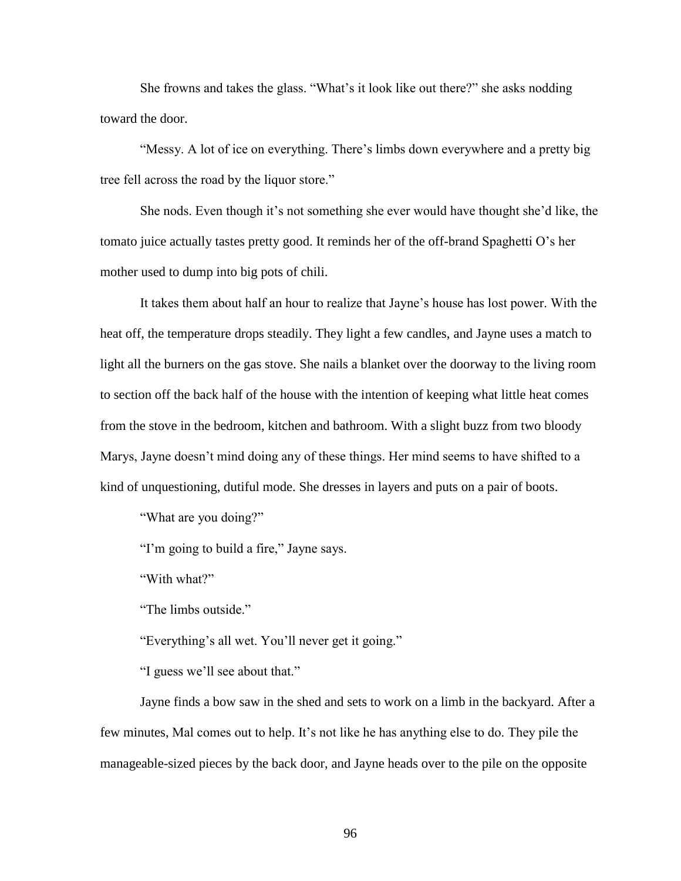She frowns and takes the glass. "What's it look like out there?" she asks nodding toward the door.

"Messy. A lot of ice on everything. There's limbs down everywhere and a pretty big tree fell across the road by the liquor store."

She nods. Even though it's not something she ever would have thought she'd like, the tomato juice actually tastes pretty good. It reminds her of the off-brand Spaghetti O's her mother used to dump into big pots of chili.

It takes them about half an hour to realize that Jayne's house has lost power. With the heat off, the temperature drops steadily. They light a few candles, and Jayne uses a match to light all the burners on the gas stove. She nails a blanket over the doorway to the living room to section off the back half of the house with the intention of keeping what little heat comes from the stove in the bedroom, kitchen and bathroom. With a slight buzz from two bloody Marys, Jayne doesn't mind doing any of these things. Her mind seems to have shifted to a kind of unquestioning, dutiful mode. She dresses in layers and puts on a pair of boots.

"What are you doing?"

"I'm going to build a fire," Jayne says.

"With what?"

"The limbs outside."

"Everything's all wet. You'll never get it going."

"I guess we'll see about that."

Jayne finds a bow saw in the shed and sets to work on a limb in the backyard. After a few minutes, Mal comes out to help. It's not like he has anything else to do. They pile the manageable-sized pieces by the back door, and Jayne heads over to the pile on the opposite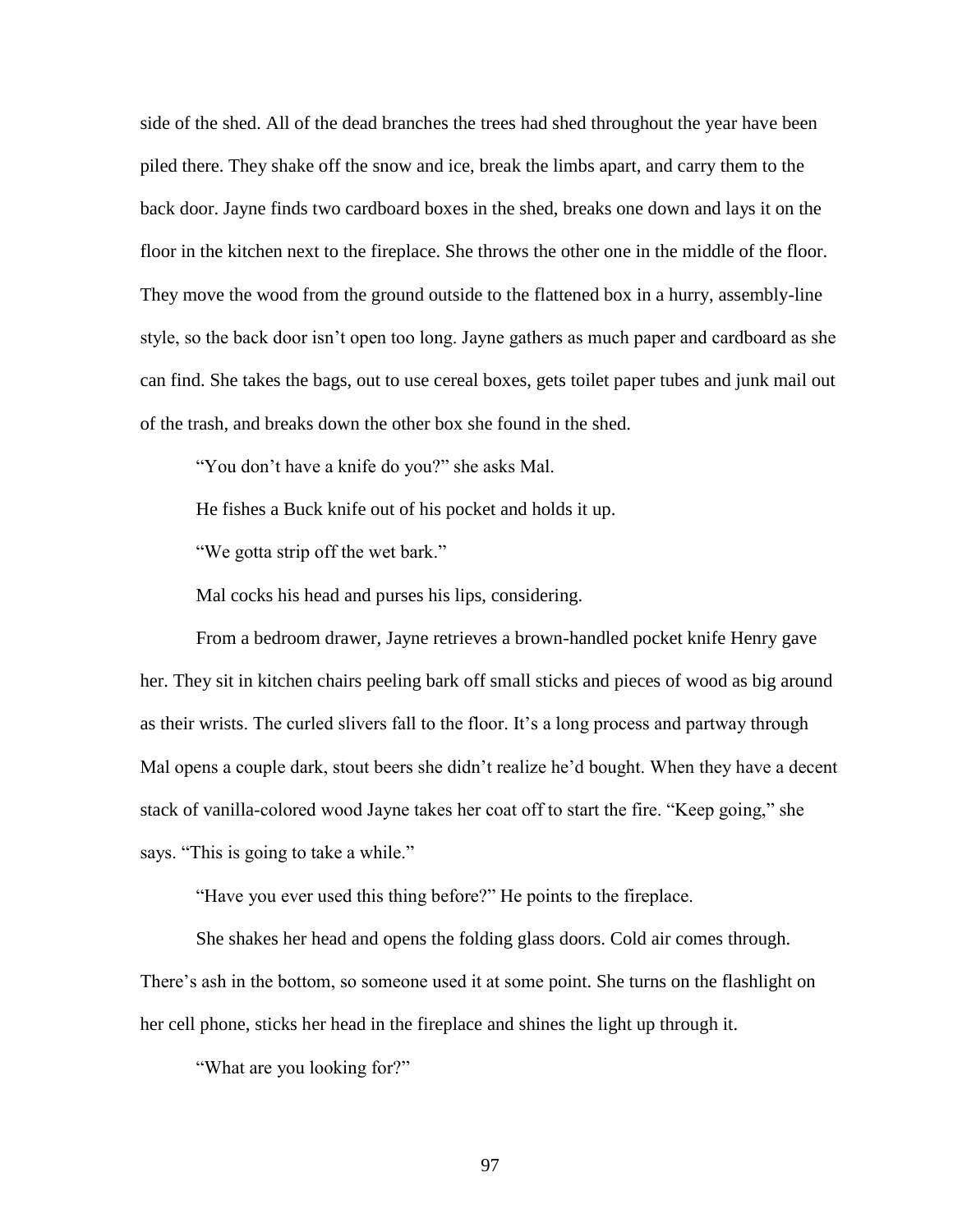side of the shed. All of the dead branches the trees had shed throughout the year have been piled there. They shake off the snow and ice, break the limbs apart, and carry them to the back door. Jayne finds two cardboard boxes in the shed, breaks one down and lays it on the floor in the kitchen next to the fireplace. She throws the other one in the middle of the floor. They move the wood from the ground outside to the flattened box in a hurry, assembly-line style, so the back door isn't open too long. Jayne gathers as much paper and cardboard as she can find. She takes the bags, out to use cereal boxes, gets toilet paper tubes and junk mail out of the trash, and breaks down the other box she found in the shed.

"You don't have a knife do you?" she asks Mal.

He fishes a Buck knife out of his pocket and holds it up.

"We gotta strip off the wet bark."

Mal cocks his head and purses his lips, considering.

From a bedroom drawer, Jayne retrieves a brown-handled pocket knife Henry gave her. They sit in kitchen chairs peeling bark off small sticks and pieces of wood as big around as their wrists. The curled slivers fall to the floor. It's a long process and partway through Mal opens a couple dark, stout beers she didn't realize he'd bought. When they have a decent stack of vanilla-colored wood Jayne takes her coat off to start the fire. "Keep going," she says. "This is going to take a while."

"Have you ever used this thing before?" He points to the fireplace.

She shakes her head and opens the folding glass doors. Cold air comes through. There's ash in the bottom, so someone used it at some point. She turns on the flashlight on her cell phone, sticks her head in the fireplace and shines the light up through it.

"What are you looking for?"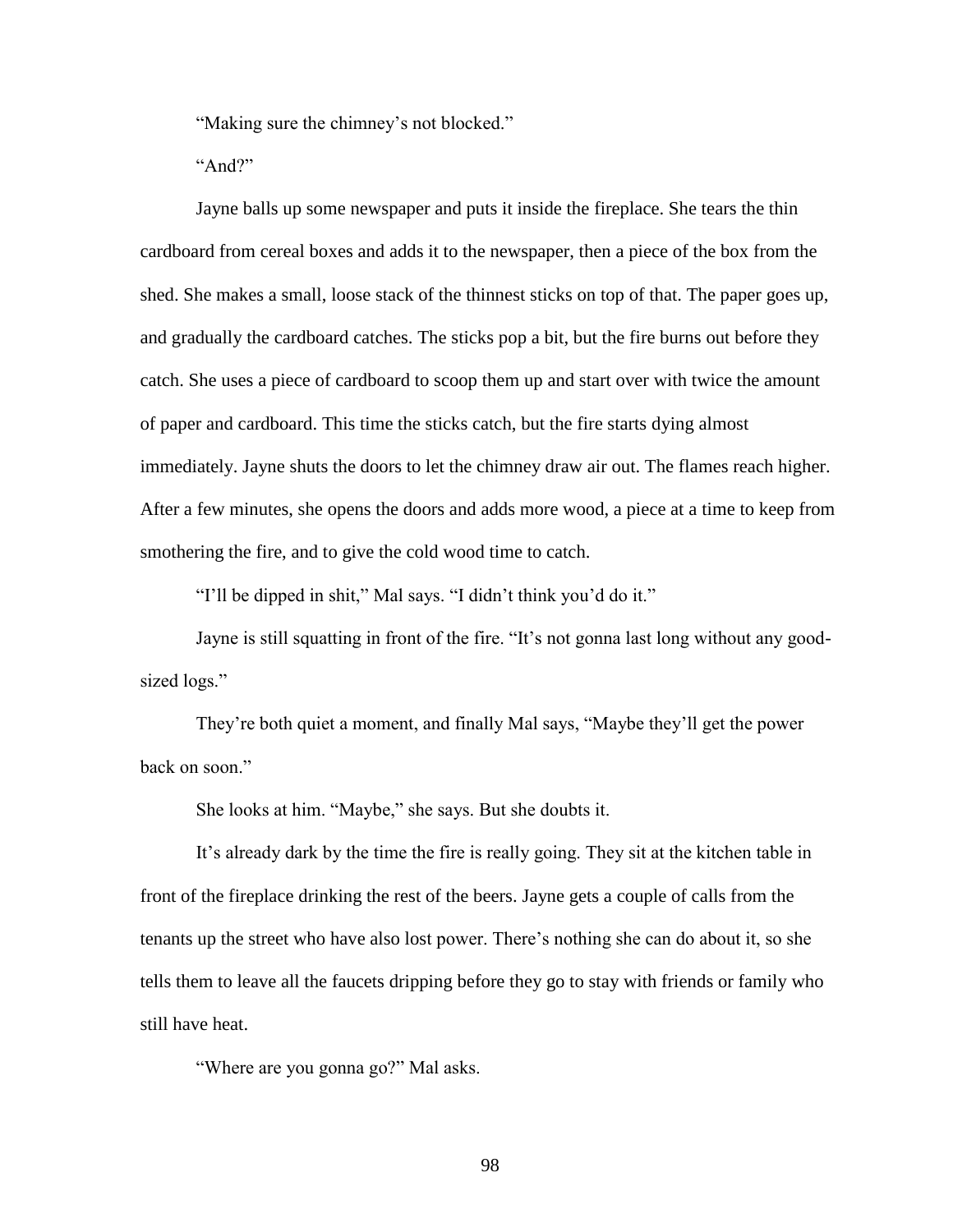"Making sure the chimney's not blocked."

"And?"

Jayne balls up some newspaper and puts it inside the fireplace. She tears the thin cardboard from cereal boxes and adds it to the newspaper, then a piece of the box from the shed. She makes a small, loose stack of the thinnest sticks on top of that. The paper goes up, and gradually the cardboard catches. The sticks pop a bit, but the fire burns out before they catch. She uses a piece of cardboard to scoop them up and start over with twice the amount of paper and cardboard. This time the sticks catch, but the fire starts dying almost immediately. Jayne shuts the doors to let the chimney draw air out. The flames reach higher. After a few minutes, she opens the doors and adds more wood, a piece at a time to keep from smothering the fire, and to give the cold wood time to catch.

"I'll be dipped in shit," Mal says. "I didn't think you'd do it."

Jayne is still squatting in front of the fire. "It's not gonna last long without any good-sized logs."

They're both quiet a moment, and finally Mal says, "Maybe they'll get the power back on soon."

She looks at him. "Maybe," she says. But she doubts it.

It's already dark by the time the fire is really going. They sit at the kitchen table in front of the fireplace drinking the rest of the beers. Jayne gets a couple of calls from the tenants up the street who have also lost power. There's nothing she can do about it, so she tells them to leave all the faucets dripping before they go to stay with friends or family who still have heat.

"Where are you gonna go?" Mal asks.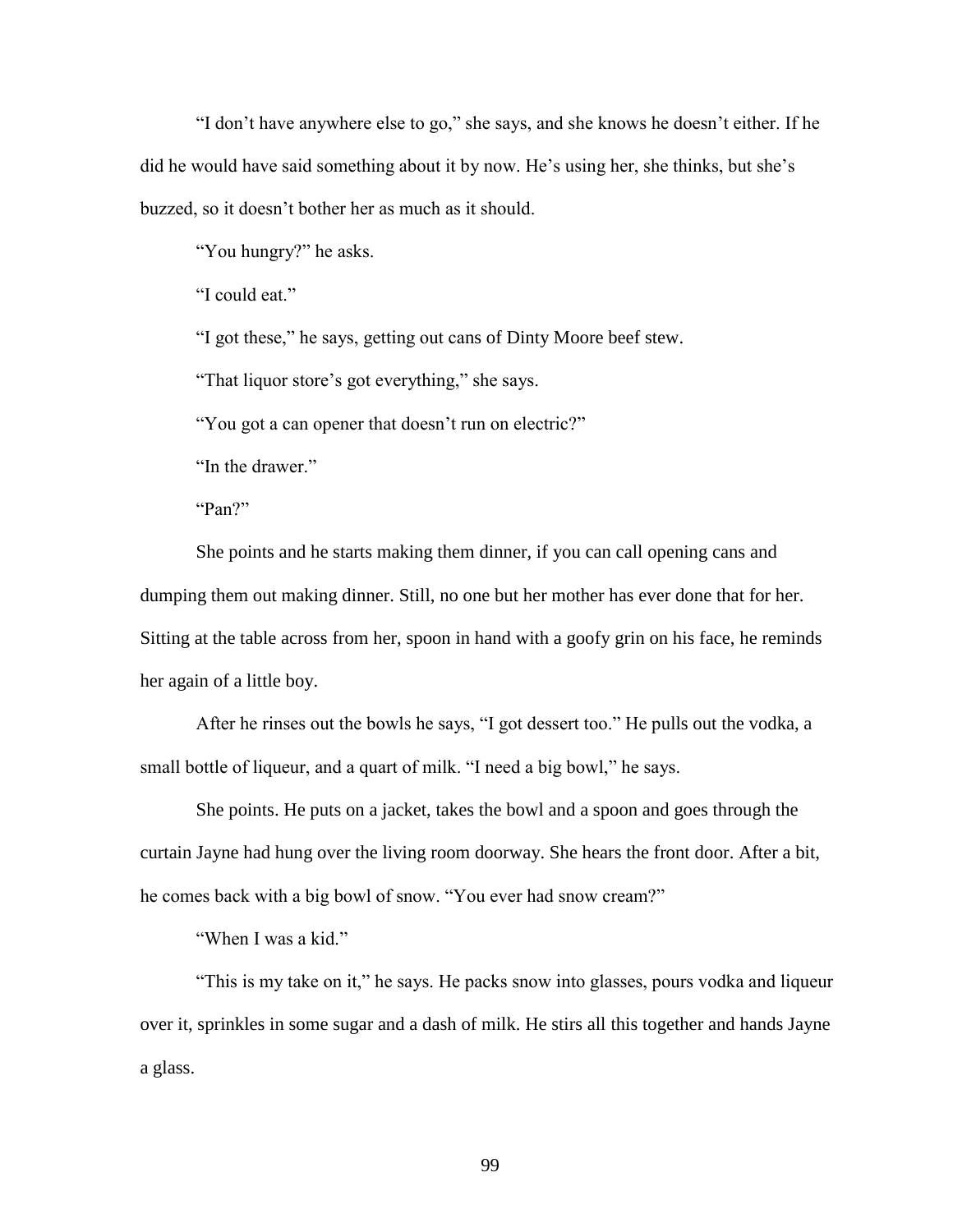"I don't have anywhere else to go," she says, and she knows he doesn't either. If he did he would have said something about it by now. He's using her, she thinks, but she's buzzed, so it doesn't bother her as much as it should.

"You hungry?" he asks.

"I could eat."

"I got these," he says, getting out cans of Dinty Moore beef stew.

"That liquor store's got everything," she says.

"You got a can opener that doesn't run on electric?"

"In the drawer."

"Pan?"

She points and he starts making them dinner, if you can call opening cans and dumping them out making dinner. Still, no one but her mother has ever done that for her. Sitting at the table across from her, spoon in hand with a goofy grin on his face, he reminds her again of a little boy.

After he rinses out the bowls he says, "I got dessert too." He pulls out the vodka, a small bottle of liqueur, and a quart of milk. "I need a big bowl," he says.

She points. He puts on a jacket, takes the bowl and a spoon and goes through the curtain Jayne had hung over the living room doorway. She hears the front door. After a bit, he comes back with a big bowl of snow. "You ever had snow cream?"

"When I was a kid."

"This is my take on it," he says. He packs snow into glasses, pours vodka and liqueur over it, sprinkles in some sugar and a dash of milk. He stirs all this together and hands Jayne a glass.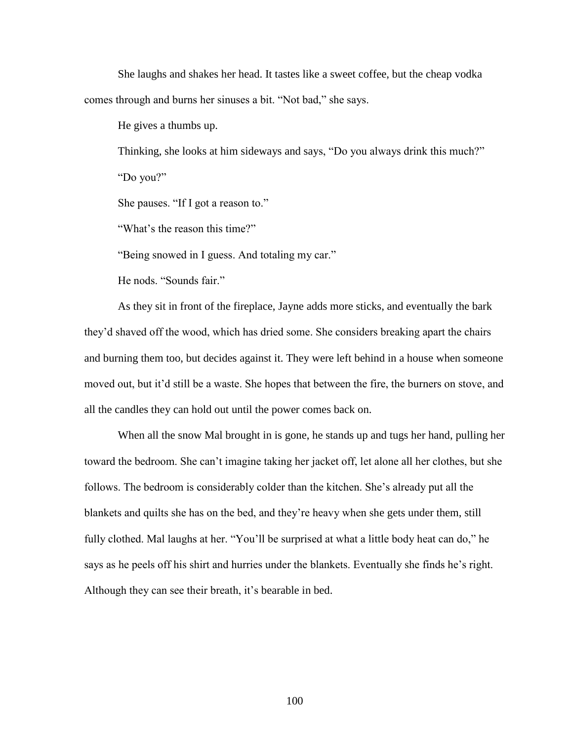She laughs and shakes her head. It tastes like a sweet coffee, but the cheap vodka comes through and burns her sinuses a bit. "Not bad," she says.

He gives a thumbs up.

Thinking, she looks at him sideways and says, "Do you always drink this much?"

"Do you?"

She pauses. "If I got a reason to."

"What's the reason this time?"

"Being snowed in I guess. And totaling my car."

He nods. "Sounds fair."

As they sit in front of the fireplace, Jayne adds more sticks, and eventually the bark they'd shaved off the wood, which has dried some. She considers breaking apart the chairs and burning them too, but decides against it. They were left behind in a house when someone moved out, but it'd still be a waste. She hopes that between the fire, the burners on stove, and all the candles they can hold out until the power comes back on.

When all the snow Mal brought in is gone, he stands up and tugs her hand, pulling her toward the bedroom. She can't imagine taking her jacket off, let alone all her clothes, but she follows. The bedroom is considerably colder than the kitchen. She's already put all the blankets and quilts she has on the bed, and they're heavy when she gets under them, still fully clothed. Mal laughs at her. "You'll be surprised at what a little body heat can do," he says as he peels off his shirt and hurries under the blankets. Eventually she finds he's right. Although they can see their breath, it's bearable in bed.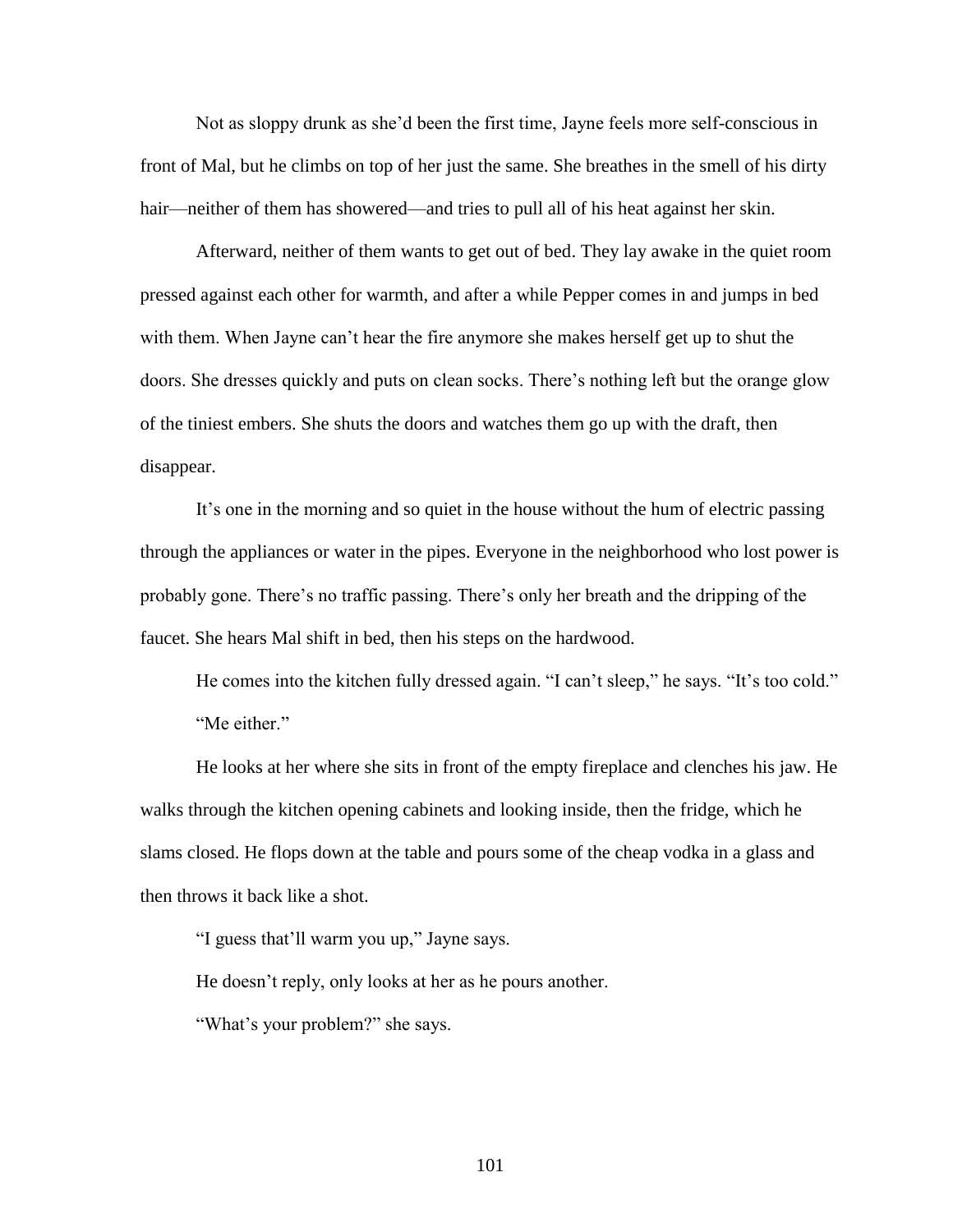Not as sloppy drunk as she'd been the first time, Jayne feels more self-conscious in front of Mal, but he climbs on top of her just the same. She breathes in the smell of his dirty hair—neither of them has showered—and tries to pull all of his heat against her skin.

Afterward, neither of them wants to get out of bed. They lay awake in the quiet room pressed against each other for warmth, and after a while Pepper comes in and jumps in bed with them. When Jayne can't hear the fire anymore she makes herself get up to shut the doors. She dresses quickly and puts on clean socks. There's nothing left but the orange glow of the tiniest embers. She shuts the doors and watches them go up with the draft, then disappear.

It's one in the morning and so quiet in the house without the hum of electric passing through the appliances or water in the pipes. Everyone in the neighborhood who lost power is probably gone. There's no traffic passing. There's only her breath and the dripping of the faucet. She hears Mal shift in bed, then his steps on the hardwood.

He comes into the kitchen fully dressed again. "I can't sleep," he says. "It's too cold."

"Me either."

He looks at her where she sits in front of the empty fireplace and clenches his jaw. He walks through the kitchen opening cabinets and looking inside, then the fridge, which he slams closed. He flops down at the table and pours some of the cheap vodka in a glass and then throws it back like a shot.

"I guess that'll warm you up," Jayne says.

He doesn't reply, only looks at her as he pours another.

"What's your problem?" she says.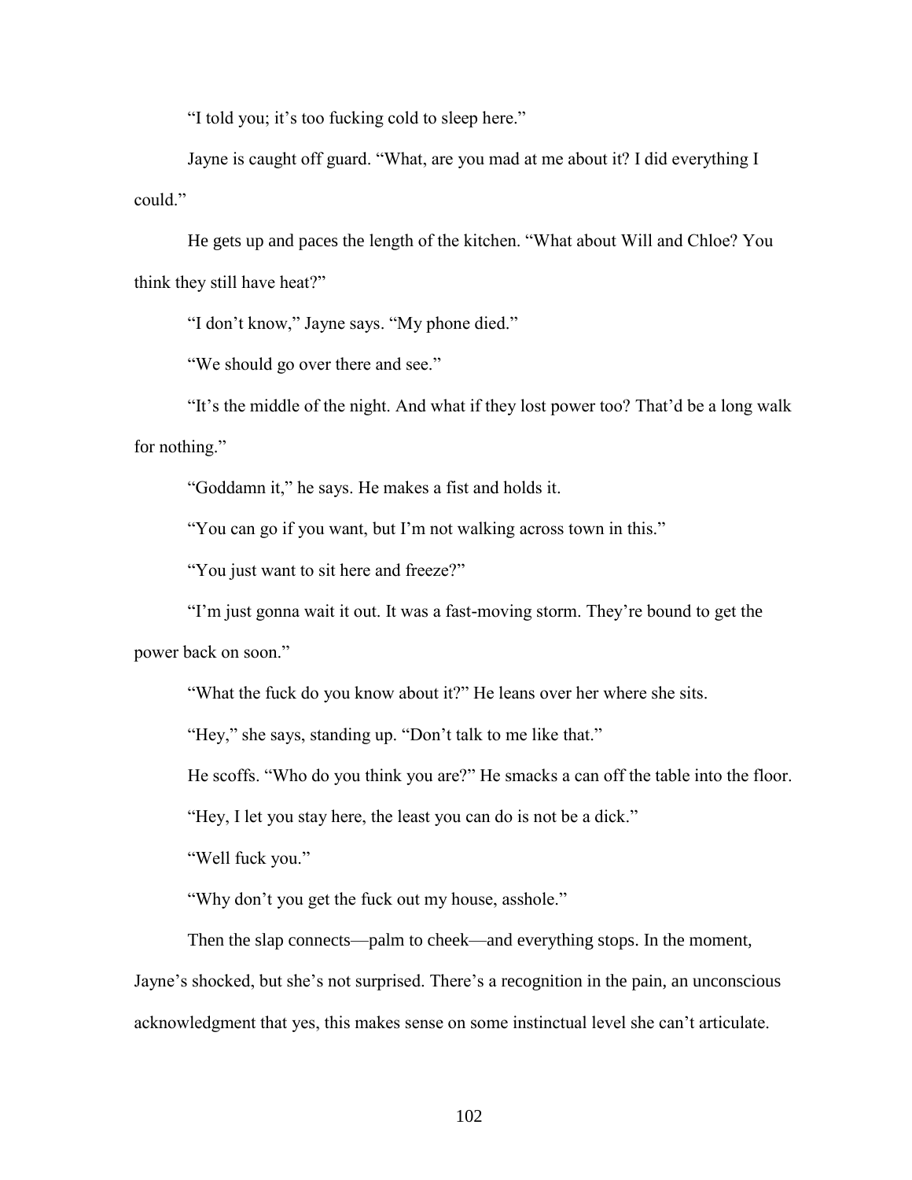"I told you; it's too fucking cold to sleep here."

Jayne is caught off guard. "What, are you mad at me about it? I did everything I could."

He gets up and paces the length of the kitchen. "What about Will and Chloe? You think they still have heat?"

"I don't know," Jayne says. "My phone died."

"We should go over there and see."

"It's the middle of the night. And what if they lost power too? That'd be a long walk for nothing."

"Goddamn it," he says. He makes a fist and holds it.

"You can go if you want, but I'm not walking across town in this."

"You just want to sit here and freeze?"

"I'm just gonna wait it out. It was a fast-moving storm. They're bound to get the power back on soon."

"What the fuck do you know about it?" He leans over her where she sits.

"Hey," she says, standing up. "Don't talk to me like that."

He scoffs. "Who do you think you are?" He smacks a can off the table into the floor.

"Hey, I let you stay here, the least you can do is not be a dick."

"Well fuck you."

"Why don't you get the fuck out my house, asshole."

Then the slap connects—palm to cheek—and everything stops. In the moment, Jayne's shocked, but she's not surprised. There's a recognition in the pain, an unconscious acknowledgment that yes, this makes sense on some instinctual level she can't articulate.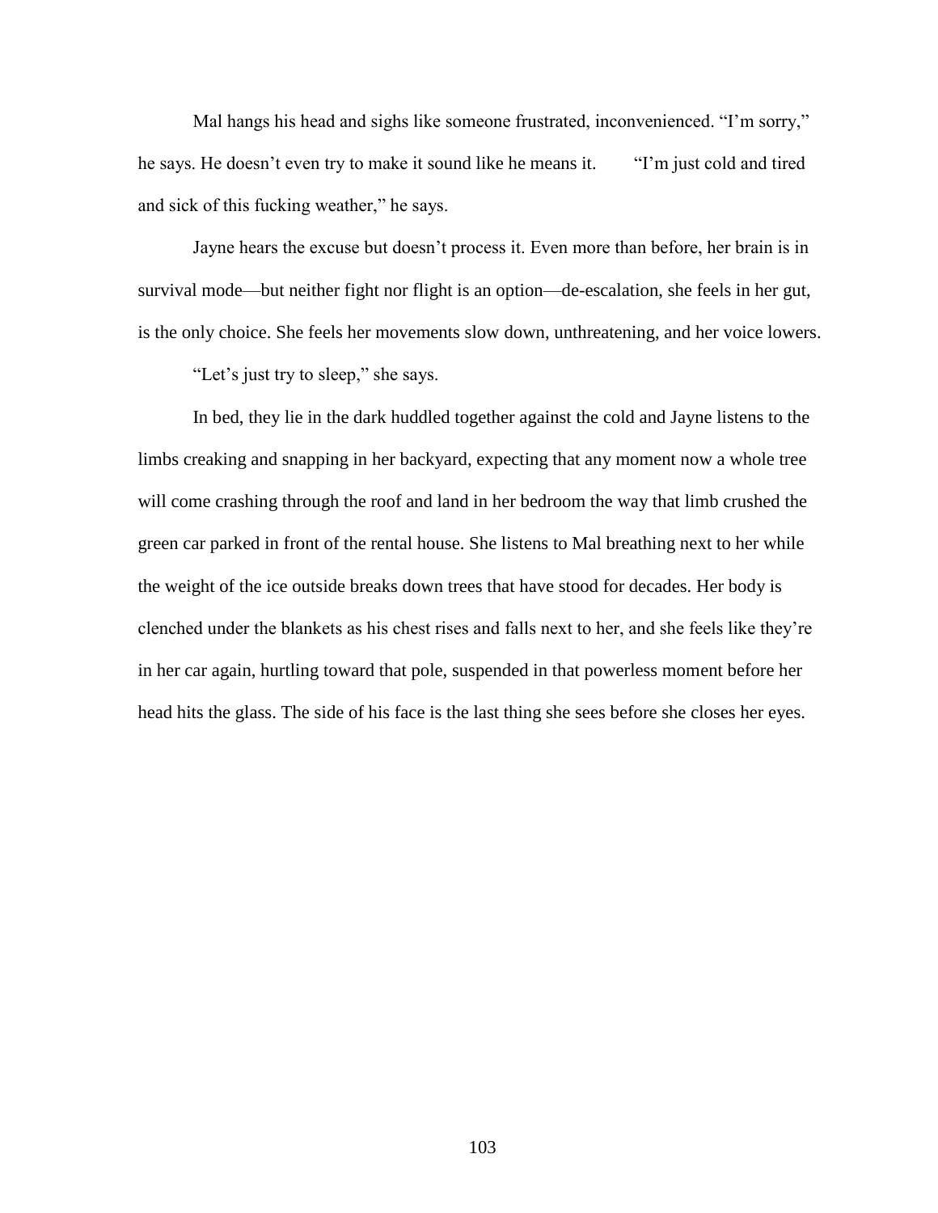Mal hangs his head and sighs like someone frustrated, inconvenienced. "I'm sorry," he says. He doesn't even try to make it sound like he means it. "I'm just cold and tired and sick of this fucking weather," he says.

Jayne hears the excuse but doesn't process it. Even more than before, her brain is in survival mode—but neither fight nor flight is an option—de-escalation, she feels in her gut, is the only choice. She feels her movements slow down, unthreatening, and her voice lowers.

"Let's just try to sleep," she says.

In bed, they lie in the dark huddled together against the cold and Jayne listens to the limbs creaking and snapping in her backyard, expecting that any moment now a whole tree will come crashing through the roof and land in her bedroom the way that limb crushed the green car parked in front of the rental house. She listens to Mal breathing next to her while the weight of the ice outside breaks down trees that have stood for decades. Her body is clenched under the blankets as his chest rises and falls next to her, and she feels like they're in her car again, hurtling toward that pole, suspended in that powerless moment before her head hits the glass. The side of his face is the last thing she sees before she closes her eyes.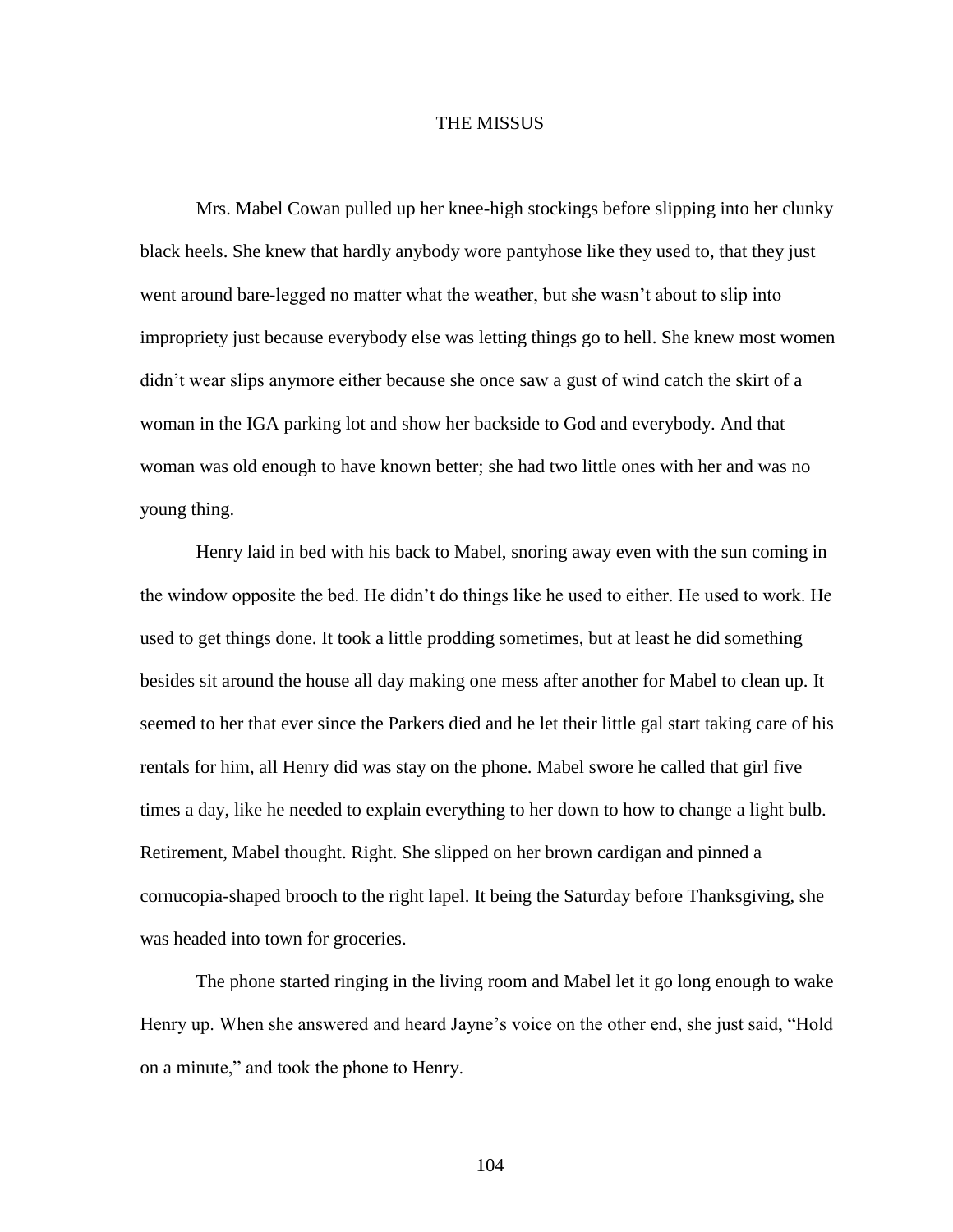# THE MISSUS

Mrs. Mabel Cowan pulled up her knee-high stockings before slipping into her clunky black heels. She knew that hardly anybody wore pantyhose like they used to, that they just went around bare-legged no matter what the weather, but she wasn't about to slip into impropriety just because everybody else was letting things go to hell. She knew most women didn't wear slips anymore either because she once saw a gust of wind catch the skirt of a woman in the IGA parking lot and show her backside to God and everybody. And that woman was old enough to have known better; she had two little ones with her and was no young thing.

Henry laid in bed with his back to Mabel, snoring away even with the sun coming in the window opposite the bed. He didn't do things like he used to either. He used to work. He used to get things done. It took a little prodding sometimes, but at least he did something besides sit around the house all day making one mess after another for Mabel to clean up. It seemed to her that ever since the Parkers died and he let their little gal start taking care of his rentals for him, all Henry did was stay on the phone. Mabel swore he called that girl five times a day, like he needed to explain everything to her down to how to change a light bulb. Retirement, Mabel thought. Right. She slipped on her brown cardigan and pinned a cornucopia-shaped brooch to the right lapel. It being the Saturday before Thanksgiving, she was headed into town for groceries.

The phone started ringing in the living room and Mabel let it go long enough to wake Henry up. When she answered and heard Jayne's voice on the other end, she just said, "Hold on a minute," and took the phone to Henry.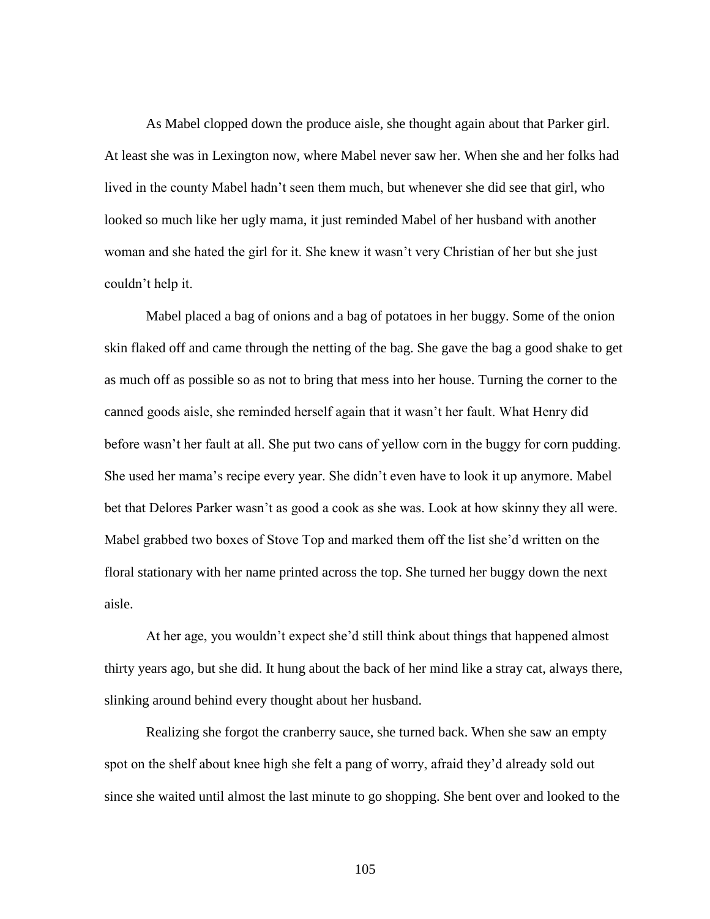As Mabel clopped down the produce aisle, she thought again about that Parker girl. At least she was in Lexington now, where Mabel never saw her. When she and her folks had lived in the county Mabel hadn't seen them much, but whenever she did see that girl, who looked so much like her ugly mama, it just reminded Mabel of her husband with another woman and she hated the girl for it. She knew it wasn't very Christian of her but she just couldn't help it.

Mabel placed a bag of onions and a bag of potatoes in her buggy. Some of the onion skin flaked off and came through the netting of the bag. She gave the bag a good shake to get as much off as possible so as not to bring that mess into her house. Turning the corner to the canned goods aisle, she reminded herself again that it wasn't her fault. What Henry did before wasn't her fault at all. She put two cans of yellow corn in the buggy for corn pudding. She used her mama's recipe every year. She didn't even have to look it up anymore. Mabel bet that Delores Parker wasn't as good a cook as she was. Look at how skinny they all were. Mabel grabbed two boxes of Stove Top and marked them off the list she'd written on the floral stationary with her name printed across the top. She turned her buggy down the next aisle.

At her age, you wouldn't expect she'd still think about things that happened almost thirty years ago, but she did. It hung about the back of her mind like a stray cat, always there, slinking around behind every thought about her husband.

Realizing she forgot the cranberry sauce, she turned back. When she saw an empty spot on the shelf about knee high she felt a pang of worry, afraid they'd already sold out since she waited until almost the last minute to go shopping. She bent over and looked to the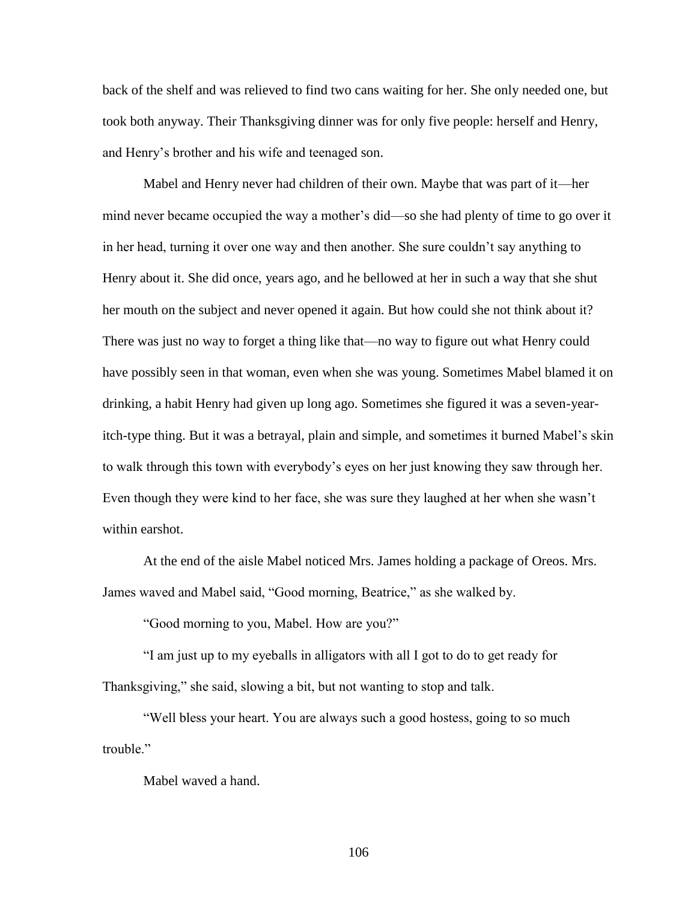back of the shelf and was relieved to find two cans waiting for her. She only needed one, but took both anyway. Their Thanksgiving dinner was for only five people: herself and Henry, and Henry's brother and his wife and teenaged son.

Mabel and Henry never had children of their own. Maybe that was part of it—her mind never became occupied the way a mother's did—so she had plenty of time to go over it in her head, turning it over one way and then another. She sure couldn't say anything to Henry about it. She did once, years ago, and he bellowed at her in such a way that she shut her mouth on the subject and never opened it again. But how could she not think about it? There was just no way to forget a thing like that—no way to figure out what Henry could have possibly seen in that woman, even when she was young. Sometimes Mabel blamed it on drinking, a habit Henry had given up long ago. Sometimes she figured it was a seven-year-itch-type thing. But it was a betrayal, plain and simple, and sometimes it burned Mabel's skin to walk through this town with everybody's eyes on her just knowing they saw through her. Even though they were kind to her face, she was sure they laughed at her when she wasn't within earshot.

At the end of the aisle Mabel noticed Mrs. James holding a package of Oreos. Mrs. James waved and Mabel said, "Good morning, Beatrice," as she walked by.

"Good morning to you, Mabel. How are you?"

"I am just up to my eyeballs in alligators with all I got to do to get ready for Thanksgiving," she said, slowing a bit, but not wanting to stop and talk.

"Well bless your heart. You are always such a good hostess, going to so much trouble."

Mabel waved a hand.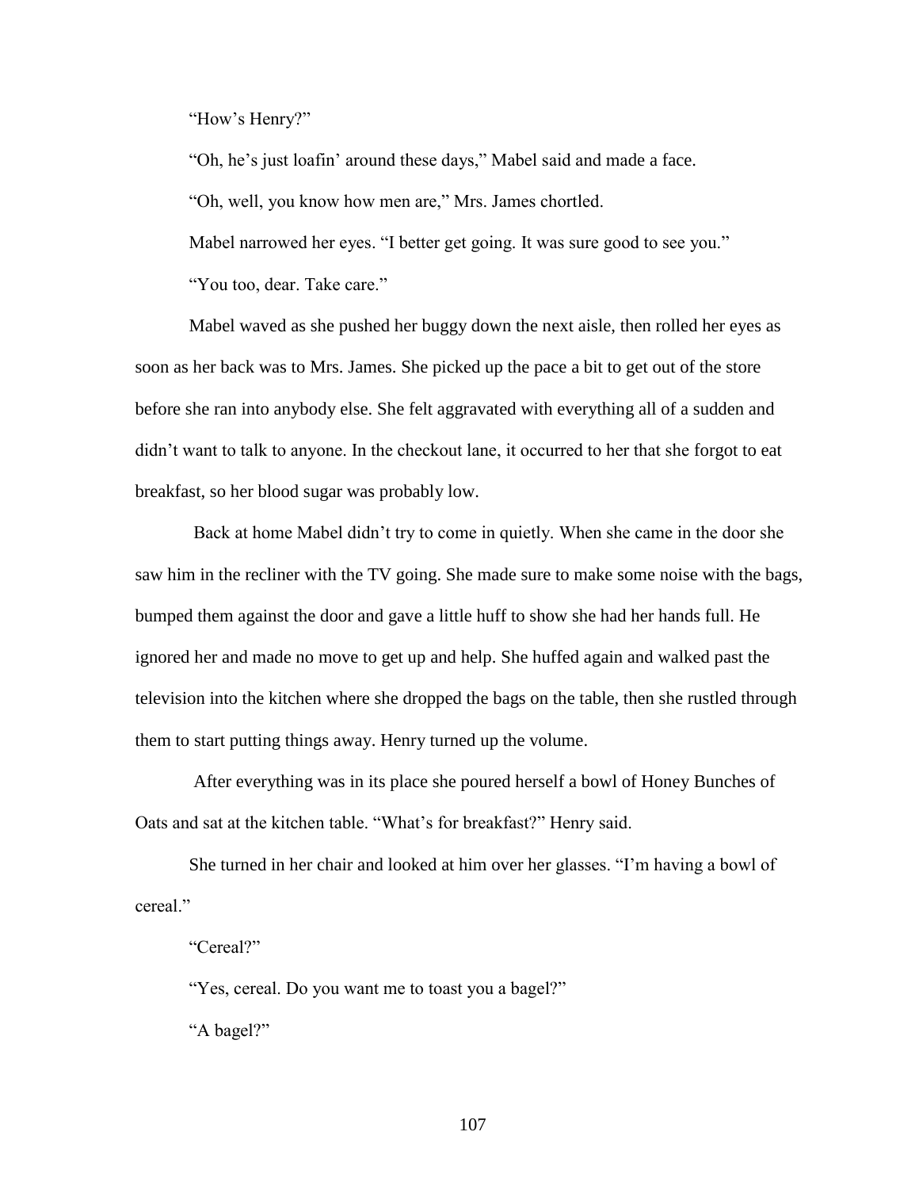"How's Henry?"

"Oh, he's just loafin' around these days," Mabel said and made a face.

"Oh, well, you know how men are," Mrs. James chortled.

Mabel narrowed her eyes. "I better get going. It was sure good to see you."

"You too, dear. Take care."

Mabel waved as she pushed her buggy down the next aisle, then rolled her eyes as soon as her back was to Mrs. James. She picked up the pace a bit to get out of the store before she ran into anybody else. She felt aggravated with everything all of a sudden and didn't want to talk to anyone. In the checkout lane, it occurred to her that she forgot to eat breakfast, so her blood sugar was probably low.

Back at home Mabel didn't try to come in quietly. When she came in the door she saw him in the recliner with the TV going. She made sure to make some noise with the bags, bumped them against the door and gave a little huff to show she had her hands full. He ignored her and made no move to get up and help. She huffed again and walked past the television into the kitchen where she dropped the bags on the table, then she rustled through them to start putting things away. Henry turned up the volume.

After everything was in its place she poured herself a bowl of Honey Bunches of Oats and sat at the kitchen table. "What's for breakfast?" Henry said.

She turned in her chair and looked at him over her glasses. "I'm having a bowl of cereal."

"Cereal?"

"Yes, cereal. Do you want me to toast you a bagel?"

"A bagel?"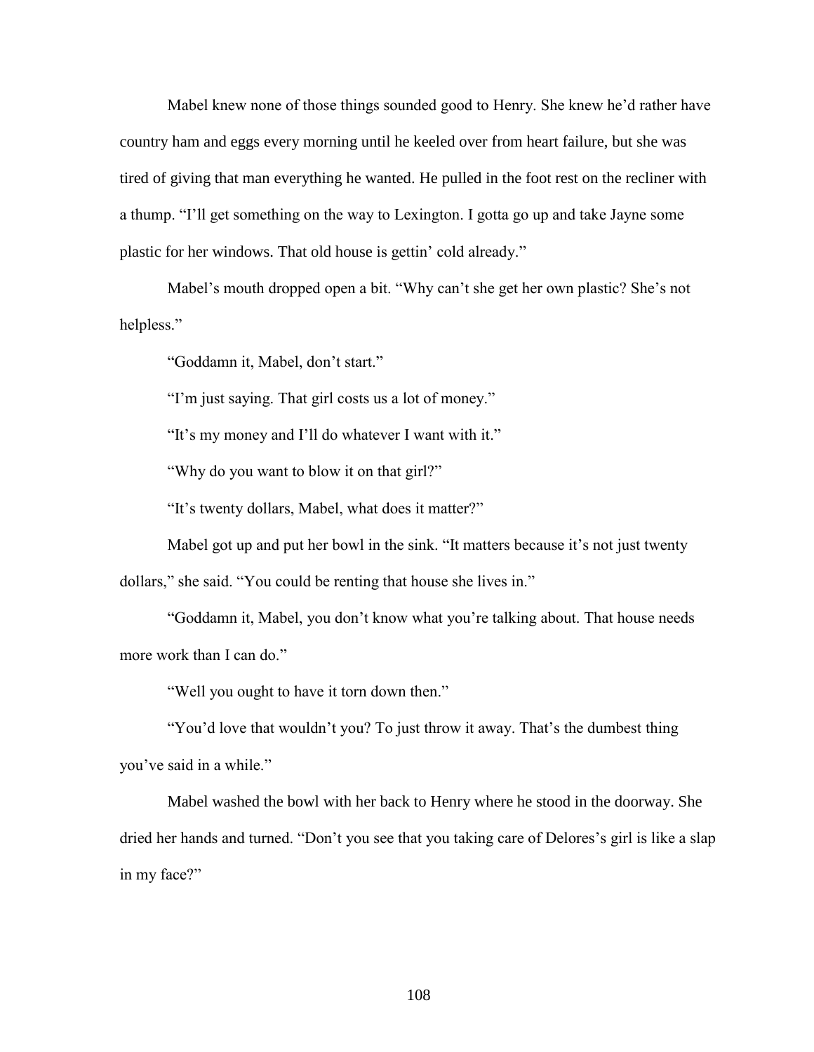Mabel knew none of those things sounded good to Henry. She knew he'd rather have country ham and eggs every morning until he keeled over from heart failure, but she was tired of giving that man everything he wanted. He pulled in the foot rest on the recliner with a thump. "I'll get something on the way to Lexington. I gotta go up and take Jayne some plastic for her windows. That old house is gettin' cold already."

Mabel's mouth dropped open a bit. "Why can't she get her own plastic? She's not helpless."

"Goddamn it, Mabel, don't start."

"I'm just saying. That girl costs us a lot of money."

"It's my money and I'll do whatever I want with it."

"Why do you want to blow it on that girl?"

"It's twenty dollars, Mabel, what does it matter?"

Mabel got up and put her bowl in the sink. "It matters because it's not just twenty dollars," she said. "You could be renting that house she lives in."

"Goddamn it, Mabel, you don't know what you're talking about. That house needs more work than I can do."

"Well you ought to have it torn down then."

"You'd love that wouldn't you? To just throw it away. That's the dumbest thing you've said in a while."

Mabel washed the bowl with her back to Henry where he stood in the doorway. She dried her hands and turned. "Don't you see that you taking care of Delores's girl is like a slap in my face?"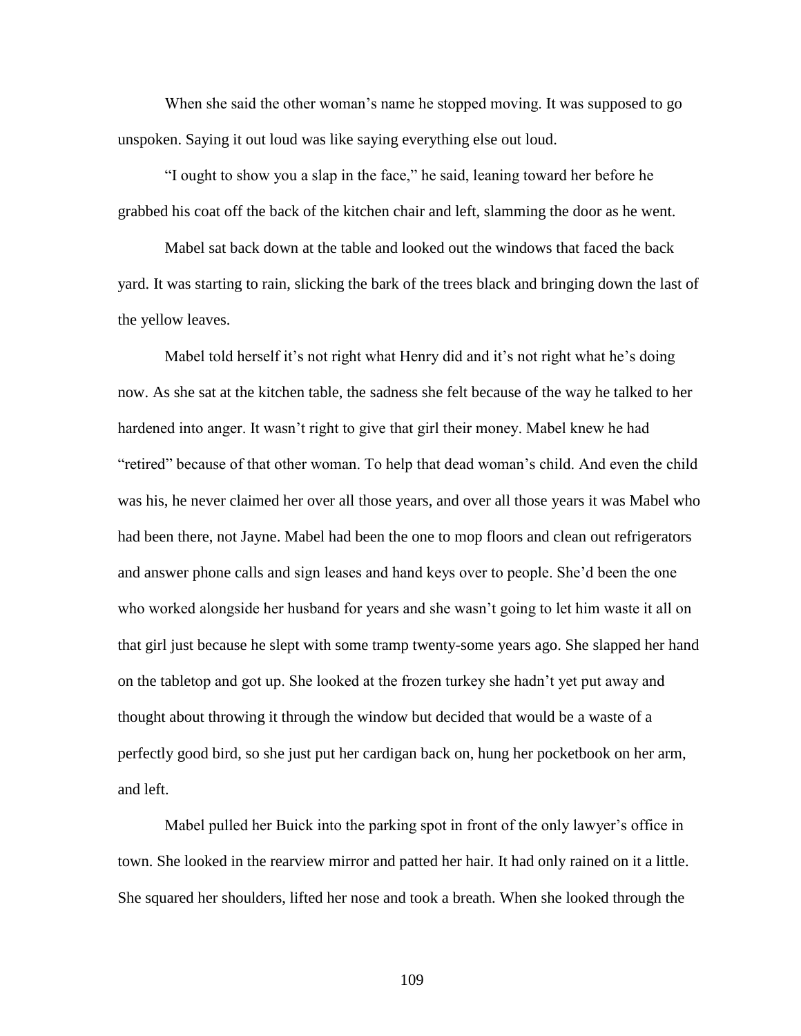When she said the other woman's name he stopped moving. It was supposed to go unspoken. Saying it out loud was like saying everything else out loud.

"I ought to show you a slap in the face," he said, leaning toward her before he grabbed his coat off the back of the kitchen chair and left, slamming the door as he went.

Mabel sat back down at the table and looked out the windows that faced the back yard. It was starting to rain, slicking the bark of the trees black and bringing down the last of the yellow leaves.

Mabel told herself it's not right what Henry did and it's not right what he's doing now. As she sat at the kitchen table, the sadness she felt because of the way he talked to her hardened into anger. It wasn't right to give that girl their money. Mabel knew he had "retired" because of that other woman. To help that dead woman's child. And even the child was his, he never claimed her over all those years, and over all those years it was Mabel who had been there, not Jayne. Mabel had been the one to mop floors and clean out refrigerators and answer phone calls and sign leases and hand keys over to people. She'd been the one who worked alongside her husband for years and she wasn't going to let him waste it all on that girl just because he slept with some tramp twenty-some years ago. She slapped her hand on the tabletop and got up. She looked at the frozen turkey she hadn't yet put away and thought about throwing it through the window but decided that would be a waste of a perfectly good bird, so she just put her cardigan back on, hung her pocketbook on her arm, and left.

Mabel pulled her Buick into the parking spot in front of the only lawyer's office in town. She looked in the rearview mirror and patted her hair. It had only rained on it a little. She squared her shoulders, lifted her nose and took a breath. When she looked through the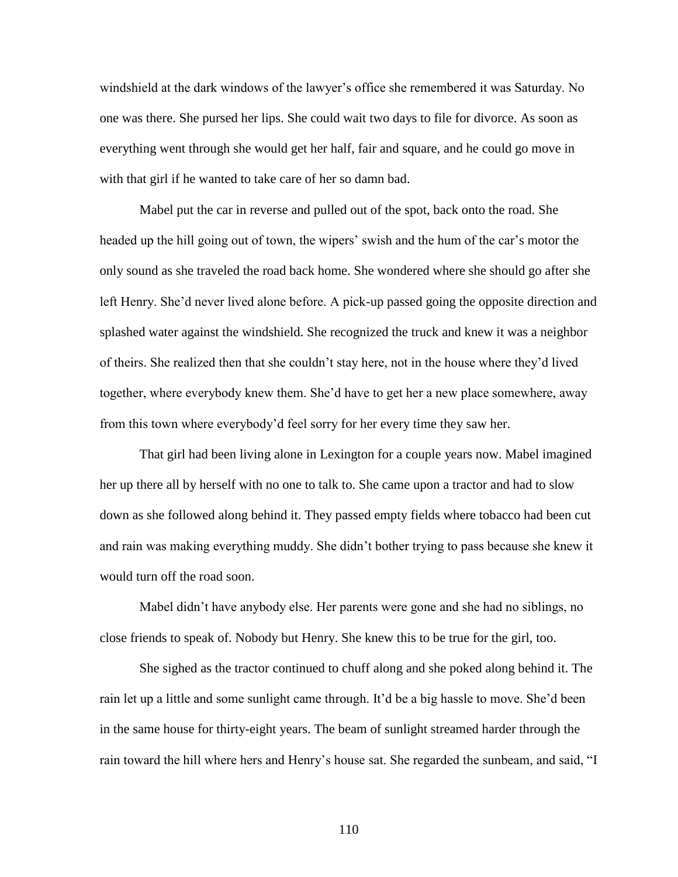windshield at the dark windows of the lawyer's office she remembered it was Saturday. No one was there. She pursed her lips. She could wait two days to file for divorce. As soon as everything went through she would get her half, fair and square, and he could go move in with that girl if he wanted to take care of her so damn bad.

Mabel put the car in reverse and pulled out of the spot, back onto the road. She headed up the hill going out of town, the wipers' swish and the hum of the car's motor the only sound as she traveled the road back home. She wondered where she should go after she left Henry. She'd never lived alone before. A pick-up passed going the opposite direction and splashed water against the windshield. She recognized the truck and knew it was a neighbor of theirs. She realized then that she couldn't stay here, not in the house where they'd lived together, where everybody knew them. She'd have to get her a new place somewhere, away from this town where everybody'd feel sorry for her every time they saw her.

That girl had been living alone in Lexington for a couple years now. Mabel imagined her up there all by herself with no one to talk to. She came upon a tractor and had to slow down as she followed along behind it. They passed empty fields where tobacco had been cut and rain was making everything muddy. She didn't bother trying to pass because she knew it would turn off the road soon.

Mabel didn't have anybody else. Her parents were gone and she had no siblings, no close friends to speak of. Nobody but Henry. She knew this to be true for the girl, too.

She sighed as the tractor continued to chuff along and she poked along behind it. The rain let up a little and some sunlight came through. It'd be a big hassle to move. She'd been in the same house for thirty-eight years. The beam of sunlight streamed harder through the rain toward the hill where hers and Henry's house sat. She regarded the sunbeam, and said, "I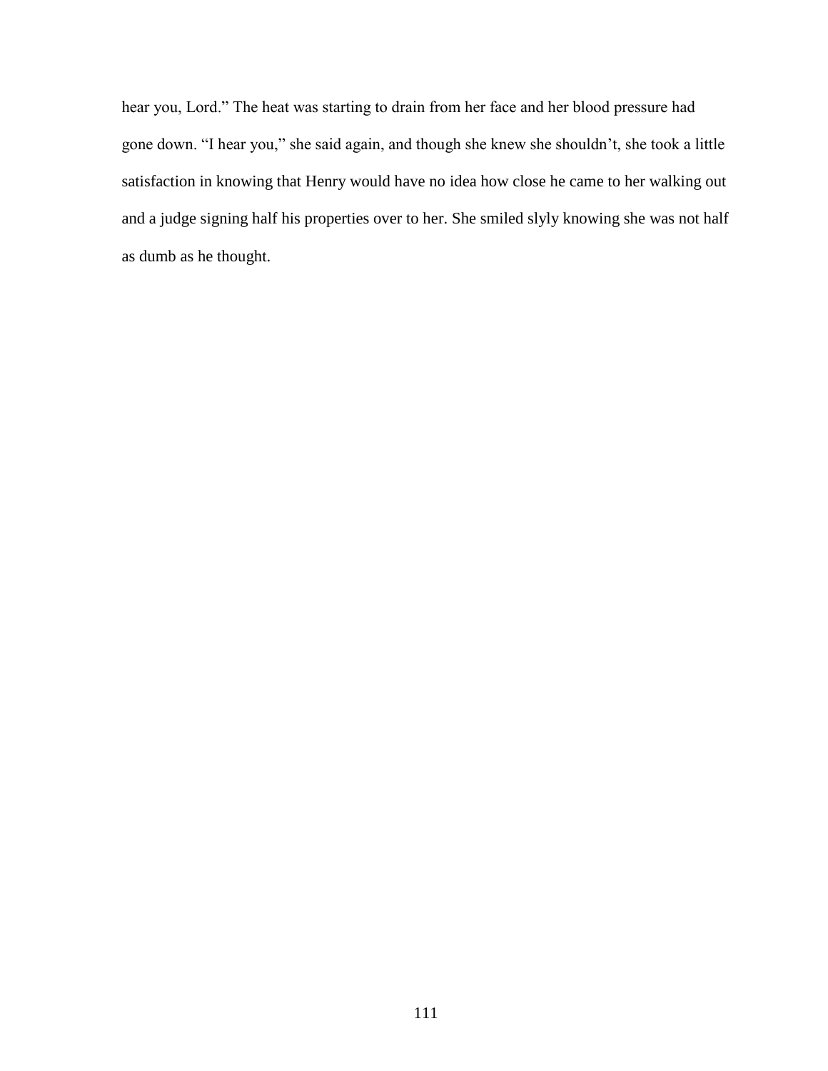hear you, Lord." The heat was starting to drain from her face and her blood pressure had gone down. "I hear you," she said again, and though she knew she shouldn't, she took a little satisfaction in knowing that Henry would have no idea how close he came to her walking out and a judge signing half his properties over to her. She smiled slyly knowing she was not half as dumb as he thought.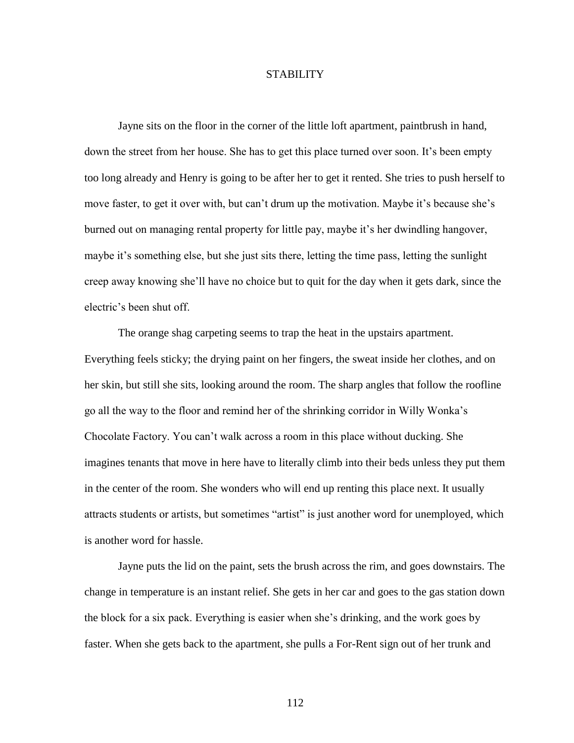# STABILITY

Jayne sits on the floor in the corner of the little loft apartment, paintbrush in hand, down the street from her house. She has to get this place turned over soon. It's been empty too long already and Henry is going to be after her to get it rented. She tries to push herself to move faster, to get it over with, but can't drum up the motivation. Maybe it's because she's burned out on managing rental property for little pay, maybe it's her dwindling hangover, maybe it's something else, but she just sits there, letting the time pass, letting the sunlight creep away knowing she'll have no choice but to quit for the day when it gets dark, since the electric's been shut off.

The orange shag carpeting seems to trap the heat in the upstairs apartment. Everything feels sticky; the drying paint on her fingers, the sweat inside her clothes, and on her skin, but still she sits, looking around the room. The sharp angles that follow the roofline go all the way to the floor and remind her of the shrinking corridor in Willy Wonka's Chocolate Factory. You can't walk across a room in this place without ducking. She imagines tenants that move in here have to literally climb into their beds unless they put them in the center of the room. She wonders who will end up renting this place next. It usually attracts students or artists, but sometimes "artist" is just another word for unemployed, which is another word for hassle.

Jayne puts the lid on the paint, sets the brush across the rim, and goes downstairs. The change in temperature is an instant relief. She gets in her car and goes to the gas station down the block for a six pack. Everything is easier when she's drinking, and the work goes by faster. When she gets back to the apartment, she pulls a For-Rent sign out of her trunk and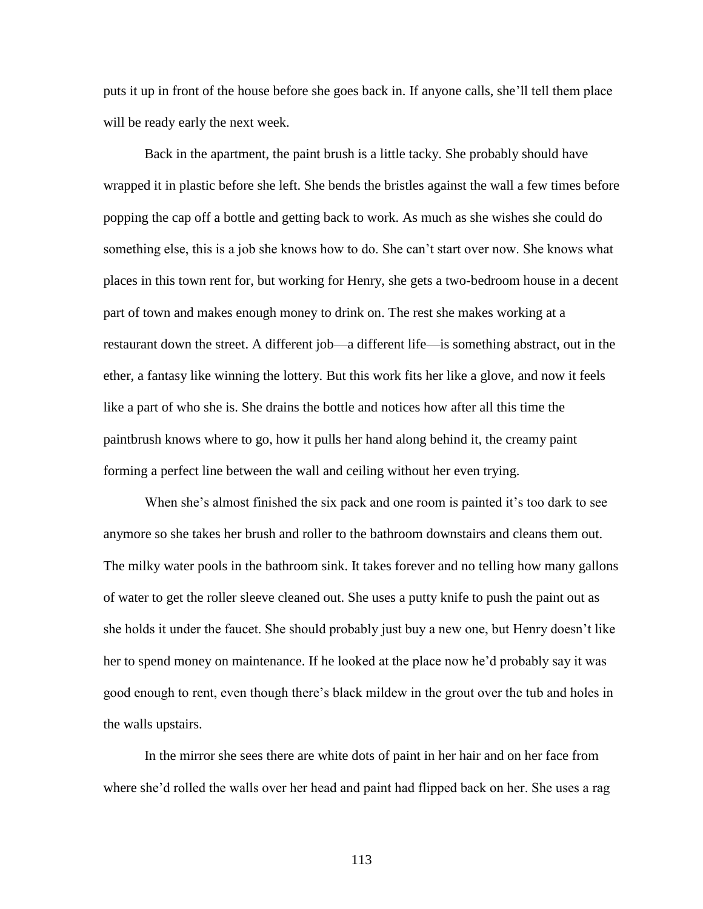puts it up in front of the house before she goes back in. If anyone calls, she'll tell them place will be ready early the next week.

Back in the apartment, the paint brush is a little tacky. She probably should have wrapped it in plastic before she left. She bends the bristles against the wall a few times before popping the cap off a bottle and getting back to work. As much as she wishes she could do something else, this is a job she knows how to do. She can't start over now. She knows what places in this town rent for, but working for Henry, she gets a two-bedroom house in a decent part of town and makes enough money to drink on. The rest she makes working at a restaurant down the street. A different job—a different life—is something abstract, out in the ether, a fantasy like winning the lottery. But this work fits her like a glove, and now it feels like a part of who she is. She drains the bottle and notices how after all this time the paintbrush knows where to go, how it pulls her hand along behind it, the creamy paint forming a perfect line between the wall and ceiling without her even trying.

When she's almost finished the six pack and one room is painted it's too dark to see anymore so she takes her brush and roller to the bathroom downstairs and cleans them out. The milky water pools in the bathroom sink. It takes forever and no telling how many gallons of water to get the roller sleeve cleaned out. She uses a putty knife to push the paint out as she holds it under the faucet. She should probably just buy a new one, but Henry doesn't like her to spend money on maintenance. If he looked at the place now he'd probably say it was good enough to rent, even though there's black mildew in the grout over the tub and holes in the walls upstairs.

In the mirror she sees there are white dots of paint in her hair and on her face from where she'd rolled the walls over her head and paint had flipped back on her. She uses a rag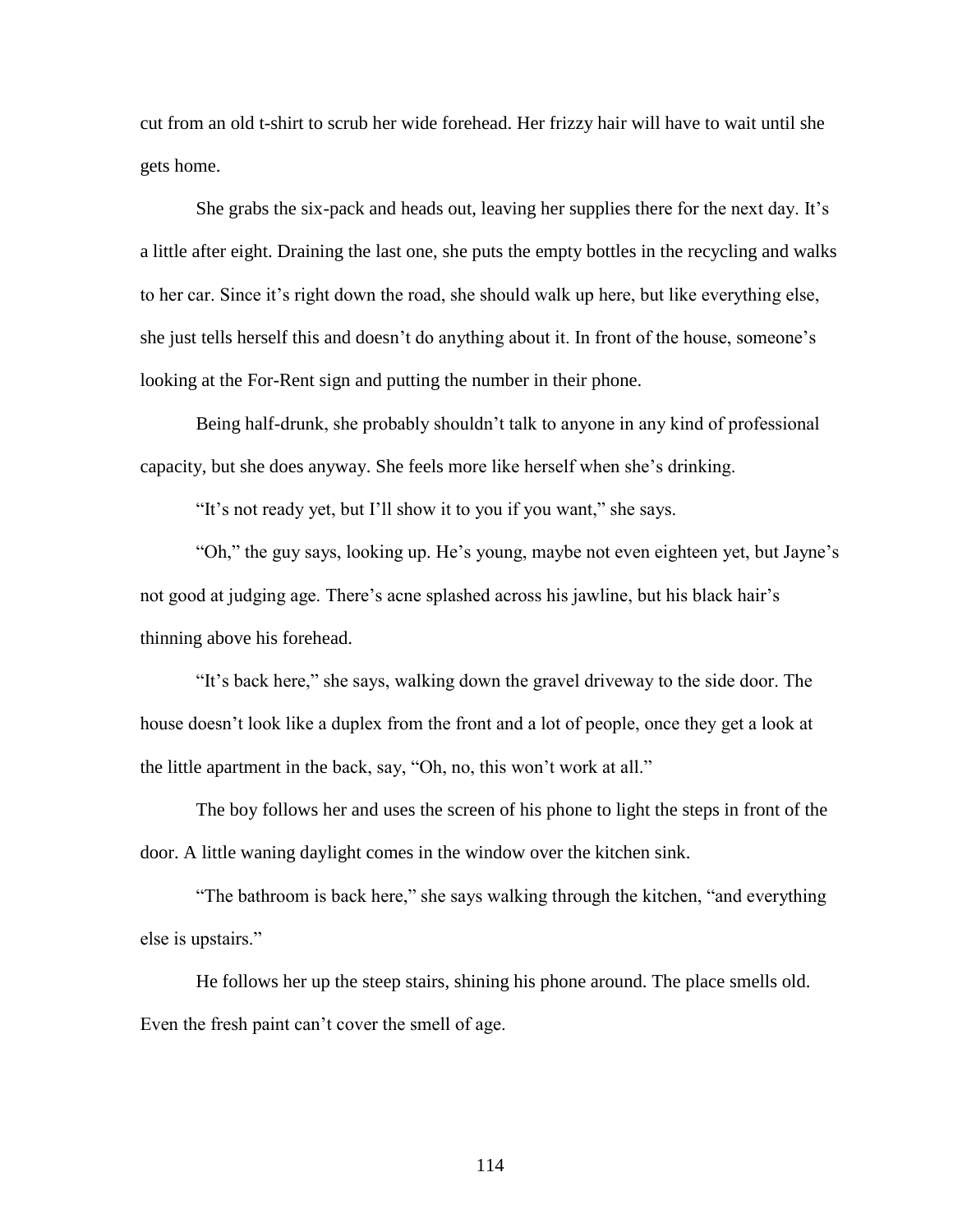cut from an old t-shirt to scrub her wide forehead. Her frizzy hair will have to wait until she gets home.

She grabs the six-pack and heads out, leaving her supplies there for the next day. It's a little after eight. Draining the last one, she puts the empty bottles in the recycling and walks to her car. Since it's right down the road, she should walk up here, but like everything else, she just tells herself this and doesn't do anything about it. In front of the house, someone's looking at the For-Rent sign and putting the number in their phone.

Being half-drunk, she probably shouldn't talk to anyone in any kind of professional capacity, but she does anyway. She feels more like herself when she's drinking.

"It's not ready yet, but I'll show it to you if you want," she says.

"Oh," the guy says, looking up. He's young, maybe not even eighteen yet, but Jayne's not good at judging age. There's acne splashed across his jawline, but his black hair's thinning above his forehead.

"It's back here," she says, walking down the gravel driveway to the side door. The house doesn't look like a duplex from the front and a lot of people, once they get a look at the little apartment in the back, say, "Oh, no, this won't work at all."

The boy follows her and uses the screen of his phone to light the steps in front of the door. A little waning daylight comes in the window over the kitchen sink.

"The bathroom is back here," she says walking through the kitchen, "and everything else is upstairs."

He follows her up the steep stairs, shining his phone around. The place smells old. Even the fresh paint can't cover the smell of age.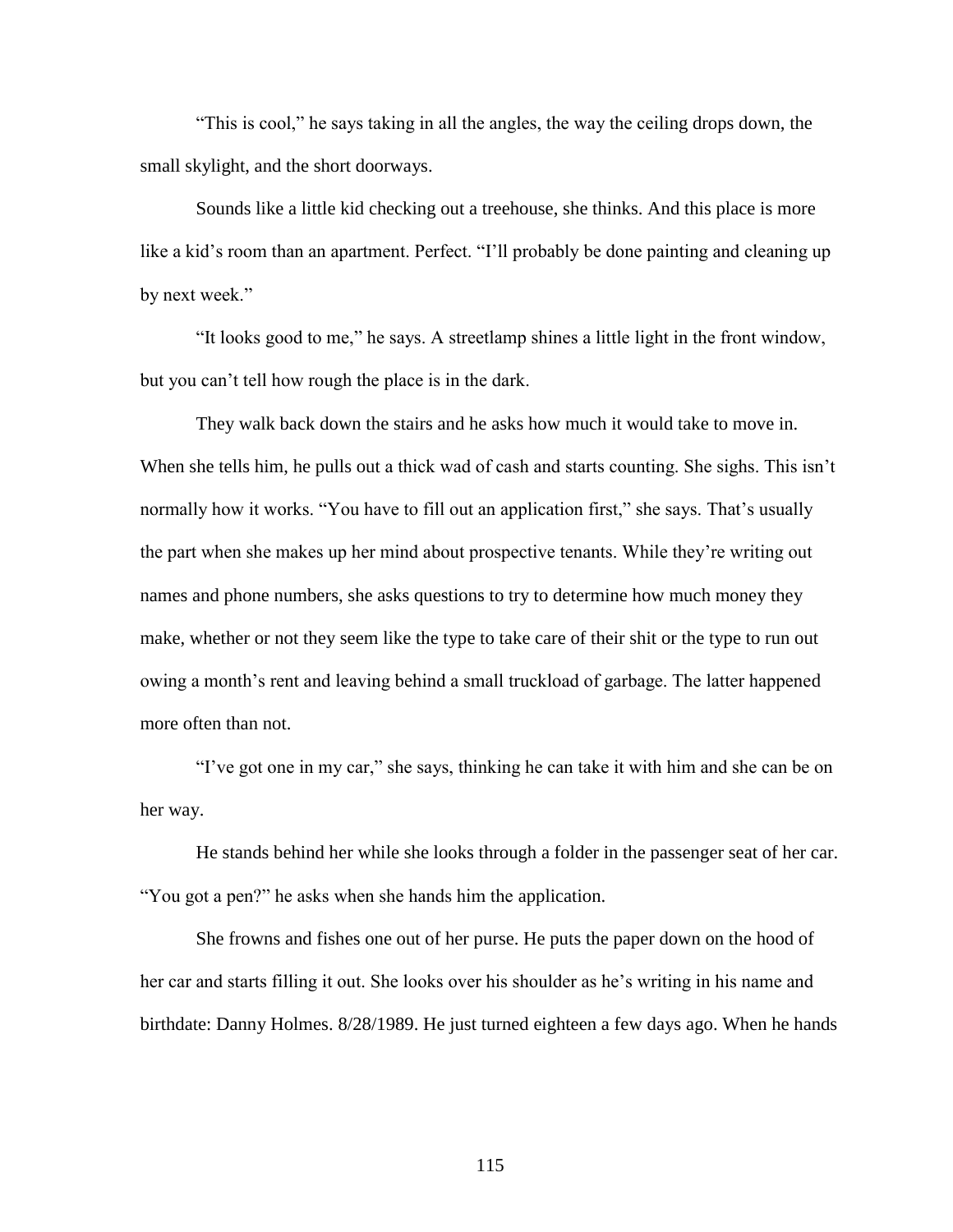"This is cool," he says taking in all the angles, the way the ceiling drops down, the small skylight, and the short doorways.

Sounds like a little kid checking out a treehouse, she thinks. And this place is more like a kid's room than an apartment. Perfect. "I'll probably be done painting and cleaning up by next week."

"It looks good to me," he says. A streetlamp shines a little light in the front window, but you can't tell how rough the place is in the dark.

They walk back down the stairs and he asks how much it would take to move in. When she tells him, he pulls out a thick wad of cash and starts counting. She sighs. This isn't normally how it works. "You have to fill out an application first," she says. That's usually the part when she makes up her mind about prospective tenants. While they're writing out names and phone numbers, she asks questions to try to determine how much money they make, whether or not they seem like the type to take care of their shit or the type to run out owing a month's rent and leaving behind a small truckload of garbage. The latter happened more often than not.

"I've got one in my car," she says, thinking he can take it with him and she can be on her way.

He stands behind her while she looks through a folder in the passenger seat of her car. "You got a pen?" he asks when she hands him the application.

She frowns and fishes one out of her purse. He puts the paper down on the hood of her car and starts filling it out. She looks over his shoulder as he's writing in his name and birthdate: Danny Holmes. 8/28/1989. He just turned eighteen a few days ago. When he hands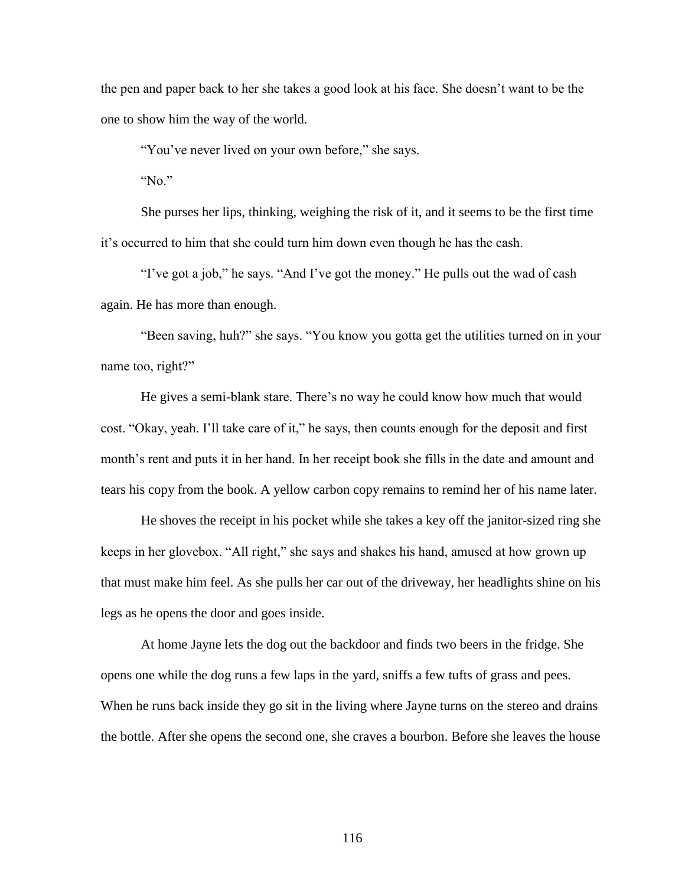the pen and paper back to her she takes a good look at his face. She doesn't want to be the one to show him the way of the world.

"You've never lived on your own before," she says.

"No."

She purses her lips, thinking, weighing the risk of it, and it seems to be the first time it's occurred to him that she could turn him down even though he has the cash.

"I've got a job," he says. "And I've got the money." He pulls out the wad of cash again. He has more than enough.

"Been saving, huh?" she says. "You know you gotta get the utilities turned on in your name too, right?"

He gives a semi-blank stare. There's no way he could know how much that would cost. "Okay, yeah. I'll take care of it," he says, then counts enough for the deposit and first month's rent and puts it in her hand. In her receipt book she fills in the date and amount and tears his copy from the book. A yellow carbon copy remains to remind her of his name later.

He shoves the receipt in his pocket while she takes a key off the janitor-sized ring she keeps in her glovebox. "All right," she says and shakes his hand, amused at how grown up that must make him feel. As she pulls her car out of the driveway, her headlights shine on his legs as he opens the door and goes inside.

At home Jayne lets the dog out the backdoor and finds two beers in the fridge. She opens one while the dog runs a few laps in the yard, sniffs a few tufts of grass and pees. When he runs back inside they go sit in the living where Jayne turns on the stereo and drains the bottle. After she opens the second one, she craves a bourbon. Before she leaves the house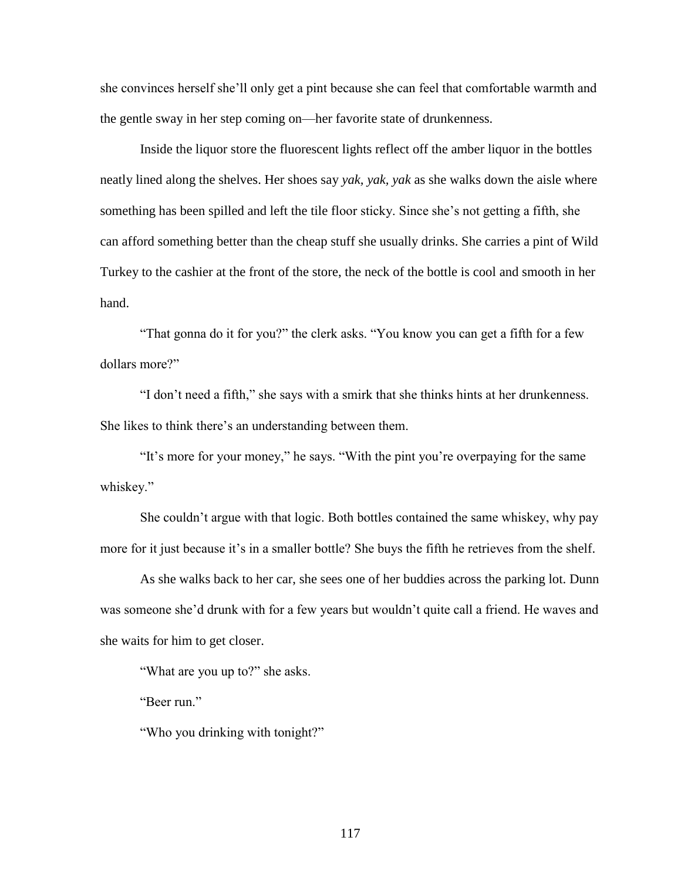she convinces herself she'll only get a pint because she can feel that comfortable warmth and the gentle sway in her step coming on—her favorite state of drunkenness.

Inside the liquor store the fluorescent lights reflect off the amber liquor in the bottles neatly lined along the shelves. Her shoes say *yak, yak, yak* as she walks down the aisle where something has been spilled and left the tile floor sticky. Since she's not getting a fifth, she can afford something better than the cheap stuff she usually drinks. She carries a pint of Wild Turkey to the cashier at the front of the store, the neck of the bottle is cool and smooth in her hand.

"That gonna do it for you?" the clerk asks. "You know you can get a fifth for a few dollars more?"

"I don't need a fifth," she says with a smirk that she thinks hints at her drunkenness. She likes to think there's an understanding between them.

"It's more for your money," he says. "With the pint you're overpaying for the same whiskey."

She couldn't argue with that logic. Both bottles contained the same whiskey, why pay more for it just because it's in a smaller bottle? She buys the fifth he retrieves from the shelf.

As she walks back to her car, she sees one of her buddies across the parking lot. Dunn was someone she'd drunk with for a few years but wouldn't quite call a friend. He waves and she waits for him to get closer.

"What are you up to?" she asks.

"Beer run."

"Who you drinking with tonight?"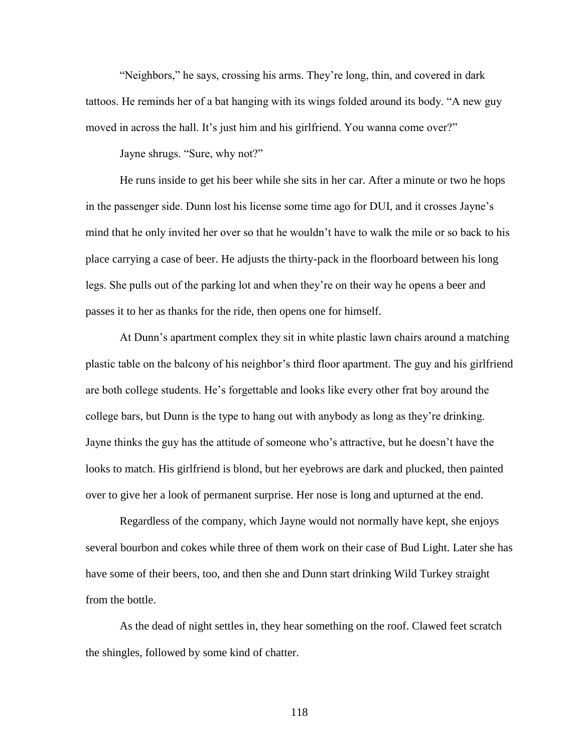"Neighbors," he says, crossing his arms. They're long, thin, and covered in dark tattoos. He reminds her of a bat hanging with its wings folded around its body. "A new guy moved in across the hall. It's just him and his girlfriend. You wanna come over?"

Jayne shrugs. "Sure, why not?"

He runs inside to get his beer while she sits in her car. After a minute or two he hops in the passenger side. Dunn lost his license some time ago for DUI, and it crosses Jayne's mind that he only invited her over so that he wouldn't have to walk the mile or so back to his place carrying a case of beer. He adjusts the thirty-pack in the floorboard between his long legs. She pulls out of the parking lot and when they're on their way he opens a beer and passes it to her as thanks for the ride, then opens one for himself.

At Dunn's apartment complex they sit in white plastic lawn chairs around a matching plastic table on the balcony of his neighbor's third floor apartment. The guy and his girlfriend are both college students. He's forgettable and looks like every other frat boy around the college bars, but Dunn is the type to hang out with anybody as long as they're drinking. Jayne thinks the guy has the attitude of someone who's attractive, but he doesn't have the looks to match. His girlfriend is blond, but her eyebrows are dark and plucked, then painted over to give her a look of permanent surprise. Her nose is long and upturned at the end.

Regardless of the company, which Jayne would not normally have kept, she enjoys several bourbon and cokes while three of them work on their case of Bud Light. Later she has have some of their beers, too, and then she and Dunn start drinking Wild Turkey straight from the bottle.

As the dead of night settles in, they hear something on the roof. Clawed feet scratch the shingles, followed by some kind of chatter.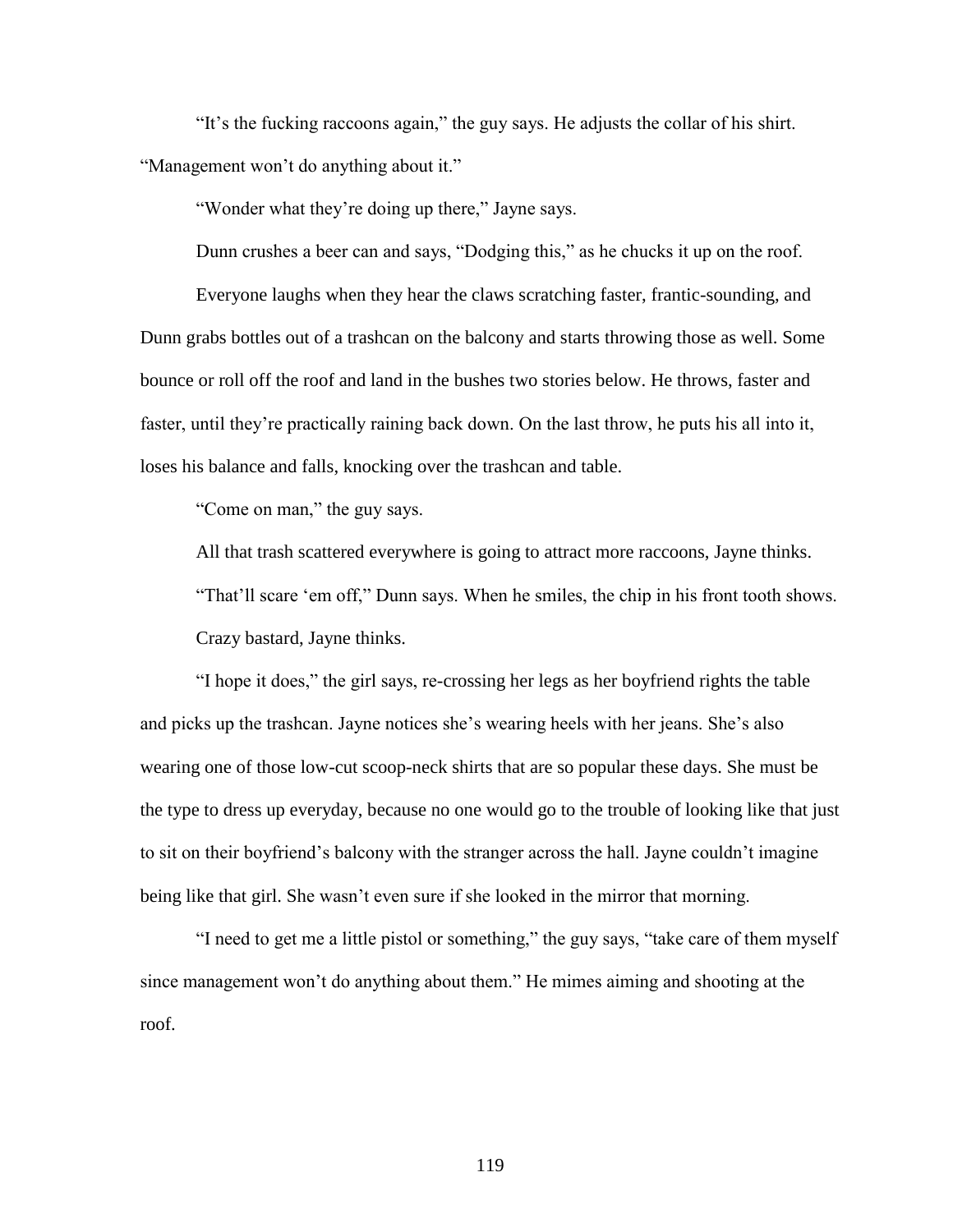"It's the fucking raccoons again," the guy says. He adjusts the collar of his shirt. "Management won't do anything about it."

"Wonder what they're doing up there," Jayne says.

Dunn crushes a beer can and says, "Dodging this," as he chucks it up on the roof.

Everyone laughs when they hear the claws scratching faster, frantic-sounding, and Dunn grabs bottles out of a trashcan on the balcony and starts throwing those as well. Some bounce or roll off the roof and land in the bushes two stories below. He throws, faster and faster, until they're practically raining back down. On the last throw, he puts his all into it, loses his balance and falls, knocking over the trashcan and table.

"Come on man," the guy says.

All that trash scattered everywhere is going to attract more raccoons, Jayne thinks.

"That'll scare 'em off," Dunn says. When he smiles, the chip in his front tooth shows.

Crazy bastard, Jayne thinks.

"I hope it does," the girl says, re-crossing her legs as her boyfriend rights the table and picks up the trashcan. Jayne notices she's wearing heels with her jeans. She's also wearing one of those low-cut scoop-neck shirts that are so popular these days. She must be the type to dress up everyday, because no one would go to the trouble of looking like that just to sit on their boyfriend's balcony with the stranger across the hall. Jayne couldn't imagine being like that girl. She wasn't even sure if she looked in the mirror that morning.

"I need to get me a little pistol or something," the guy says, "take care of them myself since management won't do anything about them." He mimes aiming and shooting at the roof.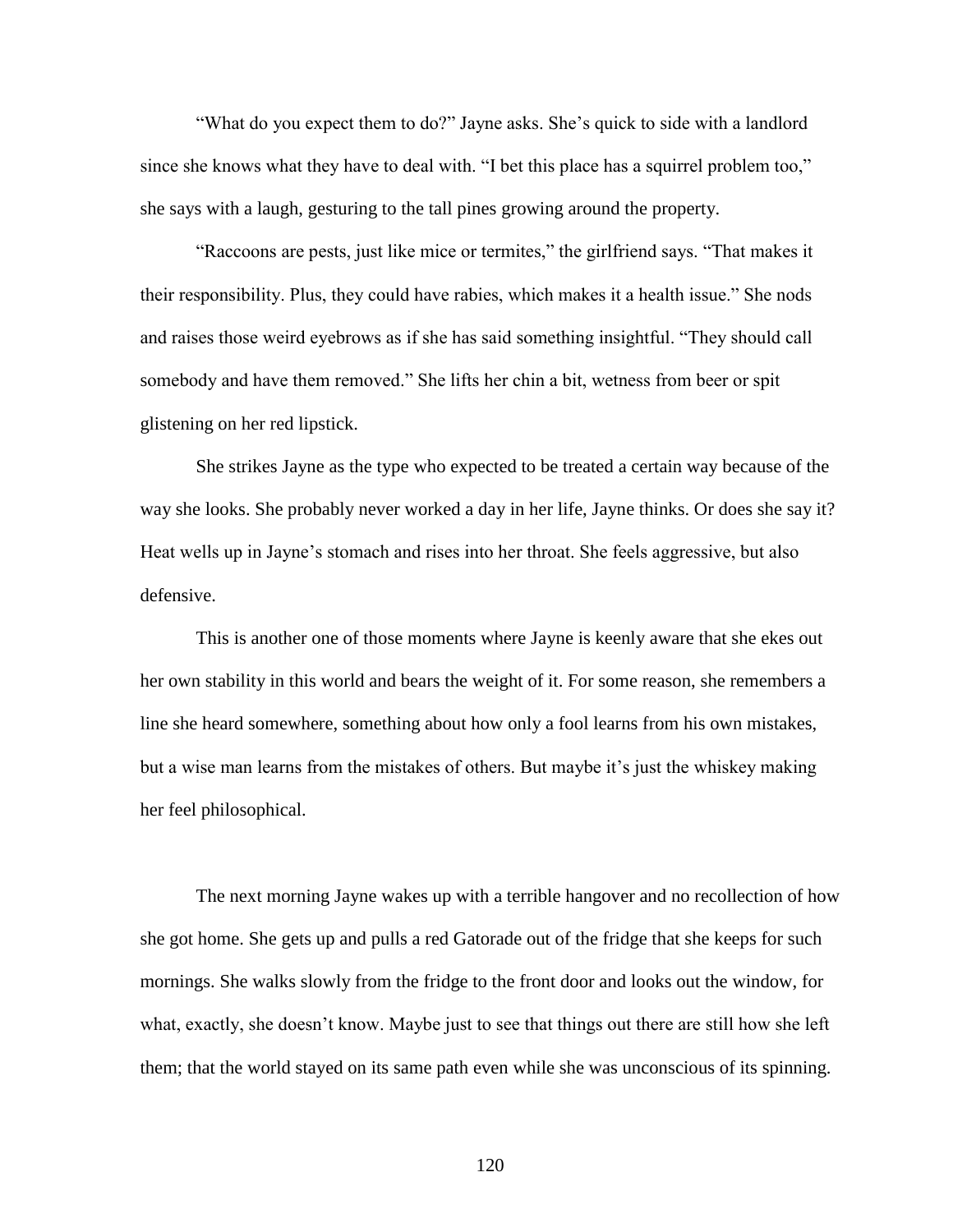"What do you expect them to do?" Jayne asks. She's quick to side with a landlord since she knows what they have to deal with. "I bet this place has a squirrel problem too," she says with a laugh, gesturing to the tall pines growing around the property.

"Raccoons are pests, just like mice or termites," the girlfriend says. "That makes it their responsibility. Plus, they could have rabies, which makes it a health issue." She nods and raises those weird eyebrows as if she has said something insightful. "They should call somebody and have them removed." She lifts her chin a bit, wetness from beer or spit glistening on her red lipstick.

She strikes Jayne as the type who expected to be treated a certain way because of the way she looks. She probably never worked a day in her life, Jayne thinks. Or does she say it? Heat wells up in Jayne's stomach and rises into her throat. She feels aggressive, but also defensive.

This is another one of those moments where Jayne is keenly aware that she ekes out her own stability in this world and bears the weight of it. For some reason, she remembers a line she heard somewhere, something about how only a fool learns from his own mistakes, but a wise man learns from the mistakes of others. But maybe it's just the whiskey making her feel philosophical.

The next morning Jayne wakes up with a terrible hangover and no recollection of how she got home. She gets up and pulls a red Gatorade out of the fridge that she keeps for such mornings. She walks slowly from the fridge to the front door and looks out the window, for what, exactly, she doesn't know. Maybe just to see that things out there are still how she left them; that the world stayed on its same path even while she was unconscious of its spinning.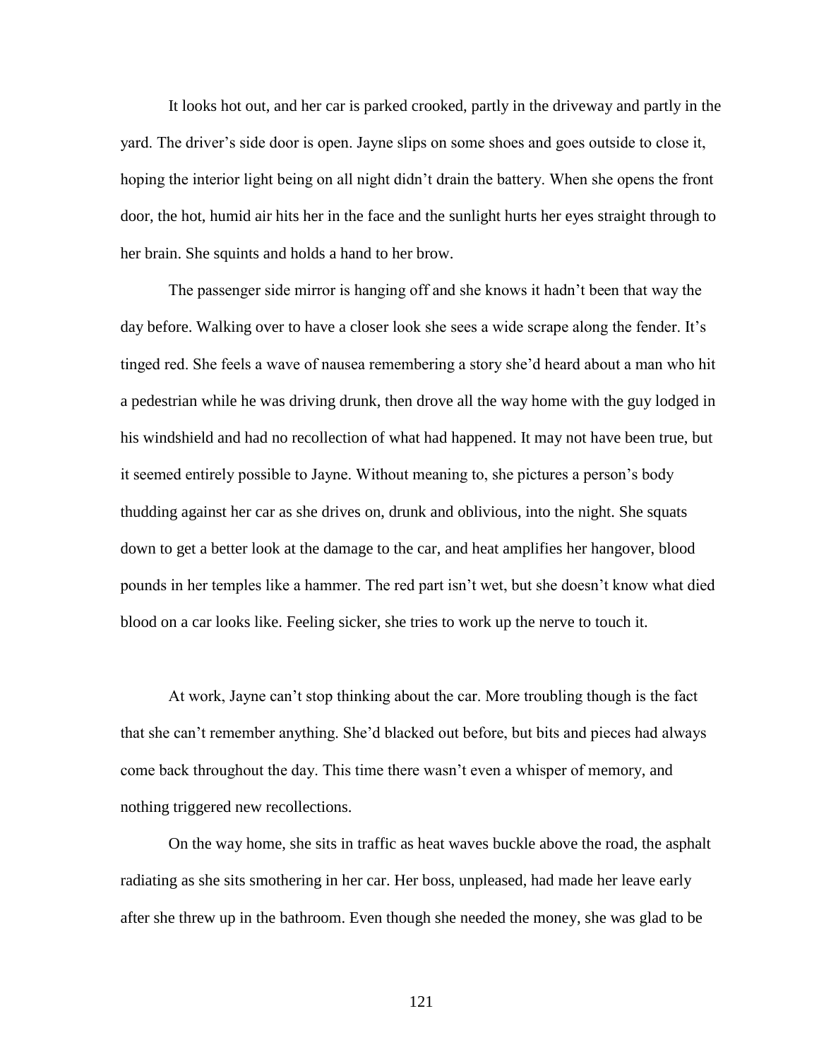It looks hot out, and her car is parked crooked, partly in the driveway and partly in the yard. The driver's side door is open. Jayne slips on some shoes and goes outside to close it, hoping the interior light being on all night didn't drain the battery. When she opens the front door, the hot, humid air hits her in the face and the sunlight hurts her eyes straight through to her brain. She squints and holds a hand to her brow.

The passenger side mirror is hanging off and she knows it hadn't been that way the day before. Walking over to have a closer look she sees a wide scrape along the fender. It's tinged red. She feels a wave of nausea remembering a story she'd heard about a man who hit a pedestrian while he was driving drunk, then drove all the way home with the guy lodged in his windshield and had no recollection of what had happened. It may not have been true, but it seemed entirely possible to Jayne. Without meaning to, she pictures a person's body thudding against her car as she drives on, drunk and oblivious, into the night. She squats down to get a better look at the damage to the car, and heat amplifies her hangover, blood pounds in her temples like a hammer. The red part isn't wet, but she doesn't know what died blood on a car looks like. Feeling sicker, she tries to work up the nerve to touch it.

At work, Jayne can't stop thinking about the car. More troubling though is the fact that she can't remember anything. She'd blacked out before, but bits and pieces had always come back throughout the day. This time there wasn't even a whisper of memory, and nothing triggered new recollections.

On the way home, she sits in traffic as heat waves buckle above the road, the asphalt radiating as she sits smothering in her car. Her boss, unpleased, had made her leave early after she threw up in the bathroom. Even though she needed the money, she was glad to be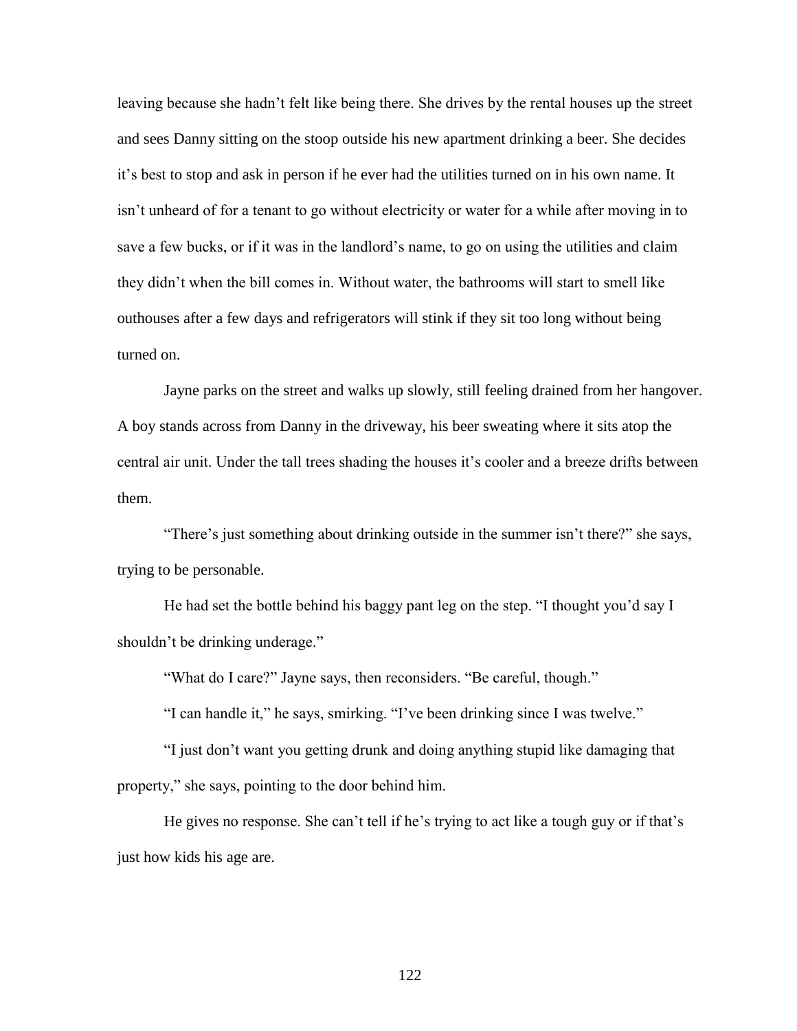leaving because she hadn't felt like being there. She drives by the rental houses up the street and sees Danny sitting on the stoop outside his new apartment drinking a beer. She decides it's best to stop and ask in person if he ever had the utilities turned on in his own name. It isn't unheard of for a tenant to go without electricity or water for a while after moving in to save a few bucks, or if it was in the landlord's name, to go on using the utilities and claim they didn't when the bill comes in. Without water, the bathrooms will start to smell like outhouses after a few days and refrigerators will stink if they sit too long without being turned on.

Jayne parks on the street and walks up slowly, still feeling drained from her hangover. A boy stands across from Danny in the driveway, his beer sweating where it sits atop the central air unit. Under the tall trees shading the houses it's cooler and a breeze drifts between them.

"There's just something about drinking outside in the summer isn't there?" she says, trying to be personable.

He had set the bottle behind his baggy pant leg on the step. "I thought you'd say I shouldn't be drinking underage."

"What do I care?" Jayne says, then reconsiders. "Be careful, though."

"I can handle it," he says, smirking. "I've been drinking since I was twelve."

"I just don't want you getting drunk and doing anything stupid like damaging that property," she says, pointing to the door behind him.

He gives no response. She can't tell if he's trying to act like a tough guy or if that's just how kids his age are.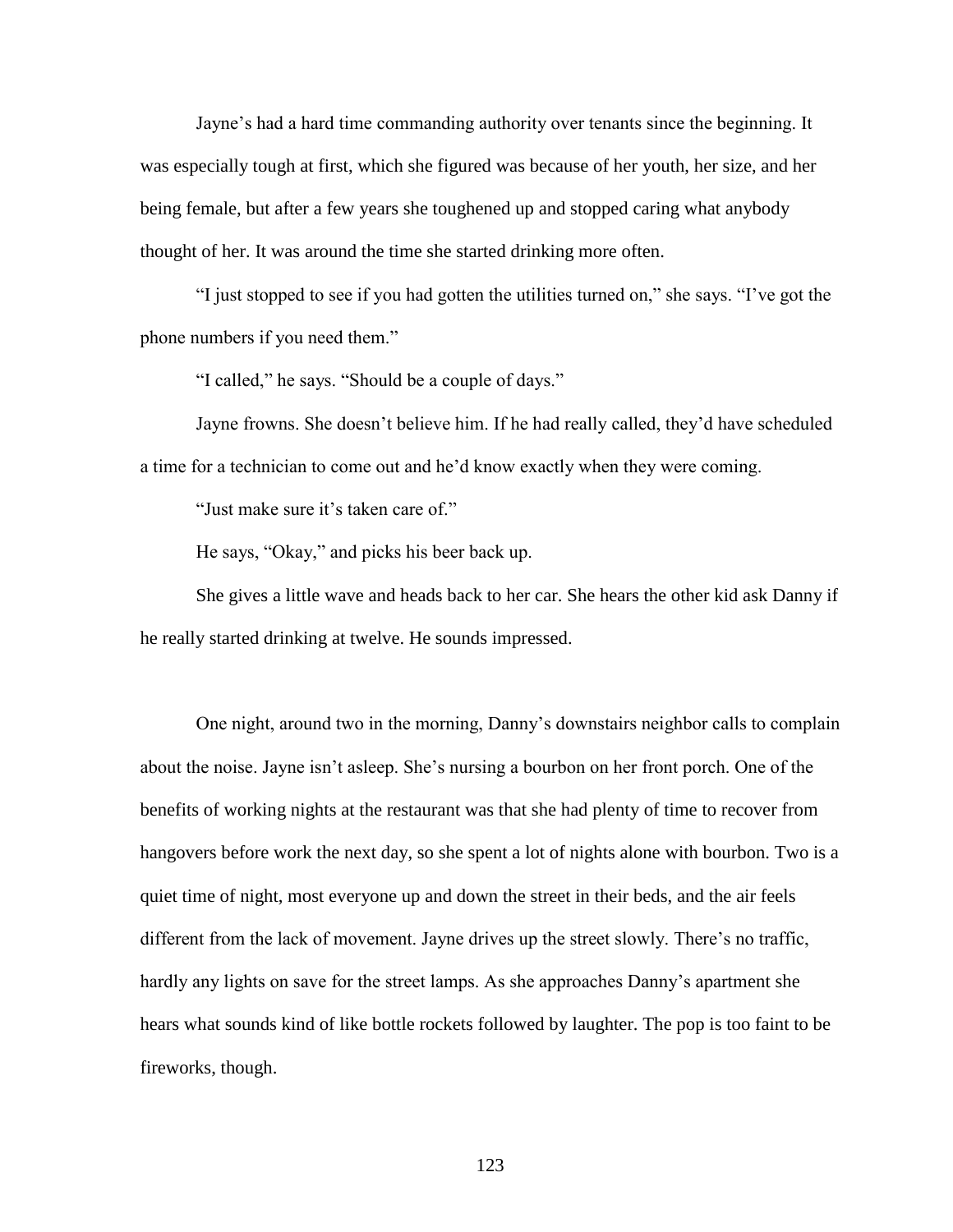Jayne's had a hard time commanding authority over tenants since the beginning. It was especially tough at first, which she figured was because of her youth, her size, and her being female, but after a few years she toughened up and stopped caring what anybody thought of her. It was around the time she started drinking more often.

"I just stopped to see if you had gotten the utilities turned on," she says. "I've got the phone numbers if you need them."

"I called," he says. "Should be a couple of days."

Jayne frowns. She doesn't believe him. If he had really called, they'd have scheduled a time for a technician to come out and he'd know exactly when they were coming.

"Just make sure it's taken care of."

He says, "Okay," and picks his beer back up.

She gives a little wave and heads back to her car. She hears the other kid ask Danny if he really started drinking at twelve. He sounds impressed.

One night, around two in the morning, Danny's downstairs neighbor calls to complain about the noise. Jayne isn't asleep. She's nursing a bourbon on her front porch. One of the benefits of working nights at the restaurant was that she had plenty of time to recover from hangovers before work the next day, so she spent a lot of nights alone with bourbon. Two is a quiet time of night, most everyone up and down the street in their beds, and the air feels different from the lack of movement. Jayne drives up the street slowly. There's no traffic, hardly any lights on save for the street lamps. As she approaches Danny's apartment she hears what sounds kind of like bottle rockets followed by laughter. The pop is too faint to be fireworks, though.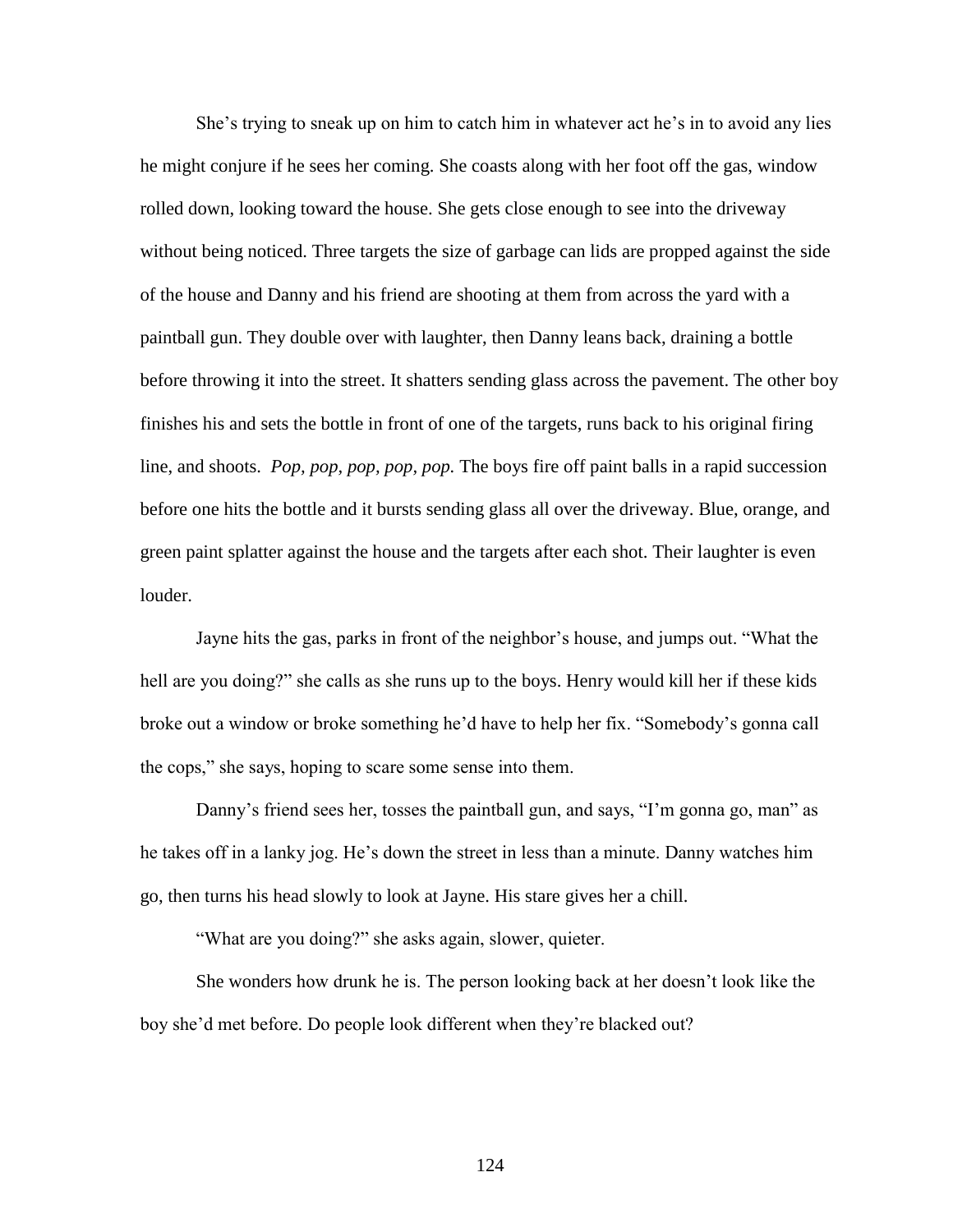She's trying to sneak up on him to catch him in whatever act he's in to avoid any lies he might conjure if he sees her coming. She coasts along with her foot off the gas, window rolled down, looking toward the house. She gets close enough to see into the driveway without being noticed. Three targets the size of garbage can lids are propped against the side of the house and Danny and his friend are shooting at them from across the yard with a paintball gun. They double over with laughter, then Danny leans back, draining a bottle before throwing it into the street. It shatters sending glass across the pavement. The other boy finishes his and sets the bottle in front of one of the targets, runs back to his original firing line, and shoots. *Pop, pop, pop, pop, pop.* The boys fire off paint balls in a rapid succession before one hits the bottle and it bursts sending glass all over the driveway. Blue, orange, and green paint splatter against the house and the targets after each shot. Their laughter is even louder.

Jayne hits the gas, parks in front of the neighbor's house, and jumps out. "What the hell are you doing?" she calls as she runs up to the boys. Henry would kill her if these kids broke out a window or broke something he'd have to help her fix. "Somebody's gonna call the cops," she says, hoping to scare some sense into them.

Danny's friend sees her, tosses the paintball gun, and says, "I'm gonna go, man" as he takes off in a lanky jog. He's down the street in less than a minute. Danny watches him go, then turns his head slowly to look at Jayne. His stare gives her a chill.

"What are you doing?" she asks again, slower, quieter.

She wonders how drunk he is. The person looking back at her doesn't look like the boy she'd met before. Do people look different when they're blacked out?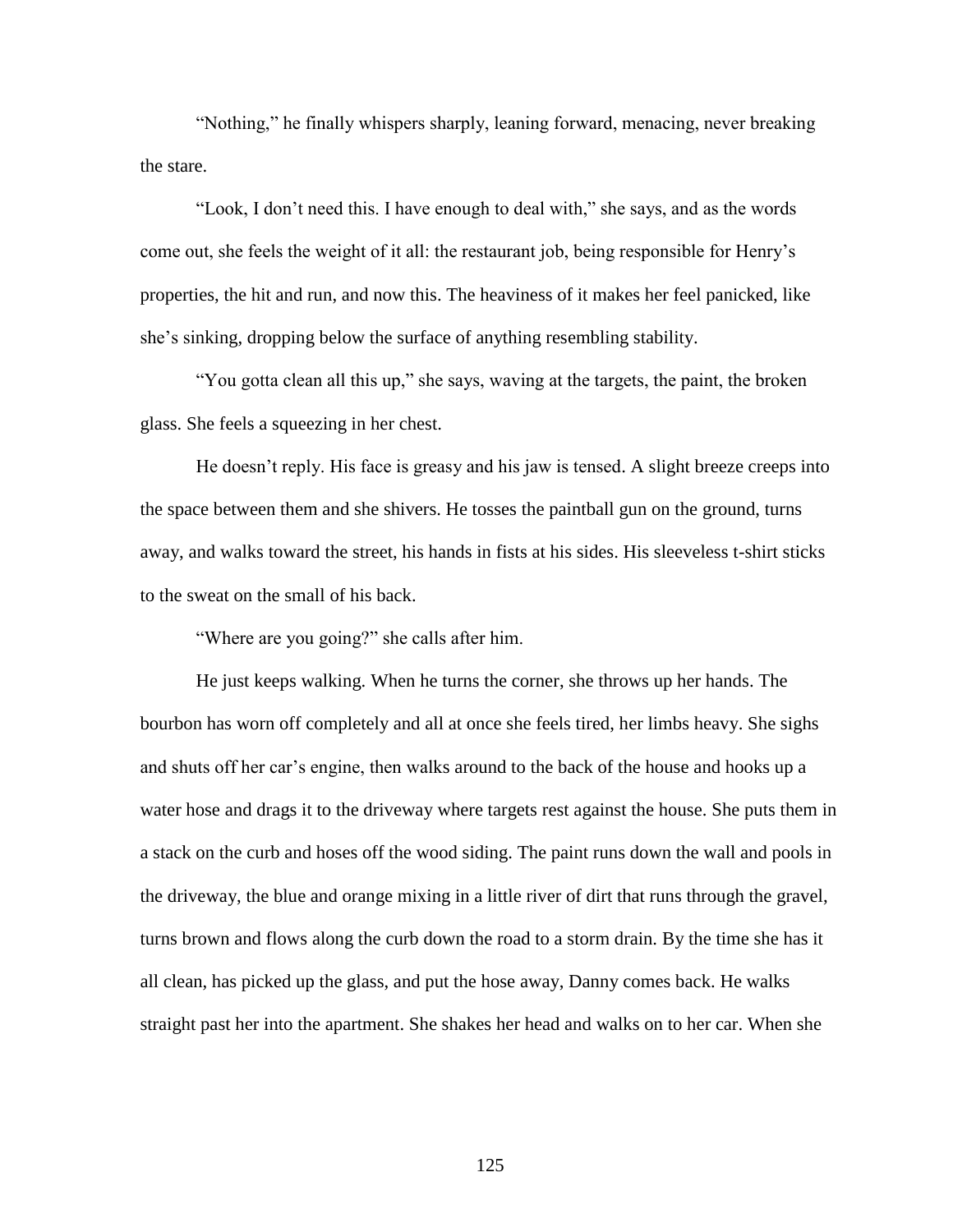"Nothing," he finally whispers sharply, leaning forward, menacing, never breaking the stare.

"Look, I don't need this. I have enough to deal with," she says, and as the words come out, she feels the weight of it all: the restaurant job, being responsible for Henry's properties, the hit and run, and now this. The heaviness of it makes her feel panicked, like she's sinking, dropping below the surface of anything resembling stability.

"You gotta clean all this up," she says, waving at the targets, the paint, the broken glass. She feels a squeezing in her chest.

He doesn't reply. His face is greasy and his jaw is tensed. A slight breeze creeps into the space between them and she shivers. He tosses the paintball gun on the ground, turns away, and walks toward the street, his hands in fists at his sides. His sleeveless t-shirt sticks to the sweat on the small of his back.

"Where are you going?" she calls after him.

He just keeps walking. When he turns the corner, she throws up her hands. The bourbon has worn off completely and all at once she feels tired, her limbs heavy. She sighs and shuts off her car's engine, then walks around to the back of the house and hooks up a water hose and drags it to the driveway where targets rest against the house. She puts them in a stack on the curb and hoses off the wood siding. The paint runs down the wall and pools in the driveway, the blue and orange mixing in a little river of dirt that runs through the gravel, turns brown and flows along the curb down the road to a storm drain. By the time she has it all clean, has picked up the glass, and put the hose away, Danny comes back. He walks straight past her into the apartment. She shakes her head and walks on to her car. When she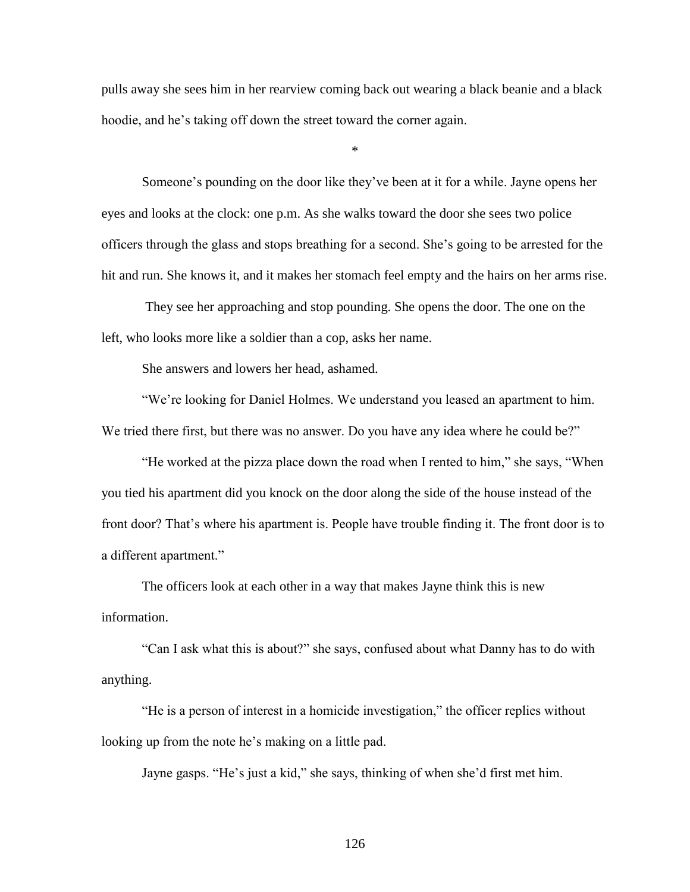pulls away she sees him in her rearview coming back out wearing a black beanie and a black hoodie, and he's taking off down the street toward the corner again.

*

Someone's pounding on the door like they've been at it for a while. Jayne opens her eyes and looks at the clock: one p.m. As she walks toward the door she sees two police officers through the glass and stops breathing for a second. She's going to be arrested for the hit and run. She knows it, and it makes her stomach feel empty and the hairs on her arms rise.

They see her approaching and stop pounding. She opens the door. The one on the left, who looks more like a soldier than a cop, asks her name.

She answers and lowers her head, ashamed.

"We're looking for Daniel Holmes. We understand you leased an apartment to him. We tried there first, but there was no answer. Do you have any idea where he could be?"

"He worked at the pizza place down the road when I rented to him," she says, "When you tied his apartment did you knock on the door along the side of the house instead of the front door? That's where his apartment is. People have trouble finding it. The front door is to a different apartment."

The officers look at each other in a way that makes Jayne think this is new information.

"Can I ask what this is about?" she says, confused about what Danny has to do with anything.

"He is a person of interest in a homicide investigation," the officer replies without looking up from the note he's making on a little pad.

Jayne gasps. "He's just a kid," she says, thinking of when she'd first met him.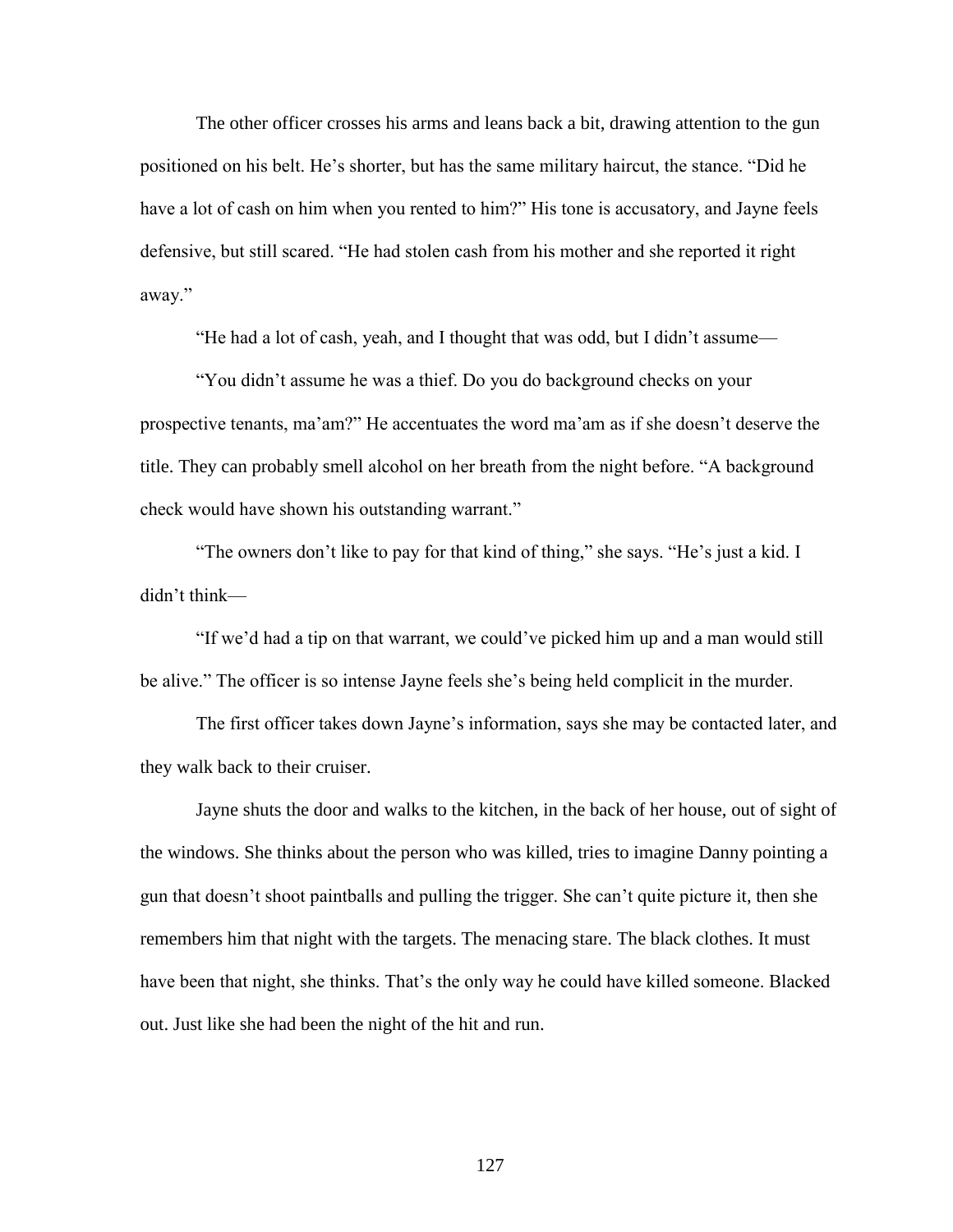The other officer crosses his arms and leans back a bit, drawing attention to the gun positioned on his belt. He's shorter, but has the same military haircut, the stance. "Did he have a lot of cash on him when you rented to him?" His tone is accusatory, and Jayne feels defensive, but still scared. "He had stolen cash from his mother and she reported it right away."

"He had a lot of cash, yeah, and I thought that was odd, but I didn't assume—

"You didn't assume he was a thief. Do you do background checks on your prospective tenants, ma'am?" He accentuates the word ma'am as if she doesn't deserve the title. They can probably smell alcohol on her breath from the night before. "A background check would have shown his outstanding warrant."

"The owners don't like to pay for that kind of thing," she says. "He's just a kid. I didn't think—

"If we'd had a tip on that warrant, we could've picked him up and a man would still be alive." The officer is so intense Jayne feels she's being held complicit in the murder.

The first officer takes down Jayne's information, says she may be contacted later, and they walk back to their cruiser.

Jayne shuts the door and walks to the kitchen, in the back of her house, out of sight of the windows. She thinks about the person who was killed, tries to imagine Danny pointing a gun that doesn't shoot paintballs and pulling the trigger. She can't quite picture it, then she remembers him that night with the targets. The menacing stare. The black clothes. It must have been that night, she thinks. That's the only way he could have killed someone. Blacked out. Just like she had been the night of the hit and run.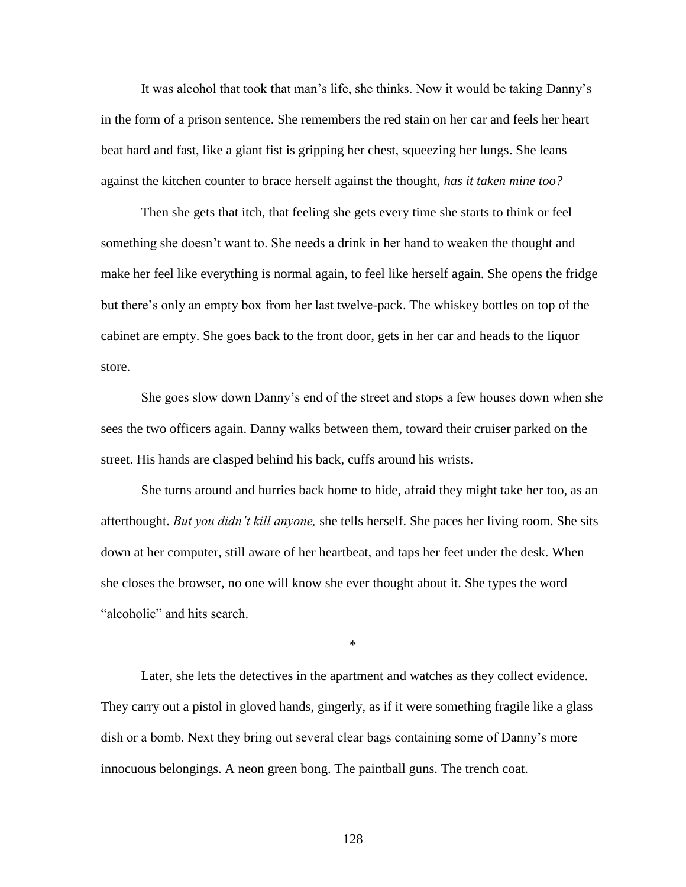It was alcohol that took that man's life, she thinks. Now it would be taking Danny's in the form of a prison sentence. She remembers the red stain on her car and feels her heart beat hard and fast, like a giant fist is gripping her chest, squeezing her lungs. She leans against the kitchen counter to brace herself against the thought, *has it taken mine too?*

Then she gets that itch, that feeling she gets every time she starts to think or feel something she doesn't want to. She needs a drink in her hand to weaken the thought and make her feel like everything is normal again, to feel like herself again. She opens the fridge but there's only an empty box from her last twelve-pack. The whiskey bottles on top of the cabinet are empty. She goes back to the front door, gets in her car and heads to the liquor store.

She goes slow down Danny's end of the street and stops a few houses down when she sees the two officers again. Danny walks between them, toward their cruiser parked on the street. His hands are clasped behind his back, cuffs around his wrists.

She turns around and hurries back home to hide, afraid they might take her too, as an afterthought. *But you didn't kill anyone,* she tells herself. She paces her living room. She sits down at her computer, still aware of her heartbeat, and taps her feet under the desk. When she closes the browser, no one will know she ever thought about it. She types the word "alcoholic" and hits search.

*

Later, she lets the detectives in the apartment and watches as they collect evidence. They carry out a pistol in gloved hands, gingerly, as if it were something fragile like a glass dish or a bomb. Next they bring out several clear bags containing some of Danny's more innocuous belongings. A neon green bong. The paintball guns. The trench coat.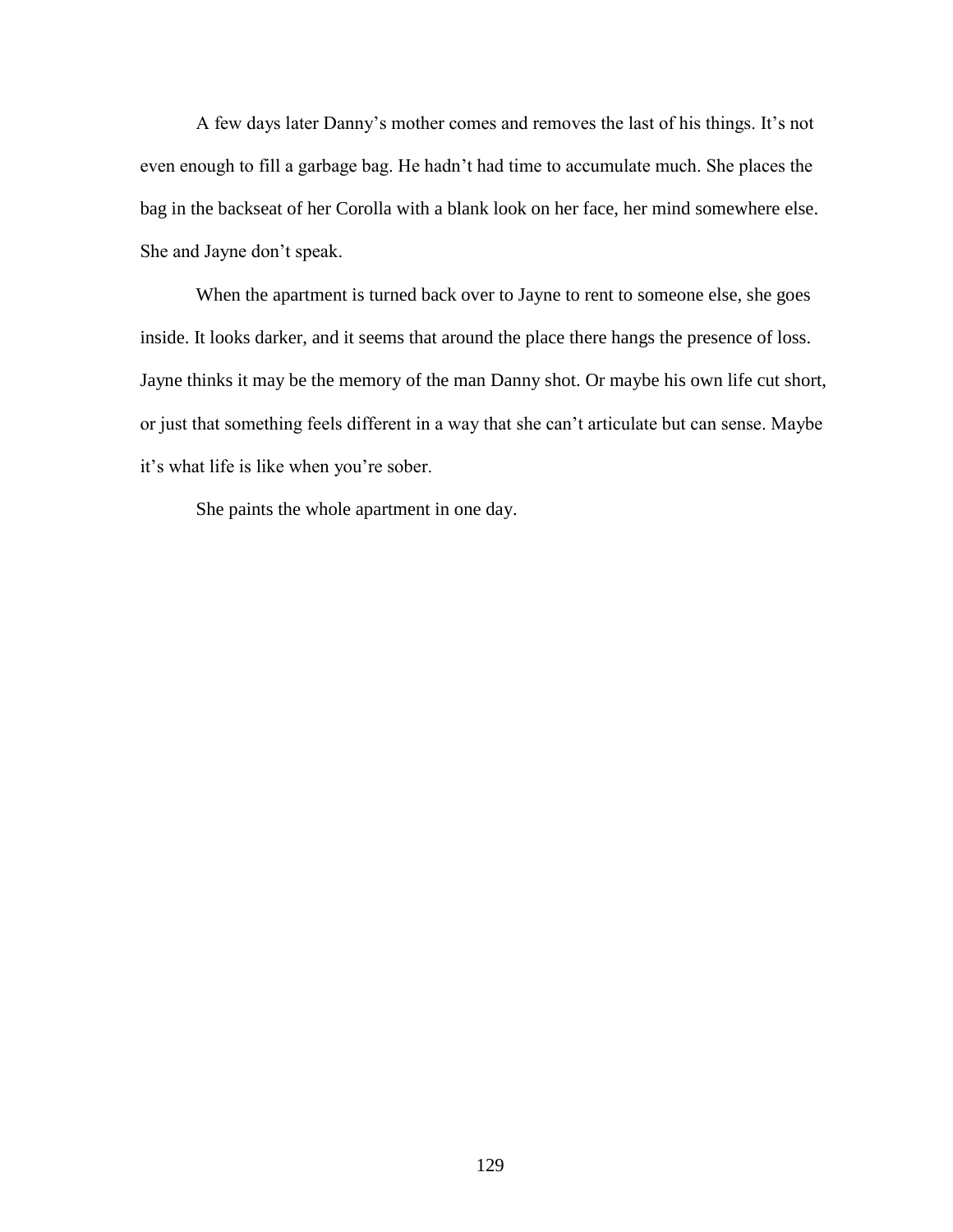A few days later Danny's mother comes and removes the last of his things. It's not even enough to fill a garbage bag. He hadn't had time to accumulate much. She places the bag in the backseat of her Corolla with a blank look on her face, her mind somewhere else. She and Jayne don't speak.

When the apartment is turned back over to Jayne to rent to someone else, she goes inside. It looks darker, and it seems that around the place there hangs the presence of loss. Jayne thinks it may be the memory of the man Danny shot. Or maybe his own life cut short, or just that something feels different in a way that she can't articulate but can sense. Maybe it's what life is like when you're sober.

She paints the whole apartment in one day.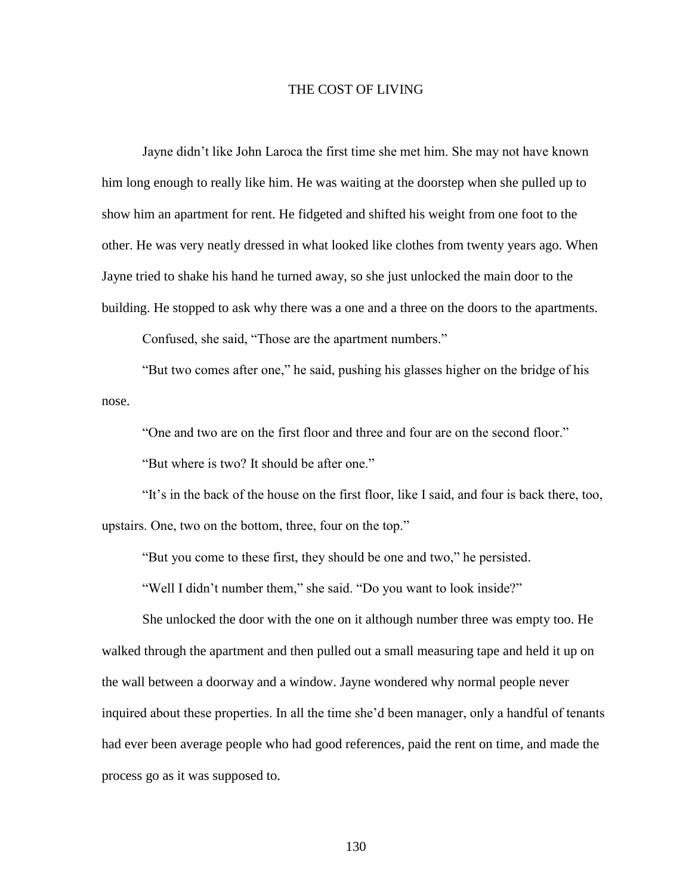# THE COST OF LIVING

Jayne didn't like John Laroca the first time she met him. She may not have known him long enough to really like him. He was waiting at the doorstep when she pulled up to show him an apartment for rent. He fidgeted and shifted his weight from one foot to the other. He was very neatly dressed in what looked like clothes from twenty years ago. When Jayne tried to shake his hand he turned away, so she just unlocked the main door to the building. He stopped to ask why there was a one and a three on the doors to the apartments.

Confused, she said, "Those are the apartment numbers."

"But two comes after one," he said, pushing his glasses higher on the bridge of his nose.

"One and two are on the first floor and three and four are on the second floor."

"But where is two? It should be after one."

"It's in the back of the house on the first floor, like I said, and four is back there, too, upstairs. One, two on the bottom, three, four on the top."

"But you come to these first, they should be one and two," he persisted.

"Well I didn't number them," she said. "Do you want to look inside?"

She unlocked the door with the one on it although number three was empty too. He walked through the apartment and then pulled out a small measuring tape and held it up on the wall between a doorway and a window. Jayne wondered why normal people never inquired about these properties. In all the time she'd been manager, only a handful of tenants had ever been average people who had good references, paid the rent on time, and made the process go as it was supposed to.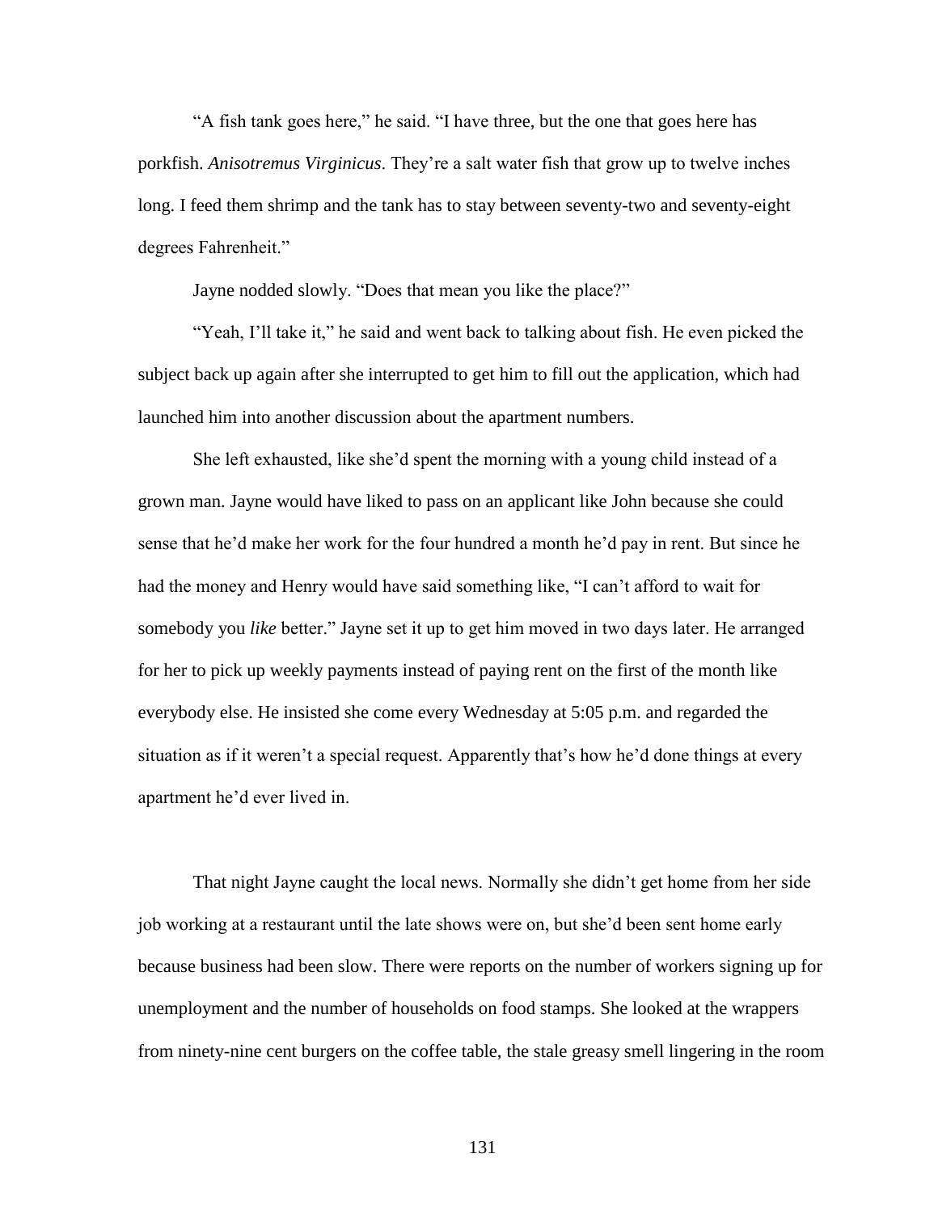"A fish tank goes here," he said. "I have three, but the one that goes here has porkfish. *Anisotremus Virginicus*. They're a salt water fish that grow up to twelve inches long. I feed them shrimp and the tank has to stay between seventy-two and seventy-eight degrees Fahrenheit."

Jayne nodded slowly. "Does that mean you like the place?"

"Yeah, I'll take it," he said and went back to talking about fish. He even picked the subject back up again after she interrupted to get him to fill out the application, which had launched him into another discussion about the apartment numbers.

She left exhausted, like she'd spent the morning with a young child instead of a grown man. Jayne would have liked to pass on an applicant like John because she could sense that he'd make her work for the four hundred a month he'd pay in rent. But since he had the money and Henry would have said something like, "I can't afford to wait for somebody you *like* better." Jayne set it up to get him moved in two days later. He arranged for her to pick up weekly payments instead of paying rent on the first of the month like everybody else. He insisted she come every Wednesday at 5:05 p.m. and regarded the situation as if it weren't a special request. Apparently that's how he'd done things at every apartment he'd ever lived in.

That night Jayne caught the local news. Normally she didn't get home from her side job working at a restaurant until the late shows were on, but she'd been sent home early because business had been slow. There were reports on the number of workers signing up for unemployment and the number of households on food stamps. She looked at the wrappers from ninety-nine cent burgers on the coffee table, the stale greasy smell lingering in the room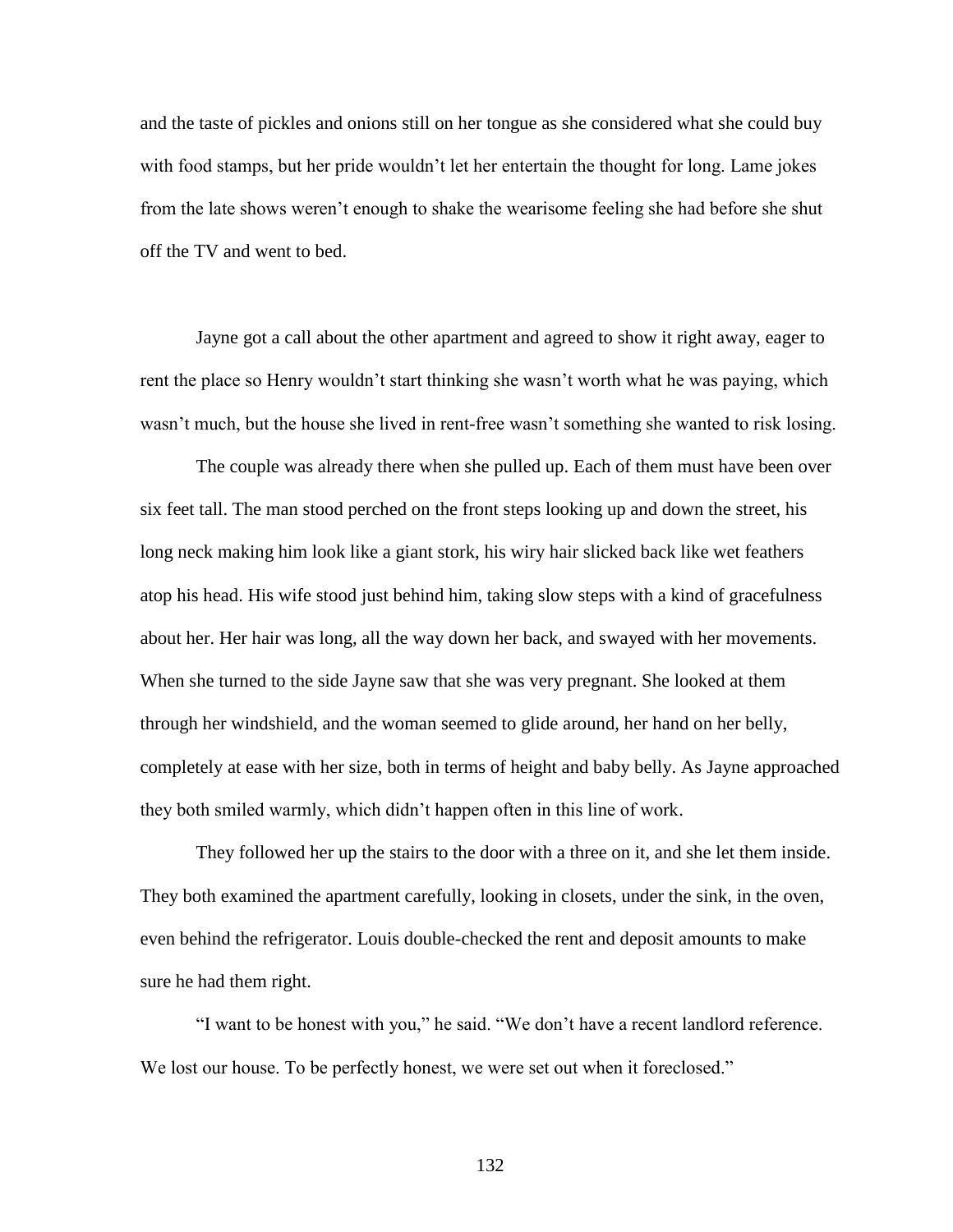and the taste of pickles and onions still on her tongue as she considered what she could buy with food stamps, but her pride wouldn't let her entertain the thought for long. Lame jokes from the late shows weren't enough to shake the wearisome feeling she had before she shut off the TV and went to bed.

Jayne got a call about the other apartment and agreed to show it right away, eager to rent the place so Henry wouldn't start thinking she wasn't worth what he was paying, which wasn't much, but the house she lived in rent-free wasn't something she wanted to risk losing.

The couple was already there when she pulled up. Each of them must have been over six feet tall. The man stood perched on the front steps looking up and down the street, his long neck making him look like a giant stork, his wiry hair slicked back like wet feathers atop his head. His wife stood just behind him, taking slow steps with a kind of gracefulness about her. Her hair was long, all the way down her back, and swayed with her movements. When she turned to the side Jayne saw that she was very pregnant. She looked at them through her windshield, and the woman seemed to glide around, her hand on her belly, completely at ease with her size, both in terms of height and baby belly. As Jayne approached they both smiled warmly, which didn't happen often in this line of work.

They followed her up the stairs to the door with a three on it, and she let them inside. They both examined the apartment carefully, looking in closets, under the sink, in the oven, even behind the refrigerator. Louis double-checked the rent and deposit amounts to make sure he had them right.

"I want to be honest with you," he said. "We don't have a recent landlord reference. We lost our house. To be perfectly honest, we were set out when it foreclosed."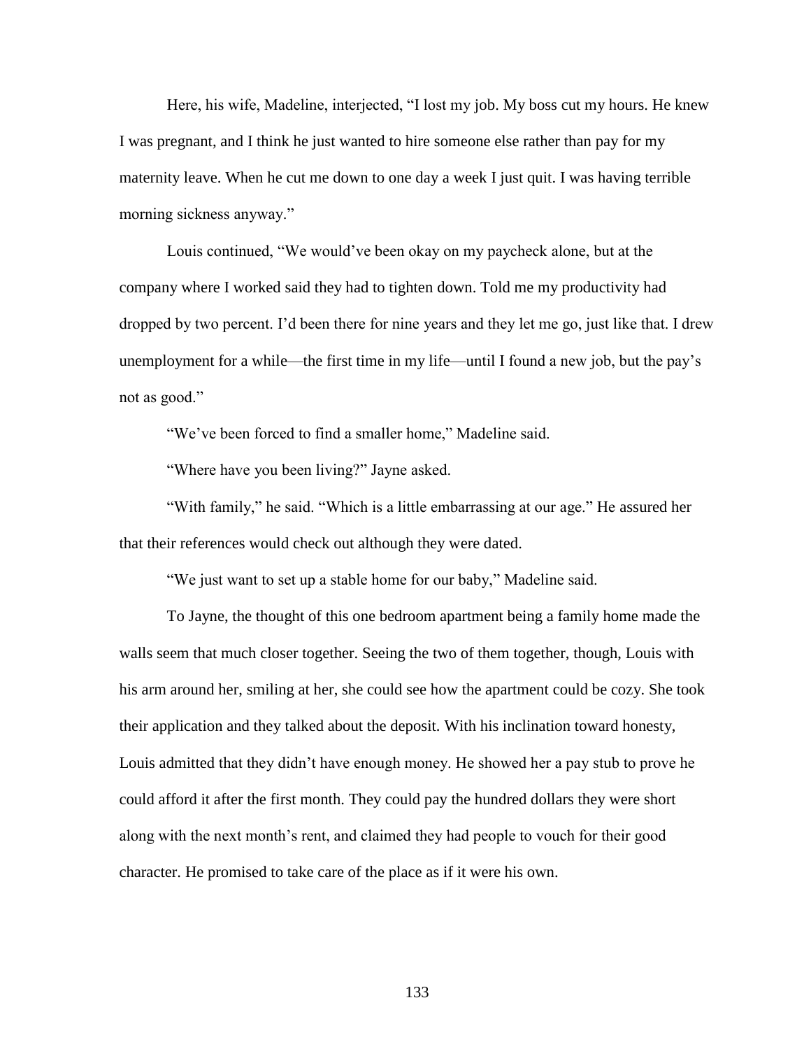Here, his wife, Madeline, interjected, "I lost my job. My boss cut my hours. He knew I was pregnant, and I think he just wanted to hire someone else rather than pay for my maternity leave. When he cut me down to one day a week I just quit. I was having terrible morning sickness anyway."

Louis continued, "We would've been okay on my paycheck alone, but at the company where I worked said they had to tighten down. Told me my productivity had dropped by two percent. I'd been there for nine years and they let me go, just like that. I drew unemployment for a while—the first time in my life—until I found a new job, but the pay's not as good."

"We've been forced to find a smaller home," Madeline said.

"Where have you been living?" Jayne asked.

"With family," he said. "Which is a little embarrassing at our age." He assured her that their references would check out although they were dated.

"We just want to set up a stable home for our baby," Madeline said.

To Jayne, the thought of this one bedroom apartment being a family home made the walls seem that much closer together. Seeing the two of them together, though, Louis with his arm around her, smiling at her, she could see how the apartment could be cozy. She took their application and they talked about the deposit. With his inclination toward honesty, Louis admitted that they didn't have enough money. He showed her a pay stub to prove he could afford it after the first month. They could pay the hundred dollars they were short along with the next month's rent, and claimed they had people to vouch for their good character. He promised to take care of the place as if it were his own.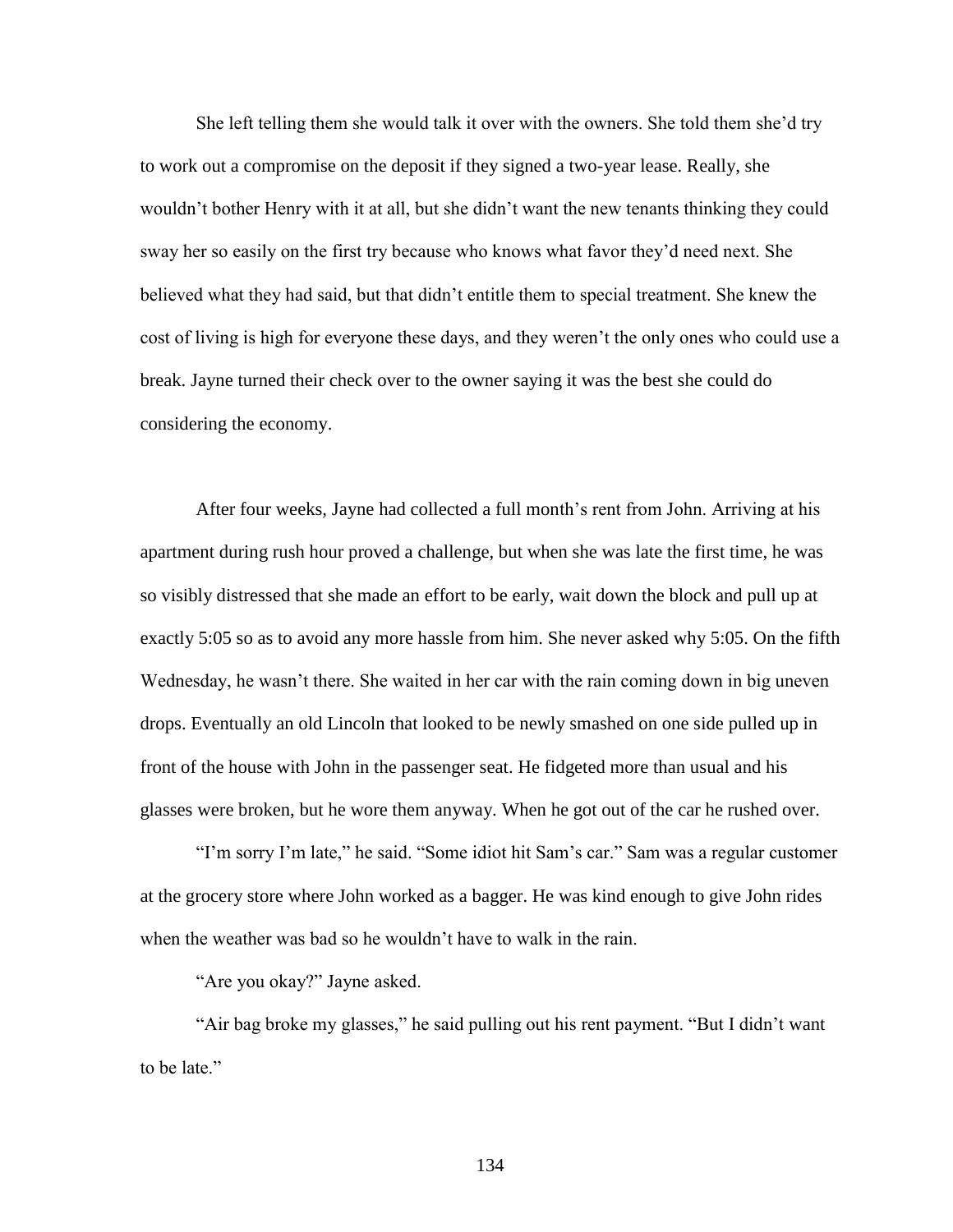She left telling them she would talk it over with the owners. She told them she'd try to work out a compromise on the deposit if they signed a two-year lease. Really, she wouldn't bother Henry with it at all, but she didn't want the new tenants thinking they could sway her so easily on the first try because who knows what favor they'd need next. She believed what they had said, but that didn't entitle them to special treatment. She knew the cost of living is high for everyone these days, and they weren't the only ones who could use a break. Jayne turned their check over to the owner saying it was the best she could do considering the economy.

After four weeks, Jayne had collected a full month's rent from John. Arriving at his apartment during rush hour proved a challenge, but when she was late the first time, he was so visibly distressed that she made an effort to be early, wait down the block and pull up at exactly 5:05 so as to avoid any more hassle from him. She never asked why 5:05. On the fifth Wednesday, he wasn't there. She waited in her car with the rain coming down in big uneven drops. Eventually an old Lincoln that looked to be newly smashed on one side pulled up in front of the house with John in the passenger seat. He fidgeted more than usual and his glasses were broken, but he wore them anyway. When he got out of the car he rushed over.

"I'm sorry I'm late," he said. "Some idiot hit Sam's car." Sam was a regular customer at the grocery store where John worked as a bagger. He was kind enough to give John rides when the weather was bad so he wouldn't have to walk in the rain.

"Are you okay?" Jayne asked.

"Air bag broke my glasses," he said pulling out his rent payment. "But I didn't want to be late."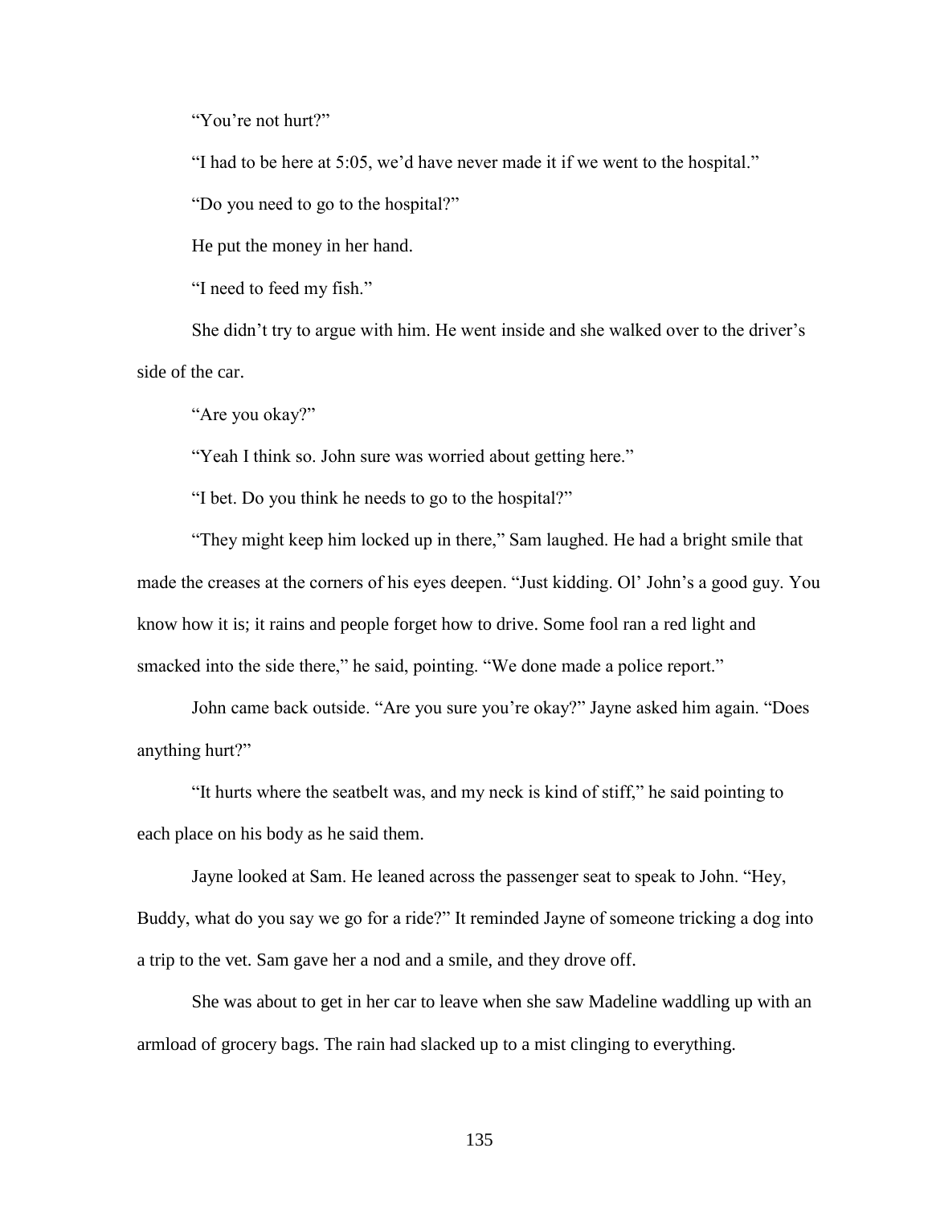"You're not hurt?"

"I had to be here at 5:05, we'd have never made it if we went to the hospital."

"Do you need to go to the hospital?"

He put the money in her hand.

"I need to feed my fish."

She didn't try to argue with him. He went inside and she walked over to the driver's side of the car.

"Are you okay?"

"Yeah I think so. John sure was worried about getting here."

"I bet. Do you think he needs to go to the hospital?"

"They might keep him locked up in there," Sam laughed. He had a bright smile that made the creases at the corners of his eyes deepen. "Just kidding. Ol' John's a good guy. You know how it is; it rains and people forget how to drive. Some fool ran a red light and smacked into the side there," he said, pointing. "We done made a police report."

John came back outside. "Are you sure you're okay?" Jayne asked him again. "Does anything hurt?"

"It hurts where the seatbelt was, and my neck is kind of stiff," he said pointing to each place on his body as he said them.

Jayne looked at Sam. He leaned across the passenger seat to speak to John. "Hey, Buddy, what do you say we go for a ride?" It reminded Jayne of someone tricking a dog into a trip to the vet. Sam gave her a nod and a smile, and they drove off.

She was about to get in her car to leave when she saw Madeline waddling up with an armload of grocery bags. The rain had slacked up to a mist clinging to everything.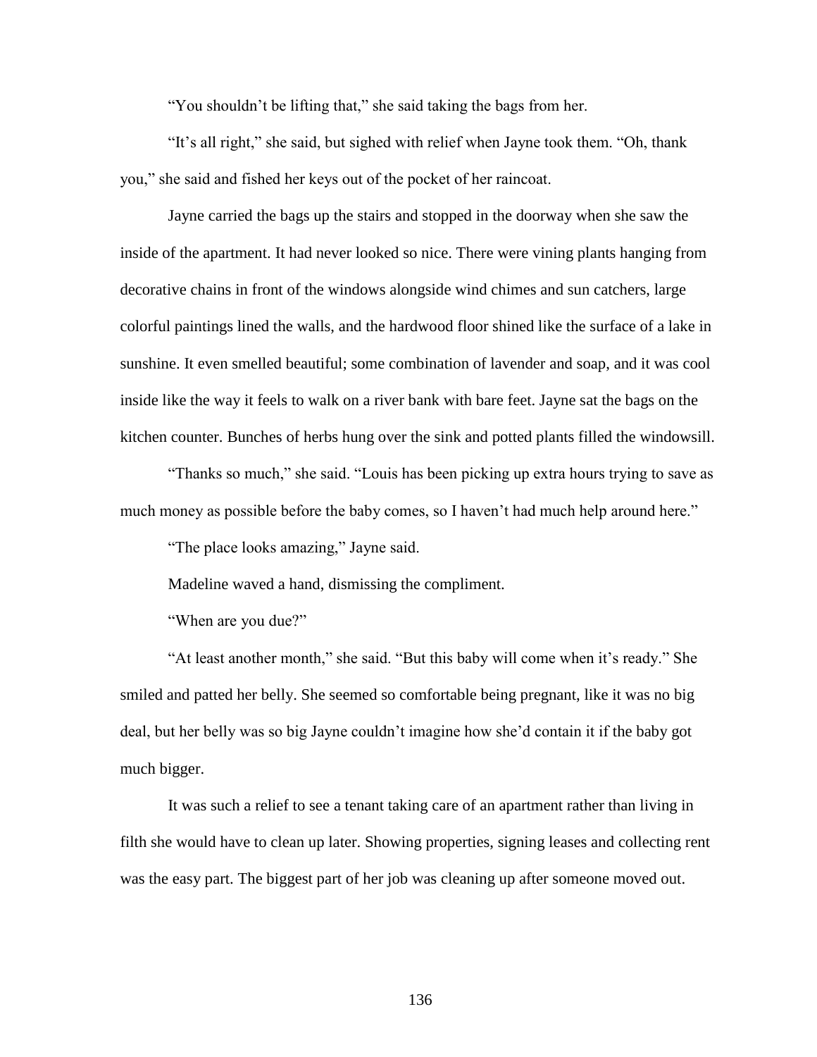"You shouldn't be lifting that," she said taking the bags from her.

"It's all right," she said, but sighed with relief when Jayne took them. "Oh, thank you," she said and fished her keys out of the pocket of her raincoat.

Jayne carried the bags up the stairs and stopped in the doorway when she saw the inside of the apartment. It had never looked so nice. There were vining plants hanging from decorative chains in front of the windows alongside wind chimes and sun catchers, large colorful paintings lined the walls, and the hardwood floor shined like the surface of a lake in sunshine. It even smelled beautiful; some combination of lavender and soap, and it was cool inside like the way it feels to walk on a river bank with bare feet. Jayne sat the bags on the kitchen counter. Bunches of herbs hung over the sink and potted plants filled the windowsill.

"Thanks so much," she said. "Louis has been picking up extra hours trying to save as much money as possible before the baby comes, so I haven't had much help around here."

"The place looks amazing," Jayne said.

Madeline waved a hand, dismissing the compliment.

"When are you due?"

"At least another month," she said. "But this baby will come when it's ready." She smiled and patted her belly. She seemed so comfortable being pregnant, like it was no big deal, but her belly was so big Jayne couldn't imagine how she'd contain it if the baby got much bigger.

It was such a relief to see a tenant taking care of an apartment rather than living in filth she would have to clean up later. Showing properties, signing leases and collecting rent was the easy part. The biggest part of her job was cleaning up after someone moved out.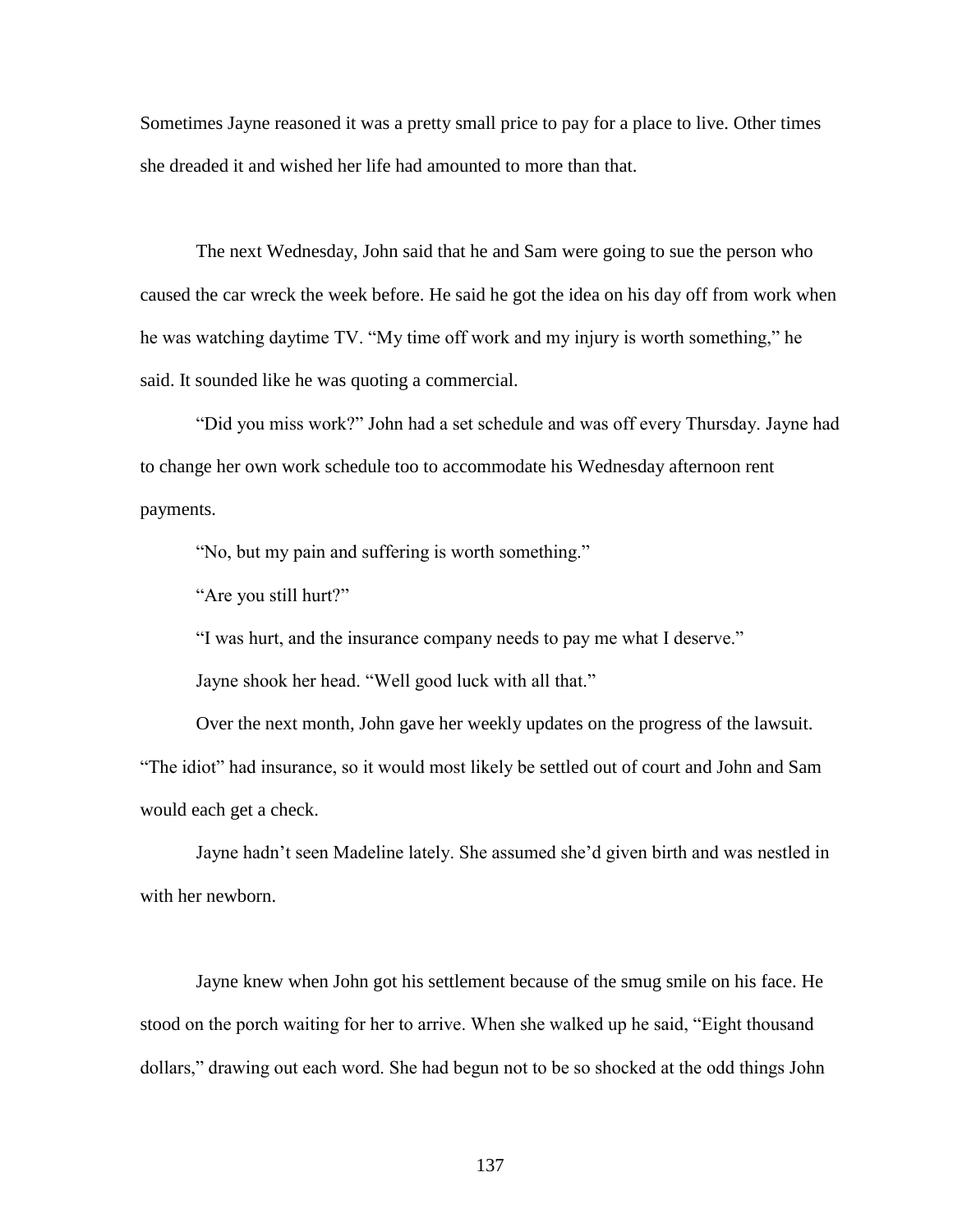Sometimes Jayne reasoned it was a pretty small price to pay for a place to live. Other times she dreaded it and wished her life had amounted to more than that.

The next Wednesday, John said that he and Sam were going to sue the person who caused the car wreck the week before. He said he got the idea on his day off from work when he was watching daytime TV. "My time off work and my injury is worth something," he said. It sounded like he was quoting a commercial.

"Did you miss work?" John had a set schedule and was off every Thursday. Jayne had to change her own work schedule too to accommodate his Wednesday afternoon rent payments.

"No, but my pain and suffering is worth something."

"Are you still hurt?"

"I was hurt, and the insurance company needs to pay me what I deserve."

Jayne shook her head. "Well good luck with all that."

Over the next month, John gave her weekly updates on the progress of the lawsuit. "The idiot" had insurance, so it would most likely be settled out of court and John and Sam would each get a check.

Jayne hadn't seen Madeline lately. She assumed she'd given birth and was nestled in with her newborn.

Jayne knew when John got his settlement because of the smug smile on his face. He stood on the porch waiting for her to arrive. When she walked up he said, "Eight thousand dollars," drawing out each word. She had begun not to be so shocked at the odd things John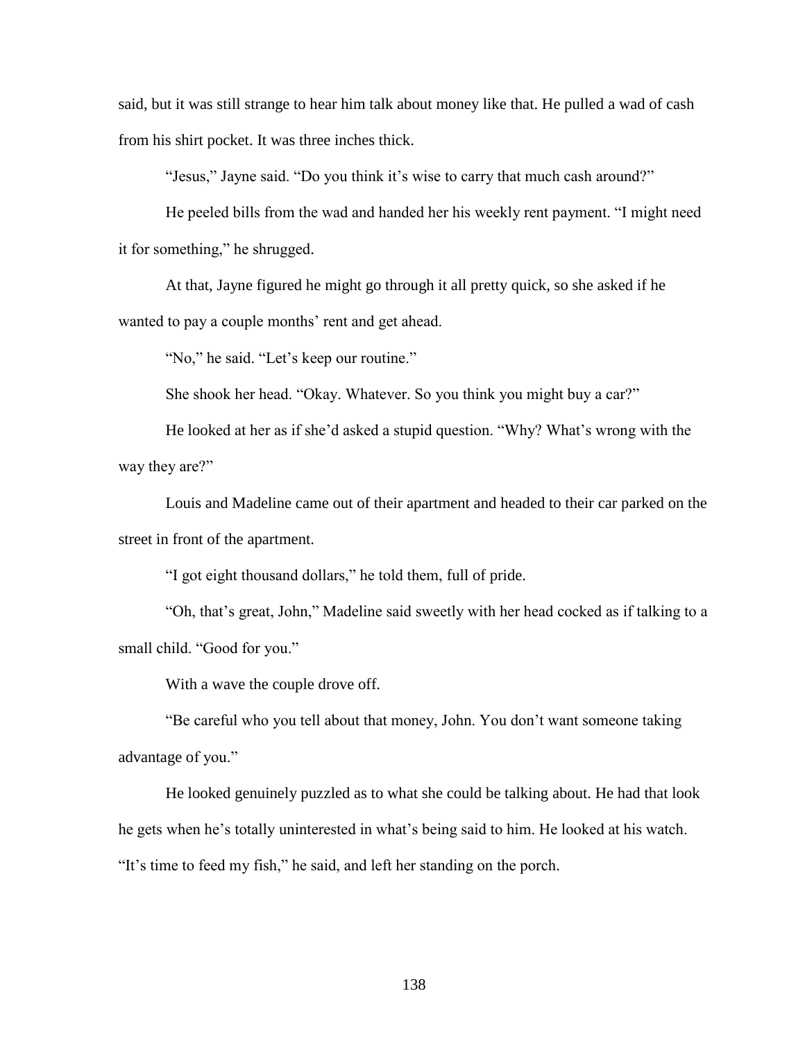said, but it was still strange to hear him talk about money like that. He pulled a wad of cash from his shirt pocket. It was three inches thick.

"Jesus," Jayne said. "Do you think it's wise to carry that much cash around?"

He peeled bills from the wad and handed her his weekly rent payment. "I might need it for something," he shrugged.

At that, Jayne figured he might go through it all pretty quick, so she asked if he wanted to pay a couple months' rent and get ahead.

"No," he said. "Let's keep our routine."

She shook her head. "Okay. Whatever. So you think you might buy a car?"

He looked at her as if she'd asked a stupid question. "Why? What's wrong with the way they are?"

Louis and Madeline came out of their apartment and headed to their car parked on the street in front of the apartment.

"I got eight thousand dollars," he told them, full of pride.

"Oh, that's great, John," Madeline said sweetly with her head cocked as if talking to a small child. "Good for you."

With a wave the couple drove off.

"Be careful who you tell about that money, John. You don't want someone taking advantage of you."

He looked genuinely puzzled as to what she could be talking about. He had that look he gets when he's totally uninterested in what's being said to him. He looked at his watch. "It's time to feed my fish," he said, and left her standing on the porch.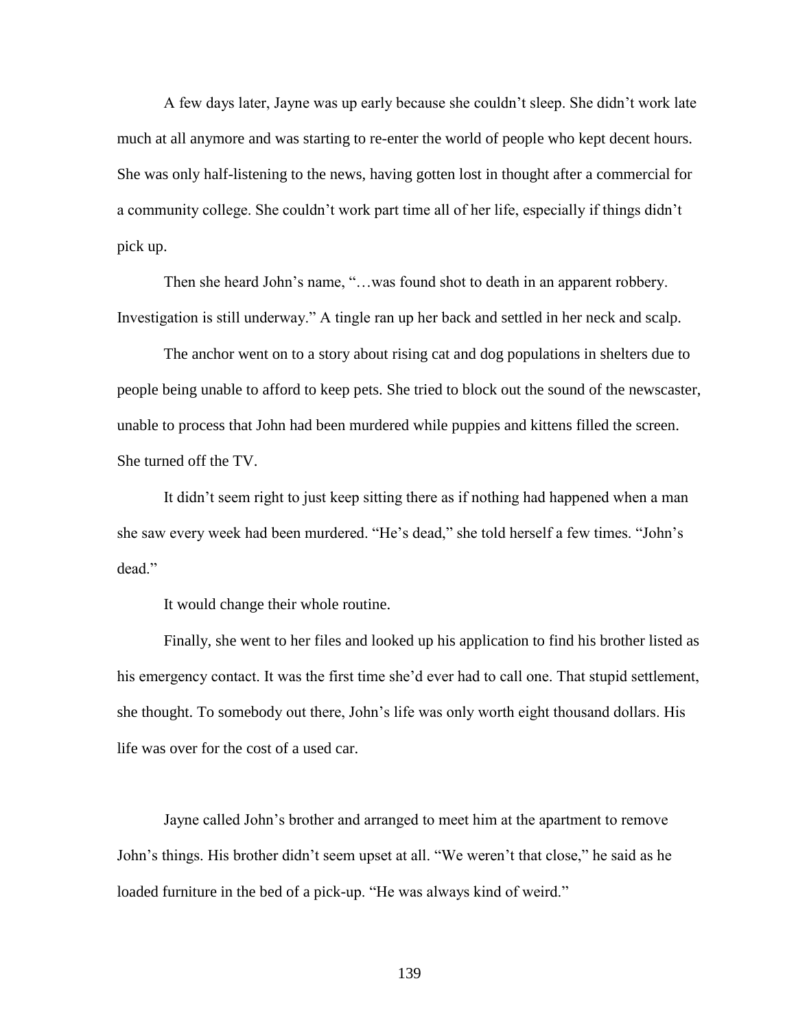A few days later, Jayne was up early because she couldn't sleep. She didn't work late much at all anymore and was starting to re-enter the world of people who kept decent hours. She was only half-listening to the news, having gotten lost in thought after a commercial for a community college. She couldn't work part time all of her life, especially if things didn't pick up.

Then she heard John's name, "…was found shot to death in an apparent robbery. Investigation is still underway." A tingle ran up her back and settled in her neck and scalp.

The anchor went on to a story about rising cat and dog populations in shelters due to people being unable to afford to keep pets. She tried to block out the sound of the newscaster, unable to process that John had been murdered while puppies and kittens filled the screen. She turned off the TV.

It didn't seem right to just keep sitting there as if nothing had happened when a man she saw every week had been murdered. "He's dead," she told herself a few times. "John's dead."

It would change their whole routine.

Finally, she went to her files and looked up his application to find his brother listed as his emergency contact. It was the first time she'd ever had to call one. That stupid settlement, she thought. To somebody out there, John's life was only worth eight thousand dollars. His life was over for the cost of a used car.

Jayne called John's brother and arranged to meet him at the apartment to remove John's things. His brother didn't seem upset at all. "We weren't that close," he said as he loaded furniture in the bed of a pick-up. "He was always kind of weird."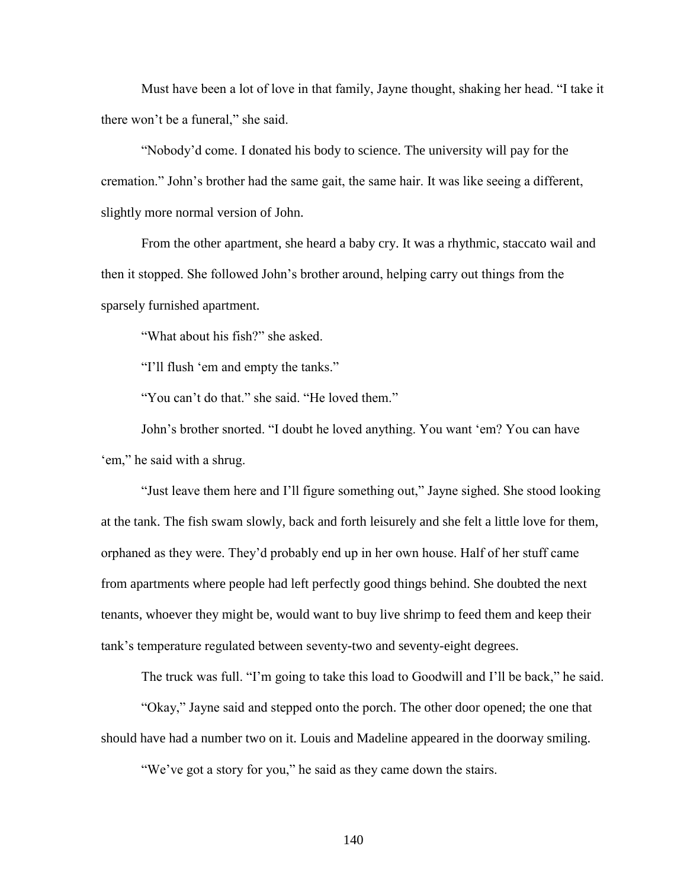Must have been a lot of love in that family, Jayne thought, shaking her head. "I take it there won't be a funeral," she said.

"Nobody'd come. I donated his body to science. The university will pay for the cremation." John's brother had the same gait, the same hair. It was like seeing a different, slightly more normal version of John.

From the other apartment, she heard a baby cry. It was a rhythmic, staccato wail and then it stopped. She followed John's brother around, helping carry out things from the sparsely furnished apartment.

"What about his fish?" she asked.

"I'll flush 'em and empty the tanks."

"You can't do that." she said. "He loved them."

John's brother snorted. "I doubt he loved anything. You want 'em? You can have 'em," he said with a shrug.

"Just leave them here and I'll figure something out," Jayne sighed. She stood looking at the tank. The fish swam slowly, back and forth leisurely and she felt a little love for them, orphaned as they were. They'd probably end up in her own house. Half of her stuff came from apartments where people had left perfectly good things behind. She doubted the next tenants, whoever they might be, would want to buy live shrimp to feed them and keep their tank's temperature regulated between seventy-two and seventy-eight degrees.

The truck was full. "I'm going to take this load to Goodwill and I'll be back," he said.

"Okay," Jayne said and stepped onto the porch. The other door opened; the one that should have had a number two on it. Louis and Madeline appeared in the doorway smiling.

"We've got a story for you," he said as they came down the stairs.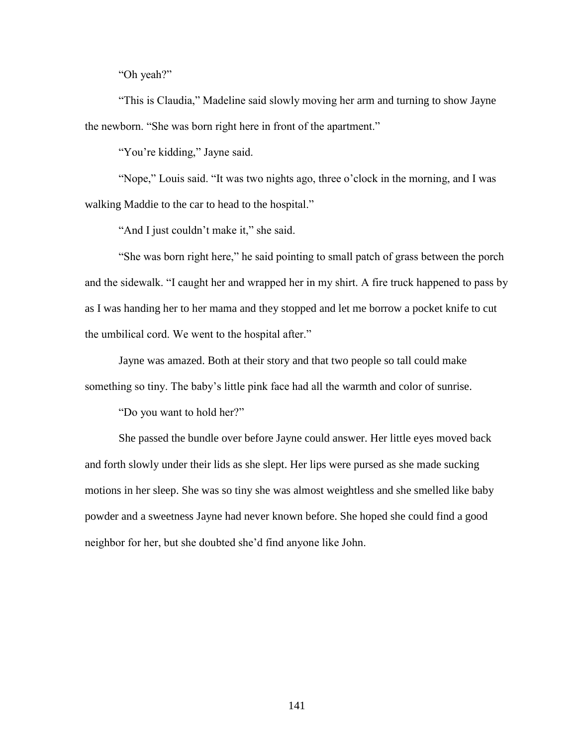"Oh yeah?"

"This is Claudia," Madeline said slowly moving her arm and turning to show Jayne the newborn. "She was born right here in front of the apartment."

"You're kidding," Jayne said.

"Nope," Louis said. "It was two nights ago, three o'clock in the morning, and I was walking Maddie to the car to head to the hospital."

"And I just couldn't make it," she said.

"She was born right here," he said pointing to small patch of grass between the porch and the sidewalk. "I caught her and wrapped her in my shirt. A fire truck happened to pass by as I was handing her to her mama and they stopped and let me borrow a pocket knife to cut the umbilical cord. We went to the hospital after."

Jayne was amazed. Both at their story and that two people so tall could make something so tiny. The baby's little pink face had all the warmth and color of sunrise.

"Do you want to hold her?"

She passed the bundle over before Jayne could answer. Her little eyes moved back and forth slowly under their lids as she slept. Her lips were pursed as she made sucking motions in her sleep. She was so tiny she was almost weightless and she smelled like baby powder and a sweetness Jayne had never known before. She hoped she could find a good neighbor for her, but she doubted she'd find anyone like John.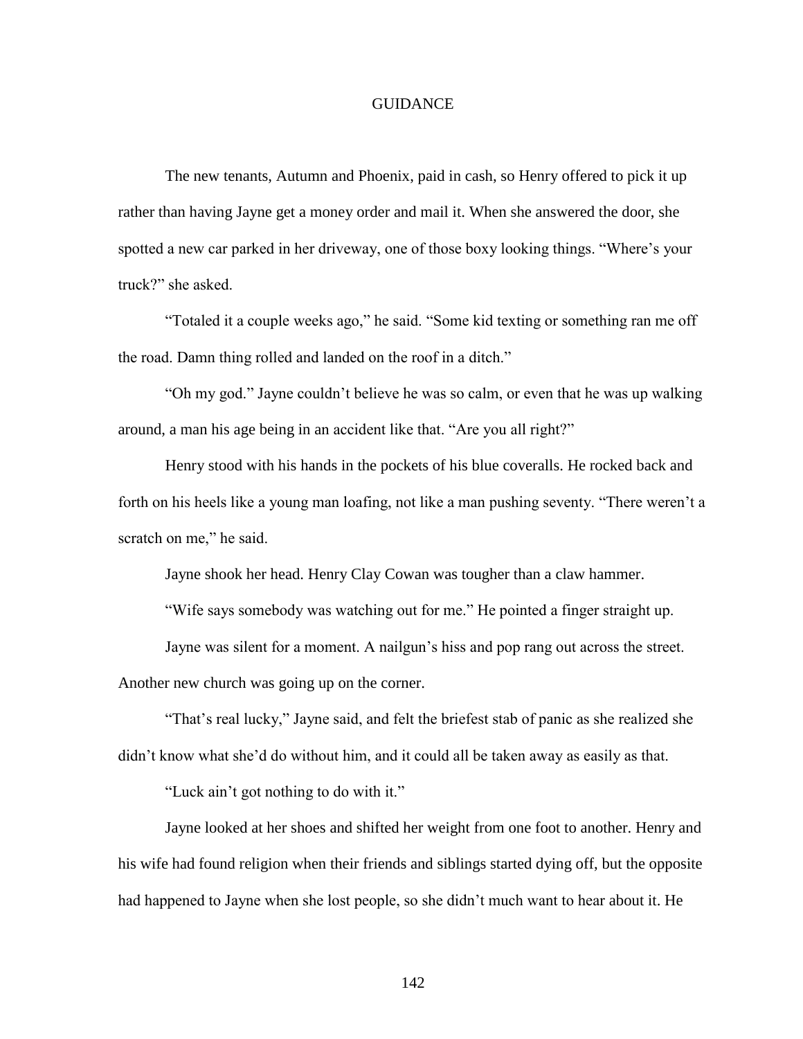# GUIDANCE

The new tenants, Autumn and Phoenix, paid in cash, so Henry offered to pick it up rather than having Jayne get a money order and mail it. When she answered the door, she spotted a new car parked in her driveway, one of those boxy looking things. "Where's your truck?" she asked.

"Totaled it a couple weeks ago," he said. "Some kid texting or something ran me off the road. Damn thing rolled and landed on the roof in a ditch."

"Oh my god." Jayne couldn't believe he was so calm, or even that he was up walking around, a man his age being in an accident like that. "Are you all right?"

Henry stood with his hands in the pockets of his blue coveralls. He rocked back and forth on his heels like a young man loafing, not like a man pushing seventy. "There weren't a scratch on me," he said.

Jayne shook her head. Henry Clay Cowan was tougher than a claw hammer.

"Wife says somebody was watching out for me." He pointed a finger straight up.

Jayne was silent for a moment. A nailgun's hiss and pop rang out across the street. Another new church was going up on the corner.

"That's real lucky," Jayne said, and felt the briefest stab of panic as she realized she didn't know what she'd do without him, and it could all be taken away as easily as that.

"Luck ain't got nothing to do with it."

Jayne looked at her shoes and shifted her weight from one foot to another. Henry and his wife had found religion when their friends and siblings started dying off, but the opposite had happened to Jayne when she lost people, so she didn't much want to hear about it. He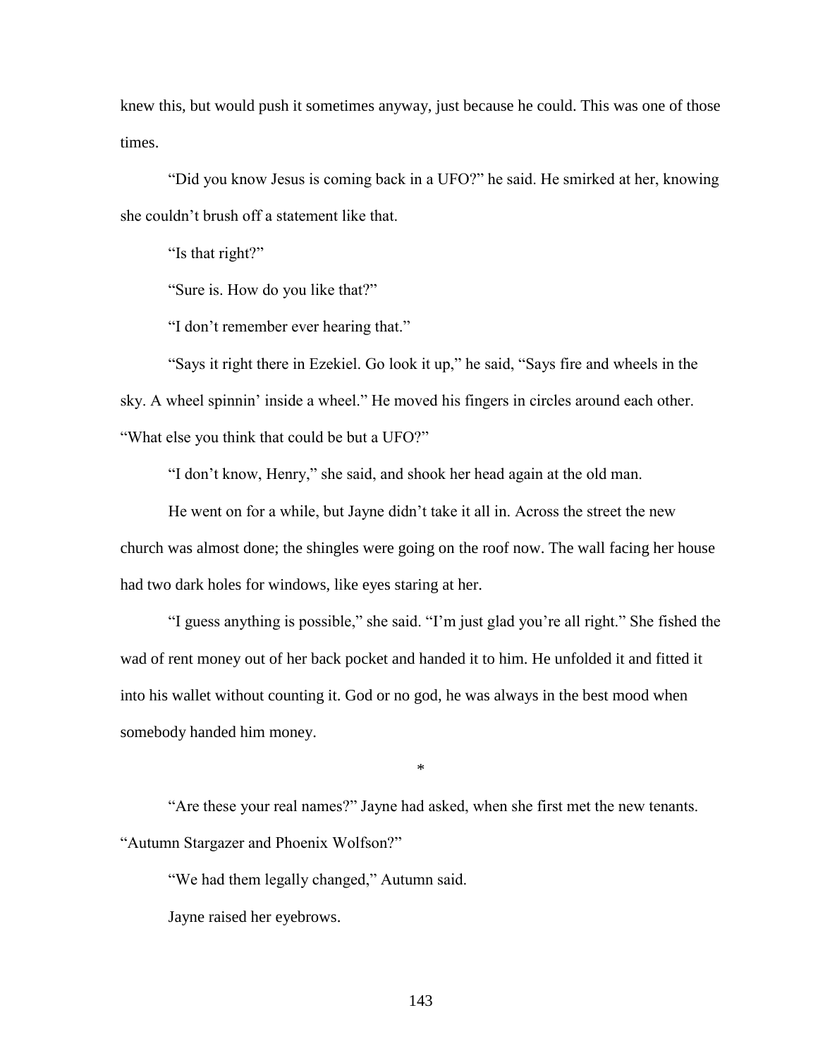knew this, but would push it sometimes anyway, just because he could. This was one of those times.

"Did you know Jesus is coming back in a UFO?" he said. He smirked at her, knowing she couldn't brush off a statement like that.

"Is that right?"

"Sure is. How do you like that?"

"I don't remember ever hearing that."

"Says it right there in Ezekiel. Go look it up," he said, "Says fire and wheels in the sky. A wheel spinnin' inside a wheel." He moved his fingers in circles around each other. "What else you think that could be but a UFO?"

"I don't know, Henry," she said, and shook her head again at the old man.

He went on for a while, but Jayne didn't take it all in. Across the street the new church was almost done; the shingles were going on the roof now. The wall facing her house had two dark holes for windows, like eyes staring at her.

"I guess anything is possible," she said. "I'm just glad you're all right." She fished the wad of rent money out of her back pocket and handed it to him. He unfolded it and fitted it into his wallet without counting it. God or no god, he was always in the best mood when somebody handed him money.

*

"Are these your real names?" Jayne had asked, when she first met the new tenants. "Autumn Stargazer and Phoenix Wolfson?"

"We had them legally changed," Autumn said.

Jayne raised her eyebrows.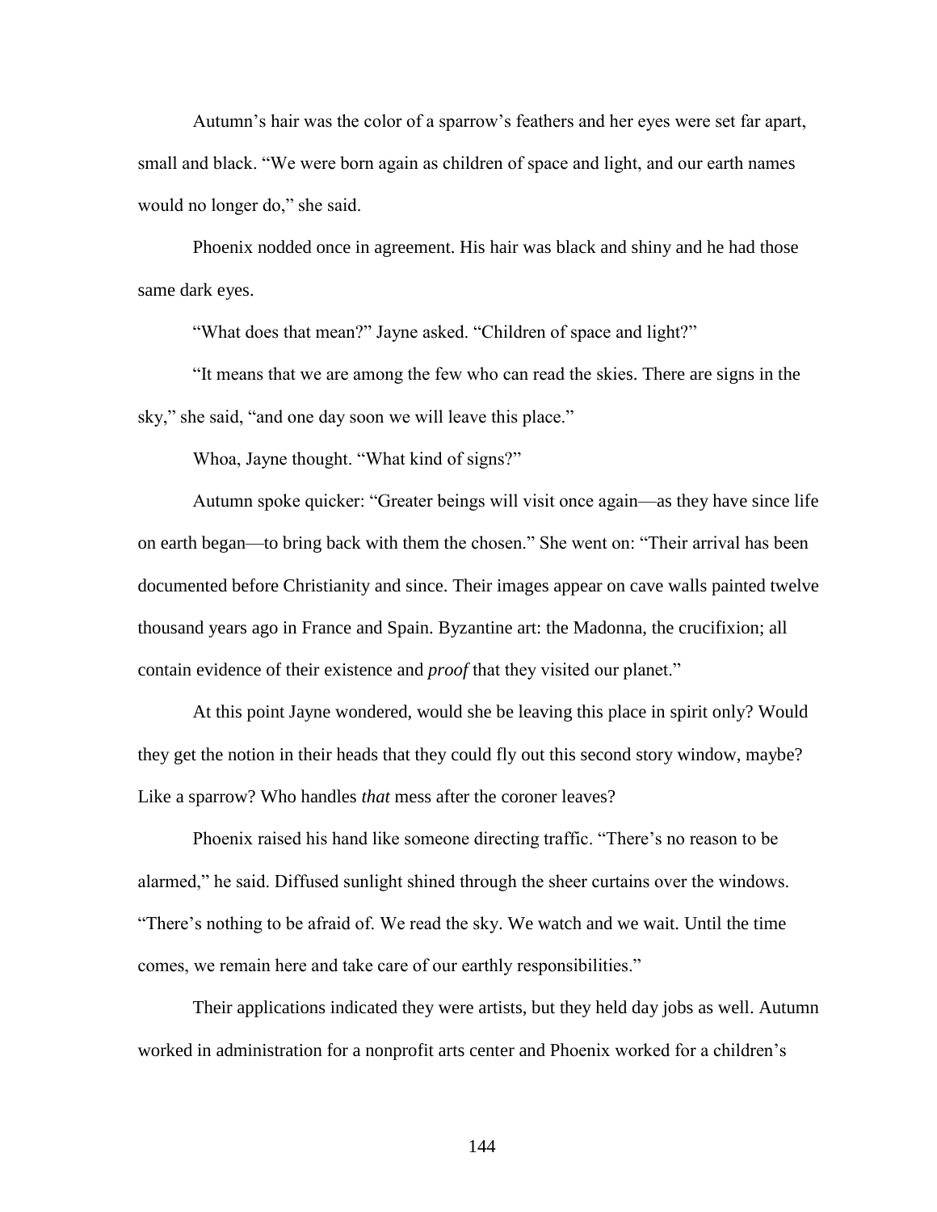Autumn's hair was the color of a sparrow's feathers and her eyes were set far apart, small and black. "We were born again as children of space and light, and our earth names would no longer do," she said.

Phoenix nodded once in agreement. His hair was black and shiny and he had those same dark eyes.

"What does that mean?" Jayne asked. "Children of space and light?"

"It means that we are among the few who can read the skies. There are signs in the sky," she said, "and one day soon we will leave this place."

Whoa, Jayne thought. "What kind of signs?"

Autumn spoke quicker: "Greater beings will visit once again—as they have since life on earth began—to bring back with them the chosen." She went on: "Their arrival has been documented before Christianity and since. Their images appear on cave walls painted twelve thousand years ago in France and Spain. Byzantine art: the Madonna, the crucifixion; all contain evidence of their existence and *proof* that they visited our planet."

At this point Jayne wondered, would she be leaving this place in spirit only? Would they get the notion in their heads that they could fly out this second story window, maybe? Like a sparrow? Who handles *that* mess after the coroner leaves?

Phoenix raised his hand like someone directing traffic. "There's no reason to be alarmed," he said. Diffused sunlight shined through the sheer curtains over the windows. "There's nothing to be afraid of. We read the sky. We watch and we wait. Until the time comes, we remain here and take care of our earthly responsibilities."

Their applications indicated they were artists, but they held day jobs as well. Autumn worked in administration for a nonprofit arts center and Phoenix worked for a children's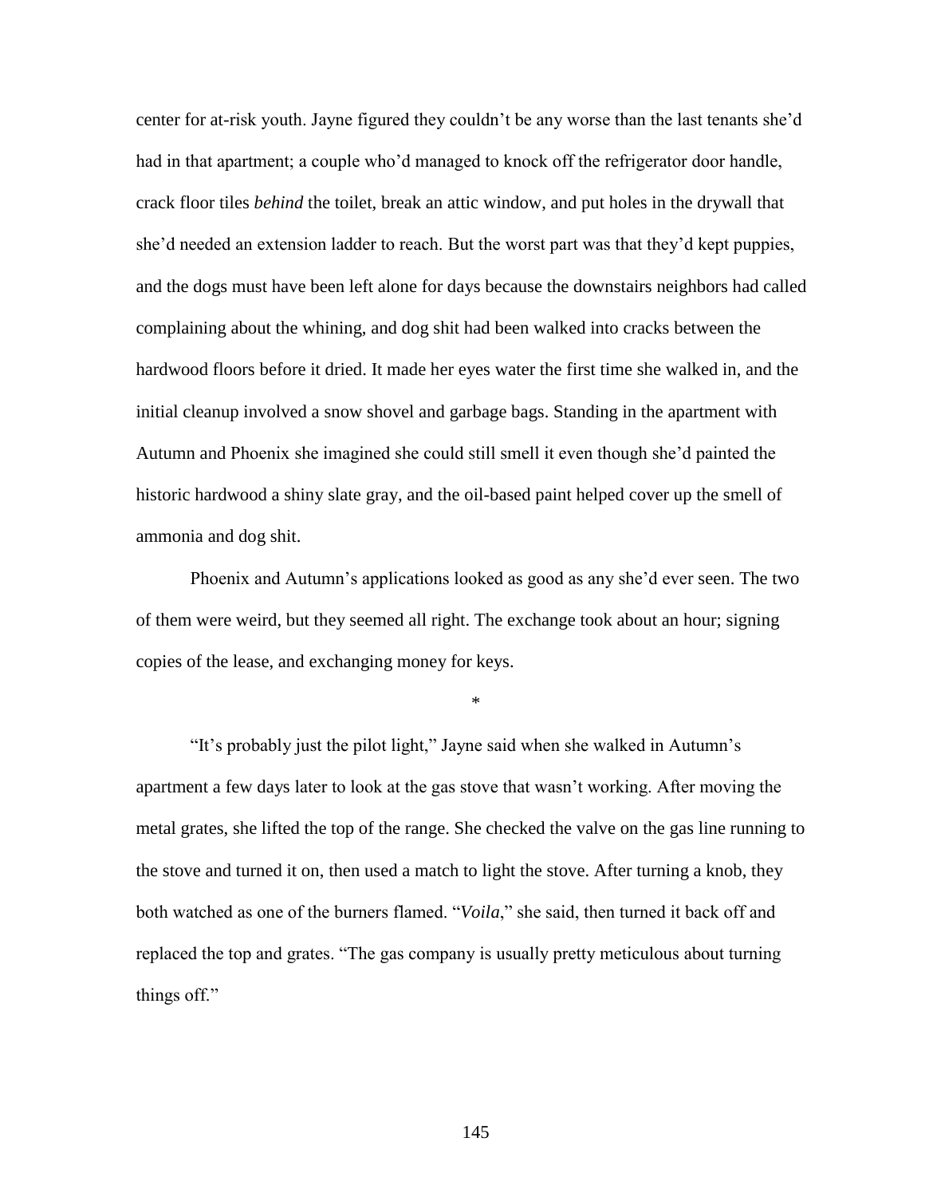center for at-risk youth. Jayne figured they couldn't be any worse than the last tenants she'd had in that apartment; a couple who'd managed to knock off the refrigerator door handle, crack floor tiles *behind* the toilet, break an attic window, and put holes in the drywall that she'd needed an extension ladder to reach. But the worst part was that they'd kept puppies, and the dogs must have been left alone for days because the downstairs neighbors had called complaining about the whining, and dog shit had been walked into cracks between the hardwood floors before it dried. It made her eyes water the first time she walked in, and the initial cleanup involved a snow shovel and garbage bags. Standing in the apartment with Autumn and Phoenix she imagined she could still smell it even though she'd painted the historic hardwood a shiny slate gray, and the oil-based paint helped cover up the smell of ammonia and dog shit.

Phoenix and Autumn's applications looked as good as any she'd ever seen. The two of them were weird, but they seemed all right. The exchange took about an hour; signing copies of the lease, and exchanging money for keys.

*

"It's probably just the pilot light," Jayne said when she walked in Autumn's apartment a few days later to look at the gas stove that wasn't working. After moving the metal grates, she lifted the top of the range. She checked the valve on the gas line running to the stove and turned it on, then used a match to light the stove. After turning a knob, they both watched as one of the burners flamed. "*Voila*," she said, then turned it back off and replaced the top and grates. "The gas company is usually pretty meticulous about turning things off."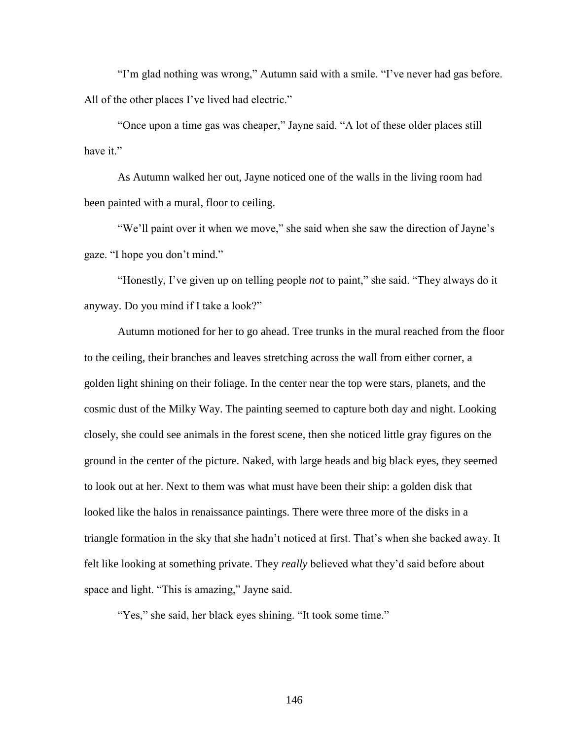"I'm glad nothing was wrong," Autumn said with a smile. "I've never had gas before. All of the other places I've lived had electric."

"Once upon a time gas was cheaper," Jayne said. "A lot of these older places still have it."

As Autumn walked her out, Jayne noticed one of the walls in the living room had been painted with a mural, floor to ceiling.

"We'll paint over it when we move," she said when she saw the direction of Jayne's gaze. "I hope you don't mind."

"Honestly, I've given up on telling people *not* to paint," she said. "They always do it anyway. Do you mind if I take a look?"

Autumn motioned for her to go ahead. Tree trunks in the mural reached from the floor to the ceiling, their branches and leaves stretching across the wall from either corner, a golden light shining on their foliage. In the center near the top were stars, planets, and the cosmic dust of the Milky Way. The painting seemed to capture both day and night. Looking closely, she could see animals in the forest scene, then she noticed little gray figures on the ground in the center of the picture. Naked, with large heads and big black eyes, they seemed to look out at her. Next to them was what must have been their ship: a golden disk that looked like the halos in renaissance paintings. There were three more of the disks in a triangle formation in the sky that she hadn't noticed at first. That's when she backed away. It felt like looking at something private. They *really* believed what they'd said before about space and light. "This is amazing," Jayne said.

"Yes," she said, her black eyes shining. "It took some time."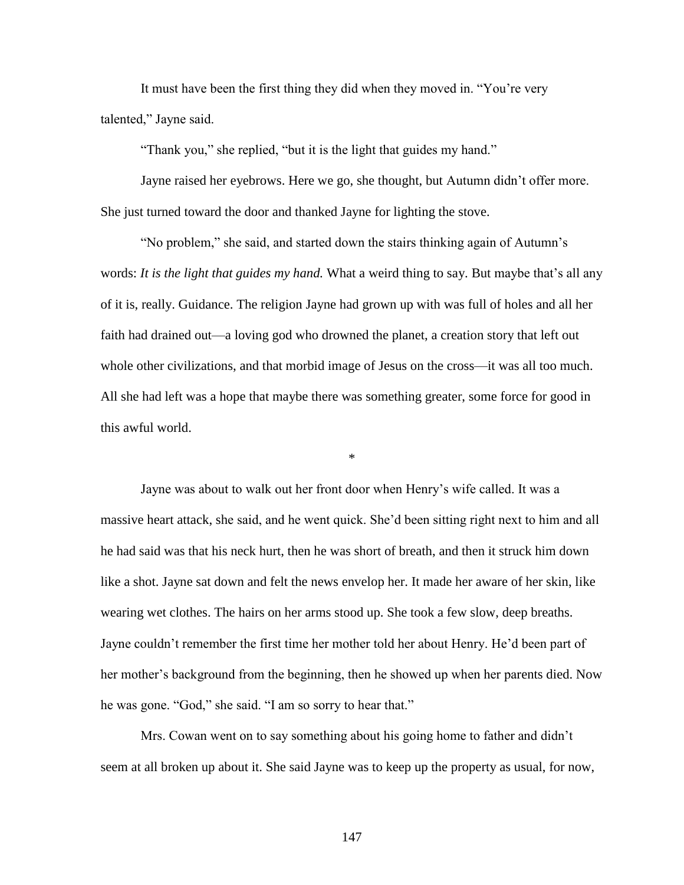It must have been the first thing they did when they moved in. "You're very talented," Jayne said.

"Thank you," she replied, "but it is the light that guides my hand."

Jayne raised her eyebrows. Here we go, she thought, but Autumn didn't offer more. She just turned toward the door and thanked Jayne for lighting the stove.

"No problem," she said, and started down the stairs thinking again of Autumn's words: *It is the light that guides my hand.* What a weird thing to say. But maybe that's all any of it is, really. Guidance. The religion Jayne had grown up with was full of holes and all her faith had drained out—a loving god who drowned the planet, a creation story that left out whole other civilizations, and that morbid image of Jesus on the cross—it was all too much. All she had left was a hope that maybe there was something greater, some force for good in this awful world.

*

Jayne was about to walk out her front door when Henry's wife called. It was a massive heart attack, she said, and he went quick. She'd been sitting right next to him and all he had said was that his neck hurt, then he was short of breath, and then it struck him down like a shot. Jayne sat down and felt the news envelop her. It made her aware of her skin, like wearing wet clothes. The hairs on her arms stood up. She took a few slow, deep breaths. Jayne couldn't remember the first time her mother told her about Henry. He'd been part of her mother's background from the beginning, then he showed up when her parents died. Now he was gone. "God," she said. "I am so sorry to hear that."

Mrs. Cowan went on to say something about his going home to father and didn't seem at all broken up about it. She said Jayne was to keep up the property as usual, for now,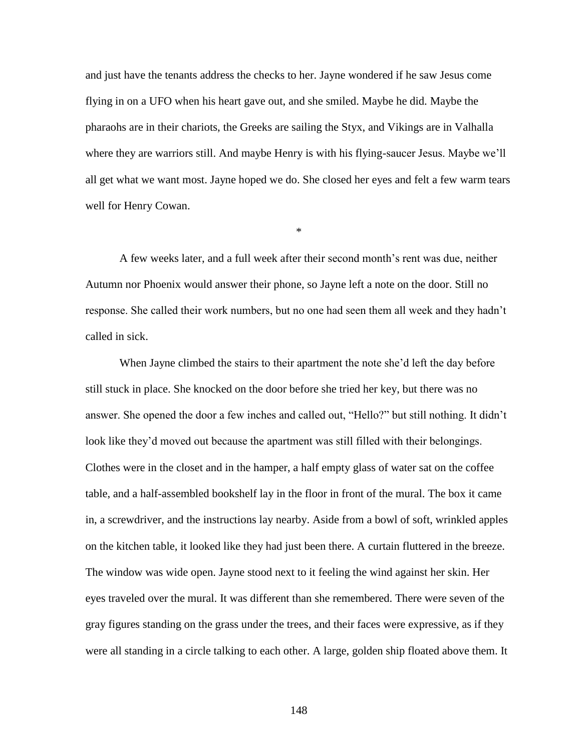and just have the tenants address the checks to her. Jayne wondered if he saw Jesus come flying in on a UFO when his heart gave out, and she smiled. Maybe he did. Maybe the pharaohs are in their chariots, the Greeks are sailing the Styx, and Vikings are in Valhalla where they are warriors still. And maybe Henry is with his flying-saucer Jesus. Maybe we'll all get what we want most. Jayne hoped we do. She closed her eyes and felt a few warm tears well for Henry Cowan.

*

A few weeks later, and a full week after their second month's rent was due, neither Autumn nor Phoenix would answer their phone, so Jayne left a note on the door. Still no response. She called their work numbers, but no one had seen them all week and they hadn't called in sick.

When Jayne climbed the stairs to their apartment the note she'd left the day before still stuck in place. She knocked on the door before she tried her key, but there was no answer. She opened the door a few inches and called out, "Hello?" but still nothing. It didn't look like they'd moved out because the apartment was still filled with their belongings. Clothes were in the closet and in the hamper, a half empty glass of water sat on the coffee table, and a half-assembled bookshelf lay in the floor in front of the mural. The box it came in, a screwdriver, and the instructions lay nearby. Aside from a bowl of soft, wrinkled apples on the kitchen table, it looked like they had just been there. A curtain fluttered in the breeze. The window was wide open. Jayne stood next to it feeling the wind against her skin. Her eyes traveled over the mural. It was different than she remembered. There were seven of the gray figures standing on the grass under the trees, and their faces were expressive, as if they were all standing in a circle talking to each other. A large, golden ship floated above them. It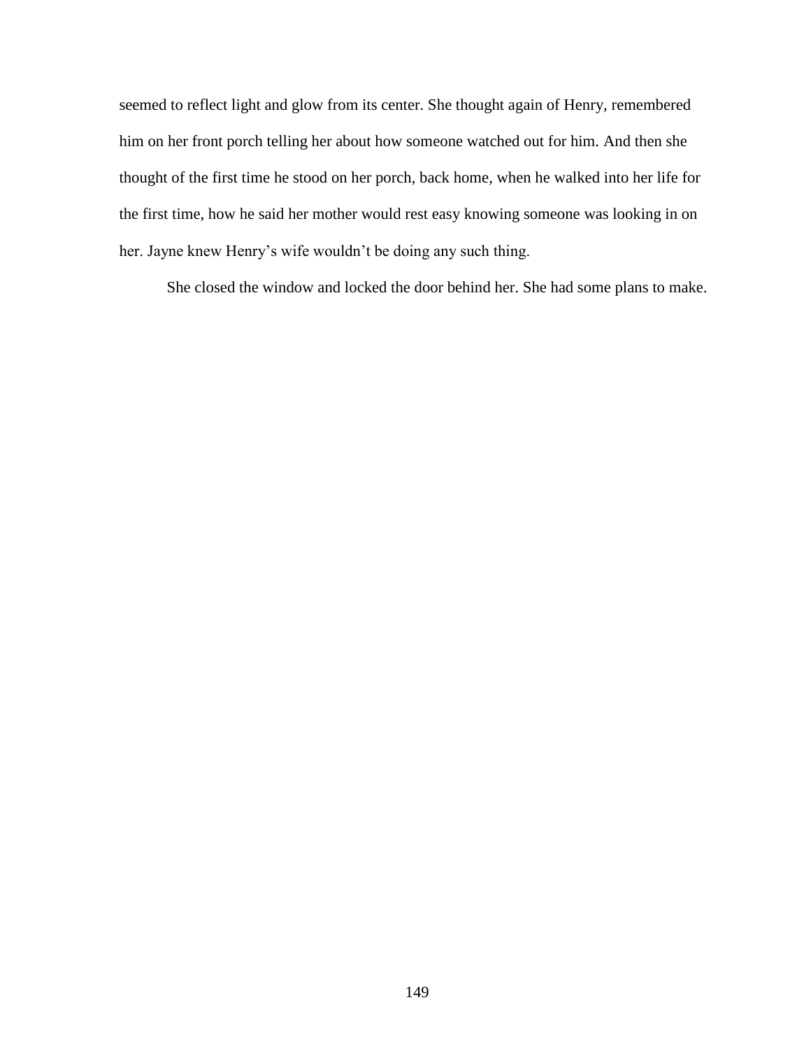seemed to reflect light and glow from its center. She thought again of Henry, remembered him on her front porch telling her about how someone watched out for him. And then she thought of the first time he stood on her porch, back home, when he walked into her life for the first time, how he said her mother would rest easy knowing someone was looking in on her. Jayne knew Henry's wife wouldn't be doing any such thing.

She closed the window and locked the door behind her. She had some plans to make.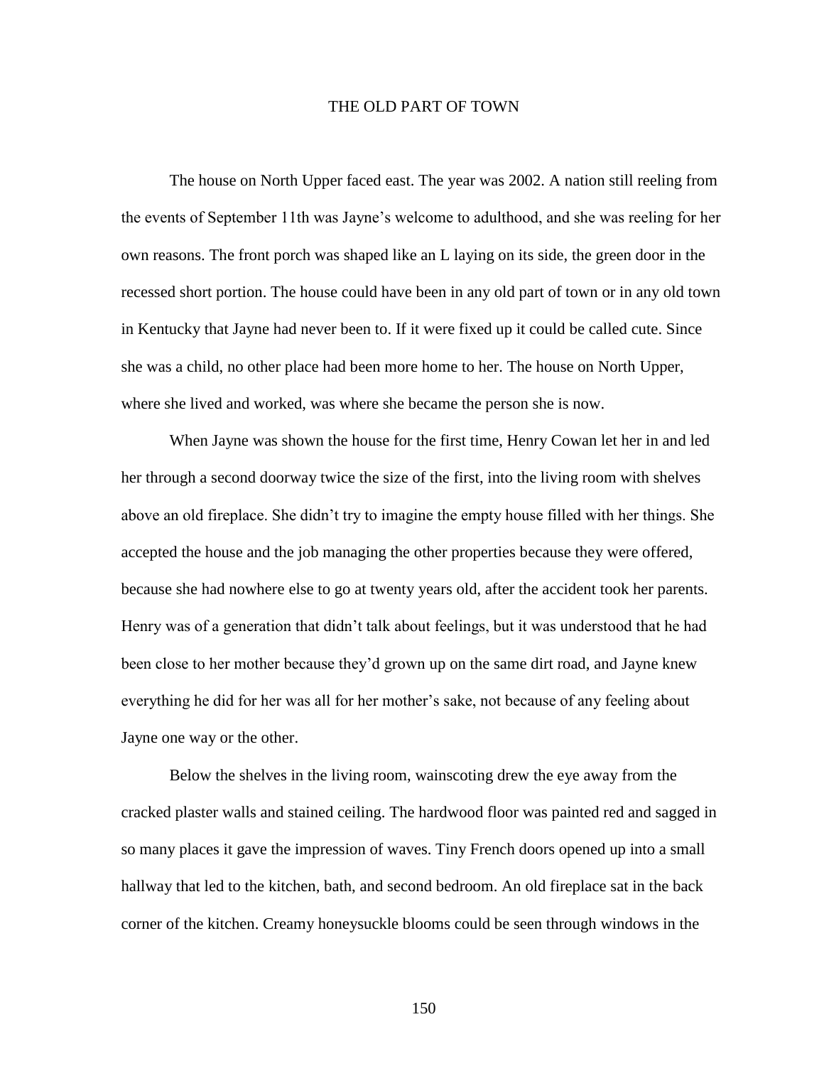# THE OLD PART OF TOWN

The house on North Upper faced east. The year was 2002. A nation still reeling from the events of September 11th was Jayne's welcome to adulthood, and she was reeling for her own reasons. The front porch was shaped like an L laying on its side, the green door in the recessed short portion. The house could have been in any old part of town or in any old town in Kentucky that Jayne had never been to. If it were fixed up it could be called cute. Since she was a child, no other place had been more home to her. The house on North Upper, where she lived and worked, was where she became the person she is now.

When Jayne was shown the house for the first time, Henry Cowan let her in and led her through a second doorway twice the size of the first, into the living room with shelves above an old fireplace. She didn't try to imagine the empty house filled with her things. She accepted the house and the job managing the other properties because they were offered, because she had nowhere else to go at twenty years old, after the accident took her parents. Henry was of a generation that didn't talk about feelings, but it was understood that he had been close to her mother because they'd grown up on the same dirt road, and Jayne knew everything he did for her was all for her mother's sake, not because of any feeling about Jayne one way or the other.

Below the shelves in the living room, wainscoting drew the eye away from the cracked plaster walls and stained ceiling. The hardwood floor was painted red and sagged in so many places it gave the impression of waves. Tiny French doors opened up into a small hallway that led to the kitchen, bath, and second bedroom. An old fireplace sat in the back corner of the kitchen. Creamy honeysuckle blooms could be seen through windows in the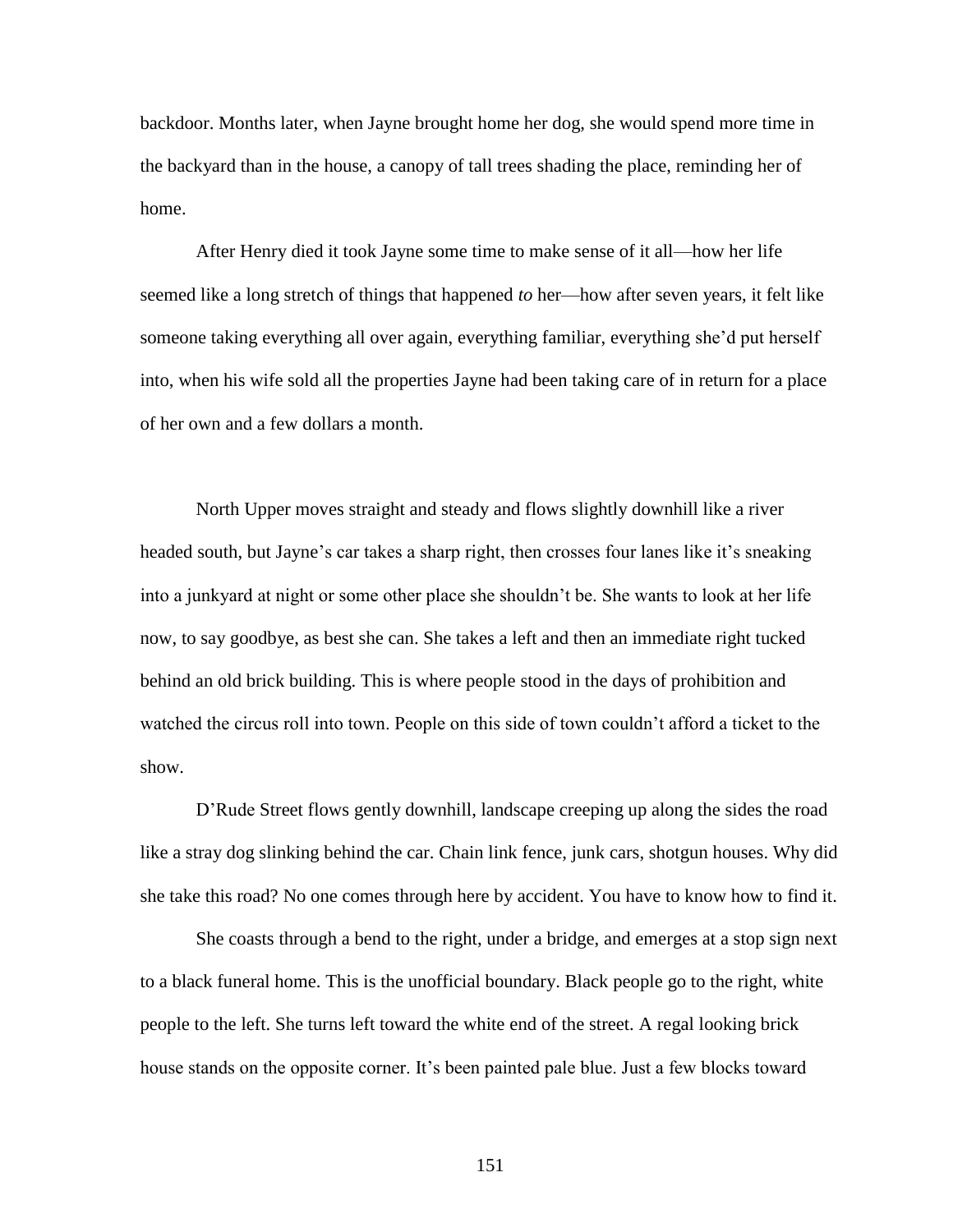backdoor. Months later, when Jayne brought home her dog, she would spend more time in the backyard than in the house, a canopy of tall trees shading the place, reminding her of home.

After Henry died it took Jayne some time to make sense of it all—how her life seemed like a long stretch of things that happened *to* her—how after seven years, it felt like someone taking everything all over again, everything familiar, everything she'd put herself into, when his wife sold all the properties Jayne had been taking care of in return for a place of her own and a few dollars a month.

North Upper moves straight and steady and flows slightly downhill like a river headed south, but Jayne's car takes a sharp right, then crosses four lanes like it's sneaking into a junkyard at night or some other place she shouldn't be. She wants to look at her life now, to say goodbye, as best she can. She takes a left and then an immediate right tucked behind an old brick building. This is where people stood in the days of prohibition and watched the circus roll into town. People on this side of town couldn't afford a ticket to the show.

D'Rude Street flows gently downhill, landscape creeping up along the sides the road like a stray dog slinking behind the car. Chain link fence, junk cars, shotgun houses. Why did she take this road? No one comes through here by accident. You have to know how to find it.

She coasts through a bend to the right, under a bridge, and emerges at a stop sign next to a black funeral home. This is the unofficial boundary. Black people go to the right, white people to the left. She turns left toward the white end of the street. A regal looking brick house stands on the opposite corner. It's been painted pale blue. Just a few blocks toward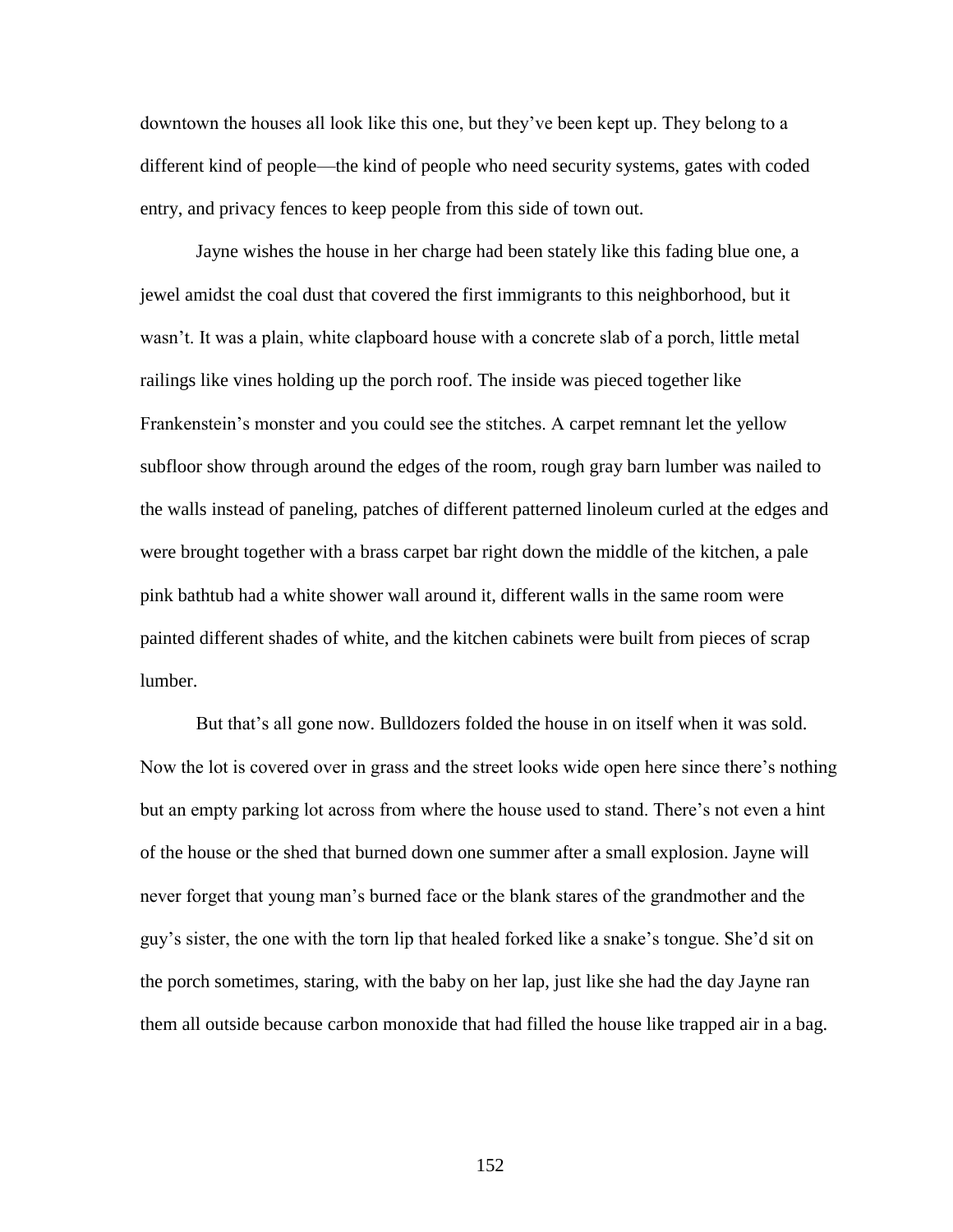downtown the houses all look like this one, but they've been kept up. They belong to a different kind of people—the kind of people who need security systems, gates with coded entry, and privacy fences to keep people from this side of town out.

Jayne wishes the house in her charge had been stately like this fading blue one, a jewel amidst the coal dust that covered the first immigrants to this neighborhood, but it wasn't. It was a plain, white clapboard house with a concrete slab of a porch, little metal railings like vines holding up the porch roof. The inside was pieced together like Frankenstein's monster and you could see the stitches. A carpet remnant let the yellow subfloor show through around the edges of the room, rough gray barn lumber was nailed to the walls instead of paneling, patches of different patterned linoleum curled at the edges and were brought together with a brass carpet bar right down the middle of the kitchen, a pale pink bathtub had a white shower wall around it, different walls in the same room were painted different shades of white, and the kitchen cabinets were built from pieces of scrap lumber.

But that's all gone now. Bulldozers folded the house in on itself when it was sold. Now the lot is covered over in grass and the street looks wide open here since there's nothing but an empty parking lot across from where the house used to stand. There's not even a hint of the house or the shed that burned down one summer after a small explosion. Jayne will never forget that young man's burned face or the blank stares of the grandmother and the guy's sister, the one with the torn lip that healed forked like a snake's tongue. She'd sit on the porch sometimes, staring, with the baby on her lap, just like she had the day Jayne ran them all outside because carbon monoxide that had filled the house like trapped air in a bag.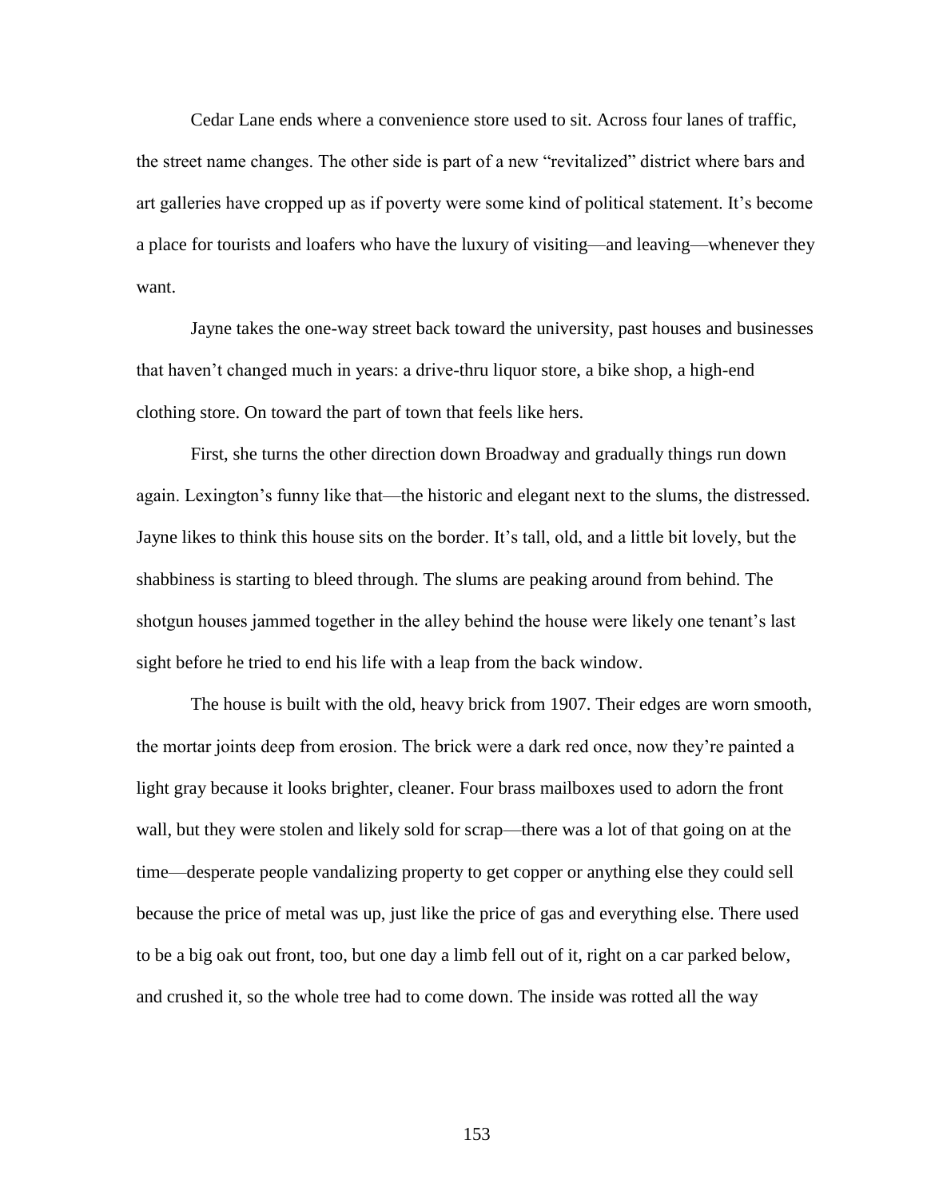Cedar Lane ends where a convenience store used to sit. Across four lanes of traffic, the street name changes. The other side is part of a new "revitalized" district where bars and art galleries have cropped up as if poverty were some kind of political statement. It's become a place for tourists and loafers who have the luxury of visiting—and leaving—whenever they want.

Jayne takes the one-way street back toward the university, past houses and businesses that haven't changed much in years: a drive-thru liquor store, a bike shop, a high-end clothing store. On toward the part of town that feels like hers.

First, she turns the other direction down Broadway and gradually things run down again. Lexington's funny like that—the historic and elegant next to the slums, the distressed. Jayne likes to think this house sits on the border. It's tall, old, and a little bit lovely, but the shabbiness is starting to bleed through. The slums are peaking around from behind. The shotgun houses jammed together in the alley behind the house were likely one tenant's last sight before he tried to end his life with a leap from the back window.

The house is built with the old, heavy brick from 1907. Their edges are worn smooth, the mortar joints deep from erosion. The brick were a dark red once, now they're painted a light gray because it looks brighter, cleaner. Four brass mailboxes used to adorn the front wall, but they were stolen and likely sold for scrap—there was a lot of that going on at the time—desperate people vandalizing property to get copper or anything else they could sell because the price of metal was up, just like the price of gas and everything else. There used to be a big oak out front, too, but one day a limb fell out of it, right on a car parked below, and crushed it, so the whole tree had to come down. The inside was rotted all the way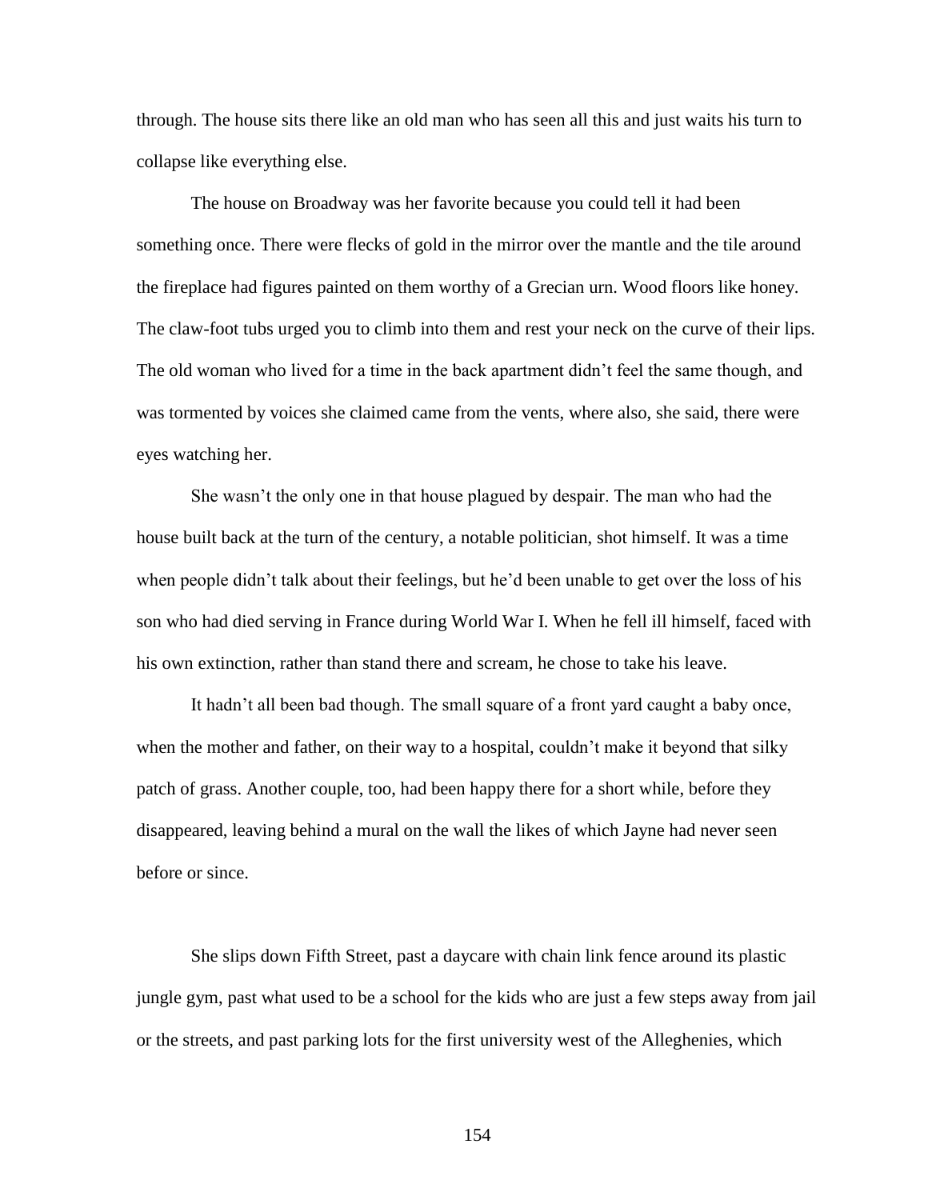through. The house sits there like an old man who has seen all this and just waits his turn to collapse like everything else.

The house on Broadway was her favorite because you could tell it had been something once. There were flecks of gold in the mirror over the mantle and the tile around the fireplace had figures painted on them worthy of a Grecian urn. Wood floors like honey. The claw-foot tubs urged you to climb into them and rest your neck on the curve of their lips. The old woman who lived for a time in the back apartment didn't feel the same though, and was tormented by voices she claimed came from the vents, where also, she said, there were eyes watching her.

She wasn't the only one in that house plagued by despair. The man who had the house built back at the turn of the century, a notable politician, shot himself. It was a time when people didn't talk about their feelings, but he'd been unable to get over the loss of his son who had died serving in France during World War I. When he fell ill himself, faced with his own extinction, rather than stand there and scream, he chose to take his leave.

It hadn't all been bad though. The small square of a front yard caught a baby once, when the mother and father, on their way to a hospital, couldn't make it beyond that silky patch of grass. Another couple, too, had been happy there for a short while, before they disappeared, leaving behind a mural on the wall the likes of which Jayne had never seen before or since.

She slips down Fifth Street, past a daycare with chain link fence around its plastic jungle gym, past what used to be a school for the kids who are just a few steps away from jail or the streets, and past parking lots for the first university west of the Alleghenies, which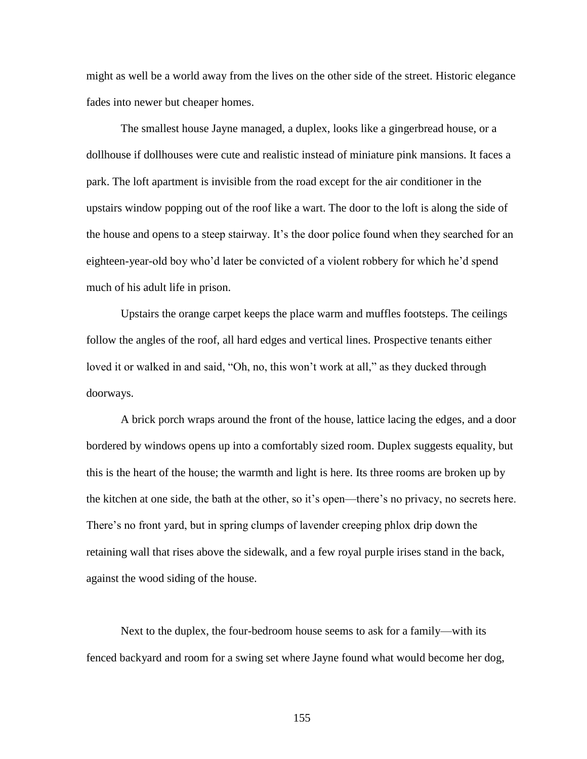might as well be a world away from the lives on the other side of the street. Historic elegance fades into newer but cheaper homes.

The smallest house Jayne managed, a duplex, looks like a gingerbread house, or a dollhouse if dollhouses were cute and realistic instead of miniature pink mansions. It faces a park. The loft apartment is invisible from the road except for the air conditioner in the upstairs window popping out of the roof like a wart. The door to the loft is along the side of the house and opens to a steep stairway. It's the door police found when they searched for an eighteen-year-old boy who'd later be convicted of a violent robbery for which he'd spend much of his adult life in prison.

Upstairs the orange carpet keeps the place warm and muffles footsteps. The ceilings follow the angles of the roof, all hard edges and vertical lines. Prospective tenants either loved it or walked in and said, "Oh, no, this won't work at all," as they ducked through doorways.

A brick porch wraps around the front of the house, lattice lacing the edges, and a door bordered by windows opens up into a comfortably sized room. Duplex suggests equality, but this is the heart of the house; the warmth and light is here. Its three rooms are broken up by the kitchen at one side, the bath at the other, so it's open—there's no privacy, no secrets here. There's no front yard, but in spring clumps of lavender creeping phlox drip down the retaining wall that rises above the sidewalk, and a few royal purple irises stand in the back, against the wood siding of the house.

Next to the duplex, the four-bedroom house seems to ask for a family—with its fenced backyard and room for a swing set where Jayne found what would become her dog,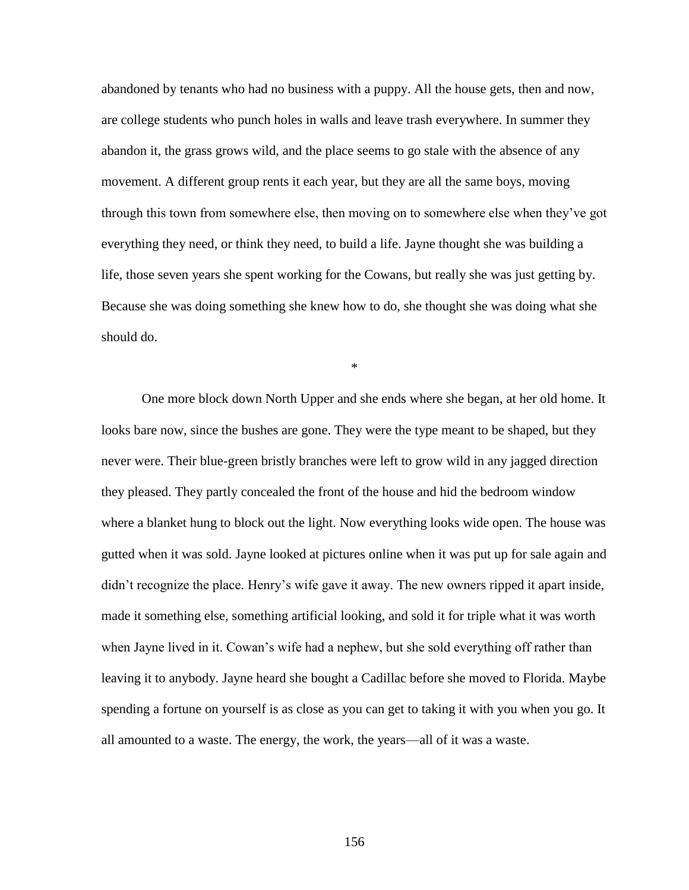abandoned by tenants who had no business with a puppy. All the house gets, then and now, are college students who punch holes in walls and leave trash everywhere. In summer they abandon it, the grass grows wild, and the place seems to go stale with the absence of any movement. A different group rents it each year, but they are all the same boys, moving through this town from somewhere else, then moving on to somewhere else when they've got everything they need, or think they need, to build a life. Jayne thought she was building a life, those seven years she spent working for the Cowans, but really she was just getting by. Because she was doing something she knew how to do, she thought she was doing what she should do.

*

One more block down North Upper and she ends where she began, at her old home. It looks bare now, since the bushes are gone. They were the type meant to be shaped, but they never were. Their blue-green bristly branches were left to grow wild in any jagged direction they pleased. They partly concealed the front of the house and hid the bedroom window where a blanket hung to block out the light. Now everything looks wide open. The house was gutted when it was sold. Jayne looked at pictures online when it was put up for sale again and didn't recognize the place. Henry's wife gave it away. The new owners ripped it apart inside, made it something else, something artificial looking, and sold it for triple what it was worth when Jayne lived in it. Cowan's wife had a nephew, but she sold everything off rather than leaving it to anybody. Jayne heard she bought a Cadillac before she moved to Florida. Maybe spending a fortune on yourself is as close as you can get to taking it with you when you go. It all amounted to a waste. The energy, the work, the years—all of it was a waste.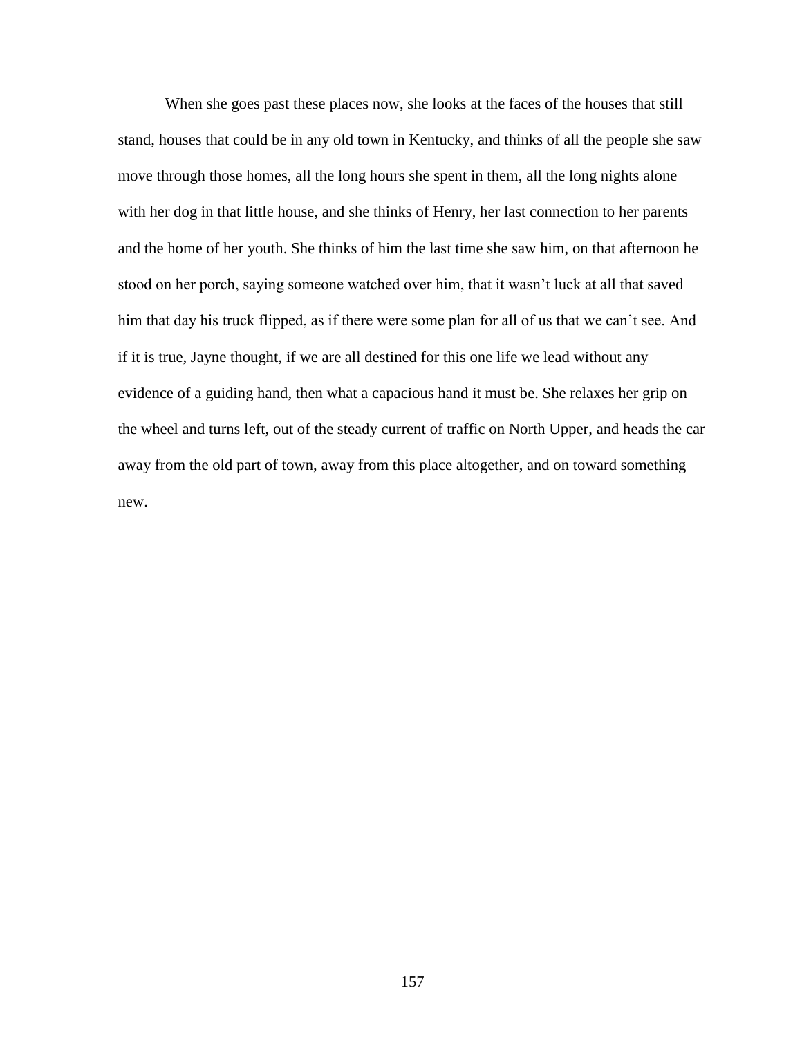When she goes past these places now, she looks at the faces of the houses that still stand, houses that could be in any old town in Kentucky, and thinks of all the people she saw move through those homes, all the long hours she spent in them, all the long nights alone with her dog in that little house, and she thinks of Henry, her last connection to her parents and the home of her youth. She thinks of him the last time she saw him, on that afternoon he stood on her porch, saying someone watched over him, that it wasn't luck at all that saved him that day his truck flipped, as if there were some plan for all of us that we can't see. And if it is true, Jayne thought, if we are all destined for this one life we lead without any evidence of a guiding hand, then what a capacious hand it must be. She relaxes her grip on the wheel and turns left, out of the steady current of traffic on North Upper, and heads the car away from the old part of town, away from this place altogether, and on toward something new.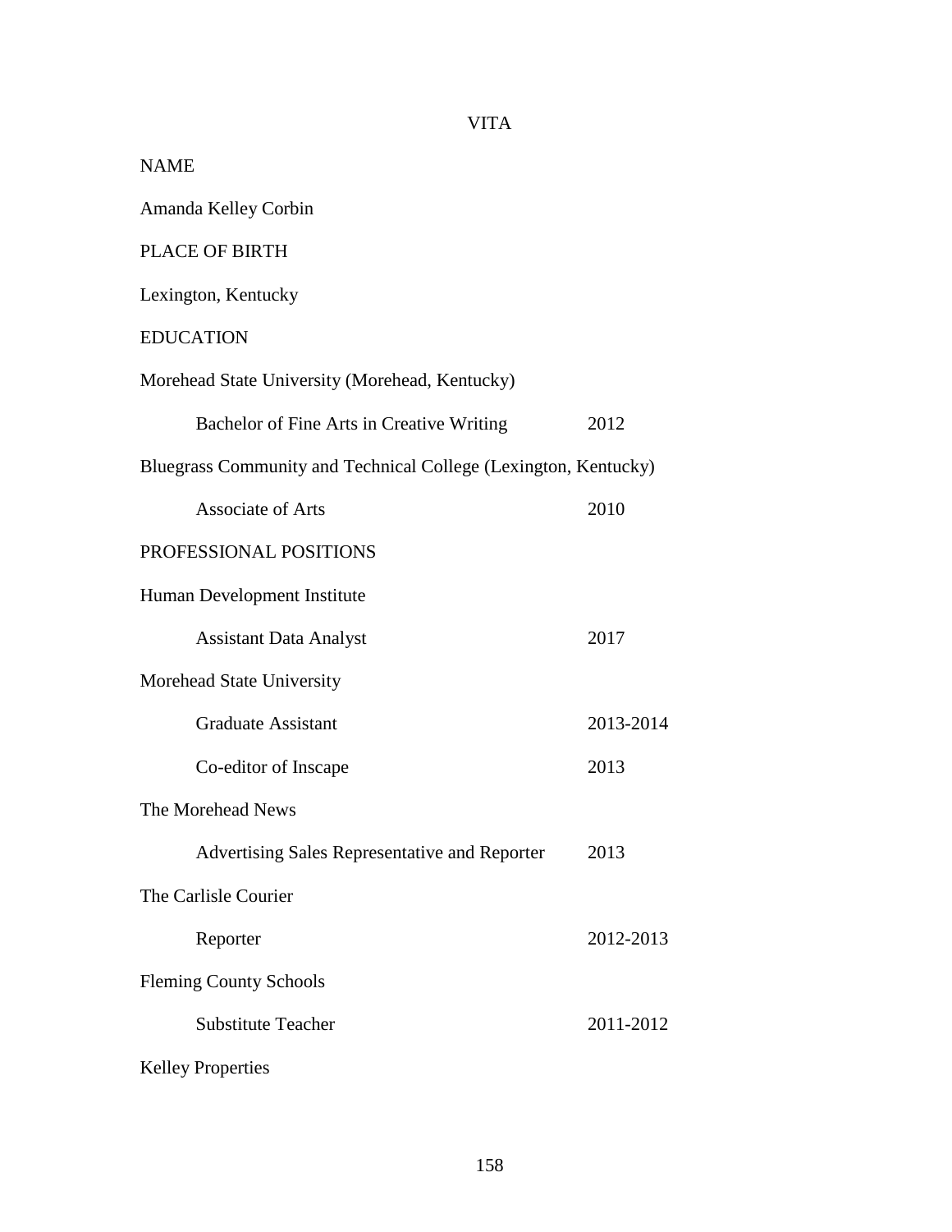# VITA

## NAME

Amanda Kelley Corbin

## PLACE OF BIRTH

Lexington, Kentucky

## EDUCATION

Morehead State University (Morehead, Kentucky)

| | |
|---|---|
| Bachelor of Fine Arts in Creative Writing | 2012 |

Bluegrass Community and Technical College (Lexington, Kentucky)

| | |
|---|---|
| Associate of Arts | 2010 |

## PROFESSIONAL POSITIONS

Human Development Institute

| | |
|---|---|
| Assistant Data Analyst | 2017 |

Morehead State University

| | |
|---|---|
| Graduate Assistant | 2013-2014 |
| Co-editor of Inscape | 2013 |

The Morehead News

| | |
|---|---|
| Advertising Sales Representative and Reporter | 2013 |

The Carlisle Courier

| | |
|---|---|
| Reporter | 2012-2013 |

Fleming County Schools

| | |
|---|---|
| Substitute Teacher | 2011-2012 |

Kelley Properties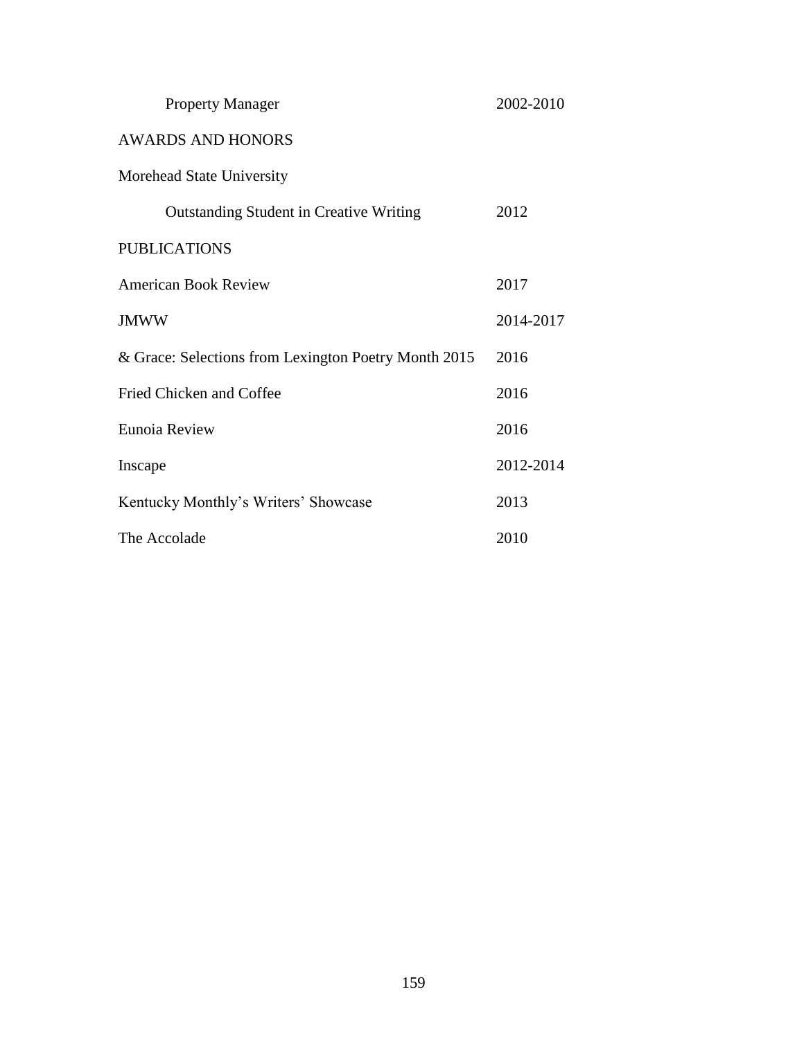Property Manager 2002-2010

AWARDS AND HONORS

Morehead State University

Outstanding Student in Creative Writing 2012

PUBLICATIONS

| | |
|---|---|
| American Book Review | 2017 |
| JMWW | 2014-2017 |
| & Grace: Selections from Lexington Poetry Month 2015 | 2016 |
| Fried Chicken and Coffee | 2016 |
| Eunoia Review | 2016 |
| Inscape | 2012-2014 |
| Kentucky Monthly’s Writers’ Showcase | 2013 |
| The Accolade | 2010 |